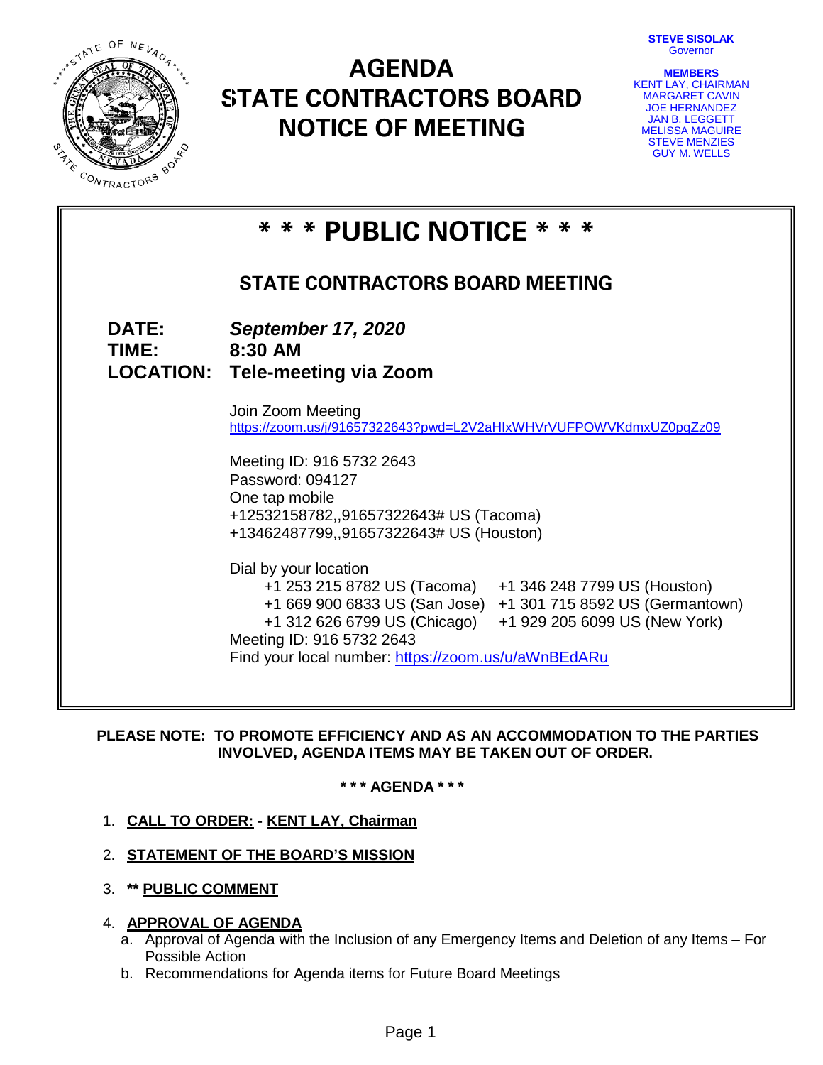# AGENDA
# STATE CONTRACTORS BOARD
# NOTICE OF MEETING

**STEVE SISOLAK**
Governor

**MEMBERS**
KENT LAY, CHAIRMAN
MARGARET CAVIN
JOE HERNANDEZ
JAN B. LEGGETT
MELISSA MAGUIRE
STEVE MENZIES
GUY M. WELLS

## * * * PUBLIC NOTICE * * *

### STATE CONTRACTORS BOARD MEETING

**DATE:** ***September 17, 2020***
**TIME:** **8:30 AM**
**LOCATION:** **Tele-meeting via Zoom**

Join Zoom Meeting
https://zoom.us/j/91657322643?pwd=L2V2aHlxWHVrVUFPOWVKdmxUZ0pqZz09

Meeting ID: 916 5732 2643
Password: 094127
One tap mobile
+12532158782,,91657322643# US (Tacoma)
+13462487799,,91657322643# US (Houston)

Dial by your location
+1 253 215 8782 US (Tacoma)
+1 346 248 7799 US (Houston)
+1 669 900 6833 US (San Jose)
+1 301 715 8592 US (Germantown)
+1 312 626 6799 US (Chicago)
+1 929 205 6099 US (New York)
Meeting ID: 916 5732 2643
Find your local number: https://zoom.us/u/aWnBEdARu

**PLEASE NOTE: TO PROMOTE EFFICIENCY AND AS AN ACCOMMODATION TO THE PARTIES INVOLVED, AGENDA ITEMS MAY BE TAKEN OUT OF ORDER.**

**\* \* \* AGENDA \* \* \***

1. **CALL TO ORDER: - KENT LAY, Chairman**
2. **STATEMENT OF THE BOARD'S MISSION**
3. **\*\* PUBLIC COMMENT**
4. **APPROVAL OF AGENDA**
   a. Approval of Agenda with the Inclusion of any Emergency Items and Deletion of any Items – For Possible Action
   b. Recommendations for Agenda items for Future Board Meetings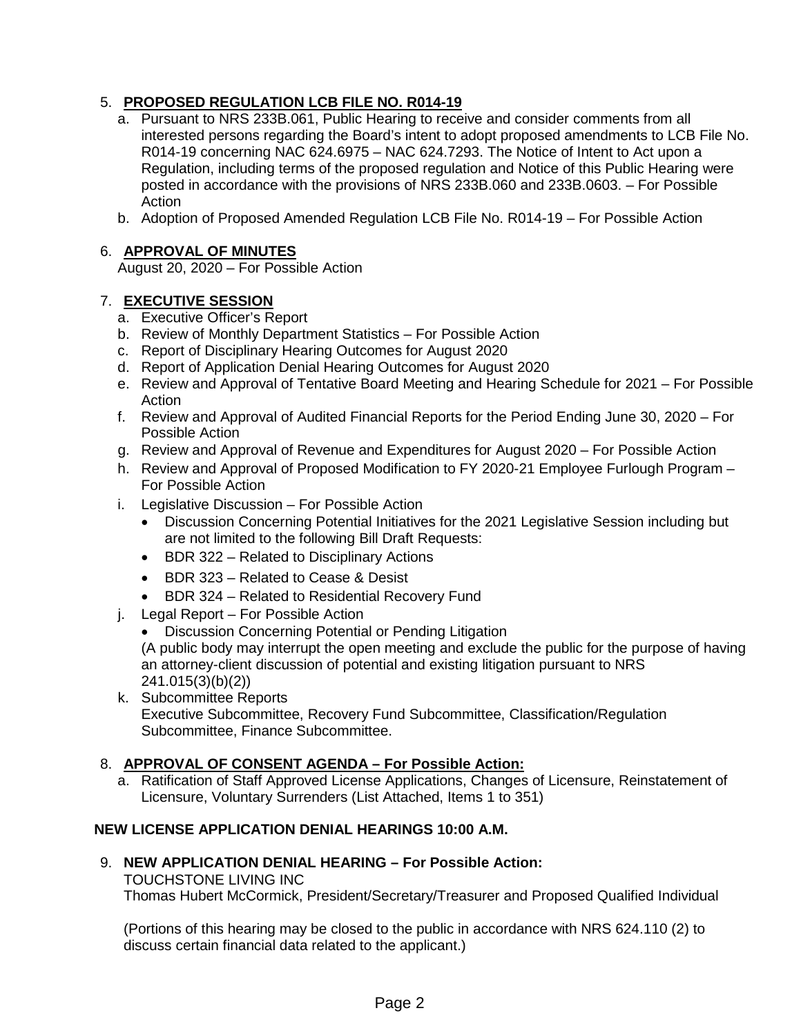5. **PROPOSED REGULATION LCB FILE NO. R014-19**
   a. Pursuant to NRS 233B.061, Public Hearing to receive and consider comments from all interested persons regarding the Board's intent to adopt proposed amendments to LCB File No. R014-19 concerning NAC 624.6975 – NAC 624.7293. The Notice of Intent to Act upon a Regulation, including terms of the proposed regulation and Notice of this Public Hearing were posted in accordance with the provisions of NRS 233B.060 and 233B.0603. – For Possible Action
   b. Adoption of Proposed Amended Regulation LCB File No. R014-19 – For Possible Action

6. **APPROVAL OF MINUTES**
   August 20, 2020 – For Possible Action

7. **EXECUTIVE SESSION**
   a. Executive Officer's Report
   b. Review of Monthly Department Statistics – For Possible Action
   c. Report of Disciplinary Hearing Outcomes for August 2020
   d. Report of Application Denial Hearing Outcomes for August 2020
   e. Review and Approval of Tentative Board Meeting and Hearing Schedule for 2021 – For Possible Action
   f. Review and Approval of Audited Financial Reports for the Period Ending June 30, 2020 – For Possible Action
   g. Review and Approval of Revenue and Expenditures for August 2020 – For Possible Action
   h. Review and Approval of Proposed Modification to FY 2020-21 Employee Furlough Program – For Possible Action
   i. Legislative Discussion – For Possible Action
      - Discussion Concerning Potential Initiatives for the 2021 Legislative Session including but are not limited to the following Bill Draft Requests:
      - BDR 322 – Related to Disciplinary Actions
      - BDR 323 – Related to Cease & Desist
      - BDR 324 – Related to Residential Recovery Fund
   j. Legal Report – For Possible Action
      - Discussion Concerning Potential or Pending Litigation

      (A public body may interrupt the open meeting and exclude the public for the purpose of having an attorney-client discussion of potential and existing litigation pursuant to NRS 241.015(3)(b)(2))
   k. Subcommittee Reports
      Executive Subcommittee, Recovery Fund Subcommittee, Classification/Regulation Subcommittee, Finance Subcommittee.

8. **APPROVAL OF CONSENT AGENDA – For Possible Action:**
   a. Ratification of Staff Approved License Applications, Changes of Licensure, Reinstatement of Licensure, Voluntary Surrenders (List Attached, Items 1 to 351)

**NEW LICENSE APPLICATION DENIAL HEARINGS 10:00 A.M.**

9. **NEW APPLICATION DENIAL HEARING – For Possible Action:**
   TOUCHSTONE LIVING INC
   Thomas Hubert McCormick, President/Secretary/Treasurer and Proposed Qualified Individual

   (Portions of this hearing may be closed to the public in accordance with NRS 624.110 (2) to discuss certain financial data related to the applicant.)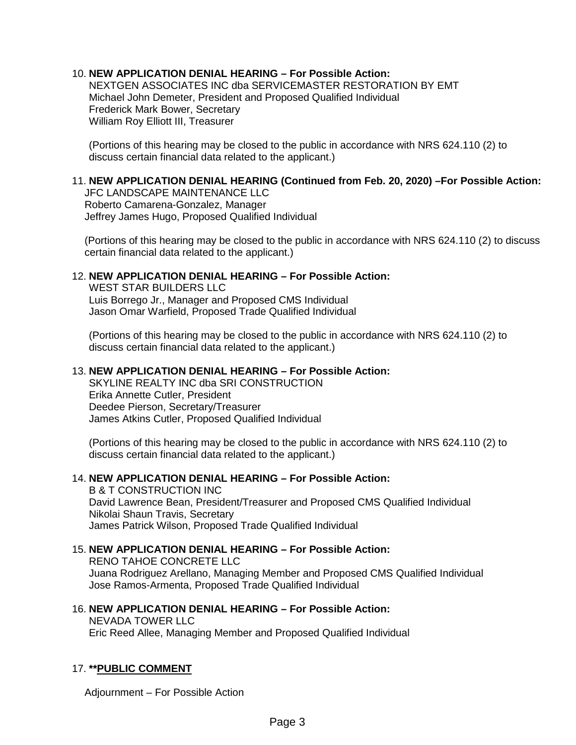10. **NEW APPLICATION DENIAL HEARING – For Possible Action:**
    NEXTGEN ASSOCIATES INC dba SERVICEMASTER RESTORATION BY EMT
    Michael John Demeter, President and Proposed Qualified Individual
    Frederick Mark Bower, Secretary
    William Roy Elliott III, Treasurer

    (Portions of this hearing may be closed to the public in accordance with NRS 624.110 (2) to discuss certain financial data related to the applicant.)

11. **NEW APPLICATION DENIAL HEARING (Continued from Feb. 20, 2020) –For Possible Action:**
    JFC LANDSCAPE MAINTENANCE LLC
    Roberto Camarena-Gonzalez, Manager
    Jeffrey James Hugo, Proposed Qualified Individual

    (Portions of this hearing may be closed to the public in accordance with NRS 624.110 (2) to discuss certain financial data related to the applicant.)

12. **NEW APPLICATION DENIAL HEARING – For Possible Action:**
    WEST STAR BUILDERS LLC
    Luis Borrego Jr., Manager and Proposed CMS Individual
    Jason Omar Warfield, Proposed Trade Qualified Individual

    (Portions of this hearing may be closed to the public in accordance with NRS 624.110 (2) to discuss certain financial data related to the applicant.)

13. **NEW APPLICATION DENIAL HEARING – For Possible Action:**
    SKYLINE REALTY INC dba SRI CONSTRUCTION
    Erika Annette Cutler, President
    Deedee Pierson, Secretary/Treasurer
    James Atkins Cutler, Proposed Qualified Individual

    (Portions of this hearing may be closed to the public in accordance with NRS 624.110 (2) to discuss certain financial data related to the applicant.)

14. **NEW APPLICATION DENIAL HEARING – For Possible Action:**
    B & T CONSTRUCTION INC
    David Lawrence Bean, President/Treasurer and Proposed CMS Qualified Individual
    Nikolai Shaun Travis, Secretary
    James Patrick Wilson, Proposed Trade Qualified Individual

15. **NEW APPLICATION DENIAL HEARING – For Possible Action:**
    RENO TAHOE CONCRETE LLC
    Juana Rodriguez Arellano, Managing Member and Proposed CMS Qualified Individual
    Jose Ramos-Armenta, Proposed Trade Qualified Individual

16. **NEW APPLICATION DENIAL HEARING – For Possible Action:**
    NEVADA TOWER LLC
    Eric Reed Allee, Managing Member and Proposed Qualified Individual

17. ****PUBLIC COMMENT**

Adjournment – For Possible Action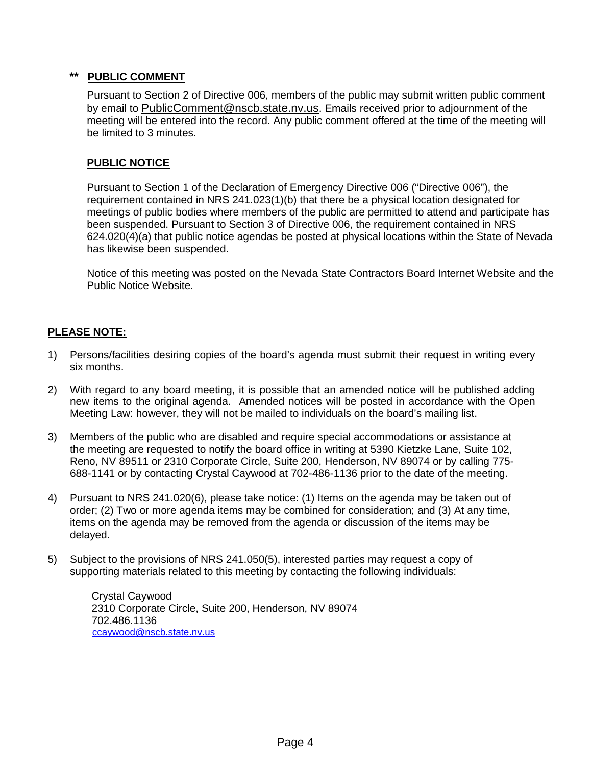## ** PUBLIC COMMENT

Pursuant to Section 2 of Directive 006, members of the public may submit written public comment by email to PublicComment@nscb.state.nv.us. Emails received prior to adjournment of the meeting will be entered into the record. Any public comment offered at the time of the meeting will be limited to 3 minutes.

## PUBLIC NOTICE

Pursuant to Section 1 of the Declaration of Emergency Directive 006 ("Directive 006"), the requirement contained in NRS 241.023(1)(b) that there be a physical location designated for meetings of public bodies where members of the public are permitted to attend and participate has been suspended. Pursuant to Section 3 of Directive 006, the requirement contained in NRS 624.020(4)(a) that public notice agendas be posted at physical locations within the State of Nevada has likewise been suspended.

Notice of this meeting was posted on the Nevada State Contractors Board Internet Website and the Public Notice Website.

## PLEASE NOTE:

1) Persons/facilities desiring copies of the board's agenda must submit their request in writing every six months.

2) With regard to any board meeting, it is possible that an amended notice will be published adding new items to the original agenda. Amended notices will be posted in accordance with the Open Meeting Law: however, they will not be mailed to individuals on the board's mailing list.

3) Members of the public who are disabled and require special accommodations or assistance at the meeting are requested to notify the board office in writing at 5390 Kietzke Lane, Suite 102, Reno, NV 89511 or 2310 Corporate Circle, Suite 200, Henderson, NV 89074 or by calling 775-688-1141 or by contacting Crystal Caywood at 702-486-1136 prior to the date of the meeting.

4) Pursuant to NRS 241.020(6), please take notice: (1) Items on the agenda may be taken out of order; (2) Two or more agenda items may be combined for consideration; and (3) At any time, items on the agenda may be removed from the agenda or discussion of the items may be delayed.

5) Subject to the provisions of NRS 241.050(5), interested parties may request a copy of supporting materials related to this meeting by contacting the following individuals:

   Crystal Caywood
   2310 Corporate Circle, Suite 200, Henderson, NV 89074
   702.486.1136
   ccaywood@nscb.state.nv.us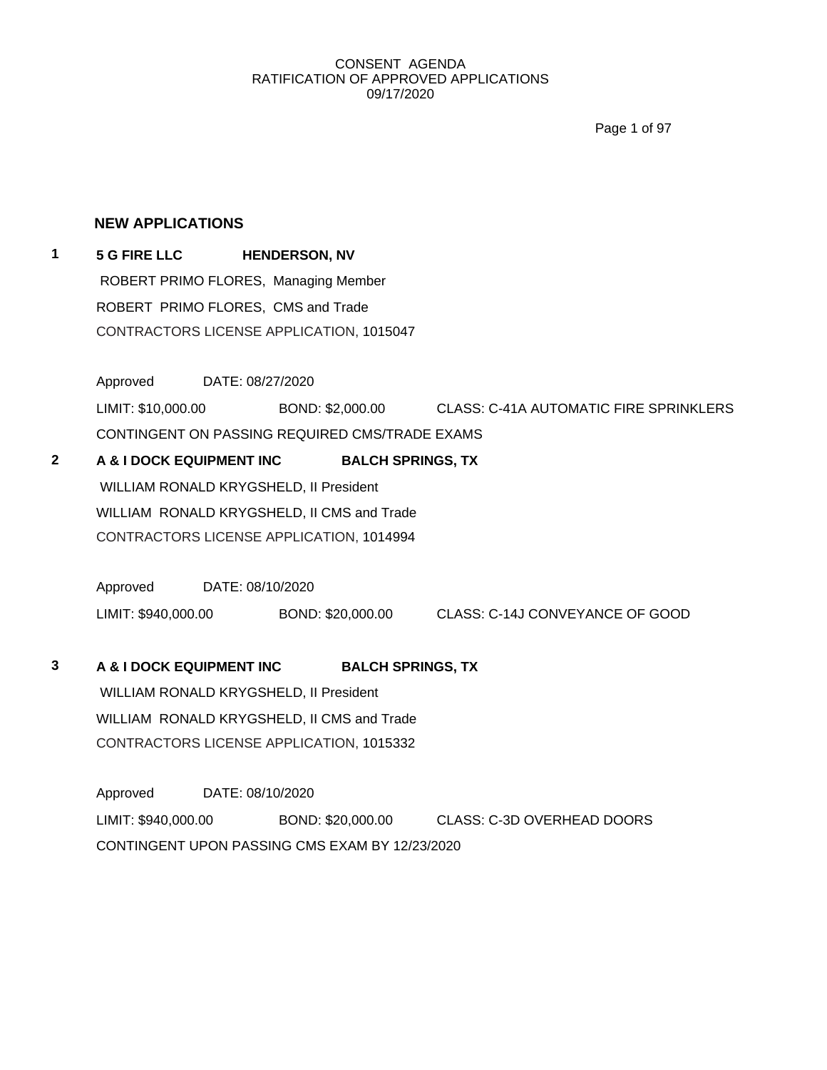CONSENT AGENDA
RATIFICATION OF APPROVED APPLICATIONS
09/17/2020

## NEW APPLICATIONS

**1** **5 G FIRE LLC** **HENDERSON, NV**

ROBERT PRIMO FLORES, Managing Member

ROBERT PRIMO FLORES, CMS and Trade

CONTRACTORS LICENSE APPLICATION, 1015047

Approved DATE: 08/27/2020

LIMIT: $10,000.00 BOND: $2,000.00 CLASS: C-41A AUTOMATIC FIRE SPRINKLERS

CONTINGENT ON PASSING REQUIRED CMS/TRADE EXAMS

**2** **A & I DOCK EQUIPMENT INC** **BALCH SPRINGS, TX**

WILLIAM RONALD KRYGSHELD, II President

WILLIAM RONALD KRYGSHELD, II CMS and Trade

CONTRACTORS LICENSE APPLICATION, 1014994

Approved DATE: 08/10/2020

LIMIT: $940,000.00 BOND: $20,000.00 CLASS: C-14J CONVEYANCE OF GOOD

**3** **A & I DOCK EQUIPMENT INC** **BALCH SPRINGS, TX**

WILLIAM RONALD KRYGSHELD, II President

WILLIAM RONALD KRYGSHELD, II CMS and Trade

CONTRACTORS LICENSE APPLICATION, 1015332

Approved DATE: 08/10/2020

LIMIT: $940,000.00 BOND: $20,000.00 CLASS: C-3D OVERHEAD DOORS

CONTINGENT UPON PASSING CMS EXAM BY 12/23/2020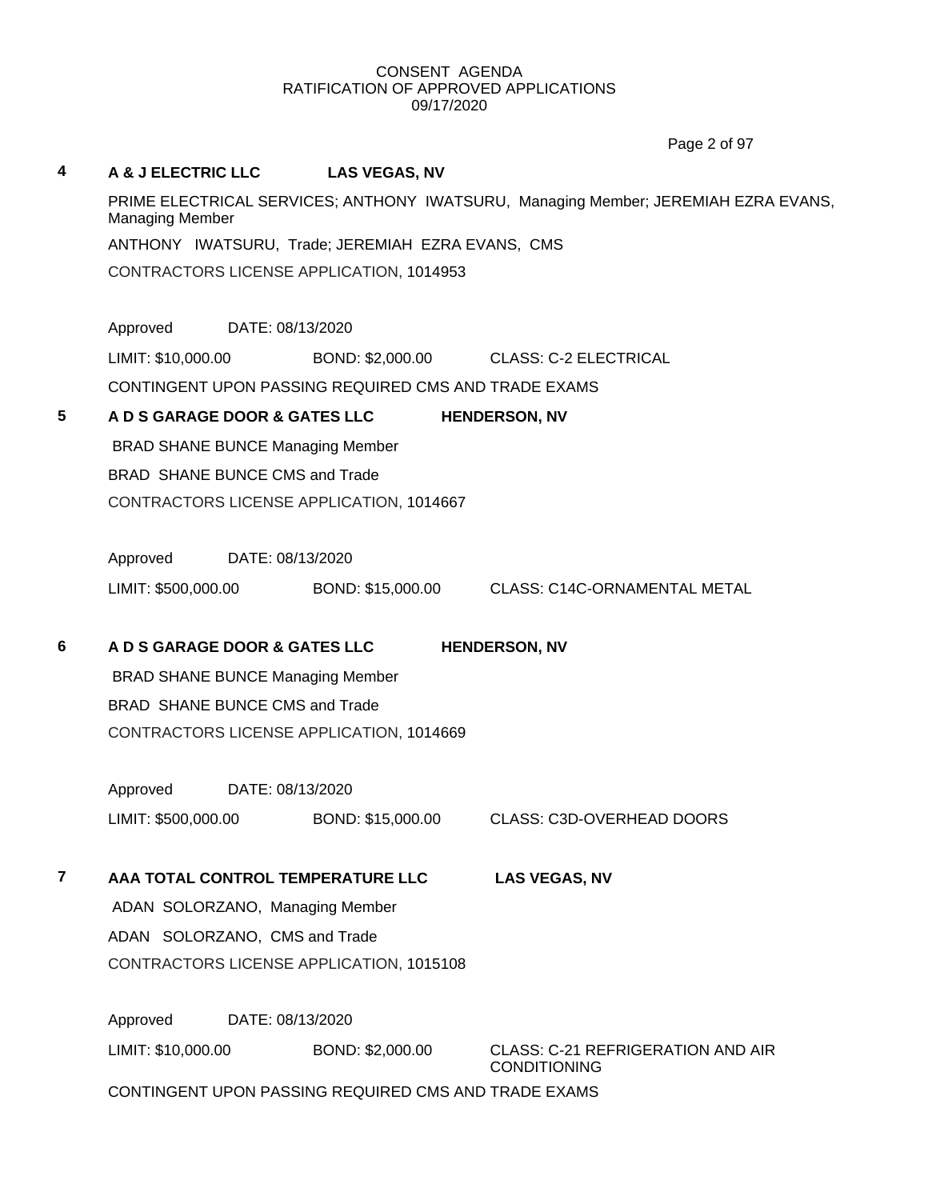CONSENT AGENDA
RATIFICATION OF APPROVED APPLICATIONS
09/17/2020

**4** **A & J ELECTRIC LLC** **LAS VEGAS, NV**

PRIME ELECTRICAL SERVICES; ANTHONY IWATSURU, Managing Member; JEREMIAH EZRA EVANS, Managing Member

ANTHONY IWATSURU, Trade; JEREMIAH EZRA EVANS, CMS

CONTRACTORS LICENSE APPLICATION, 1014953

Approved DATE: 08/13/2020

LIMIT: $10,000.00 BOND: $2,000.00 CLASS: C-2 ELECTRICAL

CONTINGENT UPON PASSING REQUIRED CMS AND TRADE EXAMS

**5** **A D S GARAGE DOOR & GATES LLC** **HENDERSON, NV**

BRAD SHANE BUNCE Managing Member

BRAD SHANE BUNCE CMS and Trade

CONTRACTORS LICENSE APPLICATION, 1014667

Approved DATE: 08/13/2020

LIMIT: $500,000.00 BOND: $15,000.00 CLASS: C14C-ORNAMENTAL METAL

**6** **A D S GARAGE DOOR & GATES LLC** **HENDERSON, NV**

BRAD SHANE BUNCE Managing Member

BRAD SHANE BUNCE CMS and Trade

CONTRACTORS LICENSE APPLICATION, 1014669

Approved DATE: 08/13/2020

LIMIT: $500,000.00 BOND: $15,000.00 CLASS: C3D-OVERHEAD DOORS

**7** **AAA TOTAL CONTROL TEMPERATURE LLC** **LAS VEGAS, NV**

ADAN SOLORZANO, Managing Member

ADAN SOLORZANO, CMS and Trade

CONTRACTORS LICENSE APPLICATION, 1015108

Approved DATE: 08/13/2020

LIMIT: $10,000.00 BOND: $2,000.00 CLASS: C-21 REFRIGERATION AND AIR CONDITIONING

CONTINGENT UPON PASSING REQUIRED CMS AND TRADE EXAMS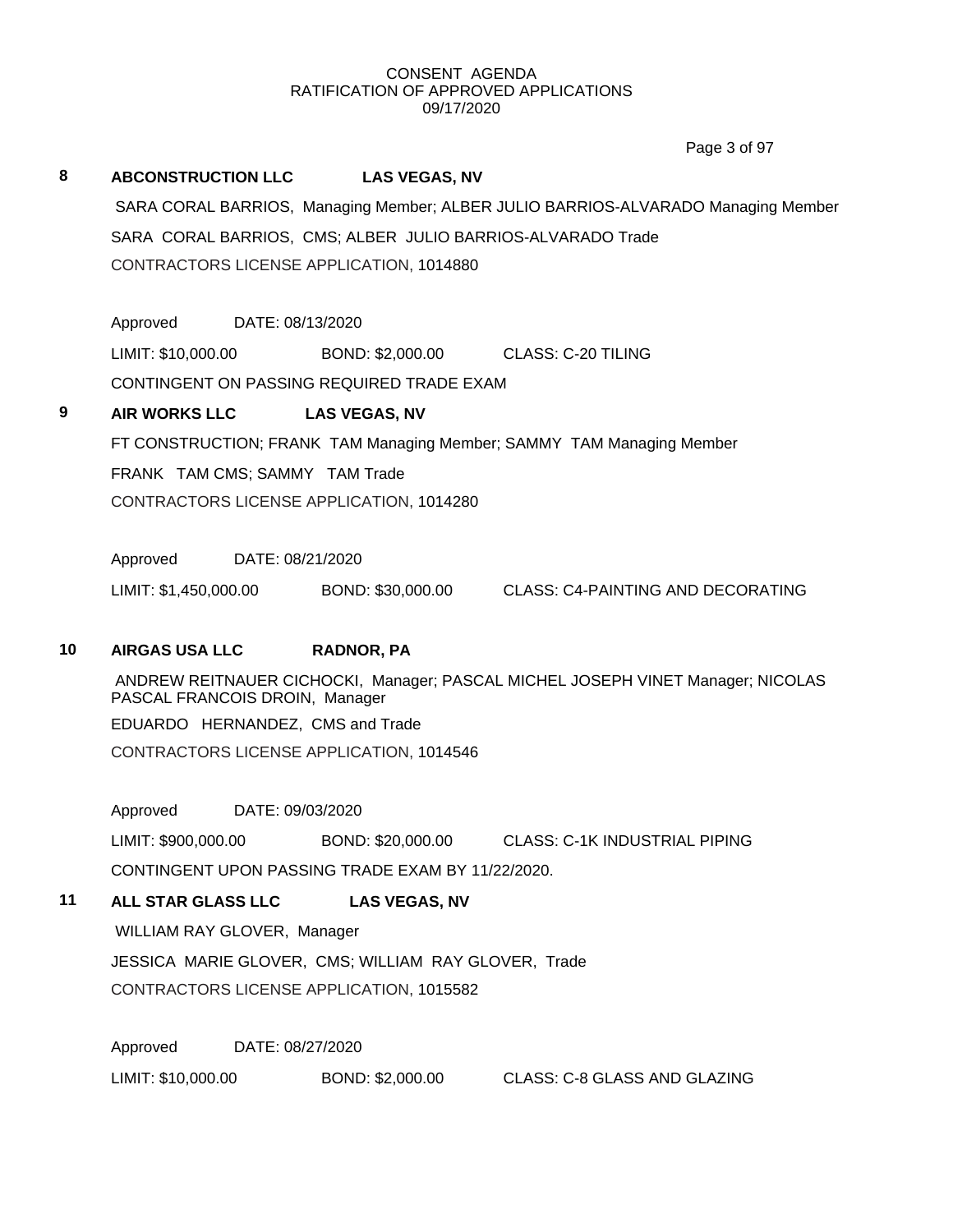CONSENT AGENDA
RATIFICATION OF APPROVED APPLICATIONS
09/17/2020

**8 ABCONSTRUCTION LLC LAS VEGAS, NV**

SARA CORAL BARRIOS, Managing Member; ALBER JULIO BARRIOS-ALVARADO Managing Member

SARA CORAL BARRIOS, CMS; ALBER JULIO BARRIOS-ALVARADO Trade

CONTRACTORS LICENSE APPLICATION, 1014880

Approved DATE: 08/13/2020

LIMIT: $10,000.00 BOND: $2,000.00 CLASS: C-20 TILING

CONTINGENT ON PASSING REQUIRED TRADE EXAM

**9 AIR WORKS LLC LAS VEGAS, NV**

FT CONSTRUCTION; FRANK TAM Managing Member; SAMMY TAM Managing Member

FRANK TAM CMS; SAMMY TAM Trade

CONTRACTORS LICENSE APPLICATION, 1014280

Approved DATE: 08/21/2020

LIMIT: $1,450,000.00 BOND: $30,000.00 CLASS: C4-PAINTING AND DECORATING

**10 AIRGAS USA LLC RADNOR, PA**

ANDREW REITNAUER CICHOCKI, Manager; PASCAL MICHEL JOSEPH VINET Manager; NICOLAS PASCAL FRANCOIS DROIN, Manager

EDUARDO HERNANDEZ, CMS and Trade

CONTRACTORS LICENSE APPLICATION, 1014546

Approved DATE: 09/03/2020

LIMIT: $900,000.00 BOND: $20,000.00 CLASS: C-1K INDUSTRIAL PIPING

CONTINGENT UPON PASSING TRADE EXAM BY 11/22/2020.

**11 ALL STAR GLASS LLC LAS VEGAS, NV**

WILLIAM RAY GLOVER, Manager

JESSICA MARIE GLOVER, CMS; WILLIAM RAY GLOVER, Trade

CONTRACTORS LICENSE APPLICATION, 1015582

Approved DATE: 08/27/2020

LIMIT: $10,000.00 BOND: $2,000.00 CLASS: C-8 GLASS AND GLAZING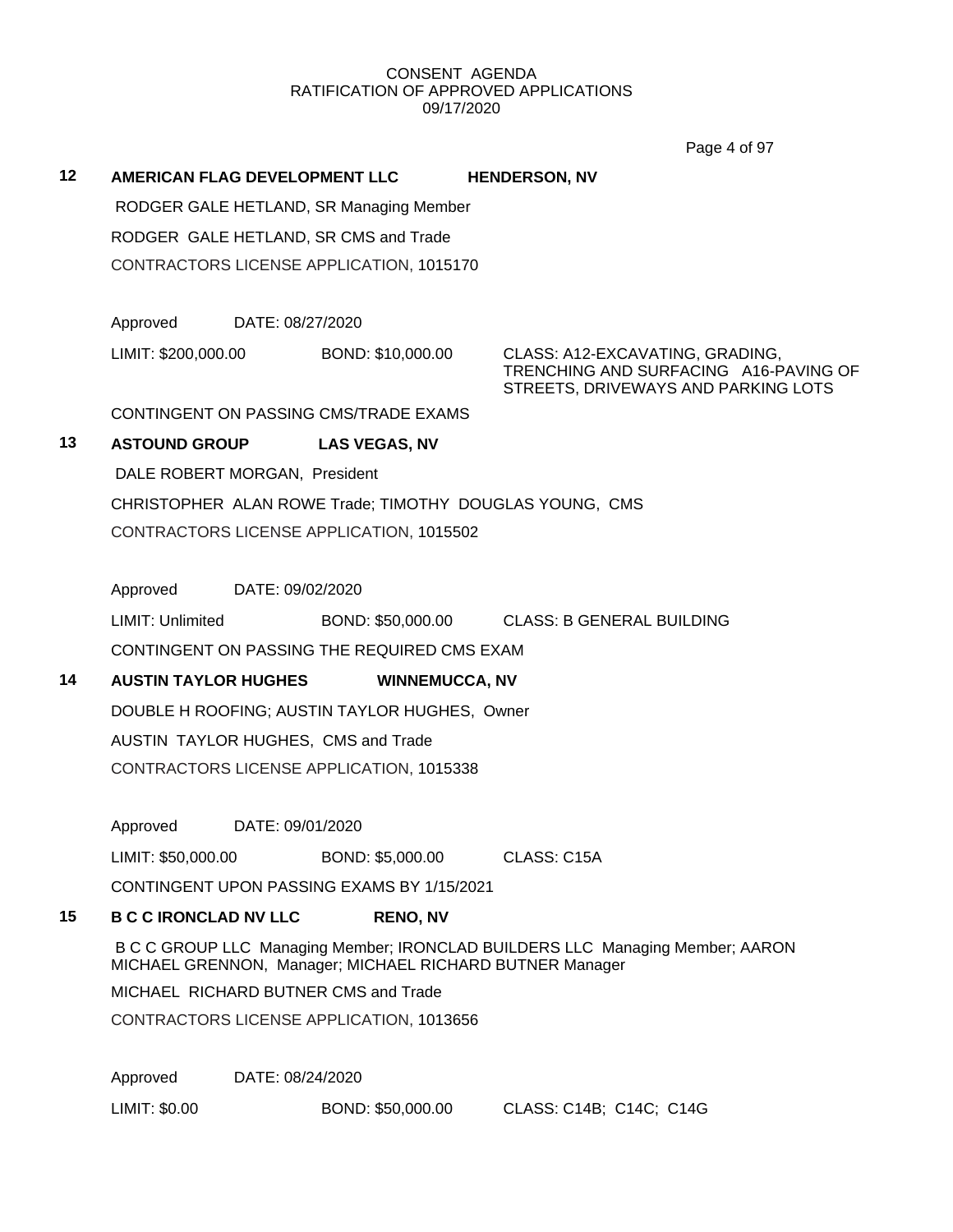CONSENT AGENDA
RATIFICATION OF APPROVED APPLICATIONS
09/17/2020

**12 AMERICAN FLAG DEVELOPMENT LLC HENDERSON, NV**

RODGER GALE HETLAND, SR Managing Member

RODGER GALE HETLAND, SR CMS and Trade

CONTRACTORS LICENSE APPLICATION, 1015170

Approved DATE: 08/27/2020

LIMIT: $200,000.00 BOND: $10,000.00 CLASS: A12-EXCAVATING, GRADING, TRENCHING AND SURFACING A16-PAVING OF STREETS, DRIVEWAYS AND PARKING LOTS

CONTINGENT ON PASSING CMS/TRADE EXAMS

**13 ASTOUND GROUP LAS VEGAS, NV**

DALE ROBERT MORGAN, President

CHRISTOPHER ALAN ROWE Trade; TIMOTHY DOUGLAS YOUNG, CMS

CONTRACTORS LICENSE APPLICATION, 1015502

Approved DATE: 09/02/2020

LIMIT: Unlimited BOND: $50,000.00 CLASS: B GENERAL BUILDING

CONTINGENT ON PASSING THE REQUIRED CMS EXAM

**14 AUSTIN TAYLOR HUGHES WINNEMUCCA, NV**

DOUBLE H ROOFING; AUSTIN TAYLOR HUGHES, Owner

AUSTIN TAYLOR HUGHES, CMS and Trade

CONTRACTORS LICENSE APPLICATION, 1015338

Approved DATE: 09/01/2020

LIMIT: $50,000.00 BOND: $5,000.00 CLASS: C15A

CONTINGENT UPON PASSING EXAMS BY 1/15/2021

**15 B C C IRONCLAD NV LLC RENO, NV**

B C C GROUP LLC Managing Member; IRONCLAD BUILDERS LLC Managing Member; AARON MICHAEL GRENNON, Manager; MICHAEL RICHARD BUTNER Manager

MICHAEL RICHARD BUTNER CMS and Trade

CONTRACTORS LICENSE APPLICATION, 1013656

Approved DATE: 08/24/2020

LIMIT: $0.00 BOND: $50,000.00 CLASS: C14B; C14C; C14G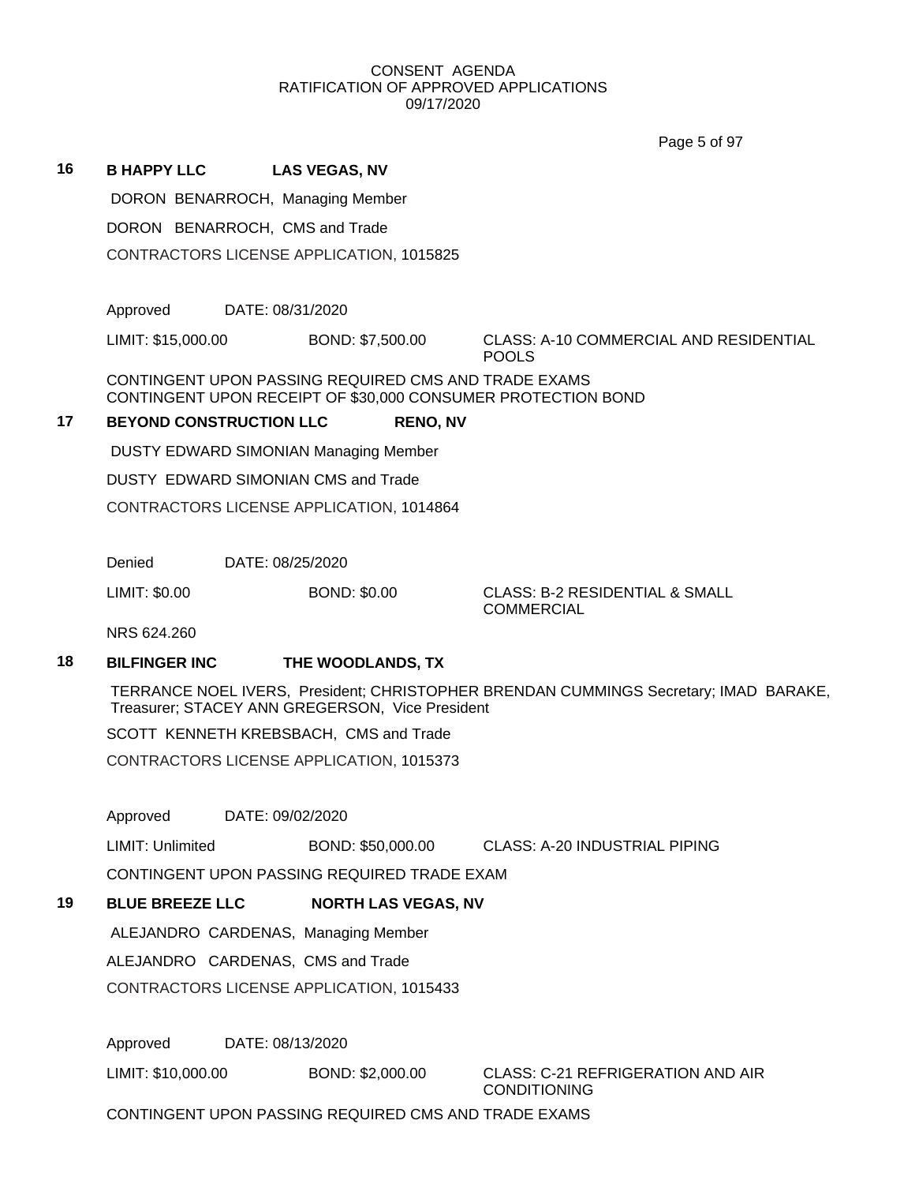CONSENT AGENDA
RATIFICATION OF APPROVED APPLICATIONS
09/17/2020

**16 B HAPPY LLC LAS VEGAS, NV**

DORON BENARROCH, Managing Member

DORON BENARROCH, CMS and Trade

CONTRACTORS LICENSE APPLICATION, 1015825

Approved DATE: 08/31/2020

LIMIT: $15,000.00 BOND: $7,500.00 CLASS: A-10 COMMERCIAL AND RESIDENTIAL POOLS

CONTINGENT UPON PASSING REQUIRED CMS AND TRADE EXAMS
CONTINGENT UPON RECEIPT OF $30,000 CONSUMER PROTECTION BOND

**17 BEYOND CONSTRUCTION LLC RENO, NV**

DUSTY EDWARD SIMONIAN Managing Member

DUSTY EDWARD SIMONIAN CMS and Trade

CONTRACTORS LICENSE APPLICATION, 1014864

Denied DATE: 08/25/2020

LIMIT: $0.00 BOND: $0.00 CLASS: B-2 RESIDENTIAL & SMALL COMMERCIAL

NRS 624.260

**18 BILFINGER INC THE WOODLANDS, TX**

TERRANCE NOEL IVERS, President; CHRISTOPHER BRENDAN CUMMINGS Secretary; IMAD BARAKE, Treasurer; STACEY ANN GREGERSON, Vice President

SCOTT KENNETH KREBSBACH, CMS and Trade

CONTRACTORS LICENSE APPLICATION, 1015373

Approved DATE: 09/02/2020

LIMIT: Unlimited BOND: $50,000.00 CLASS: A-20 INDUSTRIAL PIPING

CONTINGENT UPON PASSING REQUIRED TRADE EXAM

**19 BLUE BREEZE LLC NORTH LAS VEGAS, NV**

ALEJANDRO CARDENAS, Managing Member

ALEJANDRO CARDENAS, CMS and Trade

CONTRACTORS LICENSE APPLICATION, 1015433

Approved DATE: 08/13/2020

LIMIT: $10,000.00 BOND: $2,000.00 CLASS: C-21 REFRIGERATION AND AIR CONDITIONING

CONTINGENT UPON PASSING REQUIRED CMS AND TRADE EXAMS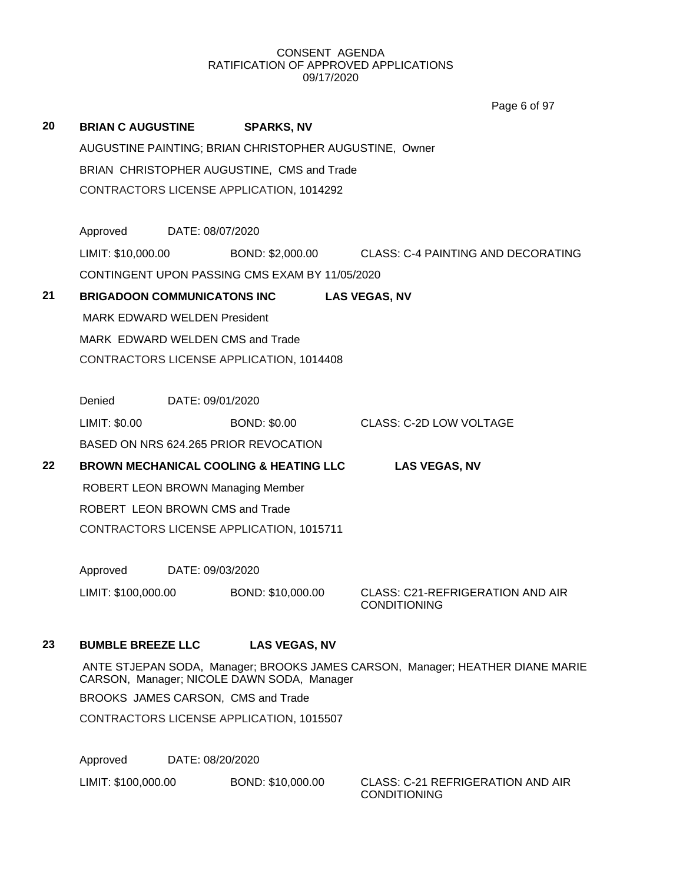**20 BRIAN C AUGUSTINE SPARKS, NV**

AUGUSTINE PAINTING; BRIAN CHRISTOPHER AUGUSTINE, Owner

BRIAN CHRISTOPHER AUGUSTINE, CMS and Trade

CONTRACTORS LICENSE APPLICATION, 1014292

Approved DATE: 08/07/2020

LIMIT: $10,000.00 BOND: $2,000.00 CLASS: C-4 PAINTING AND DECORATING

CONTINGENT UPON PASSING CMS EXAM BY 11/05/2020

**21 BRIGADOON COMMUNICATONS INC LAS VEGAS, NV**

MARK EDWARD WELDEN President

MARK EDWARD WELDEN CMS and Trade

CONTRACTORS LICENSE APPLICATION, 1014408

Denied DATE: 09/01/2020

LIMIT: $0.00 BOND: $0.00 CLASS: C-2D LOW VOLTAGE

BASED ON NRS 624.265 PRIOR REVOCATION

**22 BROWN MECHANICAL COOLING & HEATING LLC LAS VEGAS, NV**

ROBERT LEON BROWN Managing Member

ROBERT LEON BROWN CMS and Trade

CONTRACTORS LICENSE APPLICATION, 1015711

Approved DATE: 09/03/2020

LIMIT: $100,000.00 BOND: $10,000.00 CLASS: C21-REFRIGERATION AND AIR CONDITIONING

**23 BUMBLE BREEZE LLC LAS VEGAS, NV**

ANTE STJEPAN SODA, Manager; BROOKS JAMES CARSON, Manager; HEATHER DIANE MARIE CARSON, Manager; NICOLE DAWN SODA, Manager

BROOKS JAMES CARSON, CMS and Trade

CONTRACTORS LICENSE APPLICATION, 1015507

Approved DATE: 08/20/2020

LIMIT: $100,000.00 BOND: $10,000.00 CLASS: C-21 REFRIGERATION AND AIR CONDITIONING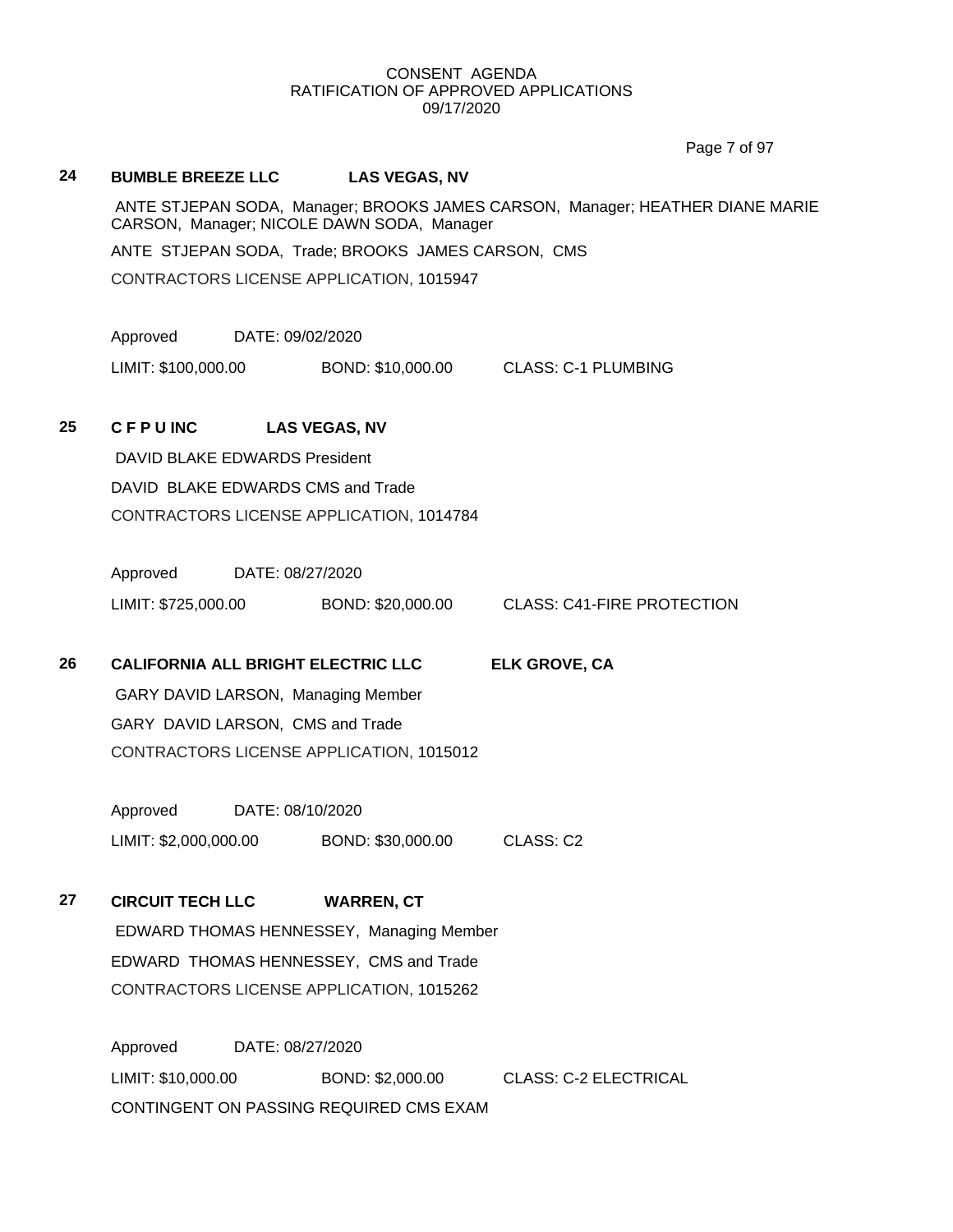CONSENT AGENDA
RATIFICATION OF APPROVED APPLICATIONS
09/17/2020

**24 BUMBLE BREEZE LLC LAS VEGAS, NV**

ANTE STJEPAN SODA, Manager; BROOKS JAMES CARSON, Manager; HEATHER DIANE MARIE CARSON, Manager; NICOLE DAWN SODA, Manager

ANTE STJEPAN SODA, Trade; BROOKS JAMES CARSON, CMS

CONTRACTORS LICENSE APPLICATION, 1015947

Approved DATE: 09/02/2020

LIMIT: $100,000.00 BOND: $10,000.00 CLASS: C-1 PLUMBING

**25 C F P U INC LAS VEGAS, NV**

DAVID BLAKE EDWARDS President

DAVID BLAKE EDWARDS CMS and Trade

CONTRACTORS LICENSE APPLICATION, 1014784

Approved DATE: 08/27/2020

LIMIT: $725,000.00 BOND: $20,000.00 CLASS: C41-FIRE PROTECTION

**26 CALIFORNIA ALL BRIGHT ELECTRIC LLC ELK GROVE, CA**

GARY DAVID LARSON, Managing Member

GARY DAVID LARSON, CMS and Trade

CONTRACTORS LICENSE APPLICATION, 1015012

Approved DATE: 08/10/2020

LIMIT: $2,000,000.00 BOND: $30,000.00 CLASS: C2

**27 CIRCUIT TECH LLC WARREN, CT**

EDWARD THOMAS HENNESSEY, Managing Member

EDWARD THOMAS HENNESSEY, CMS and Trade

CONTRACTORS LICENSE APPLICATION, 1015262

Approved DATE: 08/27/2020

LIMIT: $10,000.00 BOND: $2,000.00 CLASS: C-2 ELECTRICAL

CONTINGENT ON PASSING REQUIRED CMS EXAM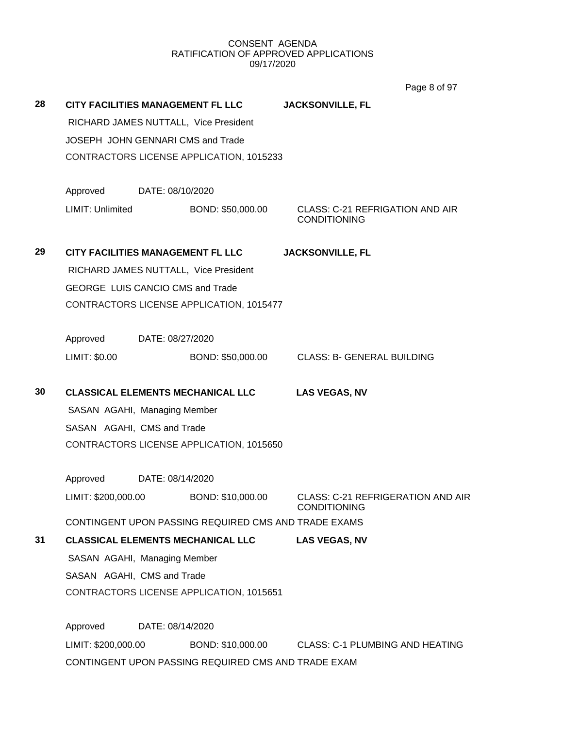CONSENT AGENDA
RATIFICATION OF APPROVED APPLICATIONS
09/17/2020

**28** **CITY FACILITIES MANAGEMENT FL LLC** **JACKSONVILLE, FL**

RICHARD JAMES NUTTALL, Vice President

JOSEPH JOHN GENNARI CMS and Trade

CONTRACTORS LICENSE APPLICATION, 1015233

Approved DATE: 08/10/2020

LIMIT: Unlimited BOND: $50,000.00 CLASS: C-21 REFRIGATION AND AIR CONDITIONING

**29** **CITY FACILITIES MANAGEMENT FL LLC** **JACKSONVILLE, FL**

RICHARD JAMES NUTTALL, Vice President

GEORGE LUIS CANCIO CMS and Trade

CONTRACTORS LICENSE APPLICATION, 1015477

Approved DATE: 08/27/2020

LIMIT: $0.00 BOND: $50,000.00 CLASS: B- GENERAL BUILDING

**30** **CLASSICAL ELEMENTS MECHANICAL LLC** **LAS VEGAS, NV**

SASAN AGAHI, Managing Member

SASAN AGAHI, CMS and Trade

CONTRACTORS LICENSE APPLICATION, 1015650

Approved DATE: 08/14/2020

LIMIT: $200,000.00 BOND: $10,000.00 CLASS: C-21 REFRIGERATION AND AIR CONDITIONING

CONTINGENT UPON PASSING REQUIRED CMS AND TRADE EXAMS

**31** **CLASSICAL ELEMENTS MECHANICAL LLC** **LAS VEGAS, NV**

SASAN AGAHI, Managing Member

SASAN AGAHI, CMS and Trade

CONTRACTORS LICENSE APPLICATION, 1015651

Approved DATE: 08/14/2020

LIMIT: $200,000.00 BOND: $10,000.00 CLASS: C-1 PLUMBING AND HEATING

CONTINGENT UPON PASSING REQUIRED CMS AND TRADE EXAM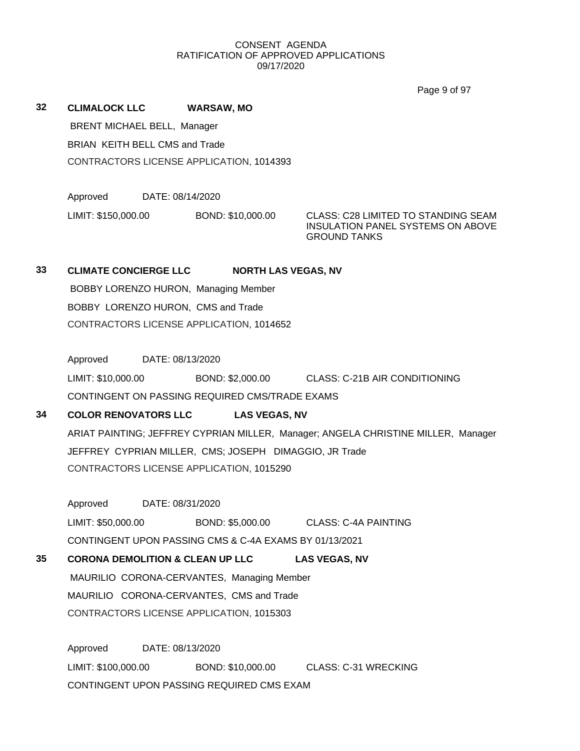CONSENT AGENDA
RATIFICATION OF APPROVED APPLICATIONS
09/17/2020

**32 CLIMALOCK LLC WARSAW, MO**

BRENT MICHAEL BELL, Manager

BRIAN KEITH BELL CMS and Trade

CONTRACTORS LICENSE APPLICATION, 1014393

Approved DATE: 08/14/2020

LIMIT: $150,000.00 BOND: $10,000.00 CLASS: C28 LIMITED TO STANDING SEAM INSULATION PANEL SYSTEMS ON ABOVE GROUND TANKS

**33 CLIMATE CONCIERGE LLC NORTH LAS VEGAS, NV**

BOBBY LORENZO HURON, Managing Member

BOBBY LORENZO HURON, CMS and Trade

CONTRACTORS LICENSE APPLICATION, 1014652

Approved DATE: 08/13/2020

LIMIT: $10,000.00 BOND: $2,000.00 CLASS: C-21B AIR CONDITIONING

CONTINGENT ON PASSING REQUIRED CMS/TRADE EXAMS

**34 COLOR RENOVATORS LLC LAS VEGAS, NV**

ARIAT PAINTING; JEFFREY CYPRIAN MILLER, Manager; ANGELA CHRISTINE MILLER, Manager

JEFFREY CYPRIAN MILLER, CMS; JOSEPH DIMAGGIO, JR Trade

CONTRACTORS LICENSE APPLICATION, 1015290

Approved DATE: 08/31/2020

LIMIT: $50,000.00 BOND: $5,000.00 CLASS: C-4A PAINTING

CONTINGENT UPON PASSING CMS & C-4A EXAMS BY 01/13/2021

**35 CORONA DEMOLITION & CLEAN UP LLC LAS VEGAS, NV**

MAURILIO CORONA-CERVANTES, Managing Member

MAURILIO CORONA-CERVANTES, CMS and Trade

CONTRACTORS LICENSE APPLICATION, 1015303

Approved DATE: 08/13/2020

LIMIT: $100,000.00 BOND: $10,000.00 CLASS: C-31 WRECKING

CONTINGENT UPON PASSING REQUIRED CMS EXAM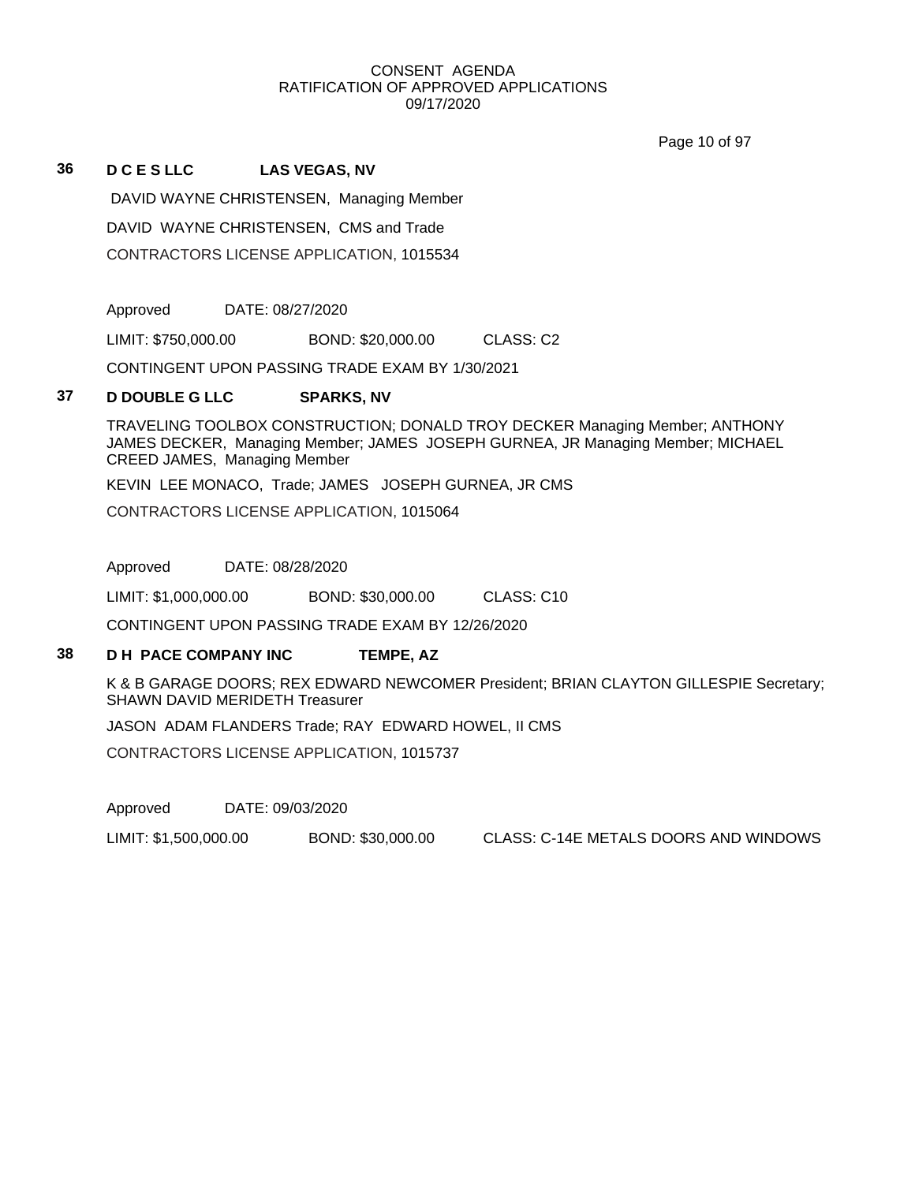## 36 D C E S LLC LAS VEGAS, NV

DAVID WAYNE CHRISTENSEN, Managing Member

DAVID WAYNE CHRISTENSEN, CMS and Trade

CONTRACTORS LICENSE APPLICATION, 1015534

Approved DATE: 08/27/2020

LIMIT: $750,000.00 BOND: $20,000.00 CLASS: C2

CONTINGENT UPON PASSING TRADE EXAM BY 1/30/2021

## 37 D DOUBLE G LLC SPARKS, NV

TRAVELING TOOLBOX CONSTRUCTION; DONALD TROY DECKER Managing Member; ANTHONY JAMES DECKER, Managing Member; JAMES JOSEPH GURNEA, JR Managing Member; MICHAEL CREED JAMES, Managing Member

KEVIN LEE MONACO, Trade; JAMES JOSEPH GURNEA, JR CMS

CONTRACTORS LICENSE APPLICATION, 1015064

Approved DATE: 08/28/2020

LIMIT: $1,000,000.00 BOND: $30,000.00 CLASS: C10

CONTINGENT UPON PASSING TRADE EXAM BY 12/26/2020

## 38 D H PACE COMPANY INC TEMPE, AZ

K & B GARAGE DOORS; REX EDWARD NEWCOMER President; BRIAN CLAYTON GILLESPIE Secretary; SHAWN DAVID MERIDETH Treasurer

JASON ADAM FLANDERS Trade; RAY EDWARD HOWEL, II CMS

CONTRACTORS LICENSE APPLICATION, 1015737

Approved DATE: 09/03/2020

LIMIT: $1,500,000.00 BOND: $30,000.00 CLASS: C-14E METALS DOORS AND WINDOWS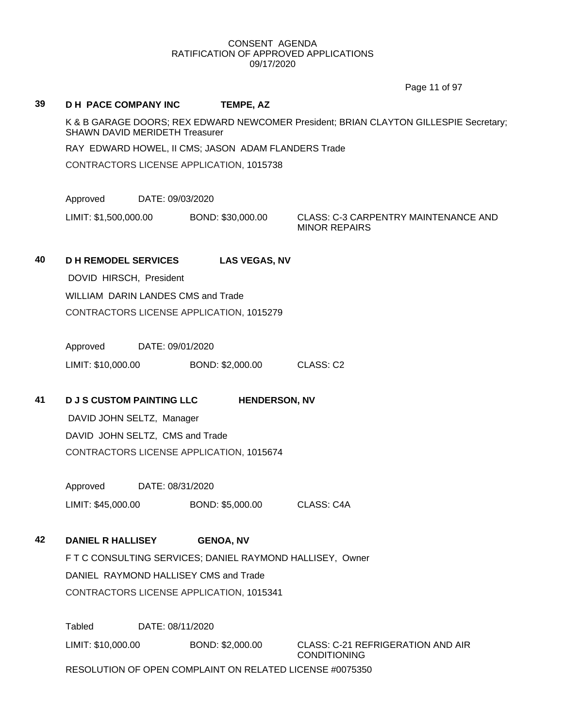CONSENT AGENDA
RATIFICATION OF APPROVED APPLICATIONS
09/17/2020

**39 D H PACE COMPANY INC TEMPE, AZ**

K & B GARAGE DOORS; REX EDWARD NEWCOMER President; BRIAN CLAYTON GILLESPIE Secretary; SHAWN DAVID MERIDETH Treasurer

RAY EDWARD HOWEL, II CMS; JASON ADAM FLANDERS Trade

CONTRACTORS LICENSE APPLICATION, 1015738

Approved DATE: 09/03/2020

LIMIT: $1,500,000.00 BOND: $30,000.00 CLASS: C-3 CARPENTRY MAINTENANCE AND MINOR REPAIRS

**40 D H REMODEL SERVICES LAS VEGAS, NV**

DOVID HIRSCH, President

WILLIAM DARIN LANDES CMS and Trade

CONTRACTORS LICENSE APPLICATION, 1015279

Approved DATE: 09/01/2020

LIMIT: $10,000.00 BOND: $2,000.00 CLASS: C2

**41 D J S CUSTOM PAINTING LLC HENDERSON, NV**

DAVID JOHN SELTZ, Manager

DAVID JOHN SELTZ, CMS and Trade

CONTRACTORS LICENSE APPLICATION, 1015674

Approved DATE: 08/31/2020

LIMIT: $45,000.00 BOND: $5,000.00 CLASS: C4A

**42 DANIEL R HALLISEY GENOA, NV**

F T C CONSULTING SERVICES; DANIEL RAYMOND HALLISEY, Owner

DANIEL RAYMOND HALLISEY CMS and Trade

CONTRACTORS LICENSE APPLICATION, 1015341

Tabled DATE: 08/11/2020

LIMIT: $10,000.00 BOND: $2,000.00 CLASS: C-21 REFRIGERATION AND AIR CONDITIONING

RESOLUTION OF OPEN COMPLAINT ON RELATED LICENSE #0075350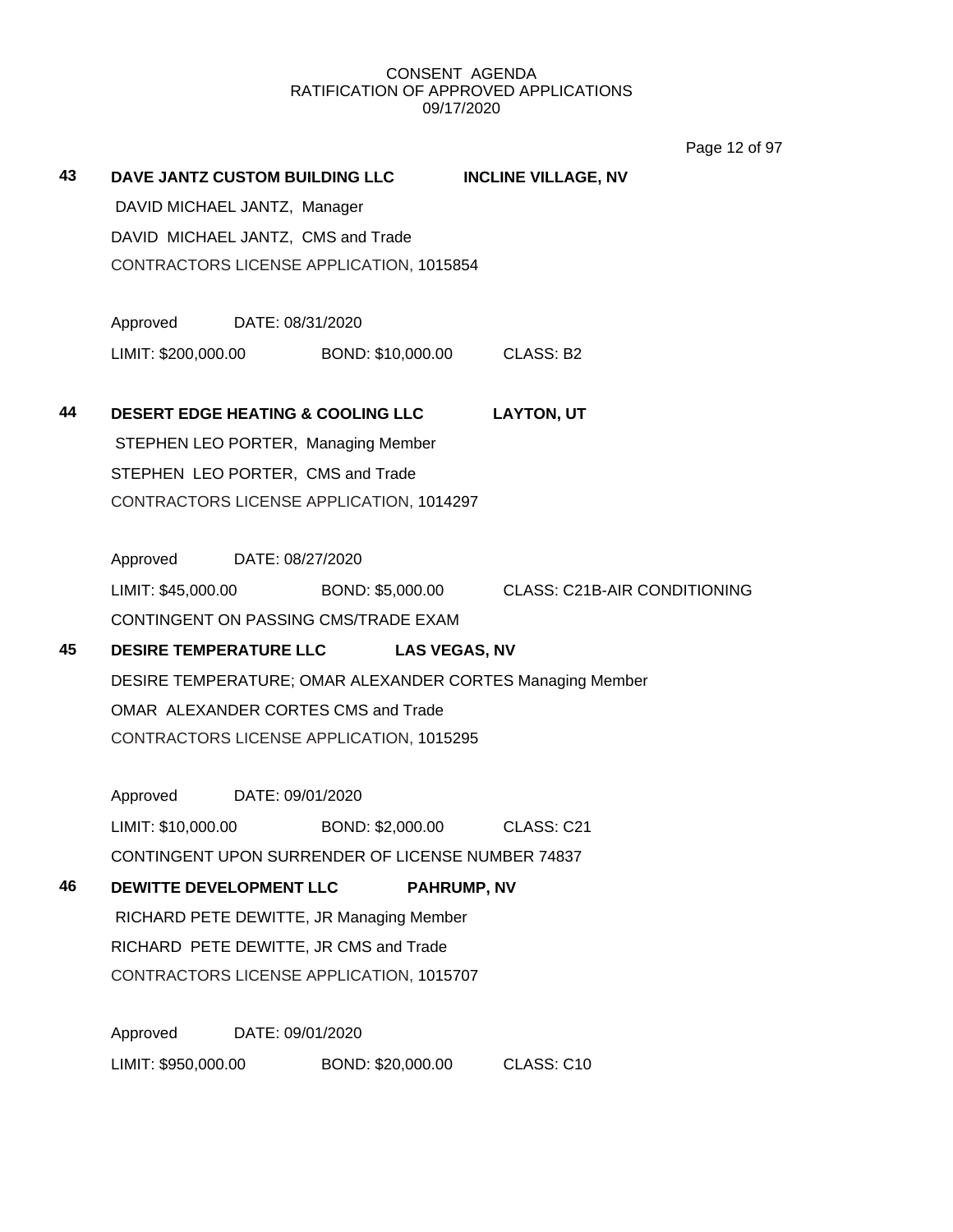**43 DAVE JANTZ CUSTOM BUILDING LLC — INCLINE VILLAGE, NV**

DAVID MICHAEL JANTZ, Manager
DAVID MICHAEL JANTZ, CMS and Trade
CONTRACTORS LICENSE APPLICATION, 1015854

Approved DATE: 08/31/2020
LIMIT: $200,000.00 BOND: $10,000.00 CLASS: B2

**44 DESERT EDGE HEATING & COOLING LLC — LAYTON, UT**

STEPHEN LEO PORTER, Managing Member
STEPHEN LEO PORTER, CMS and Trade
CONTRACTORS LICENSE APPLICATION, 1014297

Approved DATE: 08/27/2020
LIMIT: $45,000.00 BOND: $5,000.00 CLASS: C21B-AIR CONDITIONING
CONTINGENT ON PASSING CMS/TRADE EXAM

**45 DESIRE TEMPERATURE LLC — LAS VEGAS, NV**

DESIRE TEMPERATURE; OMAR ALEXANDER CORTES Managing Member
OMAR ALEXANDER CORTES CMS and Trade
CONTRACTORS LICENSE APPLICATION, 1015295

Approved DATE: 09/01/2020
LIMIT: $10,000.00 BOND: $2,000.00 CLASS: C21
CONTINGENT UPON SURRENDER OF LICENSE NUMBER 74837

**46 DEWITTE DEVELOPMENT LLC — PAHRUMP, NV**

RICHARD PETE DEWITTE, JR Managing Member
RICHARD PETE DEWITTE, JR CMS and Trade
CONTRACTORS LICENSE APPLICATION, 1015707

Approved DATE: 09/01/2020
LIMIT: $950,000.00 BOND: $20,000.00 CLASS: C10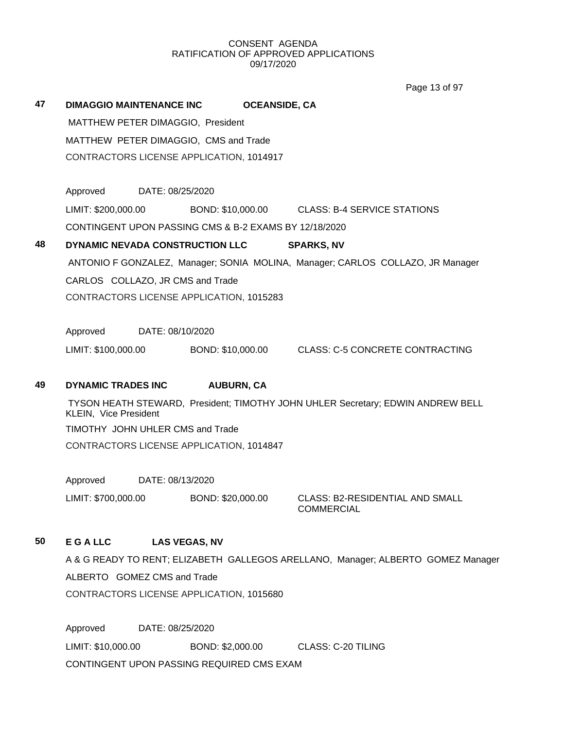CONSENT AGENDA
RATIFICATION OF APPROVED APPLICATIONS
09/17/2020

**47 DIMAGGIO MAINTENANCE INC OCEANSIDE, CA**

MATTHEW PETER DIMAGGIO, President

MATTHEW PETER DIMAGGIO, CMS and Trade

CONTRACTORS LICENSE APPLICATION, 1014917

Approved DATE: 08/25/2020

LIMIT: $200,000.00 BOND: $10,000.00 CLASS: B-4 SERVICE STATIONS

CONTINGENT UPON PASSING CMS & B-2 EXAMS BY 12/18/2020

**48 DYNAMIC NEVADA CONSTRUCTION LLC SPARKS, NV**

ANTONIO F GONZALEZ, Manager; SONIA MOLINA, Manager; CARLOS COLLAZO, JR Manager

CARLOS COLLAZO, JR CMS and Trade

CONTRACTORS LICENSE APPLICATION, 1015283

Approved DATE: 08/10/2020

LIMIT: $100,000.00 BOND: $10,000.00 CLASS: C-5 CONCRETE CONTRACTING

**49 DYNAMIC TRADES INC AUBURN, CA**

TYSON HEATH STEWARD, President; TIMOTHY JOHN UHLER Secretary; EDWIN ANDREW BELL KLEIN, Vice President

TIMOTHY JOHN UHLER CMS and Trade

CONTRACTORS LICENSE APPLICATION, 1014847

Approved DATE: 08/13/2020

LIMIT: $700,000.00 BOND: $20,000.00 CLASS: B2-RESIDENTIAL AND SMALL COMMERCIAL

**50 E G A LLC LAS VEGAS, NV**

A & G READY TO RENT; ELIZABETH GALLEGOS ARELLANO, Manager; ALBERTO GOMEZ Manager

ALBERTO GOMEZ CMS and Trade

CONTRACTORS LICENSE APPLICATION, 1015680

Approved DATE: 08/25/2020

LIMIT: $10,000.00 BOND: $2,000.00 CLASS: C-20 TILING

CONTINGENT UPON PASSING REQUIRED CMS EXAM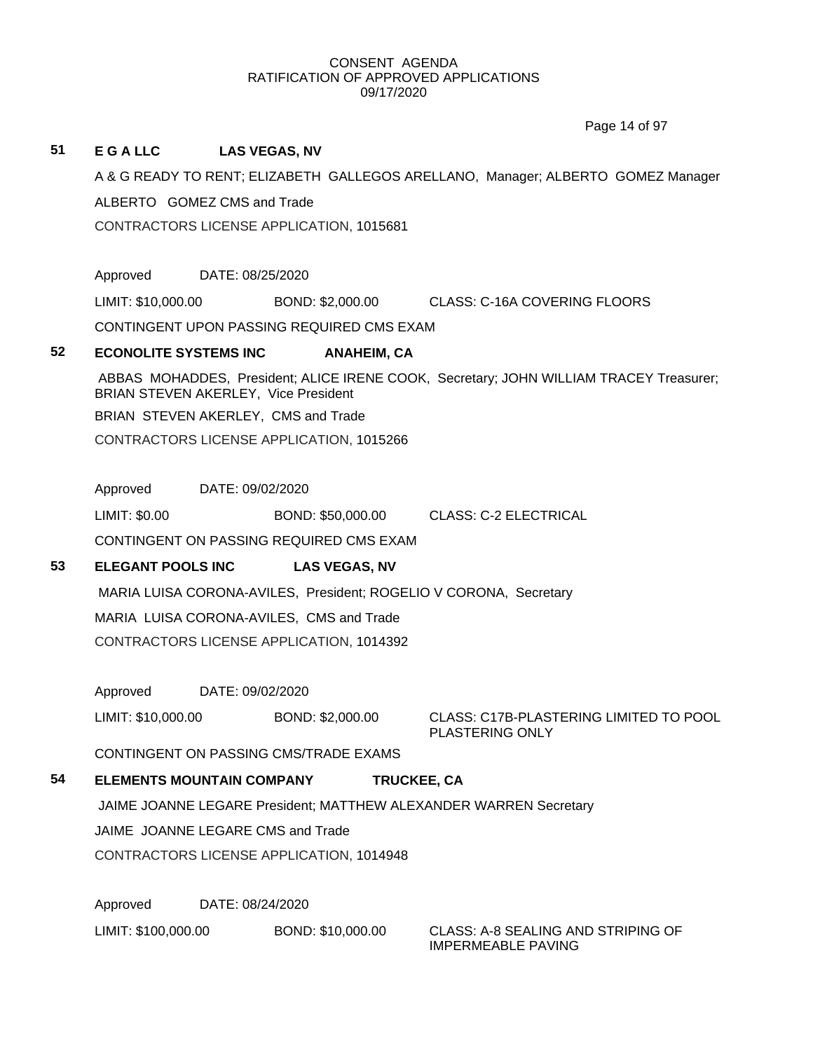CONSENT AGENDA
RATIFICATION OF APPROVED APPLICATIONS
09/17/2020

**51 E G A LLC LAS VEGAS, NV**

A & G READY TO RENT; ELIZABETH GALLEGOS ARELLANO, Manager; ALBERTO GOMEZ Manager

ALBERTO GOMEZ CMS and Trade

CONTRACTORS LICENSE APPLICATION, 1015681

Approved DATE: 08/25/2020

LIMIT: $10,000.00 BOND: $2,000.00 CLASS: C-16A COVERING FLOORS

CONTINGENT UPON PASSING REQUIRED CMS EXAM

**52 ECONOLITE SYSTEMS INC ANAHEIM, CA**

ABBAS MOHADDES, President; ALICE IRENE COOK, Secretary; JOHN WILLIAM TRACEY Treasurer; BRIAN STEVEN AKERLEY, Vice President

BRIAN STEVEN AKERLEY, CMS and Trade

CONTRACTORS LICENSE APPLICATION, 1015266

Approved DATE: 09/02/2020

LIMIT: $0.00 BOND: $50,000.00 CLASS: C-2 ELECTRICAL

CONTINGENT ON PASSING REQUIRED CMS EXAM

**53 ELEGANT POOLS INC LAS VEGAS, NV**

MARIA LUISA CORONA-AVILES, President; ROGELIO V CORONA, Secretary

MARIA LUISA CORONA-AVILES, CMS and Trade

CONTRACTORS LICENSE APPLICATION, 1014392

Approved DATE: 09/02/2020

LIMIT: $10,000.00 BOND: $2,000.00 CLASS: C17B-PLASTERING LIMITED TO POOL PLASTERING ONLY

CONTINGENT ON PASSING CMS/TRADE EXAMS

**54 ELEMENTS MOUNTAIN COMPANY TRUCKEE, CA**

JAIME JOANNE LEGARE President; MATTHEW ALEXANDER WARREN Secretary

JAIME JOANNE LEGARE CMS and Trade

CONTRACTORS LICENSE APPLICATION, 1014948

Approved DATE: 08/24/2020

LIMIT: $100,000.00 BOND: $10,000.00 CLASS: A-8 SEALING AND STRIPING OF IMPERMEABLE PAVING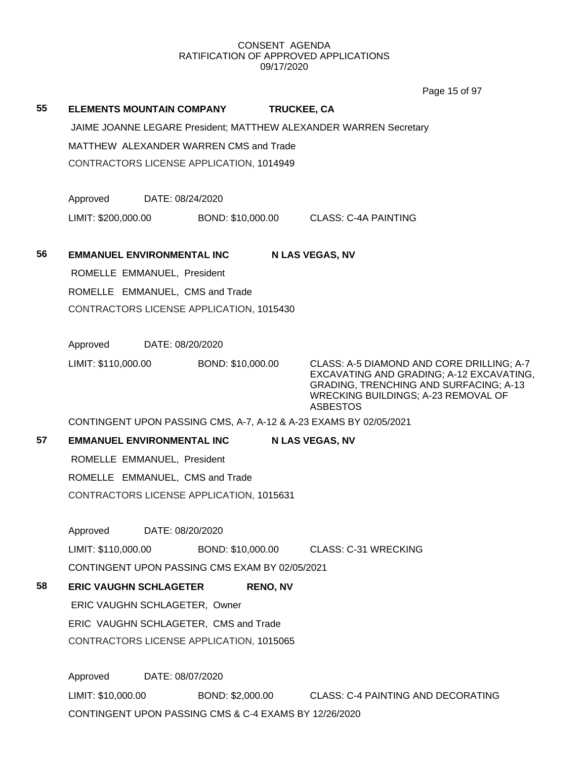CONSENT AGENDA
RATIFICATION OF APPROVED APPLICATIONS
09/17/2020

**55 ELEMENTS MOUNTAIN COMPANY TRUCKEE, CA**

JAIME JOANNE LEGARE President; MATTHEW ALEXANDER WARREN Secretary

MATTHEW ALEXANDER WARREN CMS and Trade

CONTRACTORS LICENSE APPLICATION, 1014949

Approved DATE: 08/24/2020

LIMIT: $200,000.00 BOND: $10,000.00 CLASS: C-4A PAINTING

**56 EMMANUEL ENVIRONMENTAL INC N LAS VEGAS, NV**

ROMELLE EMMANUEL, President

ROMELLE EMMANUEL, CMS and Trade

CONTRACTORS LICENSE APPLICATION, 1015430

Approved DATE: 08/20/2020

LIMIT: $110,000.00 BOND: $10,000.00 CLASS: A-5 DIAMOND AND CORE DRILLING; A-7 EXCAVATING AND GRADING; A-12 EXCAVATING, GRADING, TRENCHING AND SURFACING; A-13 WRECKING BUILDINGS; A-23 REMOVAL OF ASBESTOS

CONTINGENT UPON PASSING CMS, A-7, A-12 & A-23 EXAMS BY 02/05/2021

**57 EMMANUEL ENVIRONMENTAL INC N LAS VEGAS, NV**

ROMELLE EMMANUEL, President

ROMELLE EMMANUEL, CMS and Trade

CONTRACTORS LICENSE APPLICATION, 1015631

Approved DATE: 08/20/2020

LIMIT: $110,000.00 BOND: $10,000.00 CLASS: C-31 WRECKING

CONTINGENT UPON PASSING CMS EXAM BY 02/05/2021

**58 ERIC VAUGHN SCHLAGETER RENO, NV**

ERIC VAUGHN SCHLAGETER, Owner

ERIC VAUGHN SCHLAGETER, CMS and Trade

CONTRACTORS LICENSE APPLICATION, 1015065

Approved DATE: 08/07/2020

LIMIT: $10,000.00 BOND: $2,000.00 CLASS: C-4 PAINTING AND DECORATING

CONTINGENT UPON PASSING CMS & C-4 EXAMS BY 12/26/2020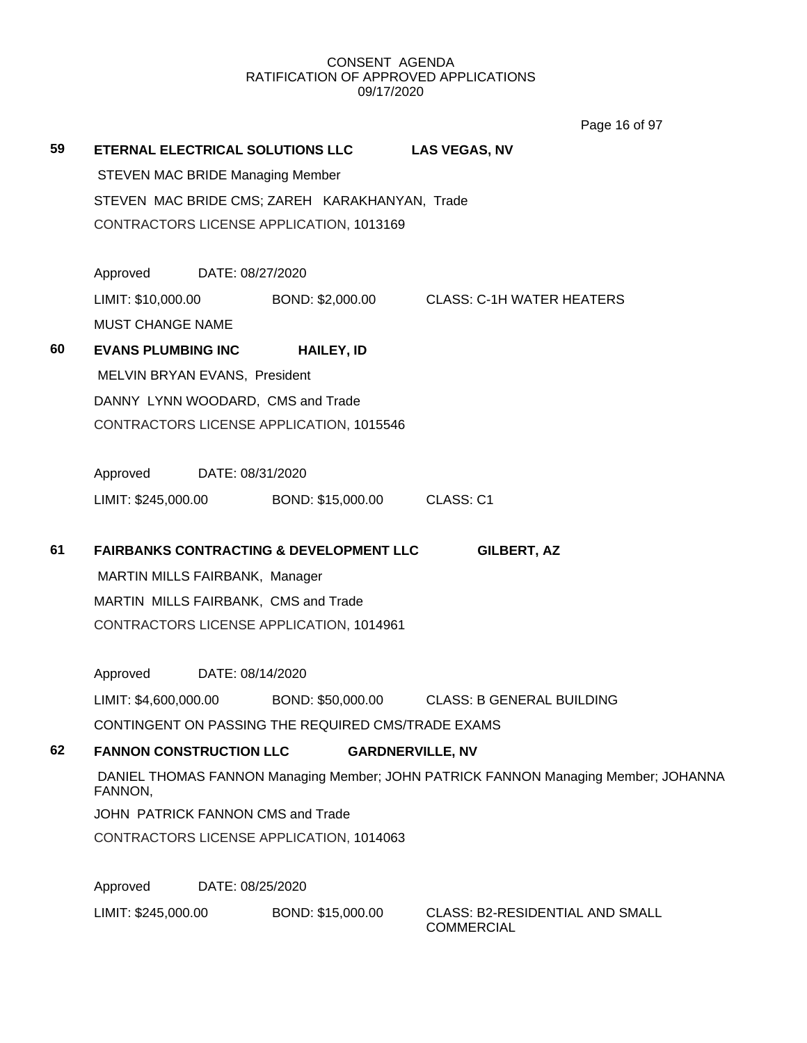CONSENT AGENDA
RATIFICATION OF APPROVED APPLICATIONS
09/17/2020

**59 ETERNAL ELECTRICAL SOLUTIONS LLC LAS VEGAS, NV**

STEVEN MAC BRIDE Managing Member

STEVEN MAC BRIDE CMS; ZAREH KARAKHANYAN, Trade

CONTRACTORS LICENSE APPLICATION, 1013169

Approved DATE: 08/27/2020

LIMIT: $10,000.00 BOND: $2,000.00 CLASS: C-1H WATER HEATERS

MUST CHANGE NAME

**60 EVANS PLUMBING INC HAILEY, ID**

MELVIN BRYAN EVANS, President

DANNY LYNN WOODARD, CMS and Trade

CONTRACTORS LICENSE APPLICATION, 1015546

Approved DATE: 08/31/2020

LIMIT: $245,000.00 BOND: $15,000.00 CLASS: C1

**61 FAIRBANKS CONTRACTING & DEVELOPMENT LLC GILBERT, AZ**

MARTIN MILLS FAIRBANK, Manager

MARTIN MILLS FAIRBANK, CMS and Trade

CONTRACTORS LICENSE APPLICATION, 1014961

Approved DATE: 08/14/2020

LIMIT: $4,600,000.00 BOND: $50,000.00 CLASS: B GENERAL BUILDING

CONTINGENT ON PASSING THE REQUIRED CMS/TRADE EXAMS

**62 FANNON CONSTRUCTION LLC GARDNERVILLE, NV**

DANIEL THOMAS FANNON Managing Member; JOHN PATRICK FANNON Managing Member; JOHANNA FANNON,

JOHN PATRICK FANNON CMS and Trade

CONTRACTORS LICENSE APPLICATION, 1014063

Approved DATE: 08/25/2020

LIMIT: $245,000.00 BOND: $15,000.00 CLASS: B2-RESIDENTIAL AND SMALL COMMERCIAL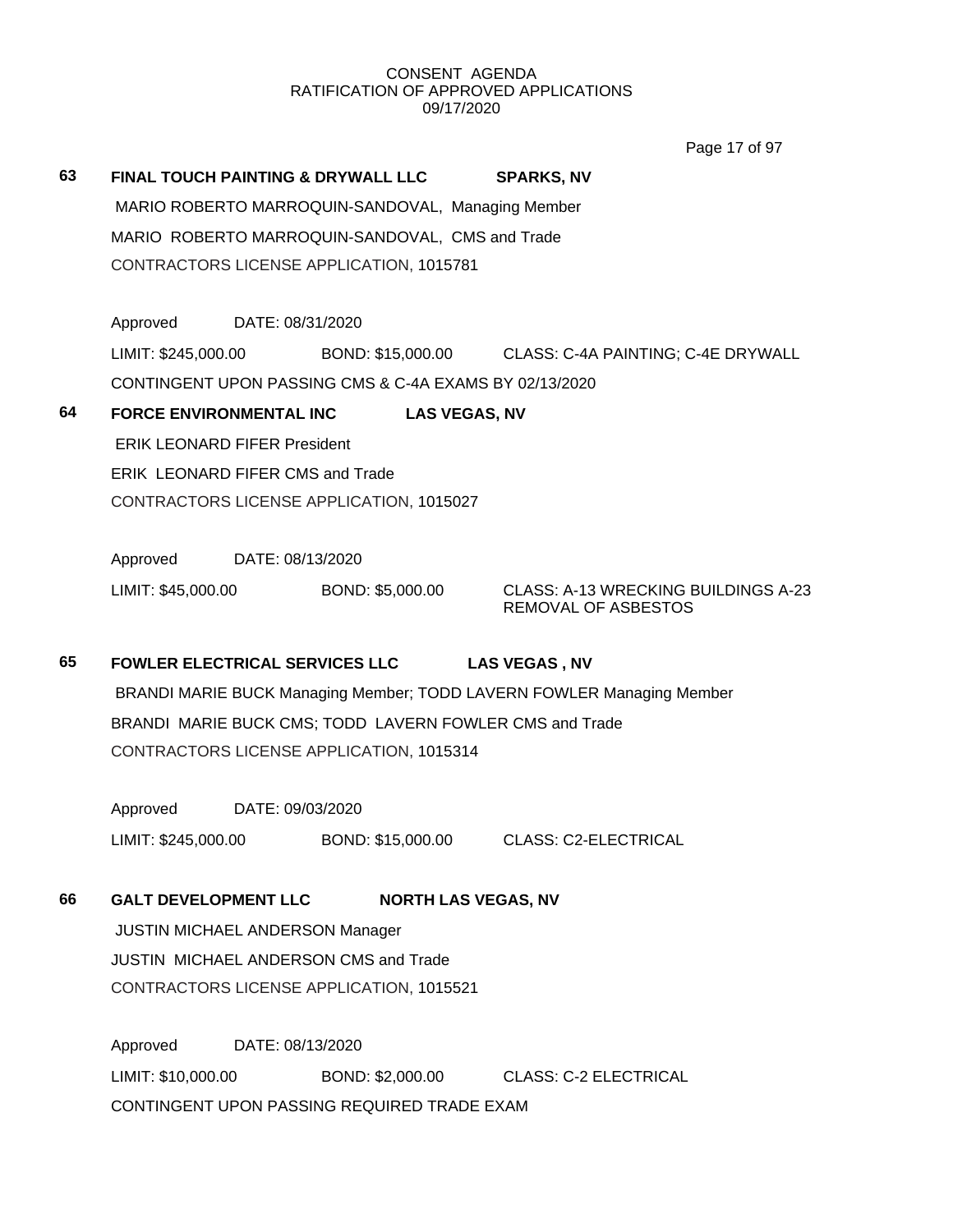CONSENT AGENDA
RATIFICATION OF APPROVED APPLICATIONS
09/17/2020

**63 FINAL TOUCH PAINTING & DRYWALL LLC SPARKS, NV**

MARIO ROBERTO MARROQUIN-SANDOVAL, Managing Member

MARIO ROBERTO MARROQUIN-SANDOVAL, CMS and Trade

CONTRACTORS LICENSE APPLICATION, 1015781

Approved DATE: 08/31/2020

LIMIT: $245,000.00 BOND: $15,000.00 CLASS: C-4A PAINTING; C-4E DRYWALL

CONTINGENT UPON PASSING CMS & C-4A EXAMS BY 02/13/2020

**64 FORCE ENVIRONMENTAL INC LAS VEGAS, NV**

ERIK LEONARD FIFER President

ERIK LEONARD FIFER CMS and Trade

CONTRACTORS LICENSE APPLICATION, 1015027

Approved DATE: 08/13/2020

LIMIT: $45,000.00 BOND: $5,000.00 CLASS: A-13 WRECKING BUILDINGS A-23 REMOVAL OF ASBESTOS

**65 FOWLER ELECTRICAL SERVICES LLC LAS VEGAS , NV**

BRANDI MARIE BUCK Managing Member; TODD LAVERN FOWLER Managing Member

BRANDI MARIE BUCK CMS; TODD LAVERN FOWLER CMS and Trade

CONTRACTORS LICENSE APPLICATION, 1015314

Approved DATE: 09/03/2020

LIMIT: $245,000.00 BOND: $15,000.00 CLASS: C2-ELECTRICAL

**66 GALT DEVELOPMENT LLC NORTH LAS VEGAS, NV**

JUSTIN MICHAEL ANDERSON Manager

JUSTIN MICHAEL ANDERSON CMS and Trade

CONTRACTORS LICENSE APPLICATION, 1015521

Approved DATE: 08/13/2020

LIMIT: $10,000.00 BOND: $2,000.00 CLASS: C-2 ELECTRICAL

CONTINGENT UPON PASSING REQUIRED TRADE EXAM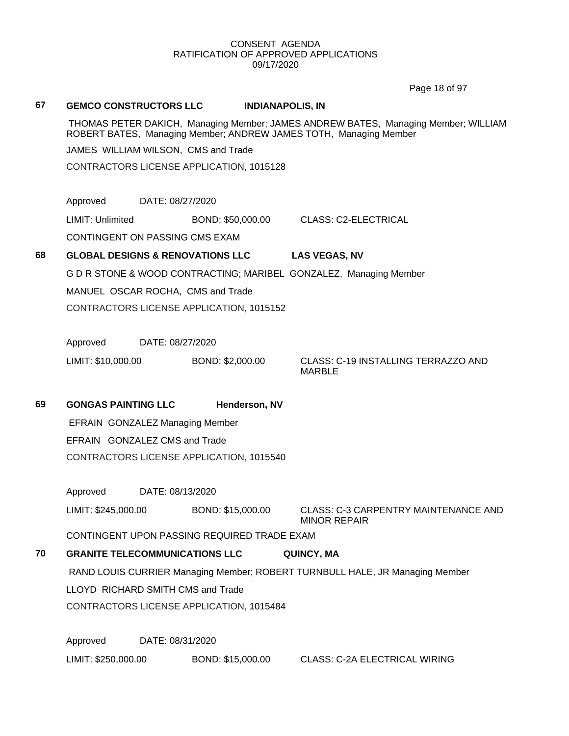CONSENT AGENDA
RATIFICATION OF APPROVED APPLICATIONS
09/17/2020

**67 GEMCO CONSTRUCTORS LLC** **INDIANAPOLIS, IN**

THOMAS PETER DAKICH, Managing Member; JAMES ANDREW BATES, Managing Member; WILLIAM ROBERT BATES, Managing Member; ANDREW JAMES TOTH, Managing Member

JAMES WILLIAM WILSON, CMS and Trade

CONTRACTORS LICENSE APPLICATION, 1015128

Approved DATE: 08/27/2020

LIMIT: Unlimited BOND: $50,000.00 CLASS: C2-ELECTRICAL

CONTINGENT ON PASSING CMS EXAM

**68 GLOBAL DESIGNS & RENOVATIONS LLC** **LAS VEGAS, NV**

G D R STONE & WOOD CONTRACTING; MARIBEL GONZALEZ, Managing Member

MANUEL OSCAR ROCHA, CMS and Trade

CONTRACTORS LICENSE APPLICATION, 1015152

Approved DATE: 08/27/2020

LIMIT: $10,000.00 BOND: $2,000.00 CLASS: C-19 INSTALLING TERRAZZO AND MARBLE

**69 GONGAS PAINTING LLC** **Henderson, NV**

EFRAIN GONZALEZ Managing Member

EFRAIN GONZALEZ CMS and Trade

CONTRACTORS LICENSE APPLICATION, 1015540

Approved DATE: 08/13/2020

LIMIT: $245,000.00 BOND: $15,000.00 CLASS: C-3 CARPENTRY MAINTENANCE AND MINOR REPAIR

CONTINGENT UPON PASSING REQUIRED TRADE EXAM

**70 GRANITE TELECOMMUNICATIONS LLC** **QUINCY, MA**

RAND LOUIS CURRIER Managing Member; ROBERT TURNBULL HALE, JR Managing Member

LLOYD RICHARD SMITH CMS and Trade

CONTRACTORS LICENSE APPLICATION, 1015484

Approved DATE: 08/31/2020

LIMIT: $250,000.00 BOND: $15,000.00 CLASS: C-2A ELECTRICAL WIRING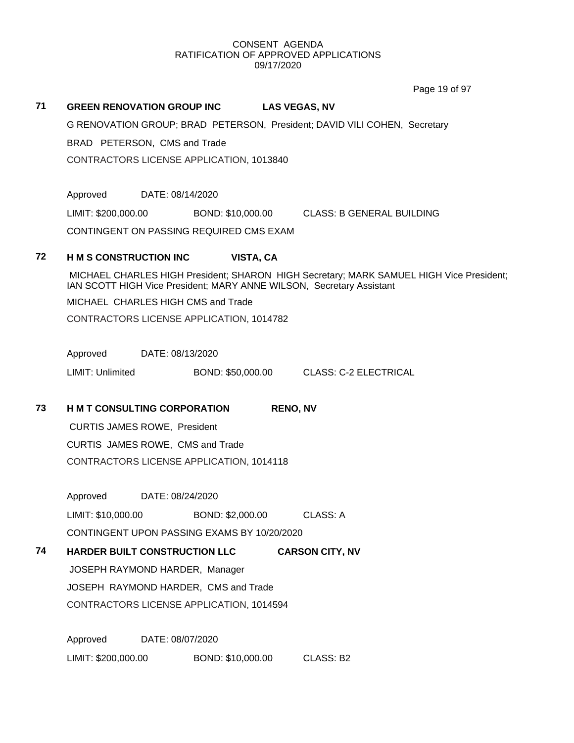CONSENT AGENDA
RATIFICATION OF APPROVED APPLICATIONS
09/17/2020

**71 GREEN RENOVATION GROUP INC LAS VEGAS, NV**

G RENOVATION GROUP; BRAD PETERSON, President; DAVID VILI COHEN, Secretary

BRAD PETERSON, CMS and Trade

CONTRACTORS LICENSE APPLICATION, 1013840

Approved DATE: 08/14/2020

LIMIT: $200,000.00 BOND: $10,000.00 CLASS: B GENERAL BUILDING

CONTINGENT ON PASSING REQUIRED CMS EXAM

**72 H M S CONSTRUCTION INC VISTA, CA**

MICHAEL CHARLES HIGH President; SHARON HIGH Secretary; MARK SAMUEL HIGH Vice President; IAN SCOTT HIGH Vice President; MARY ANNE WILSON, Secretary Assistant

MICHAEL CHARLES HIGH CMS and Trade

CONTRACTORS LICENSE APPLICATION, 1014782

Approved DATE: 08/13/2020

LIMIT: Unlimited BOND: $50,000.00 CLASS: C-2 ELECTRICAL

**73 H M T CONSULTING CORPORATION RENO, NV**

CURTIS JAMES ROWE, President

CURTIS JAMES ROWE, CMS and Trade

CONTRACTORS LICENSE APPLICATION, 1014118

Approved DATE: 08/24/2020

LIMIT: $10,000.00 BOND: $2,000.00 CLASS: A

CONTINGENT UPON PASSING EXAMS BY 10/20/2020

**74 HARDER BUILT CONSTRUCTION LLC CARSON CITY, NV**

JOSEPH RAYMOND HARDER, Manager

JOSEPH RAYMOND HARDER, CMS and Trade

CONTRACTORS LICENSE APPLICATION, 1014594

Approved DATE: 08/07/2020

LIMIT: $200,000.00 BOND: $10,000.00 CLASS: B2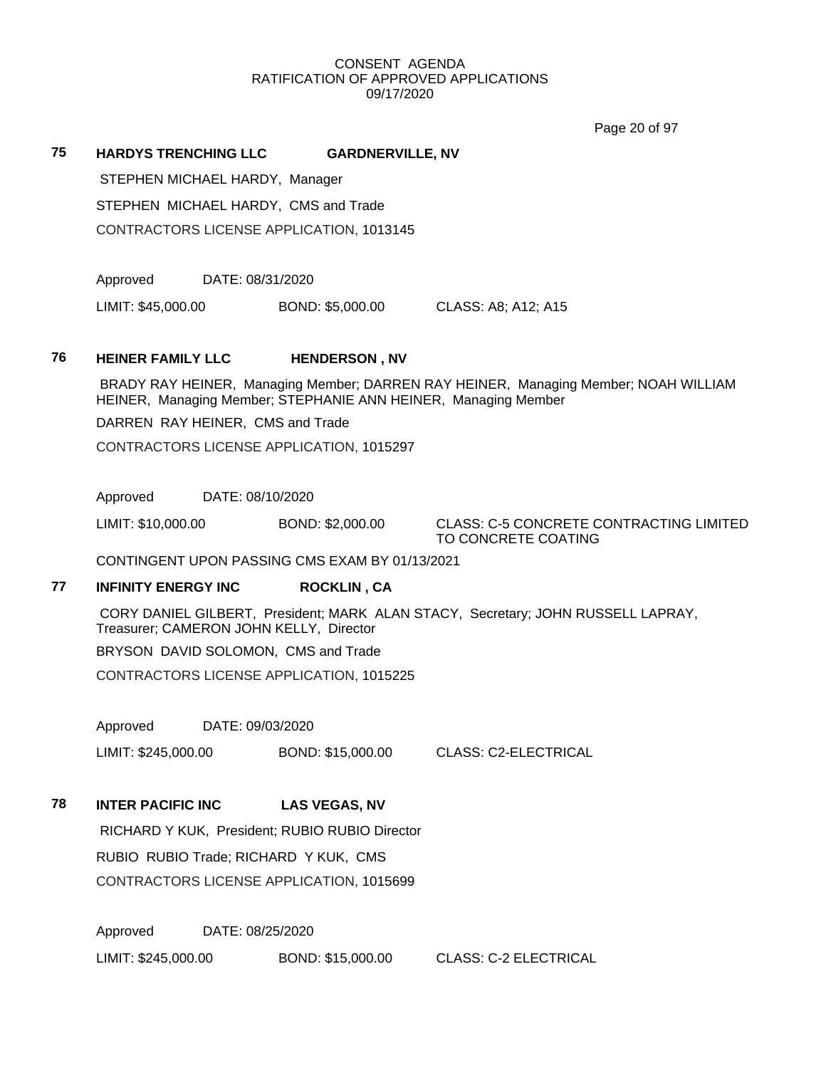CONSENT AGENDA
RATIFICATION OF APPROVED APPLICATIONS
09/17/2020

**75 HARDYS TRENCHING LLC GARDNERVILLE, NV**

STEPHEN MICHAEL HARDY, Manager

STEPHEN MICHAEL HARDY, CMS and Trade

CONTRACTORS LICENSE APPLICATION, 1013145

Approved DATE: 08/31/2020

LIMIT: $45,000.00 BOND: $5,000.00 CLASS: A8; A12; A15

**76 HEINER FAMILY LLC HENDERSON , NV**

BRADY RAY HEINER, Managing Member; DARREN RAY HEINER, Managing Member; NOAH WILLIAM HEINER, Managing Member; STEPHANIE ANN HEINER, Managing Member

DARREN RAY HEINER, CMS and Trade

CONTRACTORS LICENSE APPLICATION, 1015297

Approved DATE: 08/10/2020

LIMIT: $10,000.00 BOND: $2,000.00 CLASS: C-5 CONCRETE CONTRACTING LIMITED TO CONCRETE COATING

CONTINGENT UPON PASSING CMS EXAM BY 01/13/2021

**77 INFINITY ENERGY INC ROCKLIN , CA**

CORY DANIEL GILBERT, President; MARK ALAN STACY, Secretary; JOHN RUSSELL LAPRAY, Treasurer; CAMERON JOHN KELLY, Director

BRYSON DAVID SOLOMON, CMS and Trade

CONTRACTORS LICENSE APPLICATION, 1015225

Approved DATE: 09/03/2020

LIMIT: $245,000.00 BOND: $15,000.00 CLASS: C2-ELECTRICAL

**78 INTER PACIFIC INC LAS VEGAS, NV**

RICHARD Y KUK, President; RUBIO RUBIO Director

RUBIO RUBIO Trade; RICHARD Y KUK, CMS

CONTRACTORS LICENSE APPLICATION, 1015699

Approved DATE: 08/25/2020

LIMIT: $245,000.00 BOND: $15,000.00 CLASS: C-2 ELECTRICAL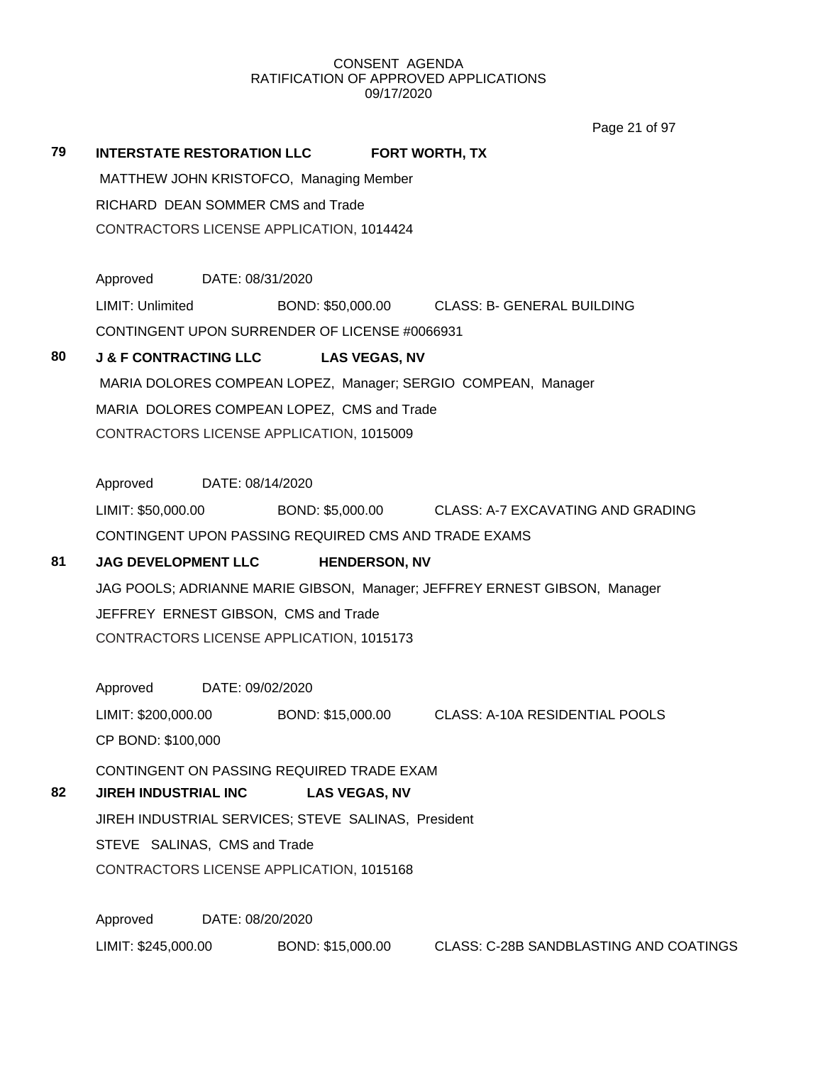CONSENT AGENDA
RATIFICATION OF APPROVED APPLICATIONS
09/17/2020

**79 INTERSTATE RESTORATION LLC FORT WORTH, TX**

MATTHEW JOHN KRISTOFCO, Managing Member

RICHARD DEAN SOMMER CMS and Trade

CONTRACTORS LICENSE APPLICATION, 1014424

Approved DATE: 08/31/2020

LIMIT: Unlimited BOND: $50,000.00 CLASS: B- GENERAL BUILDING

CONTINGENT UPON SURRENDER OF LICENSE #0066931

**80 J & F CONTRACTING LLC LAS VEGAS, NV**

MARIA DOLORES COMPEAN LOPEZ, Manager; SERGIO COMPEAN, Manager

MARIA DOLORES COMPEAN LOPEZ, CMS and Trade

CONTRACTORS LICENSE APPLICATION, 1015009

Approved DATE: 08/14/2020

LIMIT: $50,000.00 BOND: $5,000.00 CLASS: A-7 EXCAVATING AND GRADING

CONTINGENT UPON PASSING REQUIRED CMS AND TRADE EXAMS

**81 JAG DEVELOPMENT LLC HENDERSON, NV**

JAG POOLS; ADRIANNE MARIE GIBSON, Manager; JEFFREY ERNEST GIBSON, Manager

JEFFREY ERNEST GIBSON, CMS and Trade

CONTRACTORS LICENSE APPLICATION, 1015173

Approved DATE: 09/02/2020

LIMIT: $200,000.00 BOND: $15,000.00 CLASS: A-10A RESIDENTIAL POOLS

CP BOND: $100,000

CONTINGENT ON PASSING REQUIRED TRADE EXAM

**82 JIREH INDUSTRIAL INC LAS VEGAS, NV**

JIREH INDUSTRIAL SERVICES; STEVE SALINAS, President

STEVE SALINAS, CMS and Trade

CONTRACTORS LICENSE APPLICATION, 1015168

Approved DATE: 08/20/2020

LIMIT: $245,000.00 BOND: $15,000.00 CLASS: C-28B SANDBLASTING AND COATINGS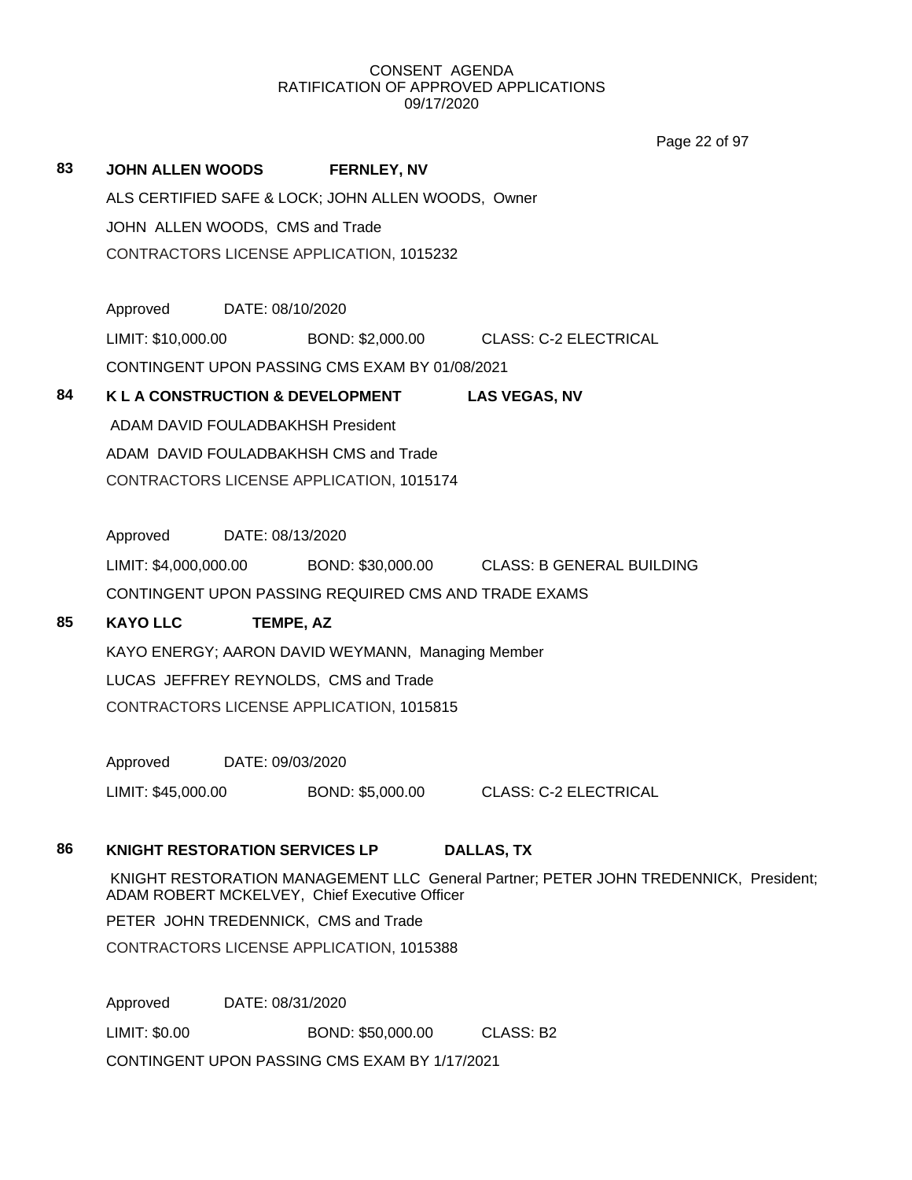CONSENT AGENDA
RATIFICATION OF APPROVED APPLICATIONS
09/17/2020

**83 JOHN ALLEN WOODS FERNLEY, NV**

ALS CERTIFIED SAFE & LOCK; JOHN ALLEN WOODS, Owner

JOHN ALLEN WOODS, CMS and Trade

CONTRACTORS LICENSE APPLICATION, 1015232

Approved DATE: 08/10/2020

LIMIT: $10,000.00 BOND: $2,000.00 CLASS: C-2 ELECTRICAL

CONTINGENT UPON PASSING CMS EXAM BY 01/08/2021

**84 K L A CONSTRUCTION & DEVELOPMENT LAS VEGAS, NV**

ADAM DAVID FOULADBAKHSH President

ADAM DAVID FOULADBAKHSH CMS and Trade

CONTRACTORS LICENSE APPLICATION, 1015174

Approved DATE: 08/13/2020

LIMIT: $4,000,000.00 BOND: $30,000.00 CLASS: B GENERAL BUILDING

CONTINGENT UPON PASSING REQUIRED CMS AND TRADE EXAMS

**85 KAYO LLC TEMPE, AZ**

KAYO ENERGY; AARON DAVID WEYMANN, Managing Member

LUCAS JEFFREY REYNOLDS, CMS and Trade

CONTRACTORS LICENSE APPLICATION, 1015815

Approved DATE: 09/03/2020

LIMIT: $45,000.00 BOND: $5,000.00 CLASS: C-2 ELECTRICAL

**86 KNIGHT RESTORATION SERVICES LP DALLAS, TX**

KNIGHT RESTORATION MANAGEMENT LLC General Partner; PETER JOHN TREDENNICK, President; ADAM ROBERT MCKELVEY, Chief Executive Officer

PETER JOHN TREDENNICK, CMS and Trade

CONTRACTORS LICENSE APPLICATION, 1015388

Approved DATE: 08/31/2020

LIMIT: $0.00 BOND: $50,000.00 CLASS: B2

CONTINGENT UPON PASSING CMS EXAM BY 1/17/2021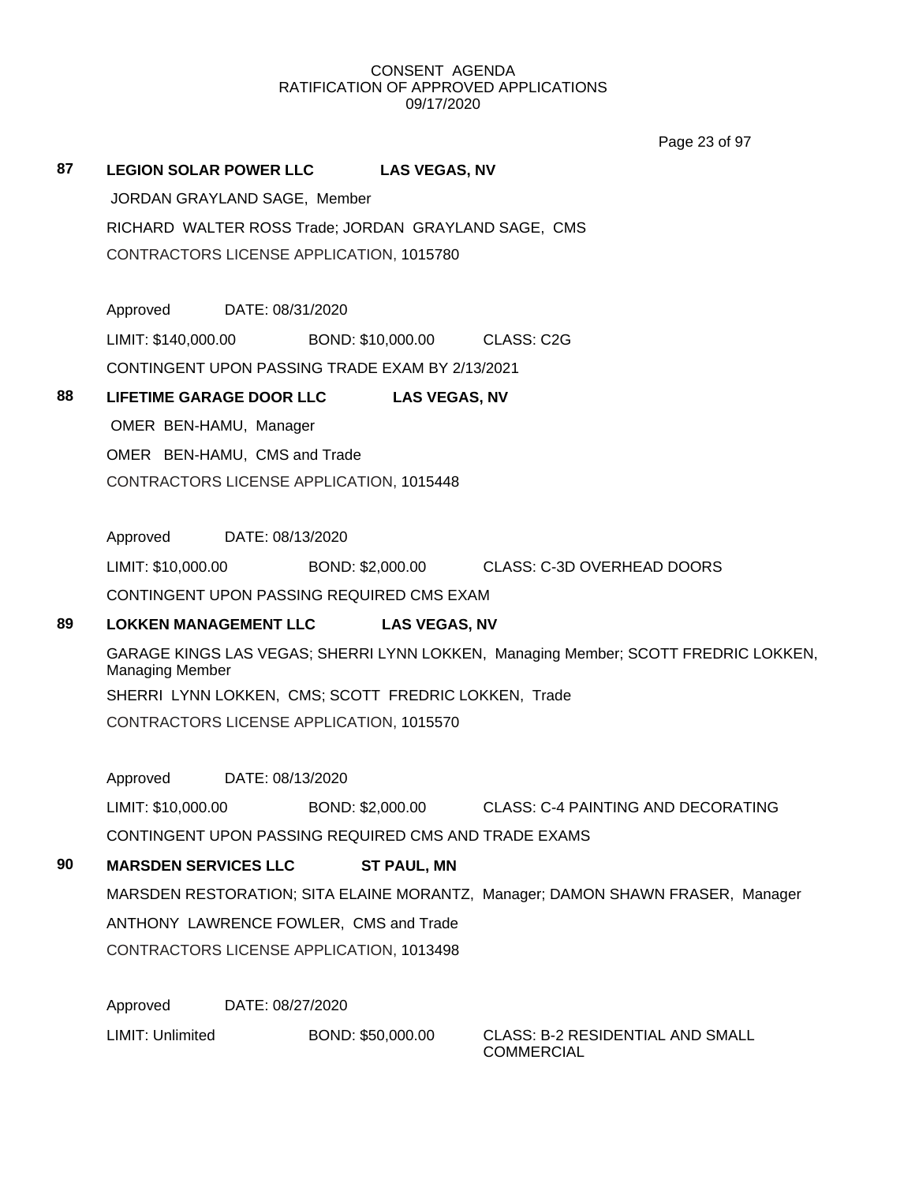CONSENT AGENDA
RATIFICATION OF APPROVED APPLICATIONS
09/17/2020

**87 LEGION SOLAR POWER LLC LAS VEGAS, NV**

JORDAN GRAYLAND SAGE, Member

RICHARD WALTER ROSS Trade; JORDAN GRAYLAND SAGE, CMS

CONTRACTORS LICENSE APPLICATION, 1015780

Approved DATE: 08/31/2020

LIMIT: $140,000.00 BOND: $10,000.00 CLASS: C2G

CONTINGENT UPON PASSING TRADE EXAM BY 2/13/2021

**88 LIFETIME GARAGE DOOR LLC LAS VEGAS, NV**

OMER BEN-HAMU, Manager

OMER BEN-HAMU, CMS and Trade

CONTRACTORS LICENSE APPLICATION, 1015448

Approved DATE: 08/13/2020

LIMIT: $10,000.00 BOND: $2,000.00 CLASS: C-3D OVERHEAD DOORS

CONTINGENT UPON PASSING REQUIRED CMS EXAM

**89 LOKKEN MANAGEMENT LLC LAS VEGAS, NV**

GARAGE KINGS LAS VEGAS; SHERRI LYNN LOKKEN, Managing Member; SCOTT FREDRIC LOKKEN, Managing Member

SHERRI LYNN LOKKEN, CMS; SCOTT FREDRIC LOKKEN, Trade

CONTRACTORS LICENSE APPLICATION, 1015570

Approved DATE: 08/13/2020

LIMIT: $10,000.00 BOND: $2,000.00 CLASS: C-4 PAINTING AND DECORATING

CONTINGENT UPON PASSING REQUIRED CMS AND TRADE EXAMS

**90 MARSDEN SERVICES LLC ST PAUL, MN**

MARSDEN RESTORATION; SITA ELAINE MORANTZ, Manager; DAMON SHAWN FRASER, Manager

ANTHONY LAWRENCE FOWLER, CMS and Trade

CONTRACTORS LICENSE APPLICATION, 1013498

Approved DATE: 08/27/2020

LIMIT: Unlimited BOND: $50,000.00 CLASS: B-2 RESIDENTIAL AND SMALL COMMERCIAL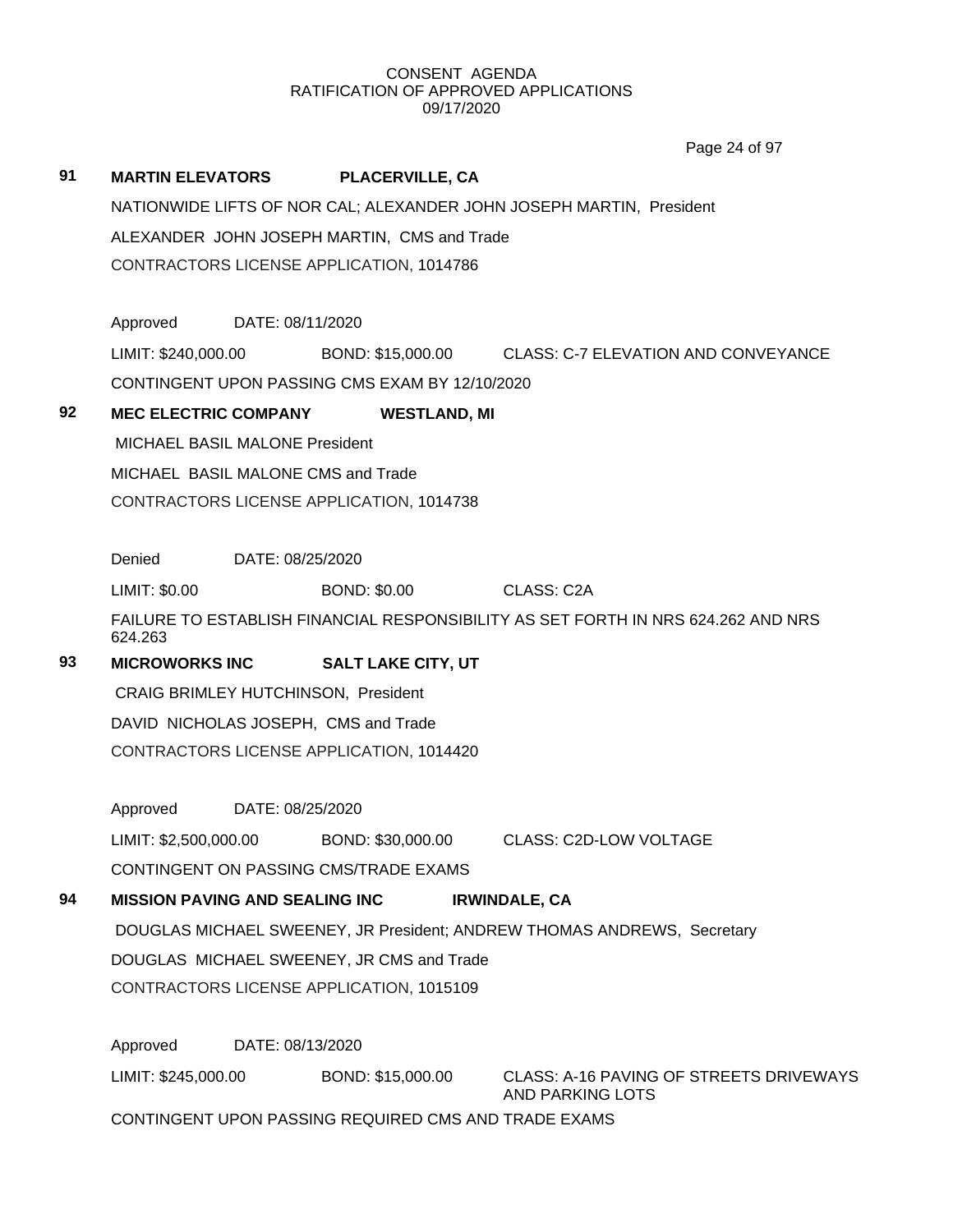CONSENT AGENDA
RATIFICATION OF APPROVED APPLICATIONS
09/17/2020

**91** **MARTIN ELEVATORS** **PLACERVILLE, CA**

NATIONWIDE LIFTS OF NOR CAL; ALEXANDER JOHN JOSEPH MARTIN, President

ALEXANDER JOHN JOSEPH MARTIN, CMS and Trade

CONTRACTORS LICENSE APPLICATION, 1014786

Approved DATE: 08/11/2020

LIMIT: $240,000.00 BOND: $15,000.00 CLASS: C-7 ELEVATION AND CONVEYANCE

CONTINGENT UPON PASSING CMS EXAM BY 12/10/2020

**92** **MEC ELECTRIC COMPANY** **WESTLAND, MI**

MICHAEL BASIL MALONE President

MICHAEL BASIL MALONE CMS and Trade

CONTRACTORS LICENSE APPLICATION, 1014738

Denied DATE: 08/25/2020

LIMIT: $0.00 BOND: $0.00 CLASS: C2A

FAILURE TO ESTABLISH FINANCIAL RESPONSIBILITY AS SET FORTH IN NRS 624.262 AND NRS 624.263

**93** **MICROWORKS INC** **SALT LAKE CITY, UT**

CRAIG BRIMLEY HUTCHINSON, President

DAVID NICHOLAS JOSEPH, CMS and Trade

CONTRACTORS LICENSE APPLICATION, 1014420

Approved DATE: 08/25/2020

LIMIT: $2,500,000.00 BOND: $30,000.00 CLASS: C2D-LOW VOLTAGE

CONTINGENT ON PASSING CMS/TRADE EXAMS

**94** **MISSION PAVING AND SEALING INC** **IRWINDALE, CA**

DOUGLAS MICHAEL SWEENEY, JR President; ANDREW THOMAS ANDREWS, Secretary

DOUGLAS MICHAEL SWEENEY, JR CMS and Trade

CONTRACTORS LICENSE APPLICATION, 1015109

Approved DATE: 08/13/2020

LIMIT: $245,000.00 BOND: $15,000.00 CLASS: A-16 PAVING OF STREETS DRIVEWAYS AND PARKING LOTS

CONTINGENT UPON PASSING REQUIRED CMS AND TRADE EXAMS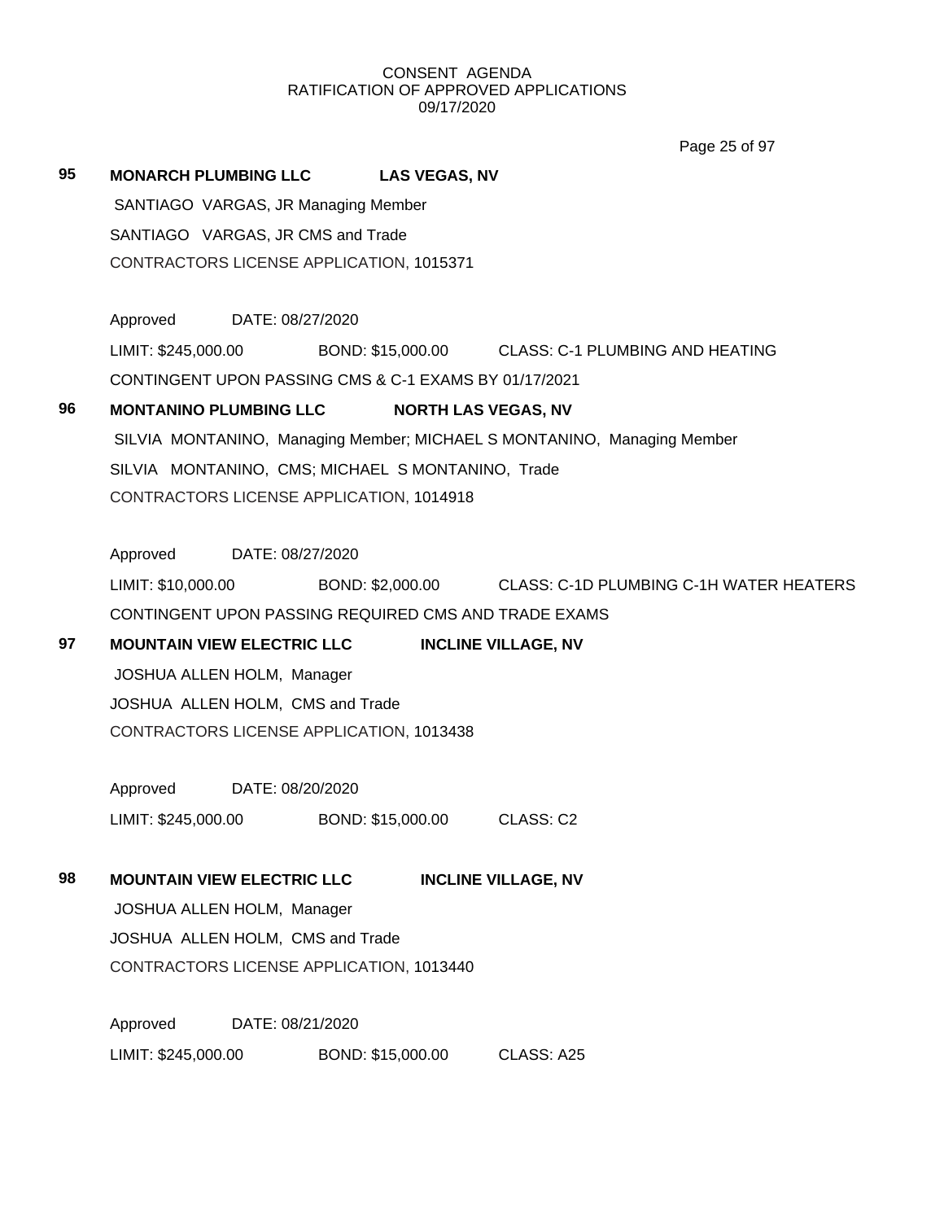CONSENT AGENDA
RATIFICATION OF APPROVED APPLICATIONS
09/17/2020

**95** **MONARCH PLUMBING LLC** **LAS VEGAS, NV**

SANTIAGO VARGAS, JR Managing Member

SANTIAGO VARGAS, JR CMS and Trade

CONTRACTORS LICENSE APPLICATION, 1015371

Approved DATE: 08/27/2020

LIMIT: $245,000.00 BOND: $15,000.00 CLASS: C-1 PLUMBING AND HEATING

CONTINGENT UPON PASSING CMS & C-1 EXAMS BY 01/17/2021

**96** **MONTANINO PLUMBING LLC** **NORTH LAS VEGAS, NV**

SILVIA MONTANINO, Managing Member; MICHAEL S MONTANINO, Managing Member

SILVIA MONTANINO, CMS; MICHAEL S MONTANINO, Trade

CONTRACTORS LICENSE APPLICATION, 1014918

Approved DATE: 08/27/2020

LIMIT: $10,000.00 BOND: $2,000.00 CLASS: C-1D PLUMBING C-1H WATER HEATERS

CONTINGENT UPON PASSING REQUIRED CMS AND TRADE EXAMS

**97** **MOUNTAIN VIEW ELECTRIC LLC** **INCLINE VILLAGE, NV**

JOSHUA ALLEN HOLM, Manager

JOSHUA ALLEN HOLM, CMS and Trade

CONTRACTORS LICENSE APPLICATION, 1013438

Approved DATE: 08/20/2020

LIMIT: $245,000.00 BOND: $15,000.00 CLASS: C2

**98** **MOUNTAIN VIEW ELECTRIC LLC** **INCLINE VILLAGE, NV**

JOSHUA ALLEN HOLM, Manager

JOSHUA ALLEN HOLM, CMS and Trade

CONTRACTORS LICENSE APPLICATION, 1013440

Approved DATE: 08/21/2020

LIMIT: $245,000.00 BOND: $15,000.00 CLASS: A25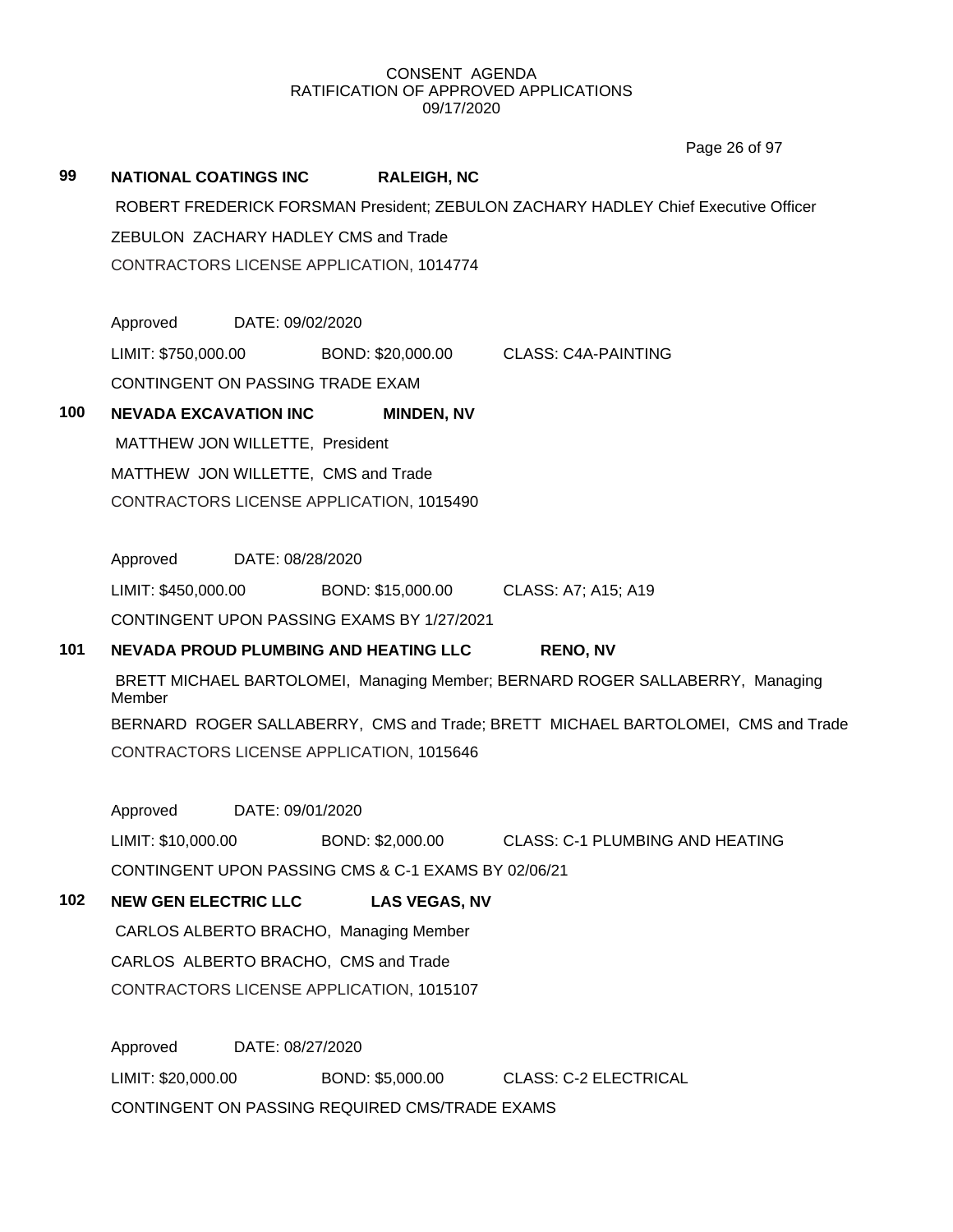CONSENT AGENDA
RATIFICATION OF APPROVED APPLICATIONS
09/17/2020

**99 NATIONAL COATINGS INC RALEIGH, NC**

ROBERT FREDERICK FORSMAN President; ZEBULON ZACHARY HADLEY Chief Executive Officer

ZEBULON ZACHARY HADLEY CMS and Trade

CONTRACTORS LICENSE APPLICATION, 1014774

Approved DATE: 09/02/2020

LIMIT: $750,000.00 BOND: $20,000.00 CLASS: C4A-PAINTING

CONTINGENT ON PASSING TRADE EXAM

**100 NEVADA EXCAVATION INC MINDEN, NV**

MATTHEW JON WILLETTE, President

MATTHEW JON WILLETTE, CMS and Trade

CONTRACTORS LICENSE APPLICATION, 1015490

Approved DATE: 08/28/2020

LIMIT: $450,000.00 BOND: $15,000.00 CLASS: A7; A15; A19

CONTINGENT UPON PASSING EXAMS BY 1/27/2021

**101 NEVADA PROUD PLUMBING AND HEATING LLC RENO, NV**

BRETT MICHAEL BARTOLOMEI, Managing Member; BERNARD ROGER SALLABERRY, Managing Member

BERNARD ROGER SALLABERRY, CMS and Trade; BRETT MICHAEL BARTOLOMEI, CMS and Trade

CONTRACTORS LICENSE APPLICATION, 1015646

Approved DATE: 09/01/2020

LIMIT: $10,000.00 BOND: $2,000.00 CLASS: C-1 PLUMBING AND HEATING

CONTINGENT UPON PASSING CMS & C-1 EXAMS BY 02/06/21

**102 NEW GEN ELECTRIC LLC LAS VEGAS, NV**

CARLOS ALBERTO BRACHO, Managing Member

CARLOS ALBERTO BRACHO, CMS and Trade

CONTRACTORS LICENSE APPLICATION, 1015107

Approved DATE: 08/27/2020

LIMIT: $20,000.00 BOND: $5,000.00 CLASS: C-2 ELECTRICAL

CONTINGENT ON PASSING REQUIRED CMS/TRADE EXAMS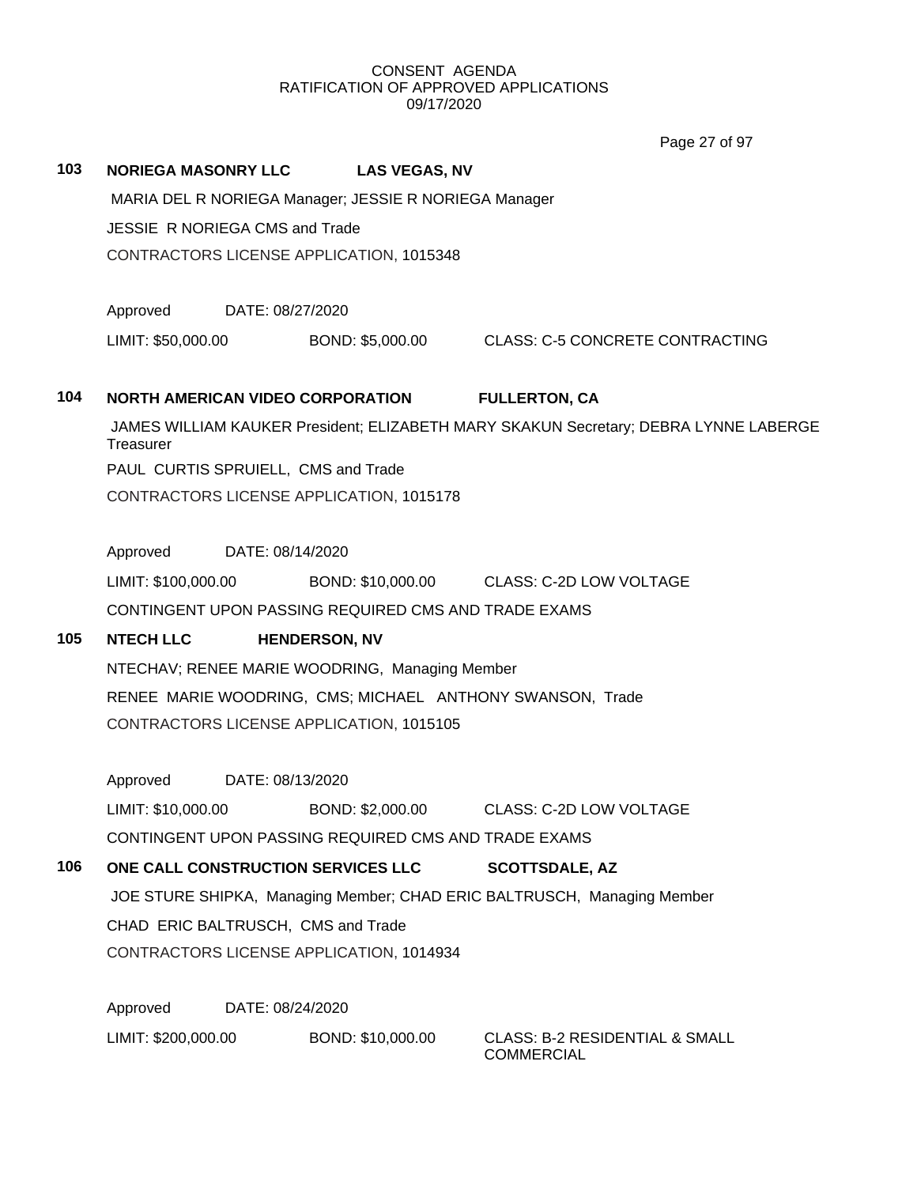CONSENT AGENDA
RATIFICATION OF APPROVED APPLICATIONS
09/17/2020

**103 NORIEGA MASONRY LLC LAS VEGAS, NV**

MARIA DEL R NORIEGA Manager; JESSIE R NORIEGA Manager

JESSIE R NORIEGA CMS and Trade

CONTRACTORS LICENSE APPLICATION, 1015348

Approved DATE: 08/27/2020

LIMIT: $50,000.00 BOND: $5,000.00 CLASS: C-5 CONCRETE CONTRACTING

**104 NORTH AMERICAN VIDEO CORPORATION FULLERTON, CA**

JAMES WILLIAM KAUKER President; ELIZABETH MARY SKAKUN Secretary; DEBRA LYNNE LABERGE Treasurer

PAUL CURTIS SPRUIELL, CMS and Trade

CONTRACTORS LICENSE APPLICATION, 1015178

Approved DATE: 08/14/2020

LIMIT: $100,000.00 BOND: $10,000.00 CLASS: C-2D LOW VOLTAGE

CONTINGENT UPON PASSING REQUIRED CMS AND TRADE EXAMS

**105 NTECH LLC HENDERSON, NV**

NTECHAV; RENEE MARIE WOODRING, Managing Member

RENEE MARIE WOODRING, CMS; MICHAEL ANTHONY SWANSON, Trade

CONTRACTORS LICENSE APPLICATION, 1015105

Approved DATE: 08/13/2020

LIMIT: $10,000.00 BOND: $2,000.00 CLASS: C-2D LOW VOLTAGE

CONTINGENT UPON PASSING REQUIRED CMS AND TRADE EXAMS

**106 ONE CALL CONSTRUCTION SERVICES LLC SCOTTSDALE, AZ**

JOE STURE SHIPKA, Managing Member; CHAD ERIC BALTRUSCH, Managing Member

CHAD ERIC BALTRUSCH, CMS and Trade

CONTRACTORS LICENSE APPLICATION, 1014934

Approved DATE: 08/24/2020

LIMIT: $200,000.00 BOND: $10,000.00 CLASS: B-2 RESIDENTIAL & SMALL COMMERCIAL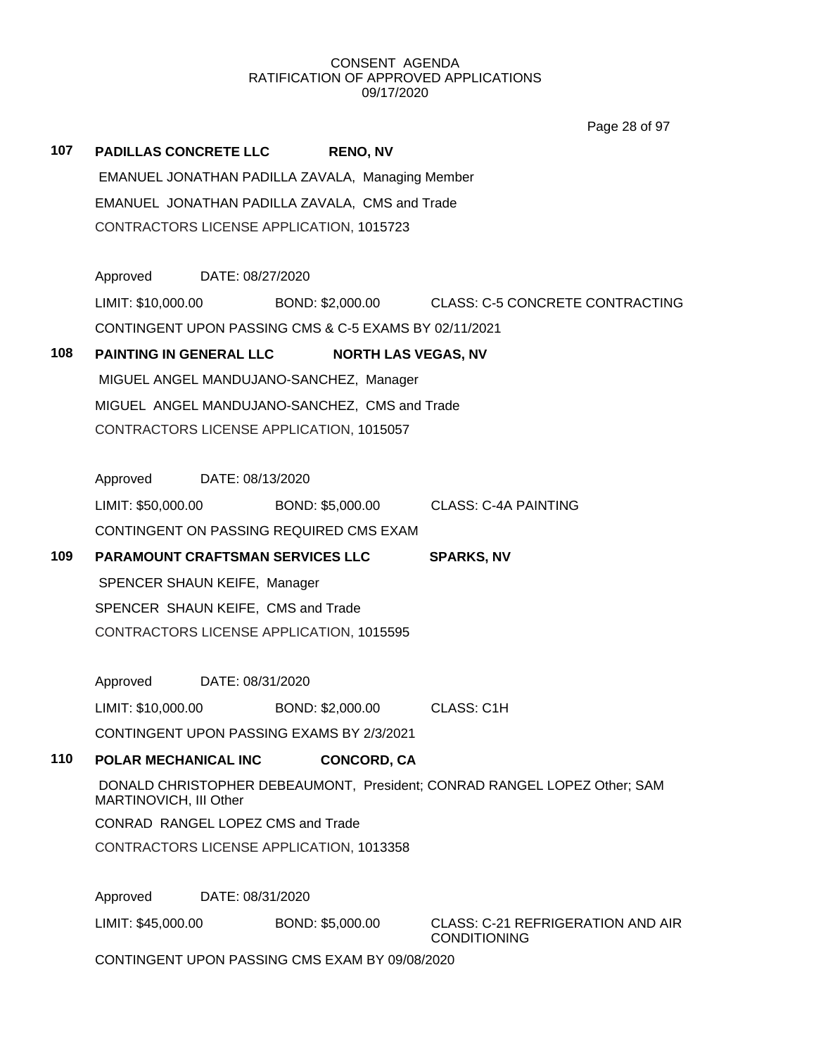CONSENT AGENDA
RATIFICATION OF APPROVED APPLICATIONS
09/17/2020

**107 PADILLAS CONCRETE LLC RENO, NV**

EMANUEL JONATHAN PADILLA ZAVALA, Managing Member

EMANUEL JONATHAN PADILLA ZAVALA, CMS and Trade

CONTRACTORS LICENSE APPLICATION, 1015723

Approved DATE: 08/27/2020

LIMIT: $10,000.00 BOND: $2,000.00 CLASS: C-5 CONCRETE CONTRACTING

CONTINGENT UPON PASSING CMS & C-5 EXAMS BY 02/11/2021

**108 PAINTING IN GENERAL LLC NORTH LAS VEGAS, NV**

MIGUEL ANGEL MANDUJANO-SANCHEZ, Manager

MIGUEL ANGEL MANDUJANO-SANCHEZ, CMS and Trade

CONTRACTORS LICENSE APPLICATION, 1015057

Approved DATE: 08/13/2020

LIMIT: $50,000.00 BOND: $5,000.00 CLASS: C-4A PAINTING

CONTINGENT ON PASSING REQUIRED CMS EXAM

**109 PARAMOUNT CRAFTSMAN SERVICES LLC SPARKS, NV**

SPENCER SHAUN KEIFE, Manager

SPENCER SHAUN KEIFE, CMS and Trade

CONTRACTORS LICENSE APPLICATION, 1015595

Approved DATE: 08/31/2020

LIMIT: $10,000.00 BOND: $2,000.00 CLASS: C1H

CONTINGENT UPON PASSING EXAMS BY 2/3/2021

**110 POLAR MECHANICAL INC CONCORD, CA**

DONALD CHRISTOPHER DEBEAUMONT, President; CONRAD RANGEL LOPEZ Other; SAM MARTINOVICH, III Other

CONRAD RANGEL LOPEZ CMS and Trade

CONTRACTORS LICENSE APPLICATION, 1013358

Approved DATE: 08/31/2020

LIMIT: $45,000.00 BOND: $5,000.00 CLASS: C-21 REFRIGERATION AND AIR CONDITIONING

CONTINGENT UPON PASSING CMS EXAM BY 09/08/2020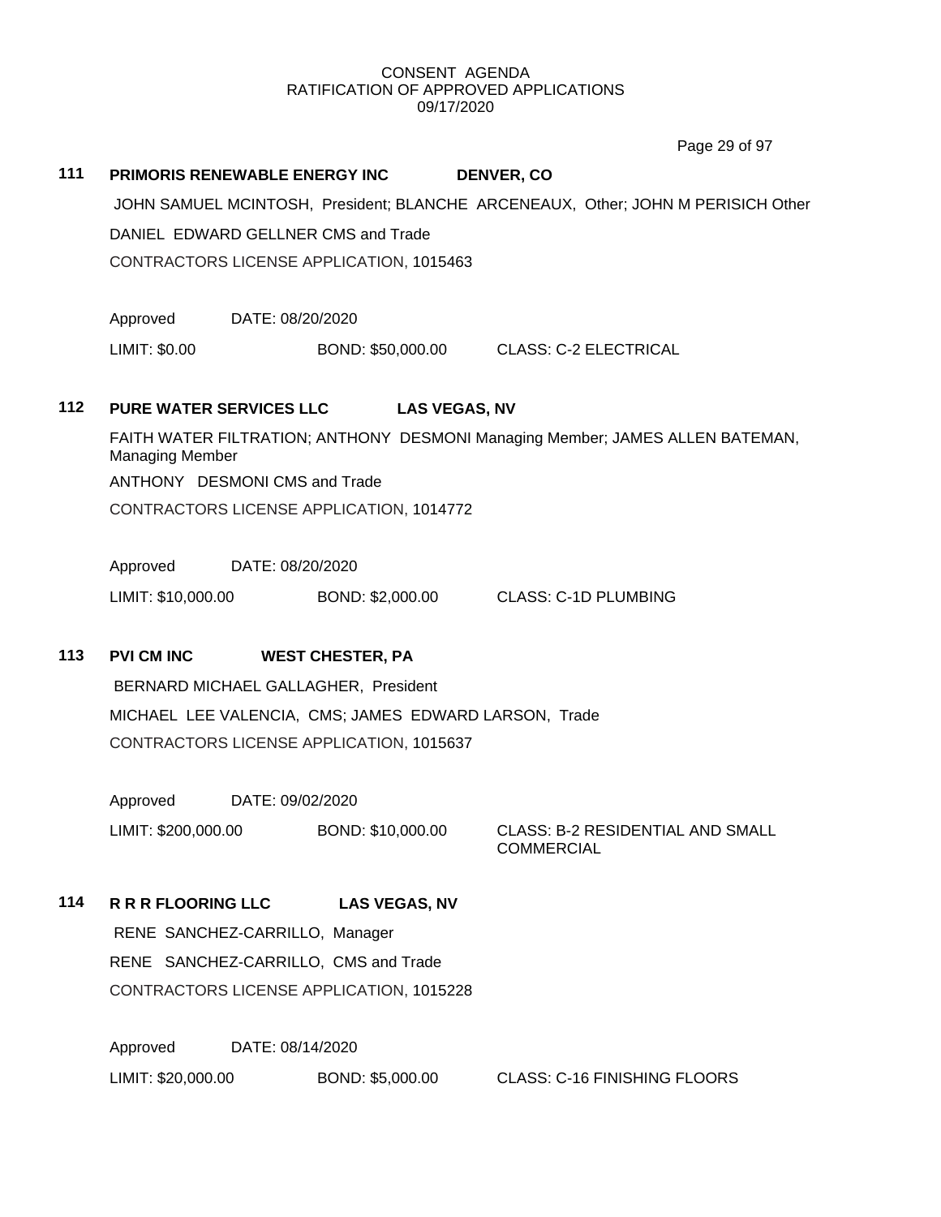CONSENT AGENDA
RATIFICATION OF APPROVED APPLICATIONS
09/17/2020

**111 PRIMORIS RENEWABLE ENERGY INC DENVER, CO**

JOHN SAMUEL MCINTOSH, President; BLANCHE ARCENEAUX, Other; JOHN M PERISICH Other

DANIEL EDWARD GELLNER CMS and Trade

CONTRACTORS LICENSE APPLICATION, 1015463

Approved DATE: 08/20/2020

LIMIT: $0.00 BOND: $50,000.00 CLASS: C-2 ELECTRICAL

**112 PURE WATER SERVICES LLC LAS VEGAS, NV**

FAITH WATER FILTRATION; ANTHONY DESMONI Managing Member; JAMES ALLEN BATEMAN, Managing Member

ANTHONY DESMONI CMS and Trade

CONTRACTORS LICENSE APPLICATION, 1014772

Approved DATE: 08/20/2020

LIMIT: $10,000.00 BOND: $2,000.00 CLASS: C-1D PLUMBING

**113 PVI CM INC WEST CHESTER, PA**

BERNARD MICHAEL GALLAGHER, President

MICHAEL LEE VALENCIA, CMS; JAMES EDWARD LARSON, Trade

CONTRACTORS LICENSE APPLICATION, 1015637

Approved DATE: 09/02/2020

LIMIT: $200,000.00 BOND: $10,000.00 CLASS: B-2 RESIDENTIAL AND SMALL COMMERCIAL

**114 R R R FLOORING LLC LAS VEGAS, NV**

RENE SANCHEZ-CARRILLO, Manager

RENE SANCHEZ-CARRILLO, CMS and Trade

CONTRACTORS LICENSE APPLICATION, 1015228

Approved DATE: 08/14/2020

LIMIT: $20,000.00 BOND: $5,000.00 CLASS: C-16 FINISHING FLOORS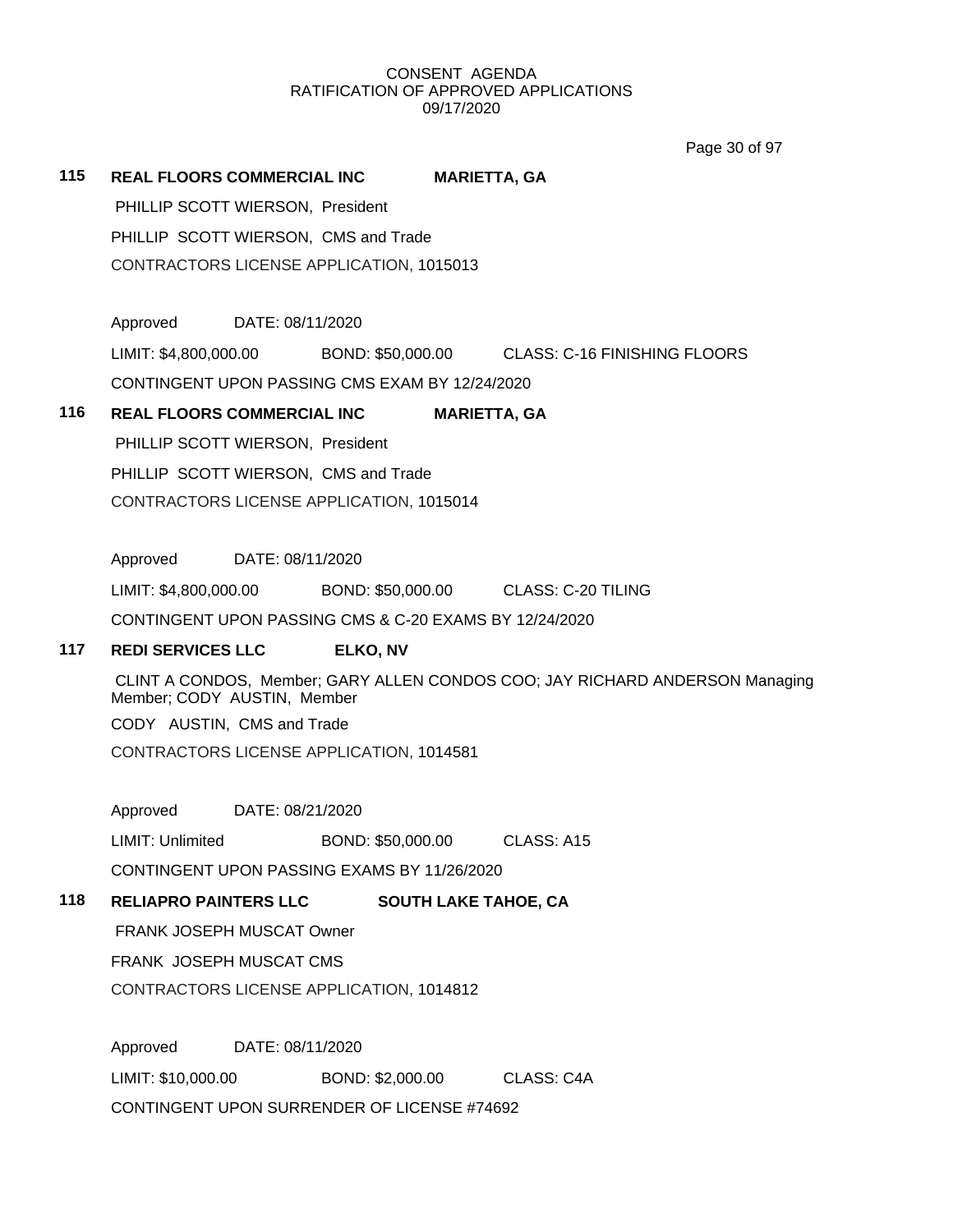CONSENT AGENDA
RATIFICATION OF APPROVED APPLICATIONS
09/17/2020

**115 REAL FLOORS COMMERCIAL INC MARIETTA, GA**

PHILLIP SCOTT WIERSON, President

PHILLIP SCOTT WIERSON, CMS and Trade

CONTRACTORS LICENSE APPLICATION, 1015013

Approved DATE: 08/11/2020

LIMIT: $4,800,000.00 BOND: $50,000.00 CLASS: C-16 FINISHING FLOORS

CONTINGENT UPON PASSING CMS EXAM BY 12/24/2020

**116 REAL FLOORS COMMERCIAL INC MARIETTA, GA**

PHILLIP SCOTT WIERSON, President

PHILLIP SCOTT WIERSON, CMS and Trade

CONTRACTORS LICENSE APPLICATION, 1015014

Approved DATE: 08/11/2020

LIMIT: $4,800,000.00 BOND: $50,000.00 CLASS: C-20 TILING

CONTINGENT UPON PASSING CMS & C-20 EXAMS BY 12/24/2020

**117 REDI SERVICES LLC ELKO, NV**

CLINT A CONDOS, Member; GARY ALLEN CONDOS COO; JAY RICHARD ANDERSON Managing Member; CODY AUSTIN, Member

CODY AUSTIN, CMS and Trade

CONTRACTORS LICENSE APPLICATION, 1014581

Approved DATE: 08/21/2020

LIMIT: Unlimited BOND: $50,000.00 CLASS: A15

CONTINGENT UPON PASSING EXAMS BY 11/26/2020

**118 RELIAPRO PAINTERS LLC SOUTH LAKE TAHOE, CA**

FRANK JOSEPH MUSCAT Owner

FRANK JOSEPH MUSCAT CMS

CONTRACTORS LICENSE APPLICATION, 1014812

Approved DATE: 08/11/2020

LIMIT: $10,000.00 BOND: $2,000.00 CLASS: C4A

CONTINGENT UPON SURRENDER OF LICENSE #74692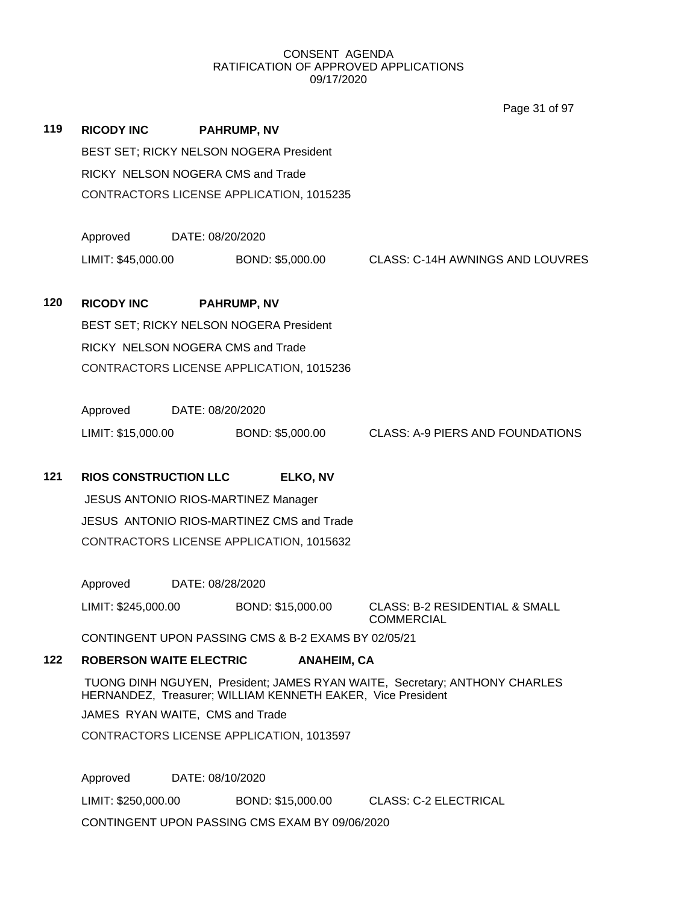CONSENT AGENDA
RATIFICATION OF APPROVED APPLICATIONS
09/17/2020

**119 RICODY INC PAHRUMP, NV**

BEST SET; RICKY NELSON NOGERA President

RICKY NELSON NOGERA CMS and Trade

CONTRACTORS LICENSE APPLICATION, 1015235

Approved DATE: 08/20/2020

LIMIT: $45,000.00 BOND: $5,000.00 CLASS: C-14H AWNINGS AND LOUVRES

**120 RICODY INC PAHRUMP, NV**

BEST SET; RICKY NELSON NOGERA President

RICKY NELSON NOGERA CMS and Trade

CONTRACTORS LICENSE APPLICATION, 1015236

Approved DATE: 08/20/2020

LIMIT: $15,000.00 BOND: $5,000.00 CLASS: A-9 PIERS AND FOUNDATIONS

**121 RIOS CONSTRUCTION LLC ELKO, NV**

JESUS ANTONIO RIOS-MARTINEZ Manager

JESUS ANTONIO RIOS-MARTINEZ CMS and Trade

CONTRACTORS LICENSE APPLICATION, 1015632

Approved DATE: 08/28/2020

LIMIT: $245,000.00 BOND: $15,000.00 CLASS: B-2 RESIDENTIAL & SMALL COMMERCIAL

CONTINGENT UPON PASSING CMS & B-2 EXAMS BY 02/05/21

**122 ROBERSON WAITE ELECTRIC ANAHEIM, CA**

TUONG DINH NGUYEN, President; JAMES RYAN WAITE, Secretary; ANTHONY CHARLES HERNANDEZ, Treasurer; WILLIAM KENNETH EAKER, Vice President

JAMES RYAN WAITE, CMS and Trade

CONTRACTORS LICENSE APPLICATION, 1013597

Approved DATE: 08/10/2020

LIMIT: $250,000.00 BOND: $15,000.00 CLASS: C-2 ELECTRICAL

CONTINGENT UPON PASSING CMS EXAM BY 09/06/2020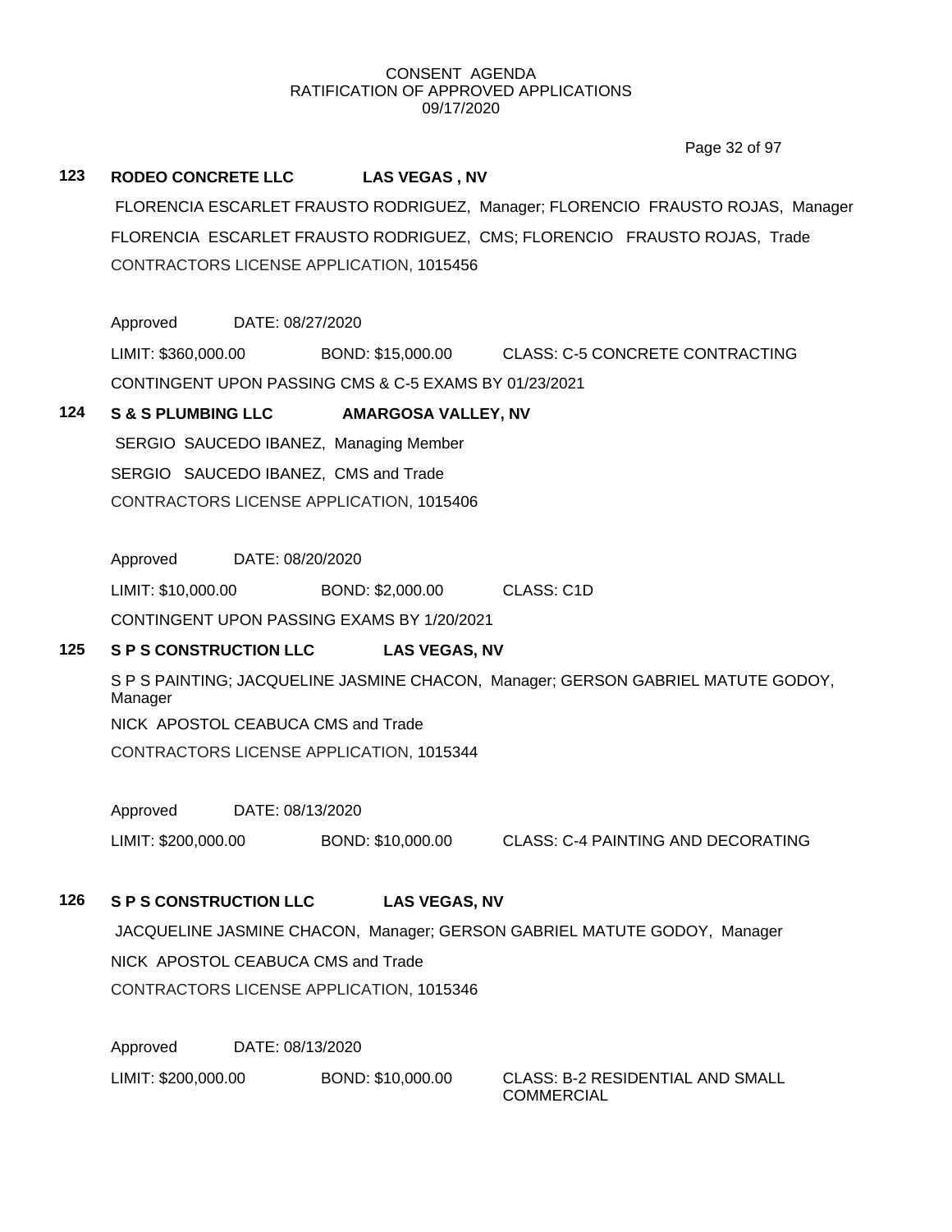CONSENT AGENDA
RATIFICATION OF APPROVED APPLICATIONS
09/17/2020

**123 RODEO CONCRETE LLC LAS VEGAS , NV**

FLORENCIA ESCARLET FRAUSTO RODRIGUEZ, Manager; FLORENCIO FRAUSTO ROJAS, Manager
FLORENCIA ESCARLET FRAUSTO RODRIGUEZ, CMS; FLORENCIO FRAUSTO ROJAS, Trade
CONTRACTORS LICENSE APPLICATION, 1015456

Approved DATE: 08/27/2020

LIMIT: $360,000.00 BOND: $15,000.00 CLASS: C-5 CONCRETE CONTRACTING

CONTINGENT UPON PASSING CMS & C-5 EXAMS BY 01/23/2021

**124 S & S PLUMBING LLC AMARGOSA VALLEY, NV**

SERGIO SAUCEDO IBANEZ, Managing Member
SERGIO SAUCEDO IBANEZ, CMS and Trade
CONTRACTORS LICENSE APPLICATION, 1015406

Approved DATE: 08/20/2020

LIMIT: $10,000.00 BOND: $2,000.00 CLASS: C1D

CONTINGENT UPON PASSING EXAMS BY 1/20/2021

**125 S P S CONSTRUCTION LLC LAS VEGAS, NV**

S P S PAINTING; JACQUELINE JASMINE CHACON, Manager; GERSON GABRIEL MATUTE GODOY, Manager
NICK APOSTOL CEABUCA CMS and Trade
CONTRACTORS LICENSE APPLICATION, 1015344

Approved DATE: 08/13/2020

LIMIT: $200,000.00 BOND: $10,000.00 CLASS: C-4 PAINTING AND DECORATING

**126 S P S CONSTRUCTION LLC LAS VEGAS, NV**

JACQUELINE JASMINE CHACON, Manager; GERSON GABRIEL MATUTE GODOY, Manager
NICK APOSTOL CEABUCA CMS and Trade
CONTRACTORS LICENSE APPLICATION, 1015346

Approved DATE: 08/13/2020

LIMIT: $200,000.00 BOND: $10,000.00 CLASS: B-2 RESIDENTIAL AND SMALL COMMERCIAL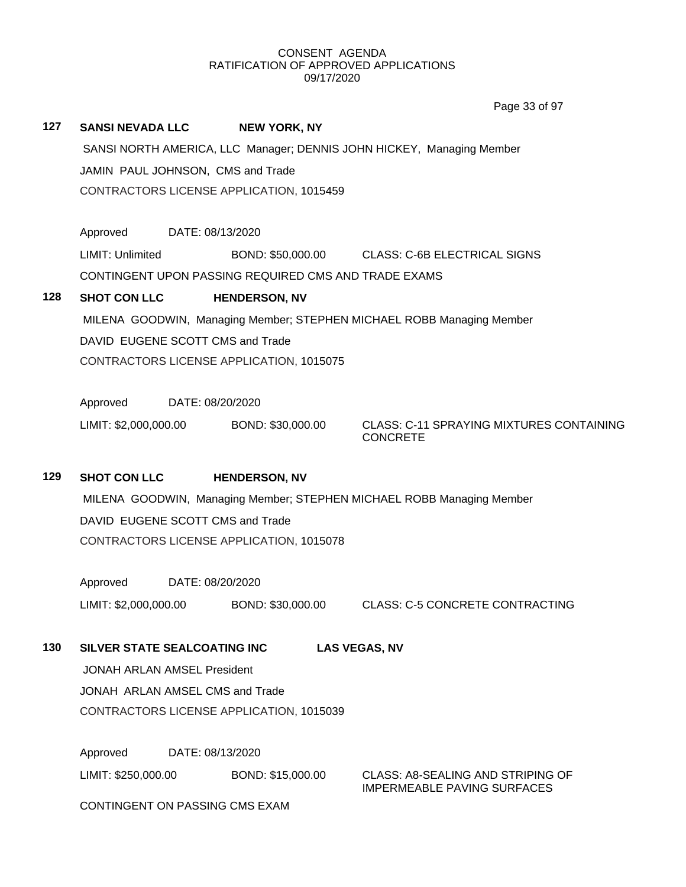CONSENT AGENDA
RATIFICATION OF APPROVED APPLICATIONS
09/17/2020

**127 SANSI NEVADA LLC NEW YORK, NY**

SANSI NORTH AMERICA, LLC Manager; DENNIS JOHN HICKEY, Managing Member

JAMIN PAUL JOHNSON, CMS and Trade

CONTRACTORS LICENSE APPLICATION, 1015459

Approved DATE: 08/13/2020

LIMIT: Unlimited BOND: $50,000.00 CLASS: C-6B ELECTRICAL SIGNS

CONTINGENT UPON PASSING REQUIRED CMS AND TRADE EXAMS

**128 SHOT CON LLC HENDERSON, NV**

MILENA GOODWIN, Managing Member; STEPHEN MICHAEL ROBB Managing Member

DAVID EUGENE SCOTT CMS and Trade

CONTRACTORS LICENSE APPLICATION, 1015075

Approved DATE: 08/20/2020

LIMIT: $2,000,000.00 BOND: $30,000.00 CLASS: C-11 SPRAYING MIXTURES CONTAINING CONCRETE

**129 SHOT CON LLC HENDERSON, NV**

MILENA GOODWIN, Managing Member; STEPHEN MICHAEL ROBB Managing Member

DAVID EUGENE SCOTT CMS and Trade

CONTRACTORS LICENSE APPLICATION, 1015078

Approved DATE: 08/20/2020

LIMIT: $2,000,000.00 BOND: $30,000.00 CLASS: C-5 CONCRETE CONTRACTING

**130 SILVER STATE SEALCOATING INC LAS VEGAS, NV**

JONAH ARLAN AMSEL President

JONAH ARLAN AMSEL CMS and Trade

CONTRACTORS LICENSE APPLICATION, 1015039

Approved DATE: 08/13/2020

LIMIT: $250,000.00 BOND: $15,000.00 CLASS: A8-SEALING AND STRIPING OF IMPERMEABLE PAVING SURFACES

CONTINGENT ON PASSING CMS EXAM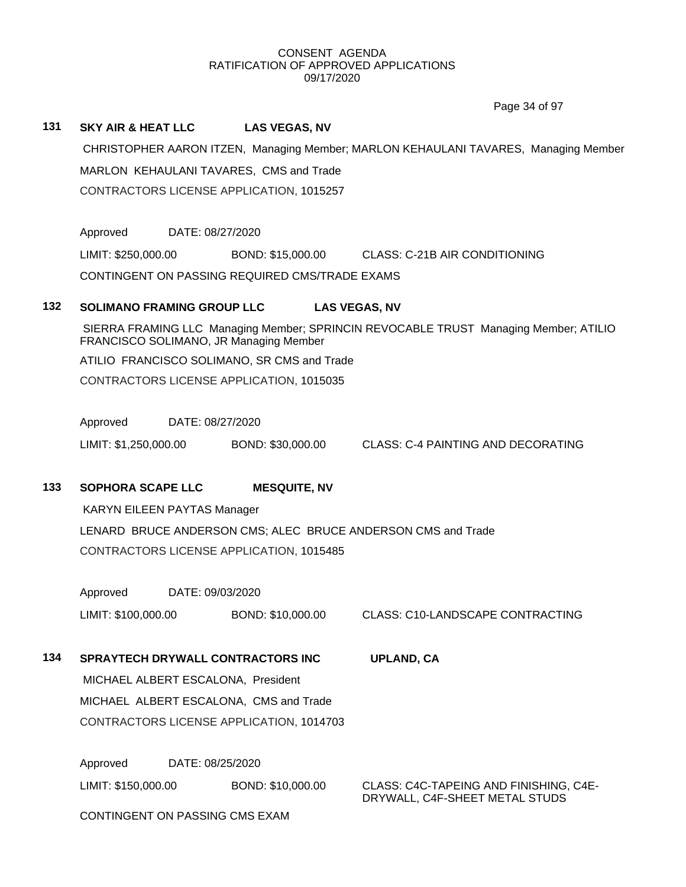CONSENT AGENDA
RATIFICATION OF APPROVED APPLICATIONS
09/17/2020

**131 SKY AIR & HEAT LLC LAS VEGAS, NV**

CHRISTOPHER AARON ITZEN, Managing Member; MARLON KEHAULANI TAVARES, Managing Member

MARLON KEHAULANI TAVARES, CMS and Trade

CONTRACTORS LICENSE APPLICATION, 1015257

Approved DATE: 08/27/2020

LIMIT: $250,000.00 BOND: $15,000.00 CLASS: C-21B AIR CONDITIONING

CONTINGENT ON PASSING REQUIRED CMS/TRADE EXAMS

**132 SOLIMANO FRAMING GROUP LLC LAS VEGAS, NV**

SIERRA FRAMING LLC Managing Member; SPRINCIN REVOCABLE TRUST Managing Member; ATILIO FRANCISCO SOLIMANO, JR Managing Member

ATILIO FRANCISCO SOLIMANO, SR CMS and Trade

CONTRACTORS LICENSE APPLICATION, 1015035

Approved DATE: 08/27/2020

LIMIT: $1,250,000.00 BOND: $30,000.00 CLASS: C-4 PAINTING AND DECORATING

**133 SOPHORA SCAPE LLC MESQUITE, NV**

KARYN EILEEN PAYTAS Manager

LENARD BRUCE ANDERSON CMS; ALEC BRUCE ANDERSON CMS and Trade

CONTRACTORS LICENSE APPLICATION, 1015485

Approved DATE: 09/03/2020

LIMIT: $100,000.00 BOND: $10,000.00 CLASS: C10-LANDSCAPE CONTRACTING

**134 SPRAYTECH DRYWALL CONTRACTORS INC UPLAND, CA**

MICHAEL ALBERT ESCALONA, President

MICHAEL ALBERT ESCALONA, CMS and Trade

CONTRACTORS LICENSE APPLICATION, 1014703

Approved DATE: 08/25/2020

LIMIT: $150,000.00 BOND: $10,000.00 CLASS: C4C-TAPEING AND FINISHING, C4E-DRYWALL, C4F-SHEET METAL STUDS

CONTINGENT ON PASSING CMS EXAM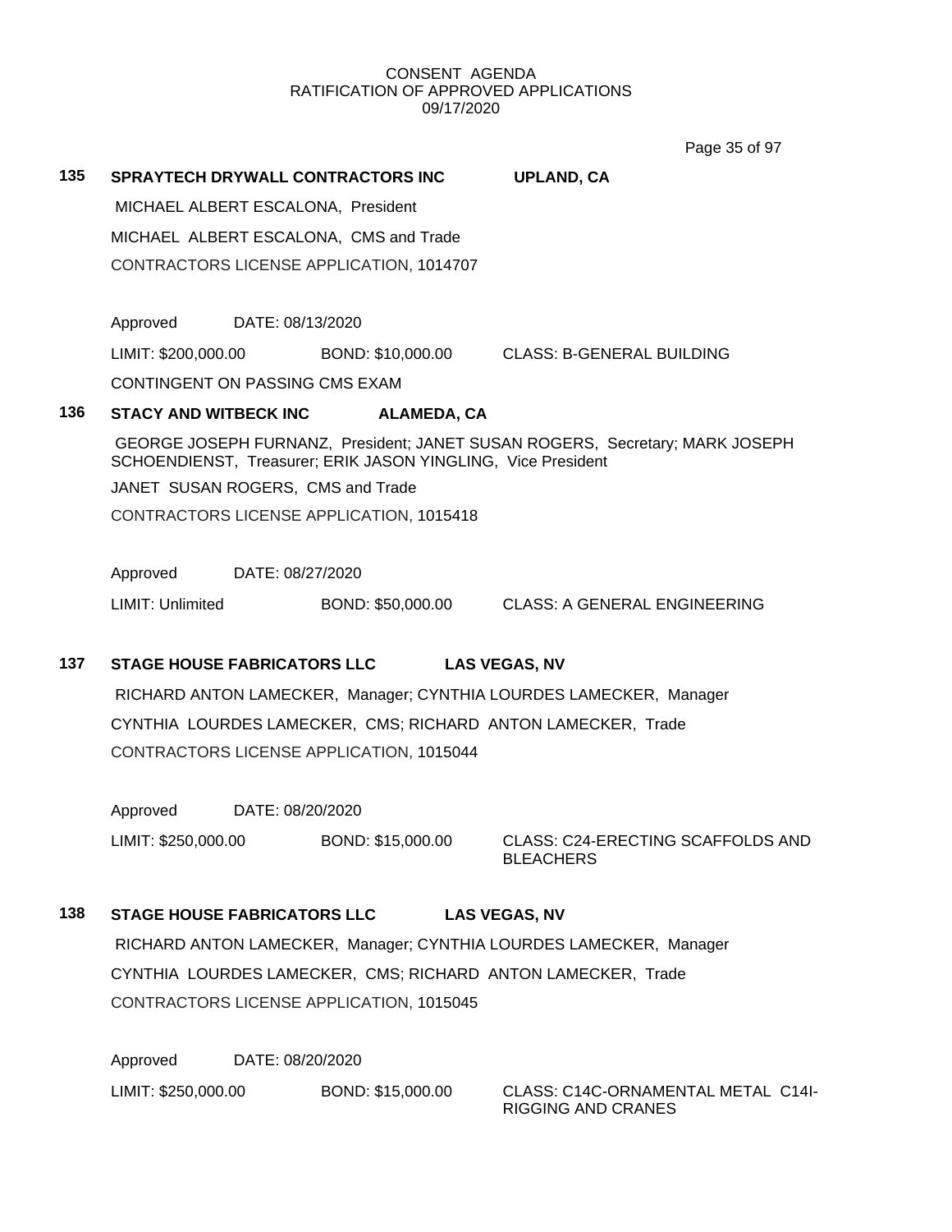CONSENT AGENDA
RATIFICATION OF APPROVED APPLICATIONS
09/17/2020

**135 SPRAYTECH DRYWALL CONTRACTORS INC UPLAND, CA**

MICHAEL ALBERT ESCALONA, President

MICHAEL ALBERT ESCALONA, CMS and Trade

CONTRACTORS LICENSE APPLICATION, 1014707

Approved DATE: 08/13/2020

LIMIT: $200,000.00 BOND: $10,000.00 CLASS: B-GENERAL BUILDING

CONTINGENT ON PASSING CMS EXAM

**136 STACY AND WITBECK INC ALAMEDA, CA**

GEORGE JOSEPH FURNANZ, President; JANET SUSAN ROGERS, Secretary; MARK JOSEPH SCHOENDIENST, Treasurer; ERIK JASON YINGLING, Vice President

JANET SUSAN ROGERS, CMS and Trade

CONTRACTORS LICENSE APPLICATION, 1015418

Approved DATE: 08/27/2020

LIMIT: Unlimited BOND: $50,000.00 CLASS: A GENERAL ENGINEERING

**137 STAGE HOUSE FABRICATORS LLC LAS VEGAS, NV**

RICHARD ANTON LAMECKER, Manager; CYNTHIA LOURDES LAMECKER, Manager

CYNTHIA LOURDES LAMECKER, CMS; RICHARD ANTON LAMECKER, Trade

CONTRACTORS LICENSE APPLICATION, 1015044

Approved DATE: 08/20/2020

LIMIT: $250,000.00 BOND: $15,000.00 CLASS: C24-ERECTING SCAFFOLDS AND BLEACHERS

**138 STAGE HOUSE FABRICATORS LLC LAS VEGAS, NV**

RICHARD ANTON LAMECKER, Manager; CYNTHIA LOURDES LAMECKER, Manager

CYNTHIA LOURDES LAMECKER, CMS; RICHARD ANTON LAMECKER, Trade

CONTRACTORS LICENSE APPLICATION, 1015045

Approved DATE: 08/20/2020

LIMIT: $250,000.00 BOND: $15,000.00 CLASS: C14C-ORNAMENTAL METAL C14I-RIGGING AND CRANES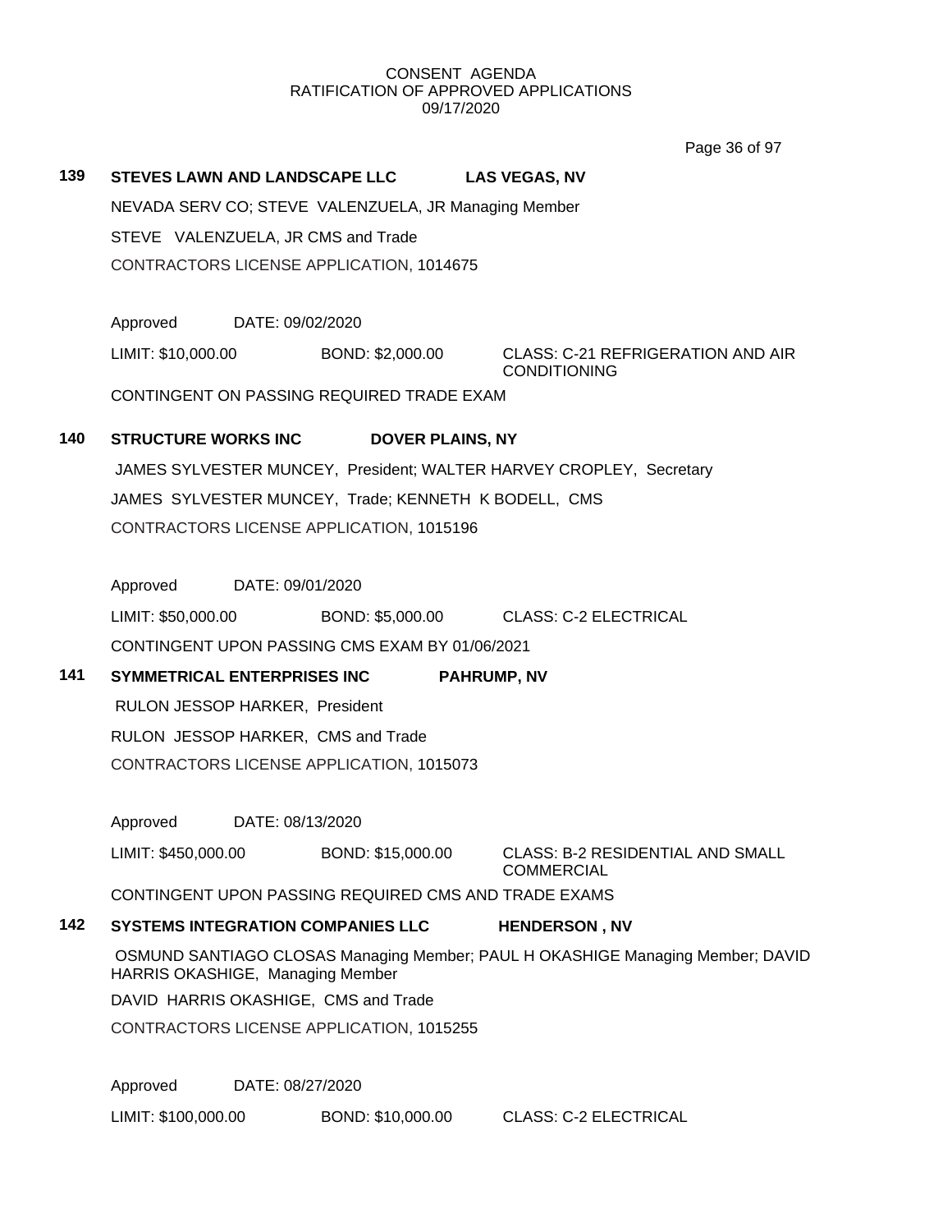CONSENT AGENDA
RATIFICATION OF APPROVED APPLICATIONS
09/17/2020

**139 STEVES LAWN AND LANDSCAPE LLC LAS VEGAS, NV**

NEVADA SERV CO; STEVE VALENZUELA, JR Managing Member

STEVE VALENZUELA, JR CMS and Trade

CONTRACTORS LICENSE APPLICATION, 1014675

Approved DATE: 09/02/2020

LIMIT: $10,000.00 BOND: $2,000.00 CLASS: C-21 REFRIGERATION AND AIR CONDITIONING

CONTINGENT ON PASSING REQUIRED TRADE EXAM

**140 STRUCTURE WORKS INC DOVER PLAINS, NY**

JAMES SYLVESTER MUNCEY, President; WALTER HARVEY CROPLEY, Secretary

JAMES SYLVESTER MUNCEY, Trade; KENNETH K BODELL, CMS

CONTRACTORS LICENSE APPLICATION, 1015196

Approved DATE: 09/01/2020

LIMIT: $50,000.00 BOND: $5,000.00 CLASS: C-2 ELECTRICAL

CONTINGENT UPON PASSING CMS EXAM BY 01/06/2021

**141 SYMMETRICAL ENTERPRISES INC PAHRUMP, NV**

RULON JESSOP HARKER, President

RULON JESSOP HARKER, CMS and Trade

CONTRACTORS LICENSE APPLICATION, 1015073

Approved DATE: 08/13/2020

LIMIT: $450,000.00 BOND: $15,000.00 CLASS: B-2 RESIDENTIAL AND SMALL COMMERCIAL

CONTINGENT UPON PASSING REQUIRED CMS AND TRADE EXAMS

**142 SYSTEMS INTEGRATION COMPANIES LLC HENDERSON , NV**

OSMUND SANTIAGO CLOSAS Managing Member; PAUL H OKASHIGE Managing Member; DAVID HARRIS OKASHIGE, Managing Member

DAVID HARRIS OKASHIGE, CMS and Trade

CONTRACTORS LICENSE APPLICATION, 1015255

Approved DATE: 08/27/2020

LIMIT: $100,000.00 BOND: $10,000.00 CLASS: C-2 ELECTRICAL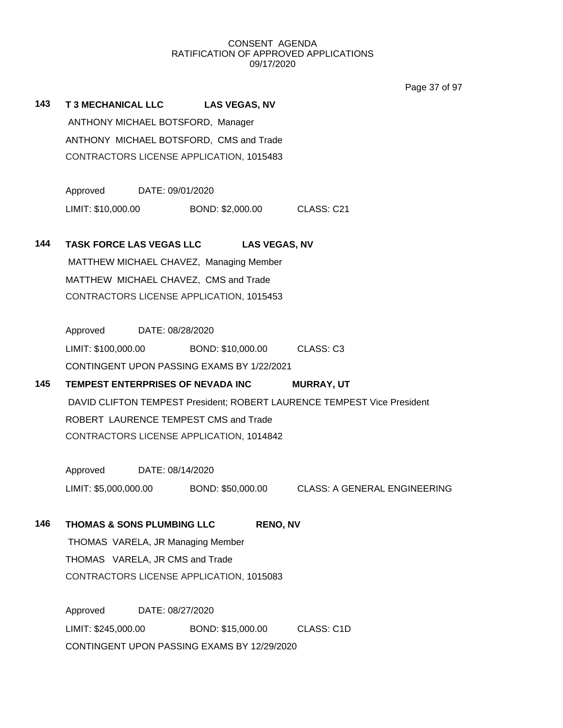CONSENT AGENDA
RATIFICATION OF APPROVED APPLICATIONS
09/17/2020

**143 T 3 MECHANICAL LLC LAS VEGAS, NV**

ANTHONY MICHAEL BOTSFORD, Manager
ANTHONY MICHAEL BOTSFORD, CMS and Trade
CONTRACTORS LICENSE APPLICATION, 1015483

Approved DATE: 09/01/2020
LIMIT: $10,000.00 BOND: $2,000.00 CLASS: C21

**144 TASK FORCE LAS VEGAS LLC LAS VEGAS, NV**

MATTHEW MICHAEL CHAVEZ, Managing Member
MATTHEW MICHAEL CHAVEZ, CMS and Trade
CONTRACTORS LICENSE APPLICATION, 1015453

Approved DATE: 08/28/2020
LIMIT: $100,000.00 BOND: $10,000.00 CLASS: C3
CONTINGENT UPON PASSING EXAMS BY 1/22/2021

**145 TEMPEST ENTERPRISES OF NEVADA INC MURRAY, UT**

DAVID CLIFTON TEMPEST President; ROBERT LAURENCE TEMPEST Vice President
ROBERT LAURENCE TEMPEST CMS and Trade
CONTRACTORS LICENSE APPLICATION, 1014842

Approved DATE: 08/14/2020
LIMIT: $5,000,000.00 BOND: $50,000.00 CLASS: A GENERAL ENGINEERING

**146 THOMAS & SONS PLUMBING LLC RENO, NV**

THOMAS VARELA, JR Managing Member
THOMAS VARELA, JR CMS and Trade
CONTRACTORS LICENSE APPLICATION, 1015083

Approved DATE: 08/27/2020
LIMIT: $245,000.00 BOND: $15,000.00 CLASS: C1D
CONTINGENT UPON PASSING EXAMS BY 12/29/2020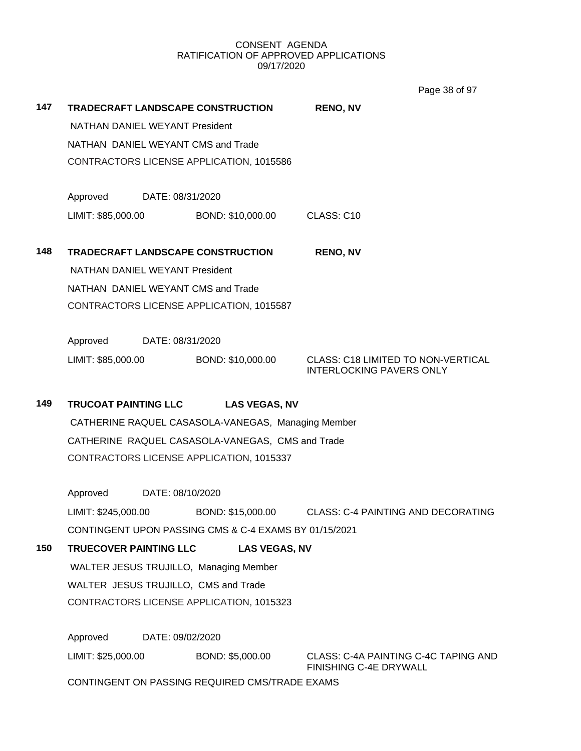CONSENT AGENDA
RATIFICATION OF APPROVED APPLICATIONS
09/17/2020

**147 TRADECRAFT LANDSCAPE CONSTRUCTION** — **RENO, NV**

NATHAN DANIEL WEYANT President

NATHAN DANIEL WEYANT CMS and Trade

CONTRACTORS LICENSE APPLICATION, 1015586

Approved DATE: 08/31/2020

LIMIT: $85,000.00 BOND: $10,000.00 CLASS: C10

**148 TRADECRAFT LANDSCAPE CONSTRUCTION** — **RENO, NV**

NATHAN DANIEL WEYANT President

NATHAN DANIEL WEYANT CMS and Trade

CONTRACTORS LICENSE APPLICATION, 1015587

Approved DATE: 08/31/2020

LIMIT: $85,000.00 BOND: $10,000.00 CLASS: C18 LIMITED TO NON-VERTICAL INTERLOCKING PAVERS ONLY

**149 TRUCOAT PAINTING LLC** — **LAS VEGAS, NV**

CATHERINE RAQUEL CASASOLA-VANEGAS, Managing Member

CATHERINE RAQUEL CASASOLA-VANEGAS, CMS and Trade

CONTRACTORS LICENSE APPLICATION, 1015337

Approved DATE: 08/10/2020

LIMIT: $245,000.00 BOND: $15,000.00 CLASS: C-4 PAINTING AND DECORATING

CONTINGENT UPON PASSING CMS & C-4 EXAMS BY 01/15/2021

**150 TRUECOVER PAINTING LLC** — **LAS VEGAS, NV**

WALTER JESUS TRUJILLO, Managing Member

WALTER JESUS TRUJILLO, CMS and Trade

CONTRACTORS LICENSE APPLICATION, 1015323

Approved DATE: 09/02/2020

LIMIT: $25,000.00 BOND: $5,000.00 CLASS: C-4A PAINTING C-4C TAPING AND FINISHING C-4E DRYWALL

CONTINGENT ON PASSING REQUIRED CMS/TRADE EXAMS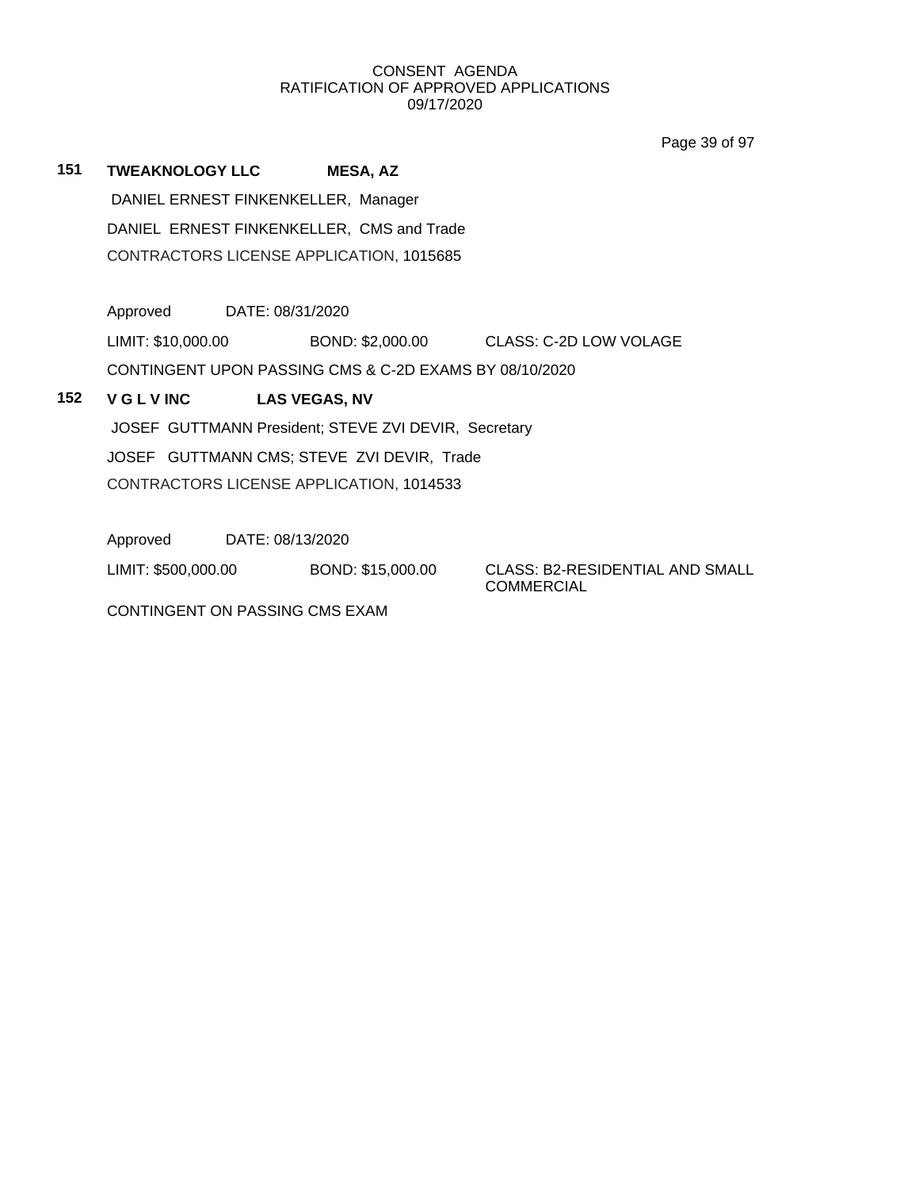## 151 TWEAKNOLOGY LLC MESA, AZ

DANIEL ERNEST FINKENKELLER, Manager

DANIEL ERNEST FINKENKELLER, CMS and Trade

CONTRACTORS LICENSE APPLICATION, 1015685

Approved DATE: 08/31/2020

LIMIT: $10,000.00 BOND: $2,000.00 CLASS: C-2D LOW VOLAGE

CONTINGENT UPON PASSING CMS & C-2D EXAMS BY 08/10/2020

## 152 V G L V INC LAS VEGAS, NV

JOSEF GUTTMANN President; STEVE ZVI DEVIR, Secretary

JOSEF GUTTMANN CMS; STEVE ZVI DEVIR, Trade

CONTRACTORS LICENSE APPLICATION, 1014533

Approved DATE: 08/13/2020

LIMIT: $500,000.00 BOND: $15,000.00 CLASS: B2-RESIDENTIAL AND SMALL COMMERCIAL

CONTINGENT ON PASSING CMS EXAM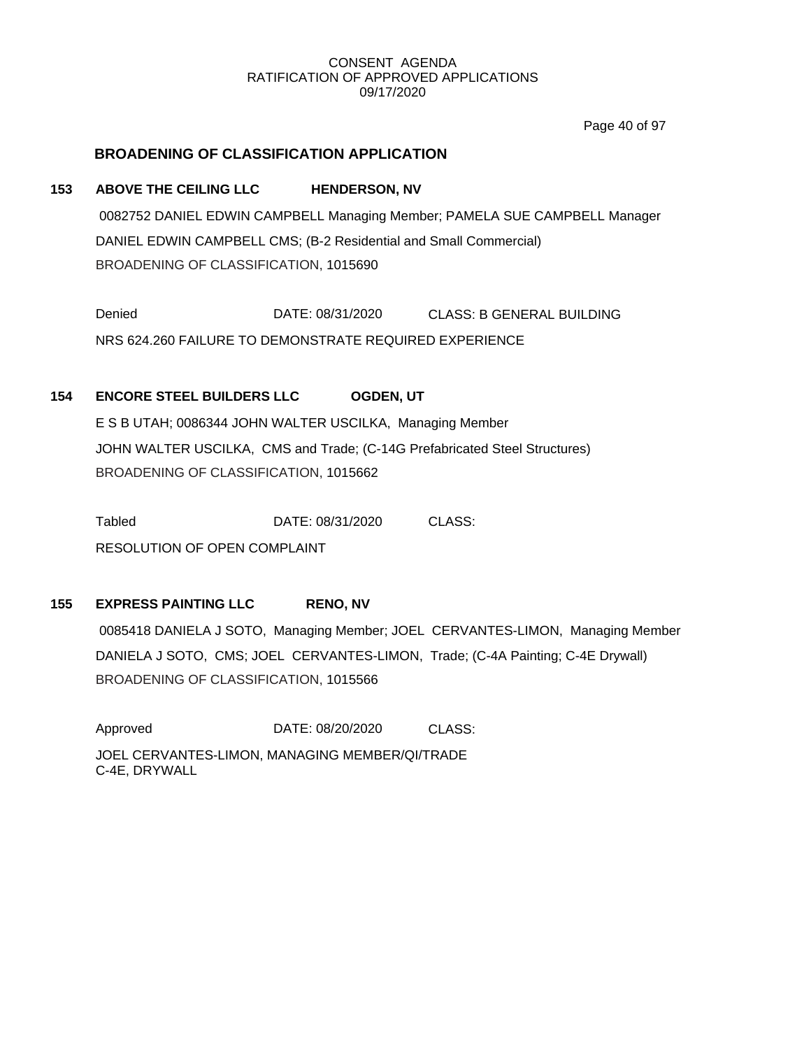CONSENT AGENDA
RATIFICATION OF APPROVED APPLICATIONS
09/17/2020

## BROADENING OF CLASSIFICATION APPLICATION

**153 ABOVE THE CEILING LLC HENDERSON, NV**

0082752 DANIEL EDWIN CAMPBELL Managing Member; PAMELA SUE CAMPBELL Manager
DANIEL EDWIN CAMPBELL CMS; (B-2 Residential and Small Commercial)
BROADENING OF CLASSIFICATION, 1015690

Denied DATE: 08/31/2020 CLASS: B GENERAL BUILDING
NRS 624.260 FAILURE TO DEMONSTRATE REQUIRED EXPERIENCE

**154 ENCORE STEEL BUILDERS LLC OGDEN, UT**

E S B UTAH; 0086344 JOHN WALTER USCILKA, Managing Member
JOHN WALTER USCILKA, CMS and Trade; (C-14G Prefabricated Steel Structures)
BROADENING OF CLASSIFICATION, 1015662

Tabled DATE: 08/31/2020 CLASS:
RESOLUTION OF OPEN COMPLAINT

**155 EXPRESS PAINTING LLC RENO, NV**

0085418 DANIELA J SOTO, Managing Member; JOEL CERVANTES-LIMON, Managing Member
DANIELA J SOTO, CMS; JOEL CERVANTES-LIMON, Trade; (C-4A Painting; C-4E Drywall)
BROADENING OF CLASSIFICATION, 1015566

Approved DATE: 08/20/2020 CLASS:
JOEL CERVANTES-LIMON, MANAGING MEMBER/QI/TRADE
C-4E, DRYWALL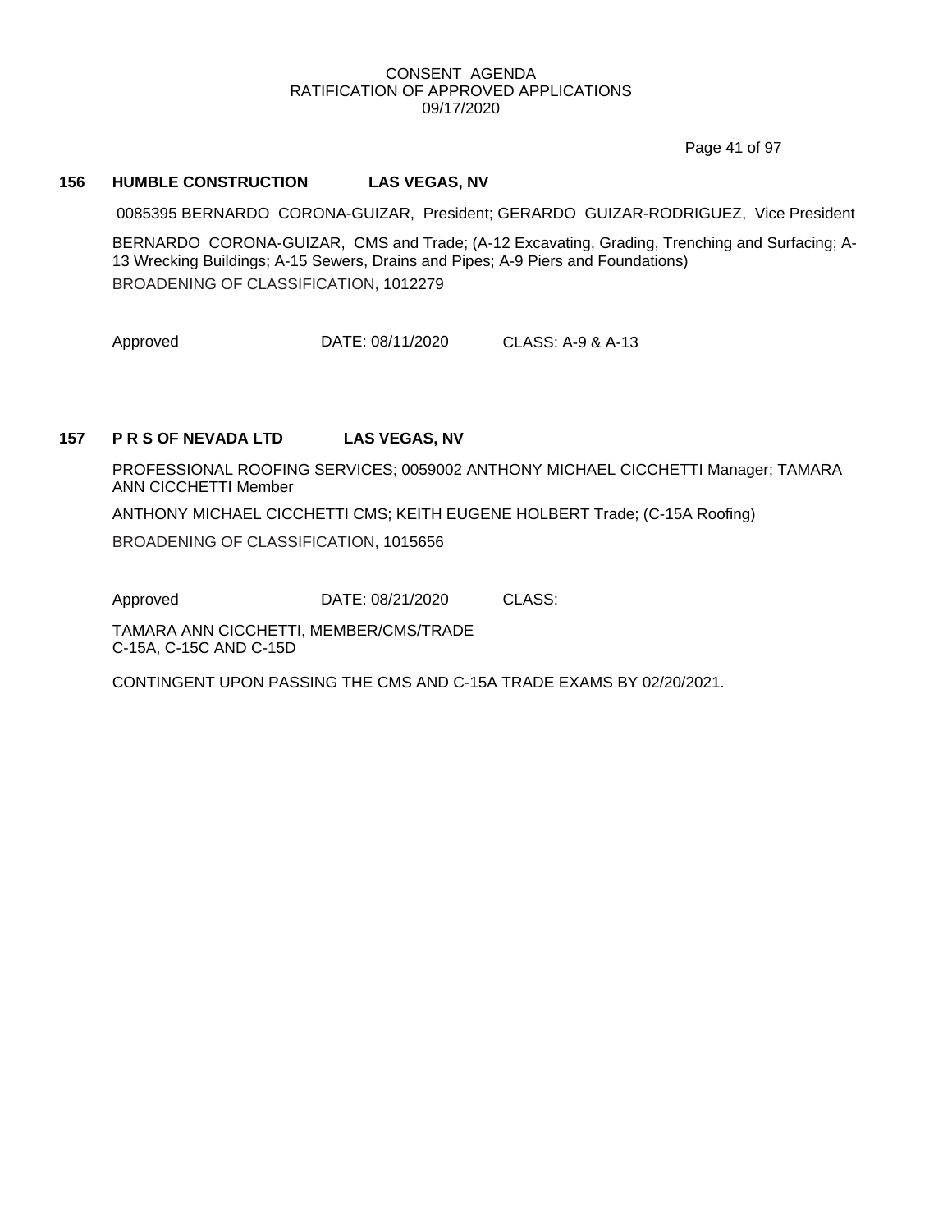### 156 HUMBLE CONSTRUCTION LAS VEGAS, NV

0085395 BERNARDO CORONA-GUIZAR, President; GERARDO GUIZAR-RODRIGUEZ, Vice President

BERNARDO CORONA-GUIZAR, CMS and Trade; (A-12 Excavating, Grading, Trenching and Surfacing; A-13 Wrecking Buildings; A-15 Sewers, Drains and Pipes; A-9 Piers and Foundations)

BROADENING OF CLASSIFICATION, 1012279

Approved DATE: 08/11/2020 CLASS: A-9 & A-13

### 157 P R S OF NEVADA LTD LAS VEGAS, NV

PROFESSIONAL ROOFING SERVICES; 0059002 ANTHONY MICHAEL CICCHETTI Manager; TAMARA ANN CICCHETTI Member

ANTHONY MICHAEL CICCHETTI CMS; KEITH EUGENE HOLBERT Trade; (C-15A Roofing)

BROADENING OF CLASSIFICATION, 1015656

Approved DATE: 08/21/2020 CLASS:

TAMARA ANN CICCHETTI, MEMBER/CMS/TRADE
C-15A, C-15C AND C-15D

CONTINGENT UPON PASSING THE CMS AND C-15A TRADE EXAMS BY 02/20/2021.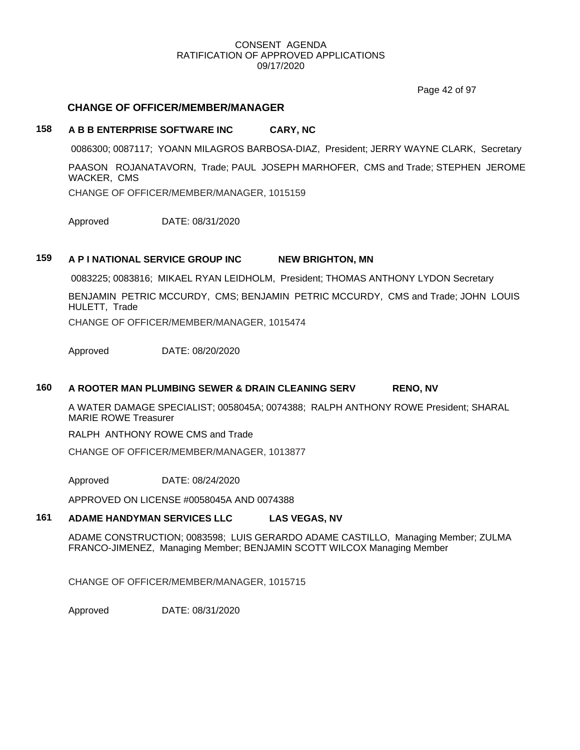CONSENT AGENDA
RATIFICATION OF APPROVED APPLICATIONS
09/17/2020

## CHANGE OF OFFICER/MEMBER/MANAGER

### 158 A B B ENTERPRISE SOFTWARE INC CARY, NC

0086300; 0087117; YOANN MILAGROS BARBOSA-DIAZ, President; JERRY WAYNE CLARK, Secretary

PAASON ROJANATAVORN, Trade; PAUL JOSEPH MARHOFER, CMS and Trade; STEPHEN JEROME WACKER, CMS

CHANGE OF OFFICER/MEMBER/MANAGER, 1015159

Approved DATE: 08/31/2020

### 159 A P I NATIONAL SERVICE GROUP INC NEW BRIGHTON, MN

0083225; 0083816; MIKAEL RYAN LEIDHOLM, President; THOMAS ANTHONY LYDON Secretary

BENJAMIN PETRIC MCCURDY, CMS; BENJAMIN PETRIC MCCURDY, CMS and Trade; JOHN LOUIS HULETT, Trade

CHANGE OF OFFICER/MEMBER/MANAGER, 1015474

Approved DATE: 08/20/2020

### 160 A ROOTER MAN PLUMBING SEWER & DRAIN CLEANING SERV RENO, NV

A WATER DAMAGE SPECIALIST; 0058045A; 0074388; RALPH ANTHONY ROWE President; SHARAL MARIE ROWE Treasurer

RALPH ANTHONY ROWE CMS and Trade

CHANGE OF OFFICER/MEMBER/MANAGER, 1013877

Approved DATE: 08/24/2020

APPROVED ON LICENSE #0058045A AND 0074388

### 161 ADAME HANDYMAN SERVICES LLC LAS VEGAS, NV

ADAME CONSTRUCTION; 0083598; LUIS GERARDO ADAME CASTILLO, Managing Member; ZULMA FRANCO-JIMENEZ, Managing Member; BENJAMIN SCOTT WILCOX Managing Member

CHANGE OF OFFICER/MEMBER/MANAGER, 1015715

Approved DATE: 08/31/2020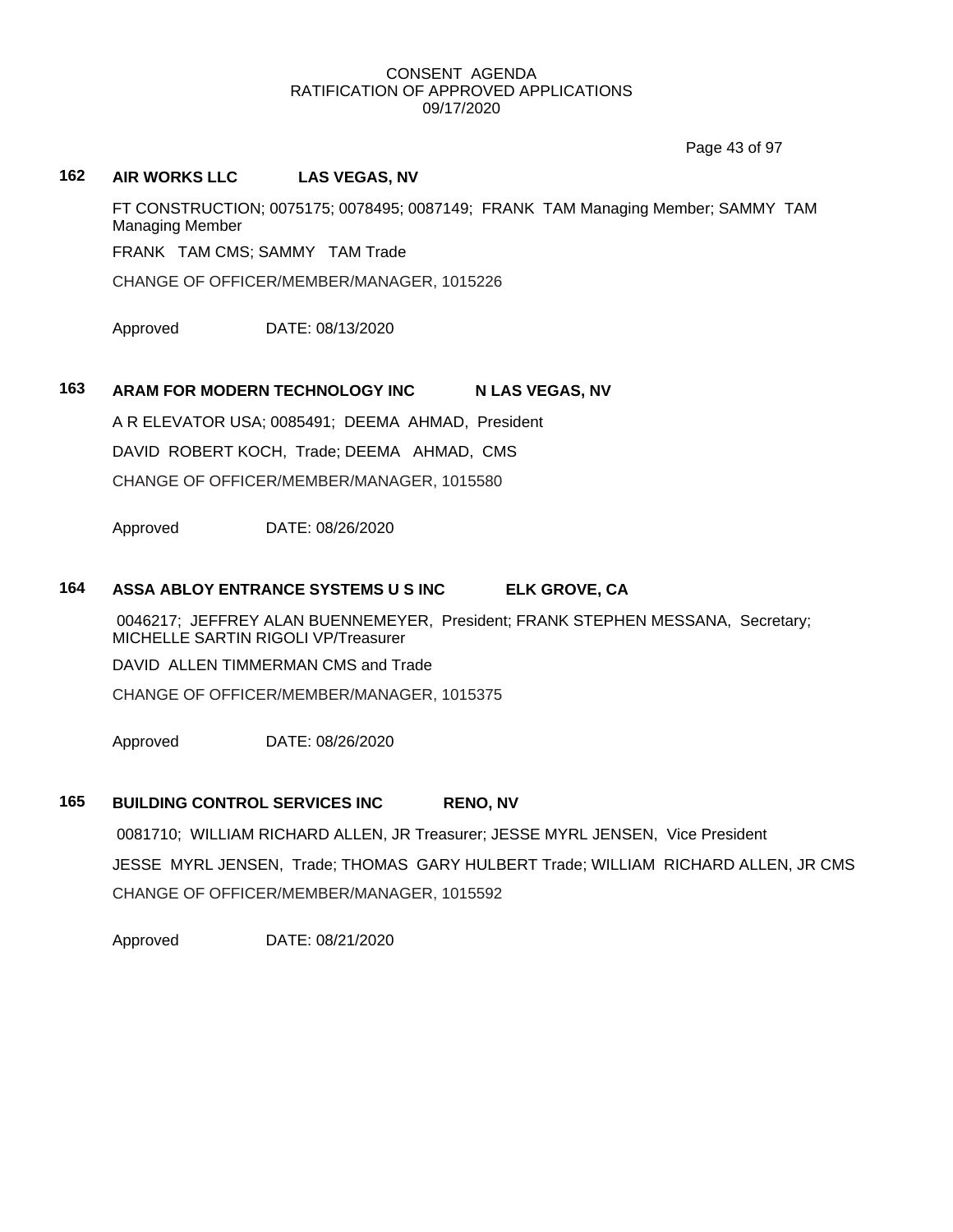CONSENT AGENDA
RATIFICATION OF APPROVED APPLICATIONS
09/17/2020

**162 AIR WORKS LLC LAS VEGAS, NV**

FT CONSTRUCTION; 0075175; 0078495; 0087149; FRANK TAM Managing Member; SAMMY TAM Managing Member

FRANK TAM CMS; SAMMY TAM Trade

CHANGE OF OFFICER/MEMBER/MANAGER, 1015226

Approved DATE: 08/13/2020

**163 ARAM FOR MODERN TECHNOLOGY INC N LAS VEGAS, NV**

A R ELEVATOR USA; 0085491; DEEMA AHMAD, President

DAVID ROBERT KOCH, Trade; DEEMA AHMAD, CMS

CHANGE OF OFFICER/MEMBER/MANAGER, 1015580

Approved DATE: 08/26/2020

**164 ASSA ABLOY ENTRANCE SYSTEMS U S INC ELK GROVE, CA**

0046217; JEFFREY ALAN BUENNEMEYER, President; FRANK STEPHEN MESSANA, Secretary; MICHELLE SARTIN RIGOLI VP/Treasurer

DAVID ALLEN TIMMERMAN CMS and Trade

CHANGE OF OFFICER/MEMBER/MANAGER, 1015375

Approved DATE: 08/26/2020

**165 BUILDING CONTROL SERVICES INC RENO, NV**

0081710; WILLIAM RICHARD ALLEN, JR Treasurer; JESSE MYRL JENSEN, Vice President

JESSE MYRL JENSEN, Trade; THOMAS GARY HULBERT Trade; WILLIAM RICHARD ALLEN, JR CMS

CHANGE OF OFFICER/MEMBER/MANAGER, 1015592

Approved DATE: 08/21/2020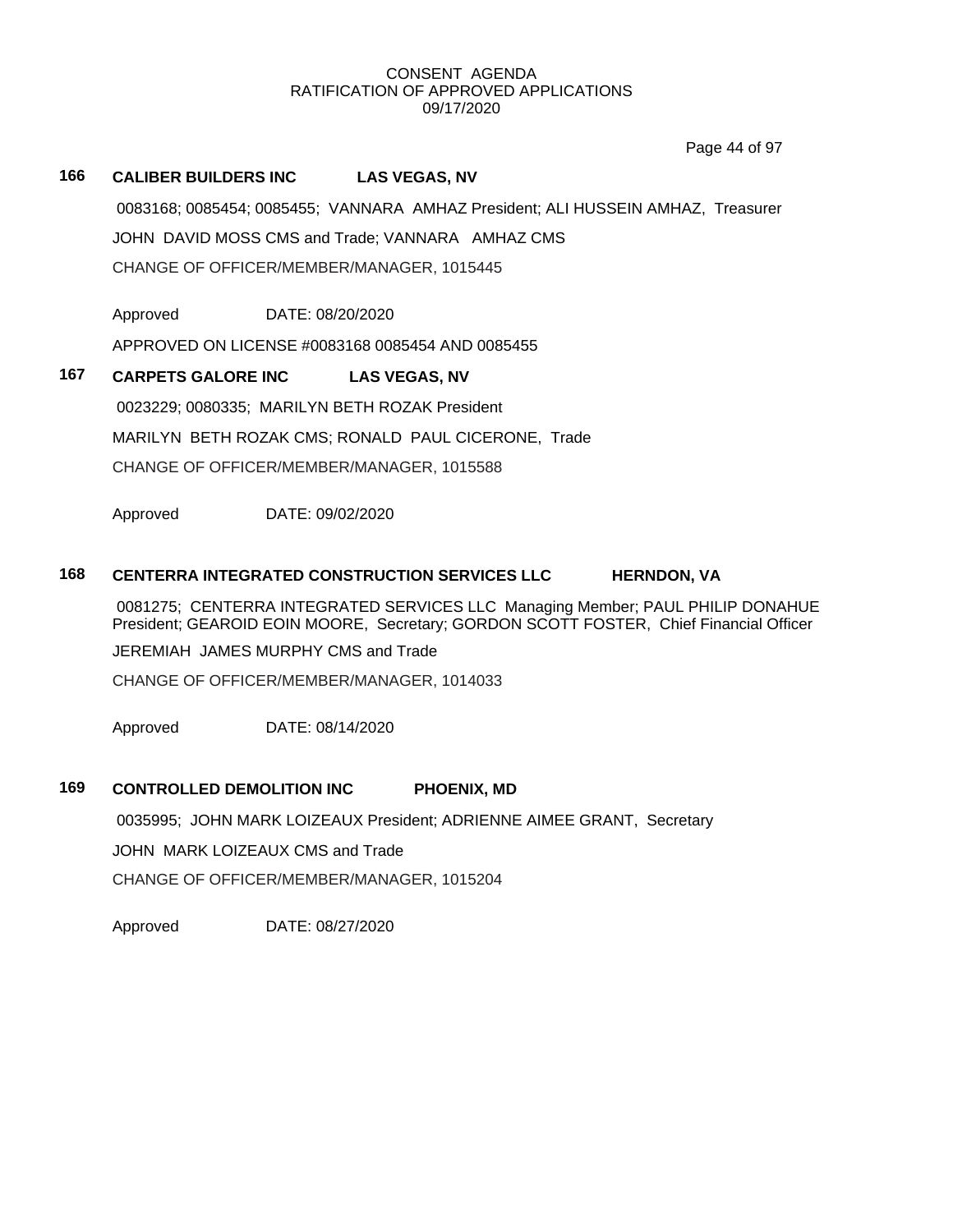CONSENT AGENDA
RATIFICATION OF APPROVED APPLICATIONS
09/17/2020

**166 CALIBER BUILDERS INC LAS VEGAS, NV**

0083168; 0085454; 0085455; VANNARA AMHAZ President; ALI HUSSEIN AMHAZ, Treasurer

JOHN DAVID MOSS CMS and Trade; VANNARA AMHAZ CMS

CHANGE OF OFFICER/MEMBER/MANAGER, 1015445

Approved DATE: 08/20/2020

APPROVED ON LICENSE #0083168 0085454 AND 0085455

**167 CARPETS GALORE INC LAS VEGAS, NV**

0023229; 0080335; MARILYN BETH ROZAK President

MARILYN BETH ROZAK CMS; RONALD PAUL CICERONE, Trade

CHANGE OF OFFICER/MEMBER/MANAGER, 1015588

Approved DATE: 09/02/2020

**168 CENTERRA INTEGRATED CONSTRUCTION SERVICES LLC HERNDON, VA**

0081275; CENTERRA INTEGRATED SERVICES LLC Managing Member; PAUL PHILIP DONAHUE President; GEAROID EOIN MOORE, Secretary; GORDON SCOTT FOSTER, Chief Financial Officer

JEREMIAH JAMES MURPHY CMS and Trade

CHANGE OF OFFICER/MEMBER/MANAGER, 1014033

Approved DATE: 08/14/2020

**169 CONTROLLED DEMOLITION INC PHOENIX, MD**

0035995; JOHN MARK LOIZEAUX President; ADRIENNE AIMEE GRANT, Secretary

JOHN MARK LOIZEAUX CMS and Trade

CHANGE OF OFFICER/MEMBER/MANAGER, 1015204

Approved DATE: 08/27/2020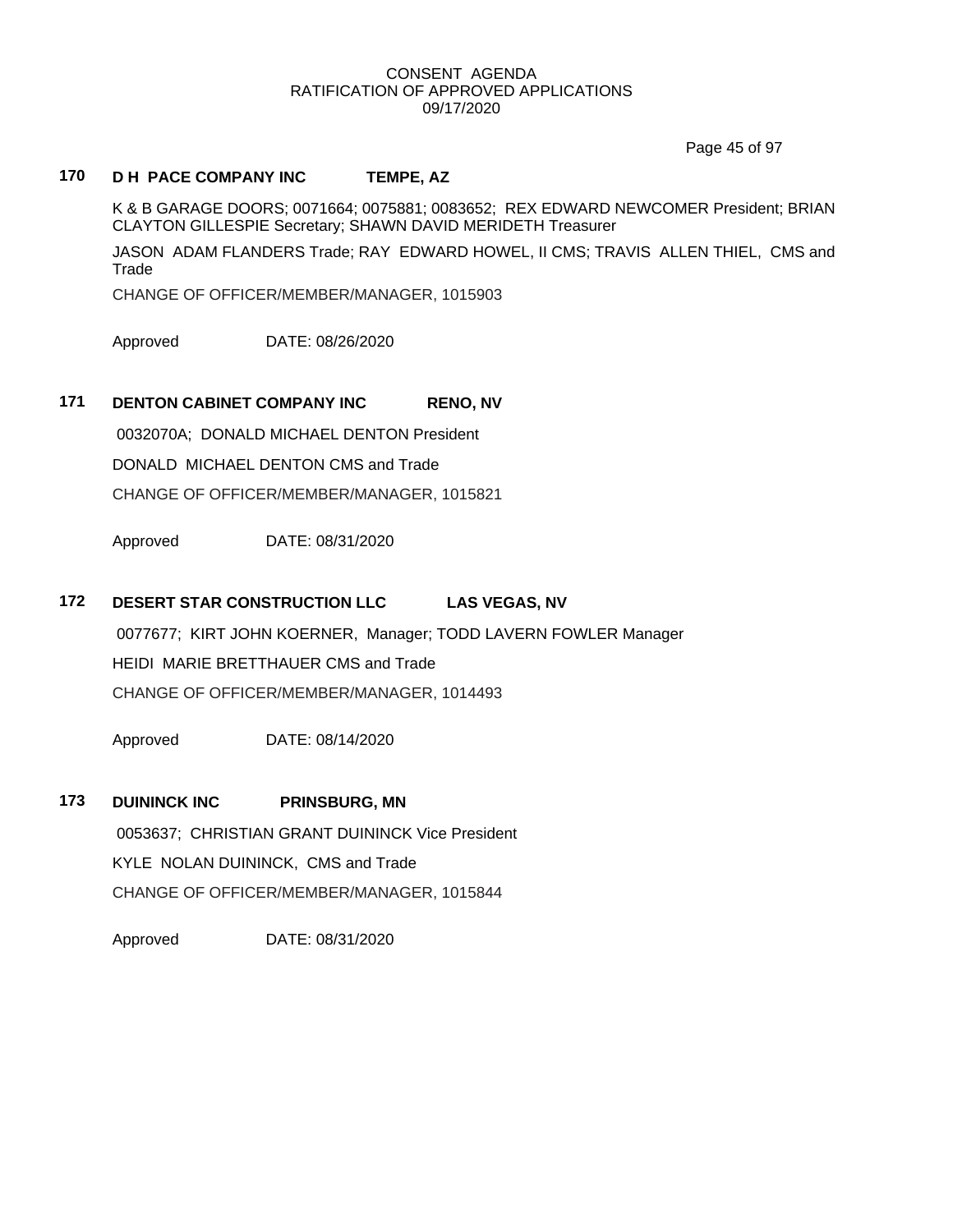CONSENT AGENDA
RATIFICATION OF APPROVED APPLICATIONS
09/17/2020

**170 D H PACE COMPANY INC TEMPE, AZ**

K & B GARAGE DOORS; 0071664; 0075881; 0083652; REX EDWARD NEWCOMER President; BRIAN CLAYTON GILLESPIE Secretary; SHAWN DAVID MERIDETH Treasurer

JASON ADAM FLANDERS Trade; RAY EDWARD HOWEL, II CMS; TRAVIS ALLEN THIEL, CMS and Trade

CHANGE OF OFFICER/MEMBER/MANAGER, 1015903

Approved DATE: 08/26/2020

**171 DENTON CABINET COMPANY INC RENO, NV**

0032070A; DONALD MICHAEL DENTON President

DONALD MICHAEL DENTON CMS and Trade

CHANGE OF OFFICER/MEMBER/MANAGER, 1015821

Approved DATE: 08/31/2020

**172 DESERT STAR CONSTRUCTION LLC LAS VEGAS, NV**

0077677; KIRT JOHN KOERNER, Manager; TODD LAVERN FOWLER Manager

HEIDI MARIE BRETTHAUER CMS and Trade

CHANGE OF OFFICER/MEMBER/MANAGER, 1014493

Approved DATE: 08/14/2020

**173 DUININCK INC PRINSBURG, MN**

0053637; CHRISTIAN GRANT DUININCK Vice President

KYLE NOLAN DUININCK, CMS and Trade

CHANGE OF OFFICER/MEMBER/MANAGER, 1015844

Approved DATE: 08/31/2020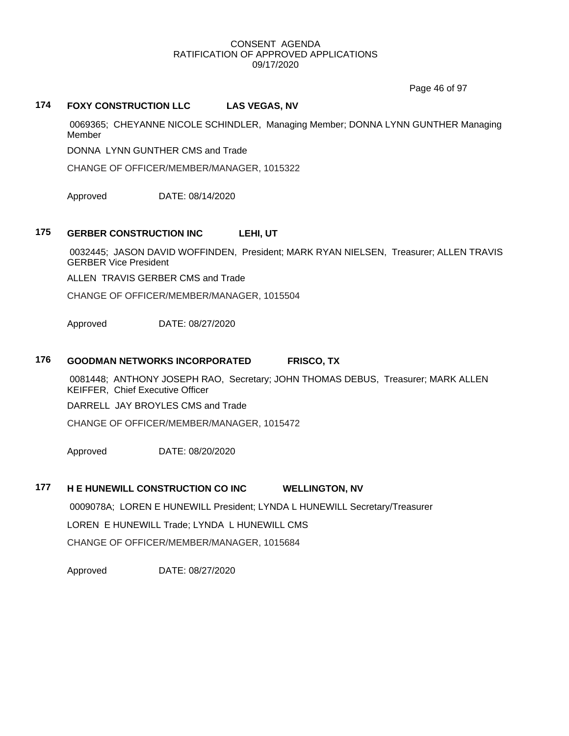CONSENT AGENDA
RATIFICATION OF APPROVED APPLICATIONS
09/17/2020

## 174 FOXY CONSTRUCTION LLC LAS VEGAS, NV

0069365; CHEYANNE NICOLE SCHINDLER, Managing Member; DONNA LYNN GUNTHER Managing Member

DONNA LYNN GUNTHER CMS and Trade

CHANGE OF OFFICER/MEMBER/MANAGER, 1015322

Approved DATE: 08/14/2020

## 175 GERBER CONSTRUCTION INC LEHI, UT

0032445; JASON DAVID WOFFINDEN, President; MARK RYAN NIELSEN, Treasurer; ALLEN TRAVIS GERBER Vice President

ALLEN TRAVIS GERBER CMS and Trade

CHANGE OF OFFICER/MEMBER/MANAGER, 1015504

Approved DATE: 08/27/2020

## 176 GOODMAN NETWORKS INCORPORATED FRISCO, TX

0081448; ANTHONY JOSEPH RAO, Secretary; JOHN THOMAS DEBUS, Treasurer; MARK ALLEN KEIFFER, Chief Executive Officer

DARRELL JAY BROYLES CMS and Trade

CHANGE OF OFFICER/MEMBER/MANAGER, 1015472

Approved DATE: 08/20/2020

## 177 H E HUNEWILL CONSTRUCTION CO INC WELLINGTON, NV

0009078A; LOREN E HUNEWILL President; LYNDA L HUNEWILL Secretary/Treasurer

LOREN E HUNEWILL Trade; LYNDA L HUNEWILL CMS

CHANGE OF OFFICER/MEMBER/MANAGER, 1015684

Approved DATE: 08/27/2020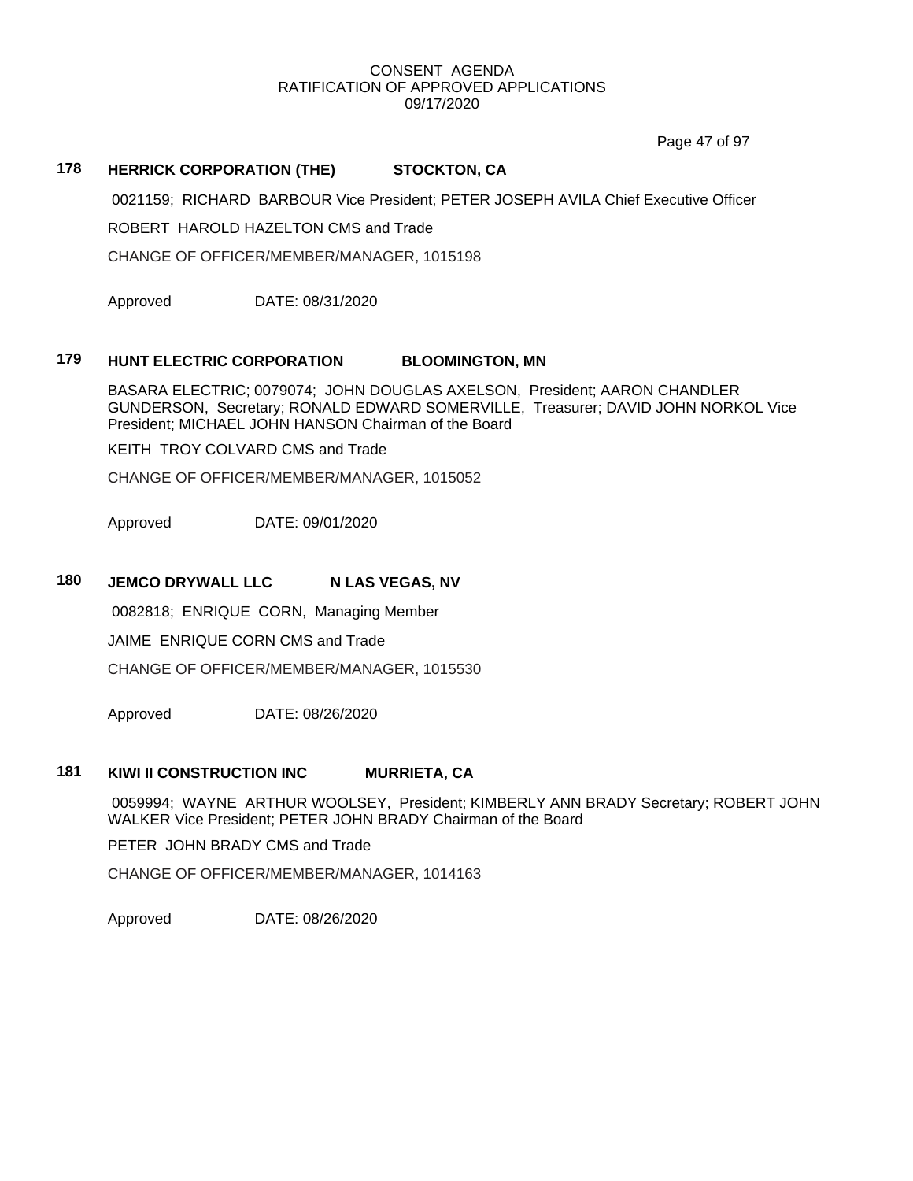CONSENT AGENDA
RATIFICATION OF APPROVED APPLICATIONS
09/17/2020

**178 HERRICK CORPORATION (THE) STOCKTON, CA**

0021159; RICHARD BARBOUR Vice President; PETER JOSEPH AVILA Chief Executive Officer

ROBERT HAROLD HAZELTON CMS and Trade

CHANGE OF OFFICER/MEMBER/MANAGER, 1015198

Approved DATE: 08/31/2020

**179 HUNT ELECTRIC CORPORATION BLOOMINGTON, MN**

BASARA ELECTRIC; 0079074; JOHN DOUGLAS AXELSON, President; AARON CHANDLER GUNDERSON, Secretary; RONALD EDWARD SOMERVILLE, Treasurer; DAVID JOHN NORKOL Vice President; MICHAEL JOHN HANSON Chairman of the Board

KEITH TROY COLVARD CMS and Trade

CHANGE OF OFFICER/MEMBER/MANAGER, 1015052

Approved DATE: 09/01/2020

**180 JEMCO DRYWALL LLC N LAS VEGAS, NV**

0082818; ENRIQUE CORN, Managing Member

JAIME ENRIQUE CORN CMS and Trade

CHANGE OF OFFICER/MEMBER/MANAGER, 1015530

Approved DATE: 08/26/2020

**181 KIWI II CONSTRUCTION INC MURRIETA, CA**

0059994; WAYNE ARTHUR WOOLSEY, President; KIMBERLY ANN BRADY Secretary; ROBERT JOHN WALKER Vice President; PETER JOHN BRADY Chairman of the Board

PETER JOHN BRADY CMS and Trade

CHANGE OF OFFICER/MEMBER/MANAGER, 1014163

Approved DATE: 08/26/2020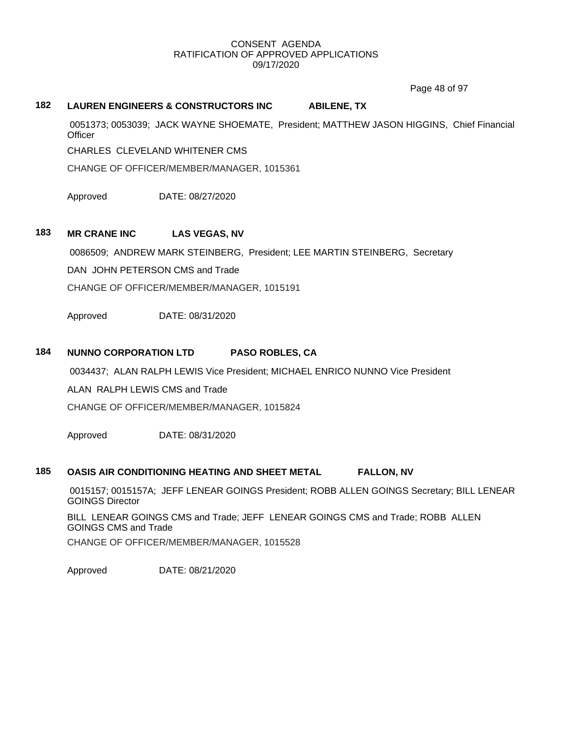CONSENT AGENDA
RATIFICATION OF APPROVED APPLICATIONS
09/17/2020

**182** **LAUREN ENGINEERS & CONSTRUCTORS INC** **ABILENE, TX**

0051373; 0053039; JACK WAYNE SHOEMATE, President; MATTHEW JASON HIGGINS, Chief Financial Officer

CHARLES CLEVELAND WHITENER CMS

CHANGE OF OFFICER/MEMBER/MANAGER, 1015361

Approved DATE: 08/27/2020

**183** **MR CRANE INC** **LAS VEGAS, NV**

0086509; ANDREW MARK STEINBERG, President; LEE MARTIN STEINBERG, Secretary

DAN JOHN PETERSON CMS and Trade

CHANGE OF OFFICER/MEMBER/MANAGER, 1015191

Approved DATE: 08/31/2020

**184** **NUNNO CORPORATION LTD** **PASO ROBLES, CA**

0034437; ALAN RALPH LEWIS Vice President; MICHAEL ENRICO NUNNO Vice President

ALAN RALPH LEWIS CMS and Trade

CHANGE OF OFFICER/MEMBER/MANAGER, 1015824

Approved DATE: 08/31/2020

**185** **OASIS AIR CONDITIONING HEATING AND SHEET METAL** **FALLON, NV**

0015157; 0015157A; JEFF LENEAR GOINGS President; ROBB ALLEN GOINGS Secretary; BILL LENEAR GOINGS Director

BILL LENEAR GOINGS CMS and Trade; JEFF LENEAR GOINGS CMS and Trade; ROBB ALLEN GOINGS CMS and Trade

CHANGE OF OFFICER/MEMBER/MANAGER, 1015528

Approved DATE: 08/21/2020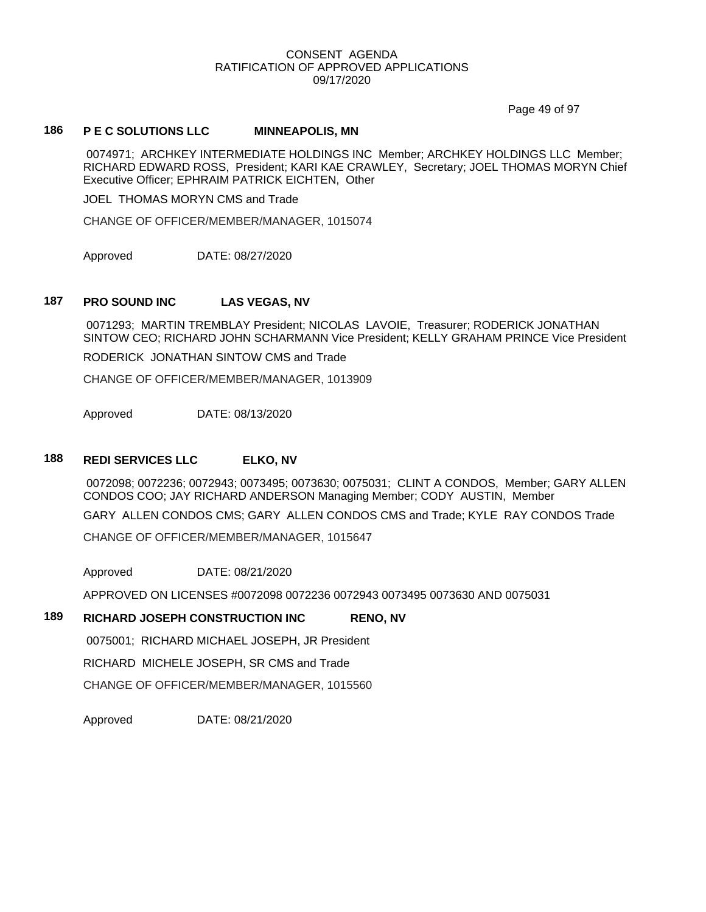CONSENT AGENDA
RATIFICATION OF APPROVED APPLICATIONS
09/17/2020

### 186 P E C SOLUTIONS LLC MINNEAPOLIS, MN

0074971; ARCHKEY INTERMEDIATE HOLDINGS INC Member; ARCHKEY HOLDINGS LLC Member; RICHARD EDWARD ROSS, President; KARI KAE CRAWLEY, Secretary; JOEL THOMAS MORYN Chief Executive Officer; EPHRAIM PATRICK EICHTEN, Other

JOEL THOMAS MORYN CMS and Trade

CHANGE OF OFFICER/MEMBER/MANAGER, 1015074

Approved DATE: 08/27/2020

### 187 PRO SOUND INC LAS VEGAS, NV

0071293; MARTIN TREMBLAY President; NICOLAS LAVOIE, Treasurer; RODERICK JONATHAN SINTOW CEO; RICHARD JOHN SCHARMANN Vice President; KELLY GRAHAM PRINCE Vice President

RODERICK JONATHAN SINTOW CMS and Trade

CHANGE OF OFFICER/MEMBER/MANAGER, 1013909

Approved DATE: 08/13/2020

### 188 REDI SERVICES LLC ELKO, NV

0072098; 0072236; 0072943; 0073495; 0073630; 0075031; CLINT A CONDOS, Member; GARY ALLEN CONDOS COO; JAY RICHARD ANDERSON Managing Member; CODY AUSTIN, Member

GARY ALLEN CONDOS CMS; GARY ALLEN CONDOS CMS and Trade; KYLE RAY CONDOS Trade

CHANGE OF OFFICER/MEMBER/MANAGER, 1015647

Approved DATE: 08/21/2020

APPROVED ON LICENSES #0072098 0072236 0072943 0073495 0073630 AND 0075031

### 189 RICHARD JOSEPH CONSTRUCTION INC RENO, NV

0075001; RICHARD MICHAEL JOSEPH, JR President

RICHARD MICHELE JOSEPH, SR CMS and Trade

CHANGE OF OFFICER/MEMBER/MANAGER, 1015560

Approved DATE: 08/21/2020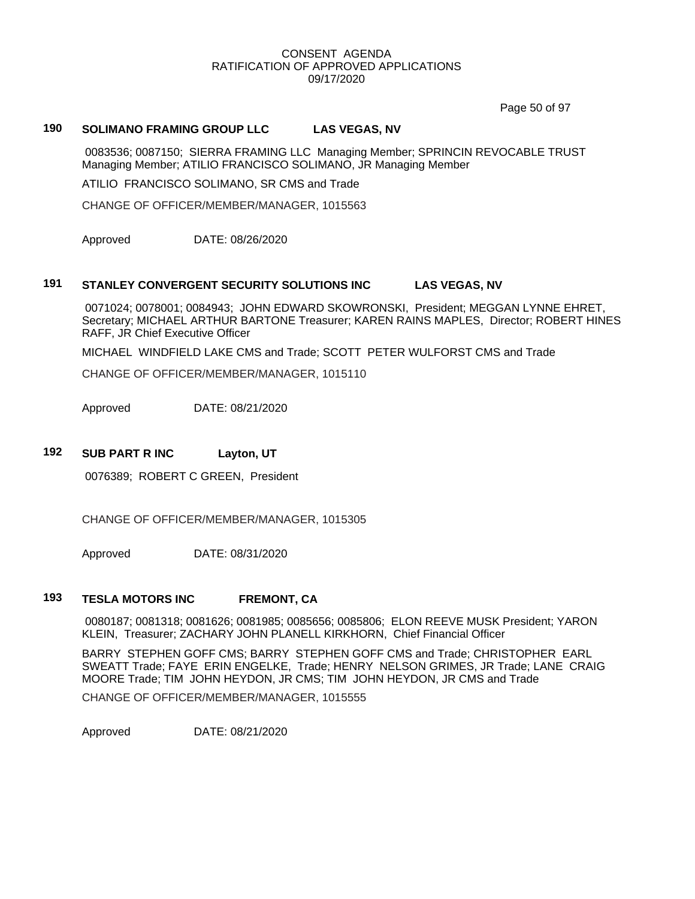CONSENT AGENDA
RATIFICATION OF APPROVED APPLICATIONS
09/17/2020

**190 SOLIMANO FRAMING GROUP LLC LAS VEGAS, NV**

0083536; 0087150; SIERRA FRAMING LLC Managing Member; SPRINCIN REVOCABLE TRUST Managing Member; ATILIO FRANCISCO SOLIMANO, JR Managing Member

ATILIO FRANCISCO SOLIMANO, SR CMS and Trade

CHANGE OF OFFICER/MEMBER/MANAGER, 1015563

Approved DATE: 08/26/2020

**191 STANLEY CONVERGENT SECURITY SOLUTIONS INC LAS VEGAS, NV**

0071024; 0078001; 0084943; JOHN EDWARD SKOWRONSKI, President; MEGGAN LYNNE EHRET, Secretary; MICHAEL ARTHUR BARTONE Treasurer; KAREN RAINS MAPLES, Director; ROBERT HINES RAFF, JR Chief Executive Officer

MICHAEL WINDFIELD LAKE CMS and Trade; SCOTT PETER WULFORST CMS and Trade

CHANGE OF OFFICER/MEMBER/MANAGER, 1015110

Approved DATE: 08/21/2020

**192 SUB PART R INC Layton, UT**

0076389; ROBERT C GREEN, President

CHANGE OF OFFICER/MEMBER/MANAGER, 1015305

Approved DATE: 08/31/2020

**193 TESLA MOTORS INC FREMONT, CA**

0080187; 0081318; 0081626; 0081985; 0085656; 0085806; ELON REEVE MUSK President; YARON KLEIN, Treasurer; ZACHARY JOHN PLANELL KIRKHORN, Chief Financial Officer

BARRY STEPHEN GOFF CMS; BARRY STEPHEN GOFF CMS and Trade; CHRISTOPHER EARL SWEATT Trade; FAYE ERIN ENGELKE, Trade; HENRY NELSON GRIMES, JR Trade; LANE CRAIG MOORE Trade; TIM JOHN HEYDON, JR CMS; TIM JOHN HEYDON, JR CMS and Trade

CHANGE OF OFFICER/MEMBER/MANAGER, 1015555

Approved DATE: 08/21/2020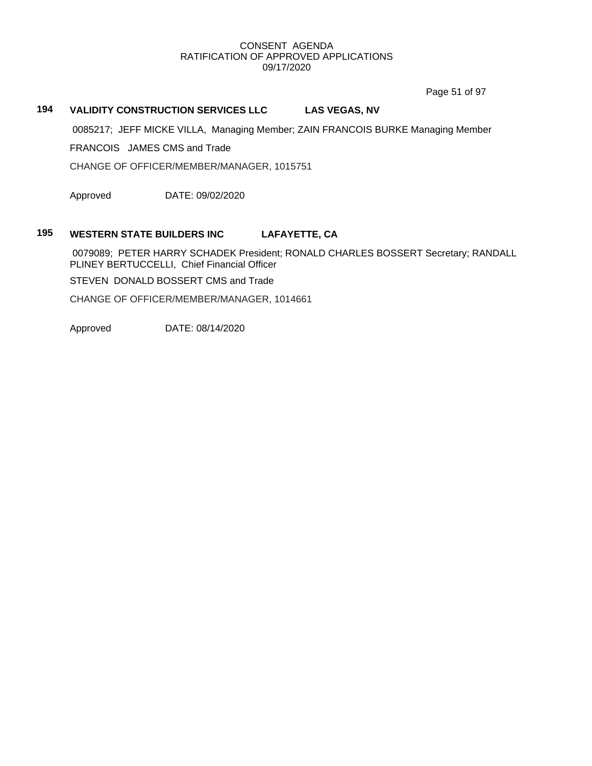## 194 VALIDITY CONSTRUCTION SERVICES LLC LAS VEGAS, NV

0085217; JEFF MICKE VILLA, Managing Member; ZAIN FRANCOIS BURKE Managing Member

FRANCOIS JAMES CMS and Trade

CHANGE OF OFFICER/MEMBER/MANAGER, 1015751

Approved DATE: 09/02/2020

## 195 WESTERN STATE BUILDERS INC LAFAYETTE, CA

0079089; PETER HARRY SCHADEK President; RONALD CHARLES BOSSERT Secretary; RANDALL PLINEY BERTUCCELLI, Chief Financial Officer

STEVEN DONALD BOSSERT CMS and Trade

CHANGE OF OFFICER/MEMBER/MANAGER, 1014661

Approved DATE: 08/14/2020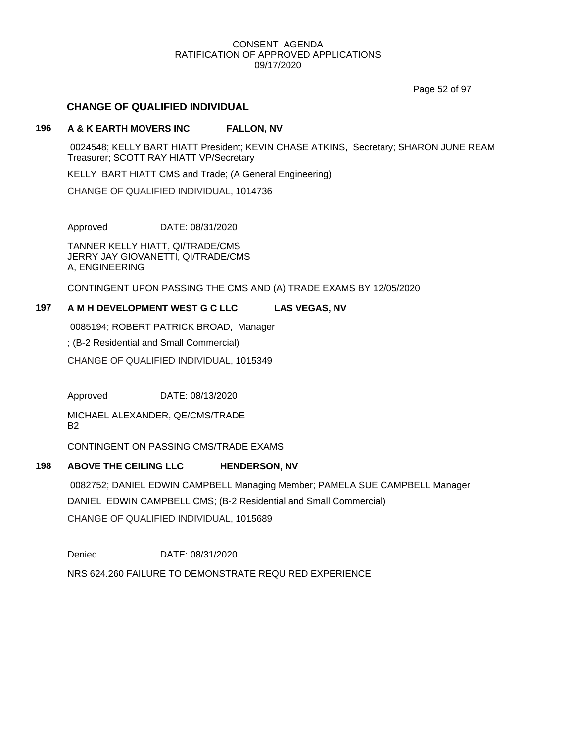CONSENT AGENDA
RATIFICATION OF APPROVED APPLICATIONS
09/17/2020

## CHANGE OF QUALIFIED INDIVIDUAL

### 196 A & K EARTH MOVERS INC FALLON, NV

0024548; KELLY BART HIATT President; KEVIN CHASE ATKINS, Secretary; SHARON JUNE REAM Treasurer; SCOTT RAY HIATT VP/Secretary

KELLY BART HIATT CMS and Trade; (A General Engineering)

CHANGE OF QUALIFIED INDIVIDUAL, 1014736

Approved DATE: 08/31/2020

TANNER KELLY HIATT, QI/TRADE/CMS
JERRY JAY GIOVANETTI, QI/TRADE/CMS
A, ENGINEERING

CONTINGENT UPON PASSING THE CMS AND (A) TRADE EXAMS BY 12/05/2020

### 197 A M H DEVELOPMENT WEST G C LLC LAS VEGAS, NV

0085194; ROBERT PATRICK BROAD, Manager

; (B-2 Residential and Small Commercial)

CHANGE OF QUALIFIED INDIVIDUAL, 1015349

Approved DATE: 08/13/2020

MICHAEL ALEXANDER, QE/CMS/TRADE
B2

CONTINGENT ON PASSING CMS/TRADE EXAMS

### 198 ABOVE THE CEILING LLC HENDERSON, NV

0082752; DANIEL EDWIN CAMPBELL Managing Member; PAMELA SUE CAMPBELL Manager

DANIEL EDWIN CAMPBELL CMS; (B-2 Residential and Small Commercial)

CHANGE OF QUALIFIED INDIVIDUAL, 1015689

Denied DATE: 08/31/2020

NRS 624.260 FAILURE TO DEMONSTRATE REQUIRED EXPERIENCE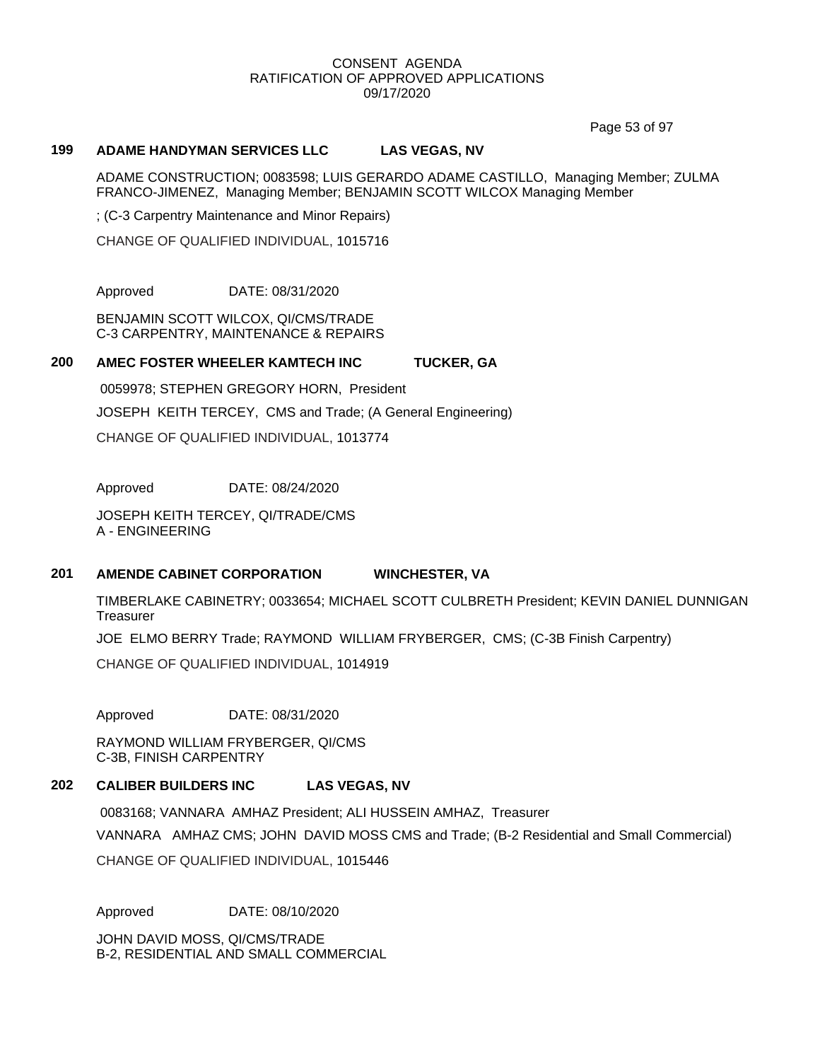CONSENT AGENDA
RATIFICATION OF APPROVED APPLICATIONS
09/17/2020

**199 ADAME HANDYMAN SERVICES LLC LAS VEGAS, NV**

ADAME CONSTRUCTION; 0083598; LUIS GERARDO ADAME CASTILLO, Managing Member; ZULMA FRANCO-JIMENEZ, Managing Member; BENJAMIN SCOTT WILCOX Managing Member

; (C-3 Carpentry Maintenance and Minor Repairs)

CHANGE OF QUALIFIED INDIVIDUAL, 1015716

Approved DATE: 08/31/2020

BENJAMIN SCOTT WILCOX, QI/CMS/TRADE
C-3 CARPENTRY, MAINTENANCE & REPAIRS

**200 AMEC FOSTER WHEELER KAMTECH INC TUCKER, GA**

0059978; STEPHEN GREGORY HORN, President

JOSEPH KEITH TERCEY, CMS and Trade; (A General Engineering)

CHANGE OF QUALIFIED INDIVIDUAL, 1013774

Approved DATE: 08/24/2020

JOSEPH KEITH TERCEY, QI/TRADE/CMS
A - ENGINEERING

**201 AMENDE CABINET CORPORATION WINCHESTER, VA**

TIMBERLAKE CABINETRY; 0033654; MICHAEL SCOTT CULBRETH President; KEVIN DANIEL DUNNIGAN Treasurer

JOE ELMO BERRY Trade; RAYMOND WILLIAM FRYBERGER, CMS; (C-3B Finish Carpentry)

CHANGE OF QUALIFIED INDIVIDUAL, 1014919

Approved DATE: 08/31/2020

RAYMOND WILLIAM FRYBERGER, QI/CMS
C-3B, FINISH CARPENTRY

**202 CALIBER BUILDERS INC LAS VEGAS, NV**

0083168; VANNARA AMHAZ President; ALI HUSSEIN AMHAZ, Treasurer

VANNARA AMHAZ CMS; JOHN DAVID MOSS CMS and Trade; (B-2 Residential and Small Commercial)

CHANGE OF QUALIFIED INDIVIDUAL, 1015446

Approved DATE: 08/10/2020

JOHN DAVID MOSS, QI/CMS/TRADE
B-2, RESIDENTIAL AND SMALL COMMERCIAL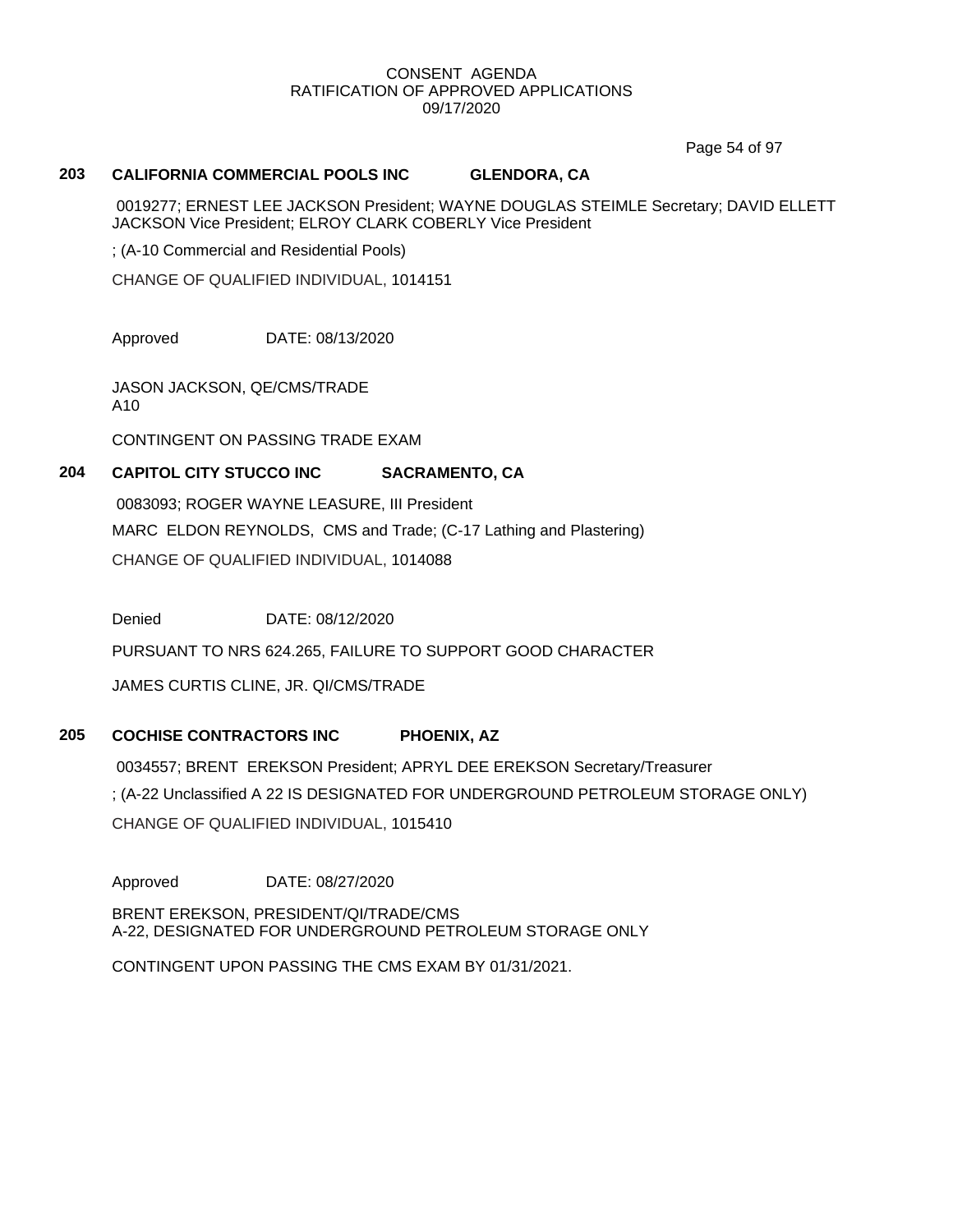CONSENT AGENDA
RATIFICATION OF APPROVED APPLICATIONS
09/17/2020

### 203 CALIFORNIA COMMERCIAL POOLS INC GLENDORA, CA

0019277; ERNEST LEE JACKSON President; WAYNE DOUGLAS STEIMLE Secretary; DAVID ELLETT JACKSON Vice President; ELROY CLARK COBERLY Vice President

; (A-10 Commercial and Residential Pools)

CHANGE OF QUALIFIED INDIVIDUAL, 1014151

Approved DATE: 08/13/2020

JASON JACKSON, QE/CMS/TRADE
A10

CONTINGENT ON PASSING TRADE EXAM

### 204 CAPITOL CITY STUCCO INC SACRAMENTO, CA

0083093; ROGER WAYNE LEASURE, III President

MARC ELDON REYNOLDS, CMS and Trade; (C-17 Lathing and Plastering)

CHANGE OF QUALIFIED INDIVIDUAL, 1014088

Denied DATE: 08/12/2020

PURSUANT TO NRS 624.265, FAILURE TO SUPPORT GOOD CHARACTER

JAMES CURTIS CLINE, JR. QI/CMS/TRADE

### 205 COCHISE CONTRACTORS INC PHOENIX, AZ

0034557; BRENT EREKSON President; APRYL DEE EREKSON Secretary/Treasurer

; (A-22 Unclassified A 22 IS DESIGNATED FOR UNDERGROUND PETROLEUM STORAGE ONLY)

CHANGE OF QUALIFIED INDIVIDUAL, 1015410

Approved DATE: 08/27/2020

BRENT EREKSON, PRESIDENT/QI/TRADE/CMS
A-22, DESIGNATED FOR UNDERGROUND PETROLEUM STORAGE ONLY

CONTINGENT UPON PASSING THE CMS EXAM BY 01/31/2021.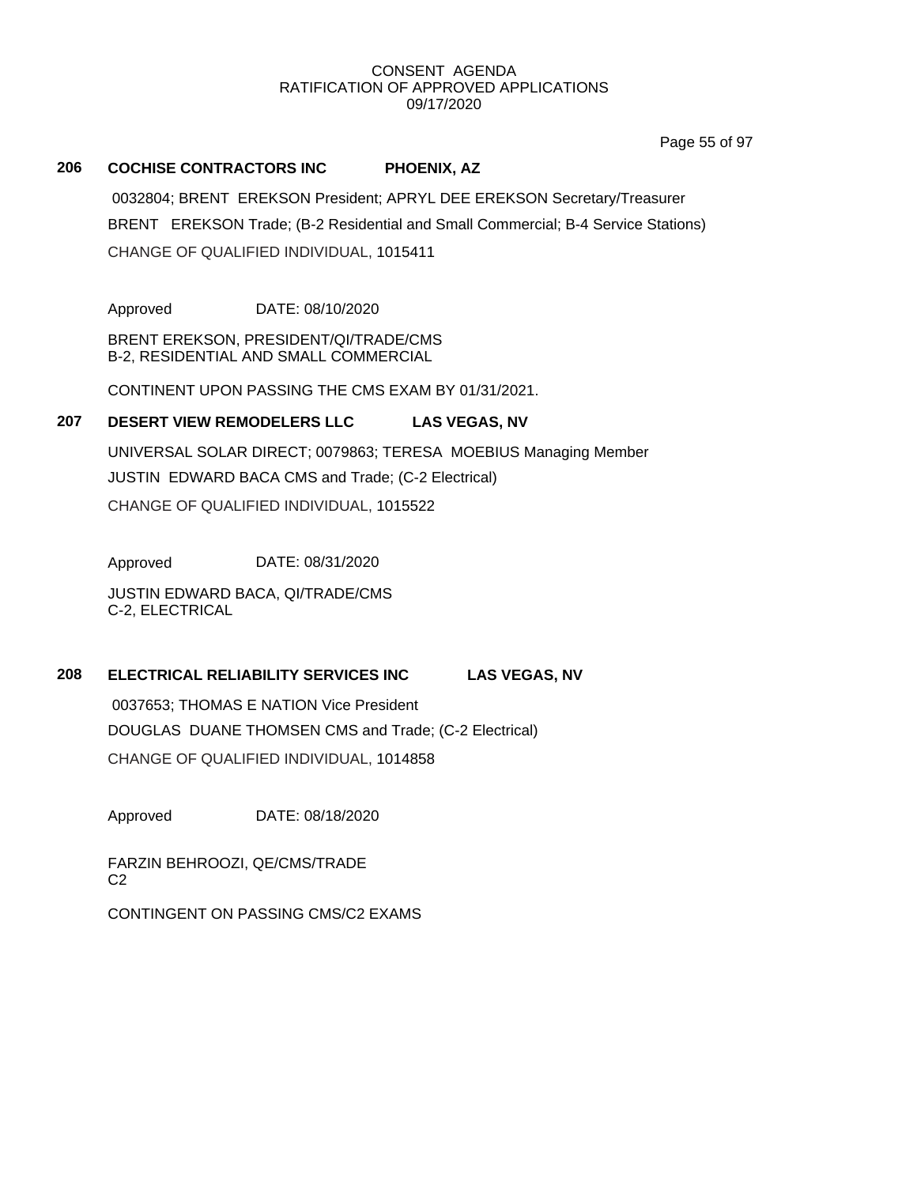CONSENT AGENDA
RATIFICATION OF APPROVED APPLICATIONS
09/17/2020

**206 COCHISE CONTRACTORS INC PHOENIX, AZ**

0032804; BRENT EREKSON President; APRYL DEE EREKSON Secretary/Treasurer

BRENT EREKSON Trade; (B-2 Residential and Small Commercial; B-4 Service Stations)

CHANGE OF QUALIFIED INDIVIDUAL, 1015411

Approved DATE: 08/10/2020

BRENT EREKSON, PRESIDENT/QI/TRADE/CMS
B-2, RESIDENTIAL AND SMALL COMMERCIAL

CONTINENT UPON PASSING THE CMS EXAM BY 01/31/2021.

**207 DESERT VIEW REMODELERS LLC LAS VEGAS, NV**

UNIVERSAL SOLAR DIRECT; 0079863; TERESA MOEBIUS Managing Member

JUSTIN EDWARD BACA CMS and Trade; (C-2 Electrical)

CHANGE OF QUALIFIED INDIVIDUAL, 1015522

Approved DATE: 08/31/2020

JUSTIN EDWARD BACA, QI/TRADE/CMS
C-2, ELECTRICAL

**208 ELECTRICAL RELIABILITY SERVICES INC LAS VEGAS, NV**

0037653; THOMAS E NATION Vice President

DOUGLAS DUANE THOMSEN CMS and Trade; (C-2 Electrical)

CHANGE OF QUALIFIED INDIVIDUAL, 1014858

Approved DATE: 08/18/2020

FARZIN BEHROOZI, QE/CMS/TRADE
C2

CONTINGENT ON PASSING CMS/C2 EXAMS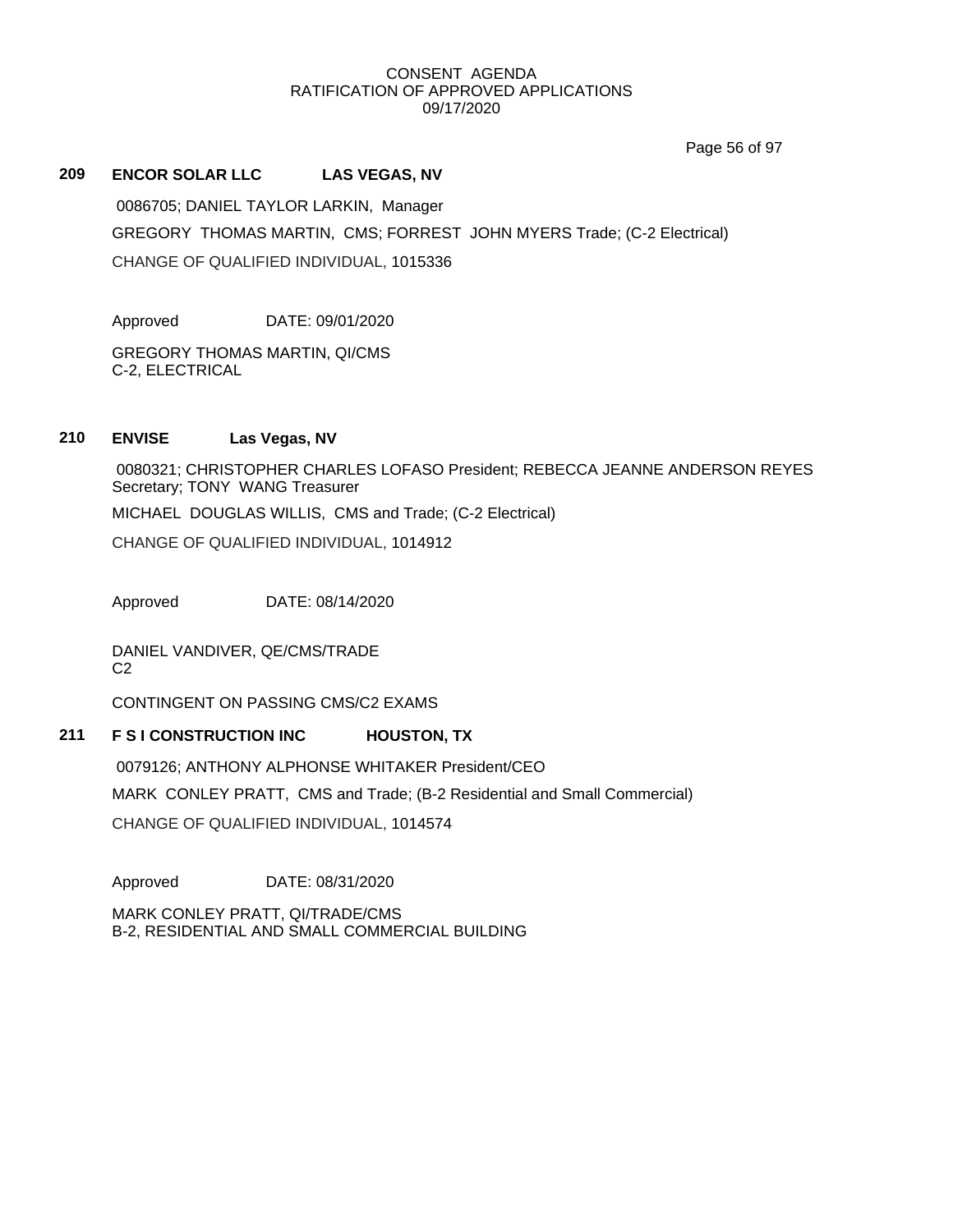CONSENT AGENDA
RATIFICATION OF APPROVED APPLICATIONS
09/17/2020

## 209 ENCOR SOLAR LLC LAS VEGAS, NV

0086705; DANIEL TAYLOR LARKIN, Manager

GREGORY THOMAS MARTIN, CMS; FORREST JOHN MYERS Trade; (C-2 Electrical)

CHANGE OF QUALIFIED INDIVIDUAL, 1015336

Approved DATE: 09/01/2020

GREGORY THOMAS MARTIN, QI/CMS
C-2, ELECTRICAL

## 210 ENVISE Las Vegas, NV

0080321; CHRISTOPHER CHARLES LOFASO President; REBECCA JEANNE ANDERSON REYES Secretary; TONY WANG Treasurer

MICHAEL DOUGLAS WILLIS, CMS and Trade; (C-2 Electrical)

CHANGE OF QUALIFIED INDIVIDUAL, 1014912

Approved DATE: 08/14/2020

DANIEL VANDIVER, QE/CMS/TRADE
C2

CONTINGENT ON PASSING CMS/C2 EXAMS

## 211 F S I CONSTRUCTION INC HOUSTON, TX

0079126; ANTHONY ALPHONSE WHITAKER President/CEO

MARK CONLEY PRATT, CMS and Trade; (B-2 Residential and Small Commercial)

CHANGE OF QUALIFIED INDIVIDUAL, 1014574

Approved DATE: 08/31/2020

MARK CONLEY PRATT, QI/TRADE/CMS
B-2, RESIDENTIAL AND SMALL COMMERCIAL BUILDING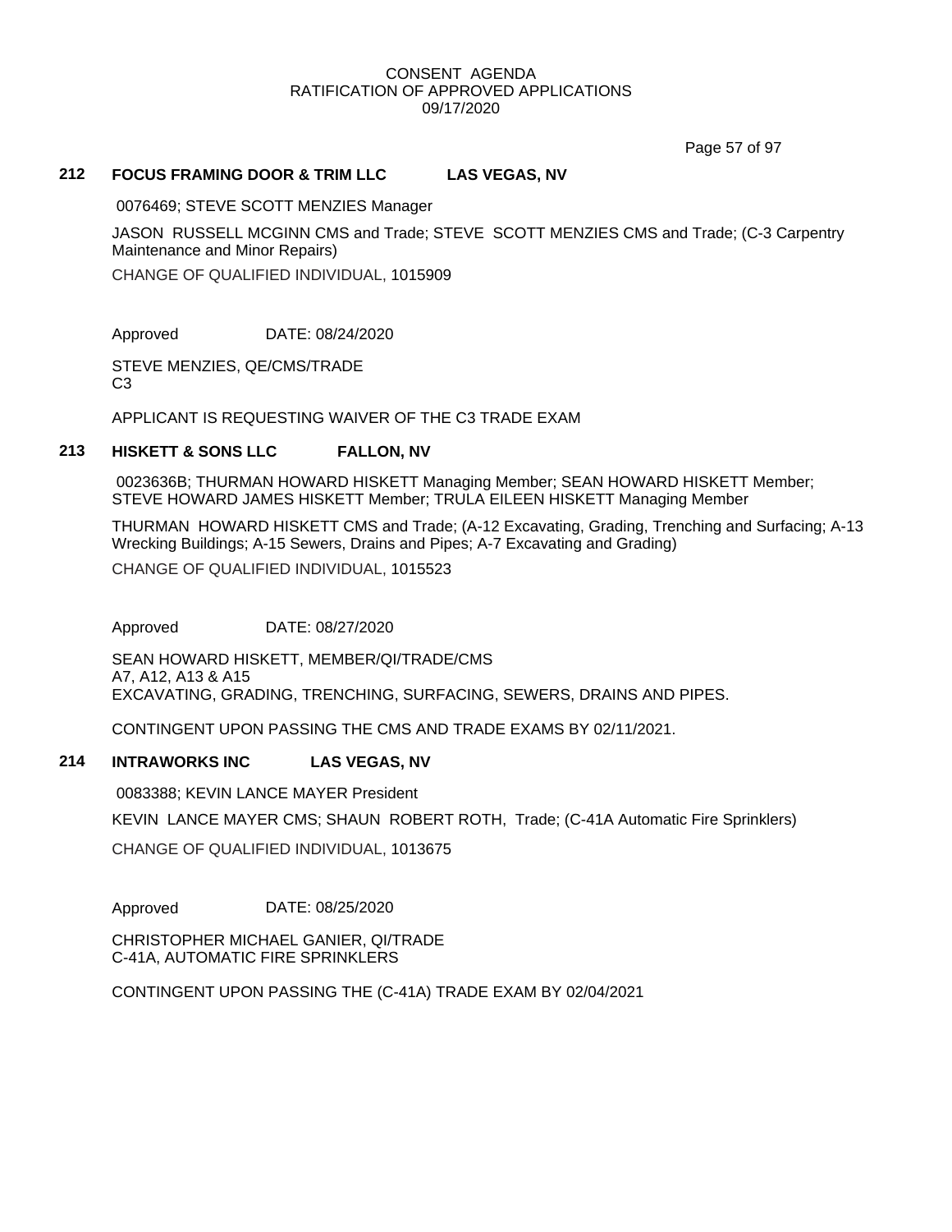CONSENT AGENDA
RATIFICATION OF APPROVED APPLICATIONS
09/17/2020

### 212 FOCUS FRAMING DOOR & TRIM LLC LAS VEGAS, NV

0076469; STEVE SCOTT MENZIES Manager

JASON RUSSELL MCGINN CMS and Trade; STEVE SCOTT MENZIES CMS and Trade; (C-3 Carpentry Maintenance and Minor Repairs)

CHANGE OF QUALIFIED INDIVIDUAL, 1015909

Approved DATE: 08/24/2020

STEVE MENZIES, QE/CMS/TRADE
C3

APPLICANT IS REQUESTING WAIVER OF THE C3 TRADE EXAM

### 213 HISKETT & SONS LLC FALLON, NV

0023636B; THURMAN HOWARD HISKETT Managing Member; SEAN HOWARD HISKETT Member; STEVE HOWARD JAMES HISKETT Member; TRULA EILEEN HISKETT Managing Member

THURMAN HOWARD HISKETT CMS and Trade; (A-12 Excavating, Grading, Trenching and Surfacing; A-13 Wrecking Buildings; A-15 Sewers, Drains and Pipes; A-7 Excavating and Grading)

CHANGE OF QUALIFIED INDIVIDUAL, 1015523

Approved DATE: 08/27/2020

SEAN HOWARD HISKETT, MEMBER/QI/TRADE/CMS
A7, A12, A13 & A15
EXCAVATING, GRADING, TRENCHING, SURFACING, SEWERS, DRAINS AND PIPES.

CONTINGENT UPON PASSING THE CMS AND TRADE EXAMS BY 02/11/2021.

### 214 INTRAWORKS INC LAS VEGAS, NV

0083388; KEVIN LANCE MAYER President

KEVIN LANCE MAYER CMS; SHAUN ROBERT ROTH, Trade; (C-41A Automatic Fire Sprinklers)

CHANGE OF QUALIFIED INDIVIDUAL, 1013675

Approved DATE: 08/25/2020

CHRISTOPHER MICHAEL GANIER, QI/TRADE
C-41A, AUTOMATIC FIRE SPRINKLERS

CONTINGENT UPON PASSING THE (C-41A) TRADE EXAM BY 02/04/2021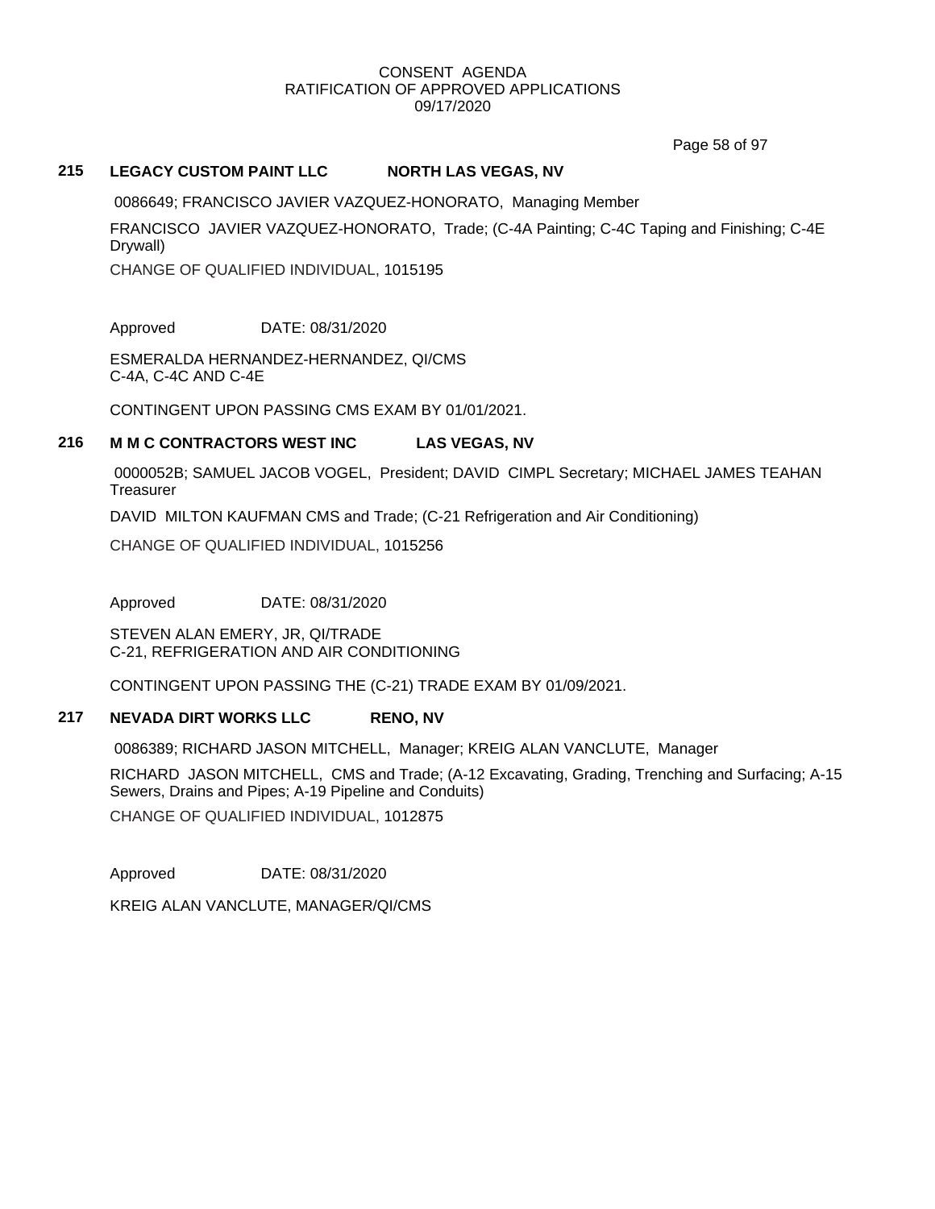CONSENT AGENDA
RATIFICATION OF APPROVED APPLICATIONS
09/17/2020

### 215 LEGACY CUSTOM PAINT LLC NORTH LAS VEGAS, NV

0086649; FRANCISCO JAVIER VAZQUEZ-HONORATO, Managing Member

FRANCISCO JAVIER VAZQUEZ-HONORATO, Trade; (C-4A Painting; C-4C Taping and Finishing; C-4E Drywall)

CHANGE OF QUALIFIED INDIVIDUAL, 1015195

Approved DATE: 08/31/2020

ESMERALDA HERNANDEZ-HERNANDEZ, QI/CMS
C-4A, C-4C AND C-4E

CONTINGENT UPON PASSING CMS EXAM BY 01/01/2021.

### 216 M M C CONTRACTORS WEST INC LAS VEGAS, NV

0000052B; SAMUEL JACOB VOGEL, President; DAVID CIMPL Secretary; MICHAEL JAMES TEAHAN Treasurer

DAVID MILTON KAUFMAN CMS and Trade; (C-21 Refrigeration and Air Conditioning)

CHANGE OF QUALIFIED INDIVIDUAL, 1015256

Approved DATE: 08/31/2020

STEVEN ALAN EMERY, JR, QI/TRADE
C-21, REFRIGERATION AND AIR CONDITIONING

CONTINGENT UPON PASSING THE (C-21) TRADE EXAM BY 01/09/2021.

### 217 NEVADA DIRT WORKS LLC RENO, NV

0086389; RICHARD JASON MITCHELL, Manager; KREIG ALAN VANCLUTE, Manager

RICHARD JASON MITCHELL, CMS and Trade; (A-12 Excavating, Grading, Trenching and Surfacing; A-15 Sewers, Drains and Pipes; A-19 Pipeline and Conduits)

CHANGE OF QUALIFIED INDIVIDUAL, 1012875

Approved DATE: 08/31/2020

KREIG ALAN VANCLUTE, MANAGER/QI/CMS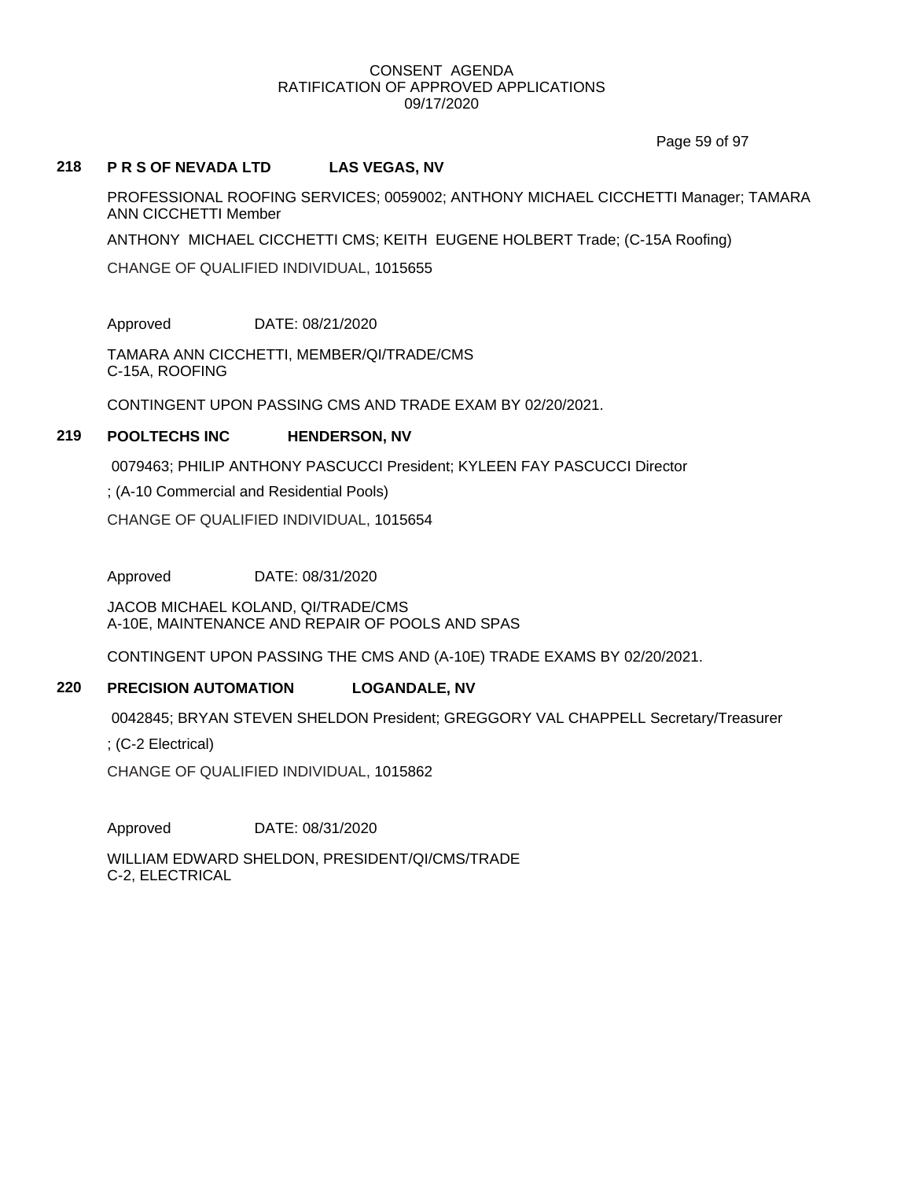## 218 P R S OF NEVADA LTD LAS VEGAS, NV

PROFESSIONAL ROOFING SERVICES; 0059002; ANTHONY MICHAEL CICCHETTI Manager; TAMARA ANN CICCHETTI Member

ANTHONY MICHAEL CICCHETTI CMS; KEITH EUGENE HOLBERT Trade; (C-15A Roofing)

CHANGE OF QUALIFIED INDIVIDUAL, 1015655

Approved DATE: 08/21/2020

TAMARA ANN CICCHETTI, MEMBER/QI/TRADE/CMS
C-15A, ROOFING

CONTINGENT UPON PASSING CMS AND TRADE EXAM BY 02/20/2021.

## 219 POOLTECHS INC HENDERSON, NV

0079463; PHILIP ANTHONY PASCUCCI President; KYLEEN FAY PASCUCCI Director

; (A-10 Commercial and Residential Pools)

CHANGE OF QUALIFIED INDIVIDUAL, 1015654

Approved DATE: 08/31/2020

JACOB MICHAEL KOLAND, QI/TRADE/CMS
A-10E, MAINTENANCE AND REPAIR OF POOLS AND SPAS

CONTINGENT UPON PASSING THE CMS AND (A-10E) TRADE EXAMS BY 02/20/2021.

## 220 PRECISION AUTOMATION LOGANDALE, NV

0042845; BRYAN STEVEN SHELDON President; GREGGORY VAL CHAPPELL Secretary/Treasurer

; (C-2 Electrical)

CHANGE OF QUALIFIED INDIVIDUAL, 1015862

Approved DATE: 08/31/2020

WILLIAM EDWARD SHELDON, PRESIDENT/QI/CMS/TRADE
C-2, ELECTRICAL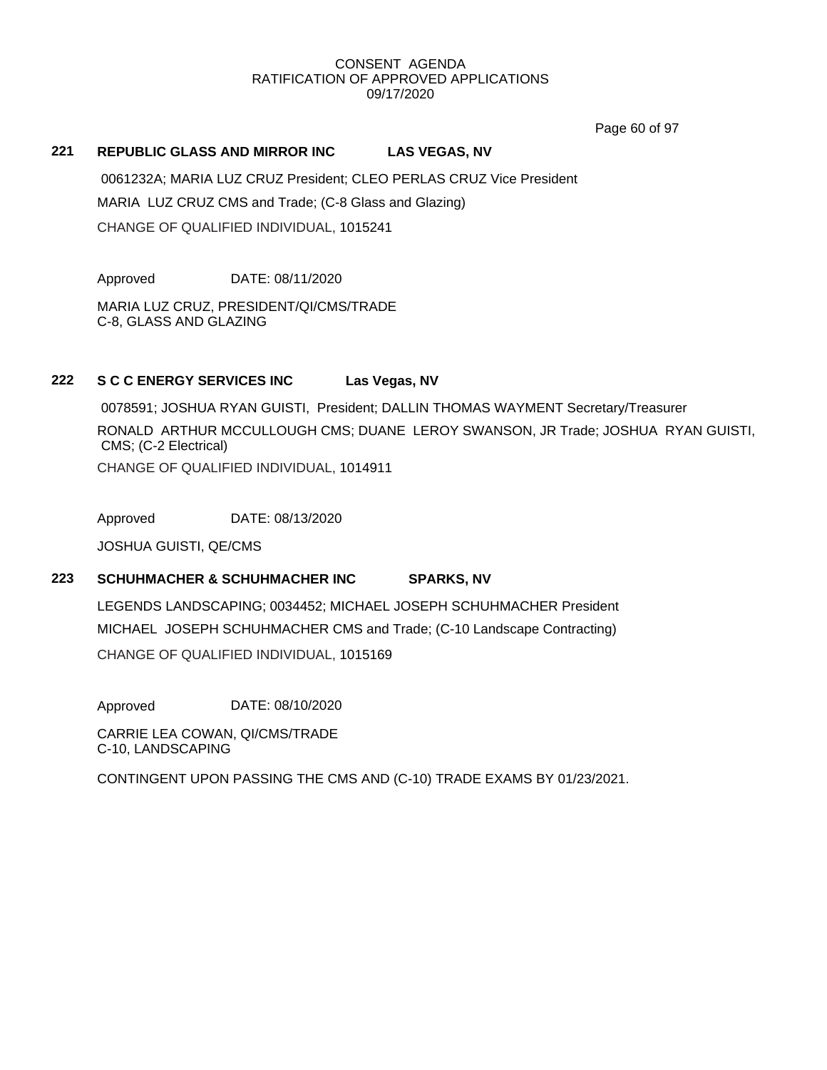CONSENT AGENDA
RATIFICATION OF APPROVED APPLICATIONS
09/17/2020

**221 REPUBLIC GLASS AND MIRROR INC LAS VEGAS, NV**

0061232A; MARIA LUZ CRUZ President; CLEO PERLAS CRUZ Vice President

MARIA LUZ CRUZ CMS and Trade; (C-8 Glass and Glazing)

CHANGE OF QUALIFIED INDIVIDUAL, 1015241

Approved DATE: 08/11/2020

MARIA LUZ CRUZ, PRESIDENT/QI/CMS/TRADE
C-8, GLASS AND GLAZING

**222 S C C ENERGY SERVICES INC Las Vegas, NV**

0078591; JOSHUA RYAN GUISTI, President; DALLIN THOMAS WAYMENT Secretary/Treasurer

RONALD ARTHUR MCCULLOUGH CMS; DUANE LEROY SWANSON, JR Trade; JOSHUA RYAN GUISTI, CMS; (C-2 Electrical)

CHANGE OF QUALIFIED INDIVIDUAL, 1014911

Approved DATE: 08/13/2020

JOSHUA GUISTI, QE/CMS

**223 SCHUHMACHER & SCHUHMACHER INC SPARKS, NV**

LEGENDS LANDSCAPING; 0034452; MICHAEL JOSEPH SCHUHMACHER President

MICHAEL JOSEPH SCHUHMACHER CMS and Trade; (C-10 Landscape Contracting)

CHANGE OF QUALIFIED INDIVIDUAL, 1015169

Approved DATE: 08/10/2020

CARRIE LEA COWAN, QI/CMS/TRADE
C-10, LANDSCAPING

CONTINGENT UPON PASSING THE CMS AND (C-10) TRADE EXAMS BY 01/23/2021.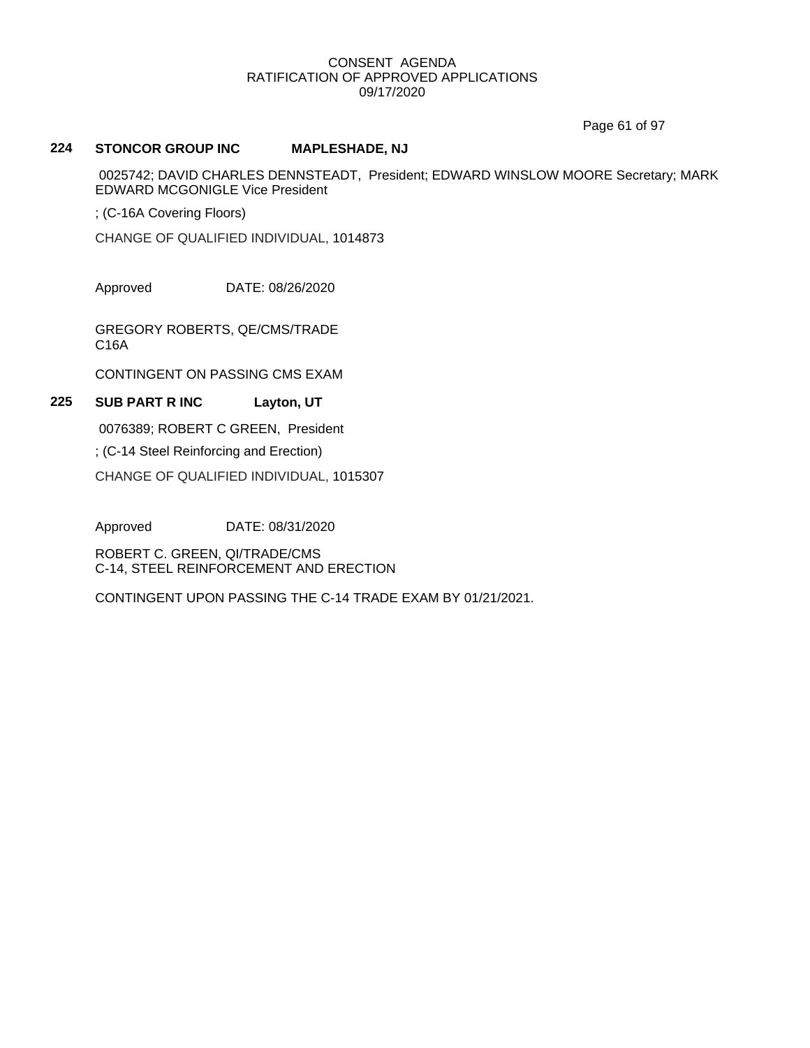CONSENT AGENDA
RATIFICATION OF APPROVED APPLICATIONS
09/17/2020

**224 STONCOR GROUP INC MAPLESHADE, NJ**

0025742; DAVID CHARLES DENNSTEADT, President; EDWARD WINSLOW MOORE Secretary; MARK EDWARD MCGONIGLE Vice President

; (C-16A Covering Floors)

CHANGE OF QUALIFIED INDIVIDUAL, 1014873

Approved DATE: 08/26/2020

GREGORY ROBERTS, QE/CMS/TRADE
C16A

CONTINGENT ON PASSING CMS EXAM

**225 SUB PART R INC Layton, UT**

0076389; ROBERT C GREEN, President

; (C-14 Steel Reinforcing and Erection)

CHANGE OF QUALIFIED INDIVIDUAL, 1015307

Approved DATE: 08/31/2020

ROBERT C. GREEN, QI/TRADE/CMS
C-14, STEEL REINFORCEMENT AND ERECTION

CONTINGENT UPON PASSING THE C-14 TRADE EXAM BY 01/21/2021.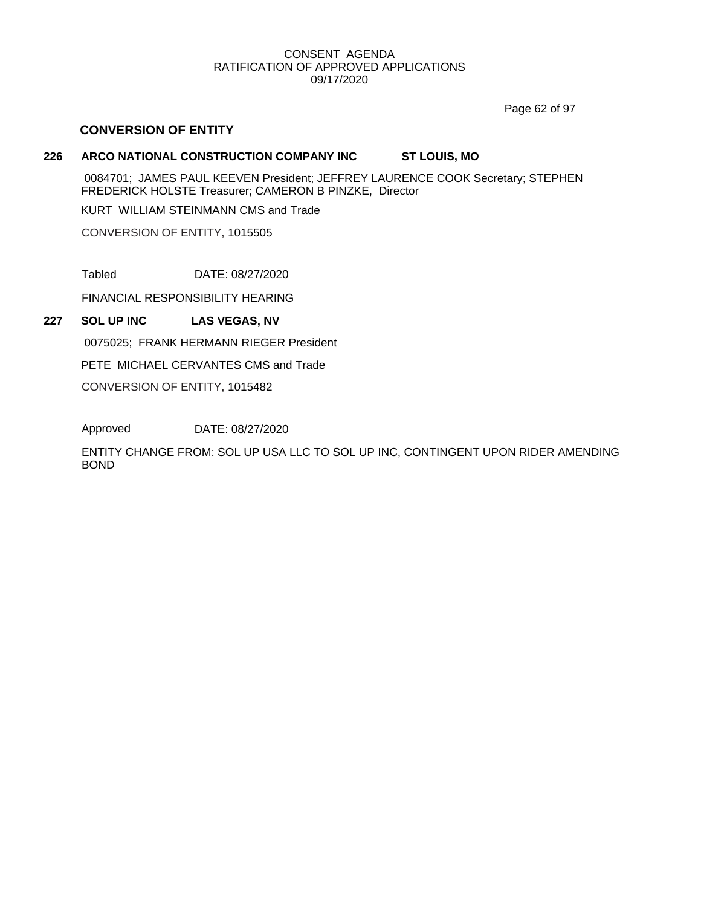CONSENT AGENDA
RATIFICATION OF APPROVED APPLICATIONS
09/17/2020

## CONVERSION OF ENTITY

**226 ARCO NATIONAL CONSTRUCTION COMPANY INC ST LOUIS, MO**

0084701; JAMES PAUL KEEVEN President; JEFFREY LAURENCE COOK Secretary; STEPHEN FREDERICK HOLSTE Treasurer; CAMERON B PINZKE, Director

KURT WILLIAM STEINMANN CMS and Trade

CONVERSION OF ENTITY, 1015505

Tabled DATE: 08/27/2020

FINANCIAL RESPONSIBILITY HEARING

**227 SOL UP INC LAS VEGAS, NV**

0075025; FRANK HERMANN RIEGER President

PETE MICHAEL CERVANTES CMS and Trade

CONVERSION OF ENTITY, 1015482

Approved DATE: 08/27/2020

ENTITY CHANGE FROM: SOL UP USA LLC TO SOL UP INC, CONTINGENT UPON RIDER AMENDING BOND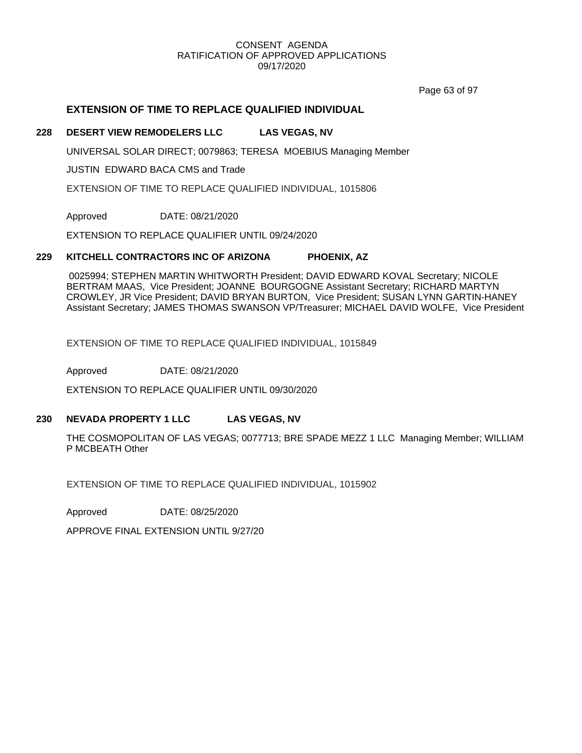## EXTENSION OF TIME TO REPLACE QUALIFIED INDIVIDUAL

### 228 DESERT VIEW REMODELERS LLC LAS VEGAS, NV

UNIVERSAL SOLAR DIRECT; 0079863; TERESA MOEBIUS Managing Member

JUSTIN EDWARD BACA CMS and Trade

EXTENSION OF TIME TO REPLACE QUALIFIED INDIVIDUAL, 1015806

Approved DATE: 08/21/2020

EXTENSION TO REPLACE QUALIFIER UNTIL 09/24/2020

### 229 KITCHELL CONTRACTORS INC OF ARIZONA PHOENIX, AZ

0025994; STEPHEN MARTIN WHITWORTH President; DAVID EDWARD KOVAL Secretary; NICOLE BERTRAM MAAS, Vice President; JOANNE BOURGOGNE Assistant Secretary; RICHARD MARTYN CROWLEY, JR Vice President; DAVID BRYAN BURTON, Vice President; SUSAN LYNN GARTIN-HANEY Assistant Secretary; JAMES THOMAS SWANSON VP/Treasurer; MICHAEL DAVID WOLFE, Vice President

EXTENSION OF TIME TO REPLACE QUALIFIED INDIVIDUAL, 1015849

Approved DATE: 08/21/2020

EXTENSION TO REPLACE QUALIFIER UNTIL 09/30/2020

### 230 NEVADA PROPERTY 1 LLC LAS VEGAS, NV

THE COSMOPOLITAN OF LAS VEGAS; 0077713; BRE SPADE MEZZ 1 LLC Managing Member; WILLIAM P MCBEATH Other

EXTENSION OF TIME TO REPLACE QUALIFIED INDIVIDUAL, 1015902

Approved DATE: 08/25/2020

APPROVE FINAL EXTENSION UNTIL 9/27/20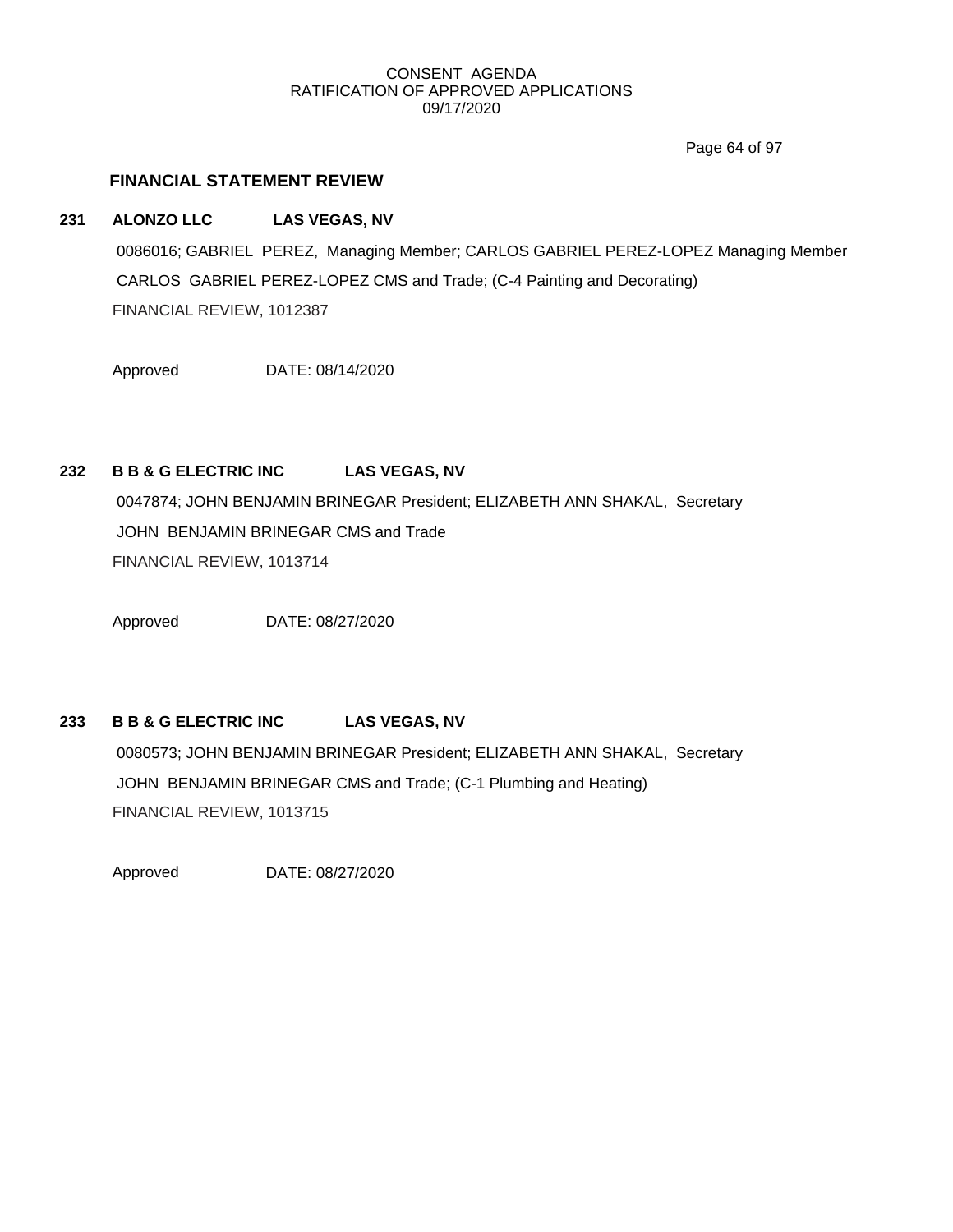## FINANCIAL STATEMENT REVIEW

**231 ALONZO LLC LAS VEGAS, NV**

0086016; GABRIEL PEREZ, Managing Member; CARLOS GABRIEL PEREZ-LOPEZ Managing Member
CARLOS GABRIEL PEREZ-LOPEZ CMS and Trade; (C-4 Painting and Decorating)
FINANCIAL REVIEW, 1012387

Approved DATE: 08/14/2020

**232 B B & G ELECTRIC INC LAS VEGAS, NV**

0047874; JOHN BENJAMIN BRINEGAR President; ELIZABETH ANN SHAKAL, Secretary
JOHN BENJAMIN BRINEGAR CMS and Trade
FINANCIAL REVIEW, 1013714

Approved DATE: 08/27/2020

**233 B B & G ELECTRIC INC LAS VEGAS, NV**

0080573; JOHN BENJAMIN BRINEGAR President; ELIZABETH ANN SHAKAL, Secretary
JOHN BENJAMIN BRINEGAR CMS and Trade; (C-1 Plumbing and Heating)
FINANCIAL REVIEW, 1013715

Approved DATE: 08/27/2020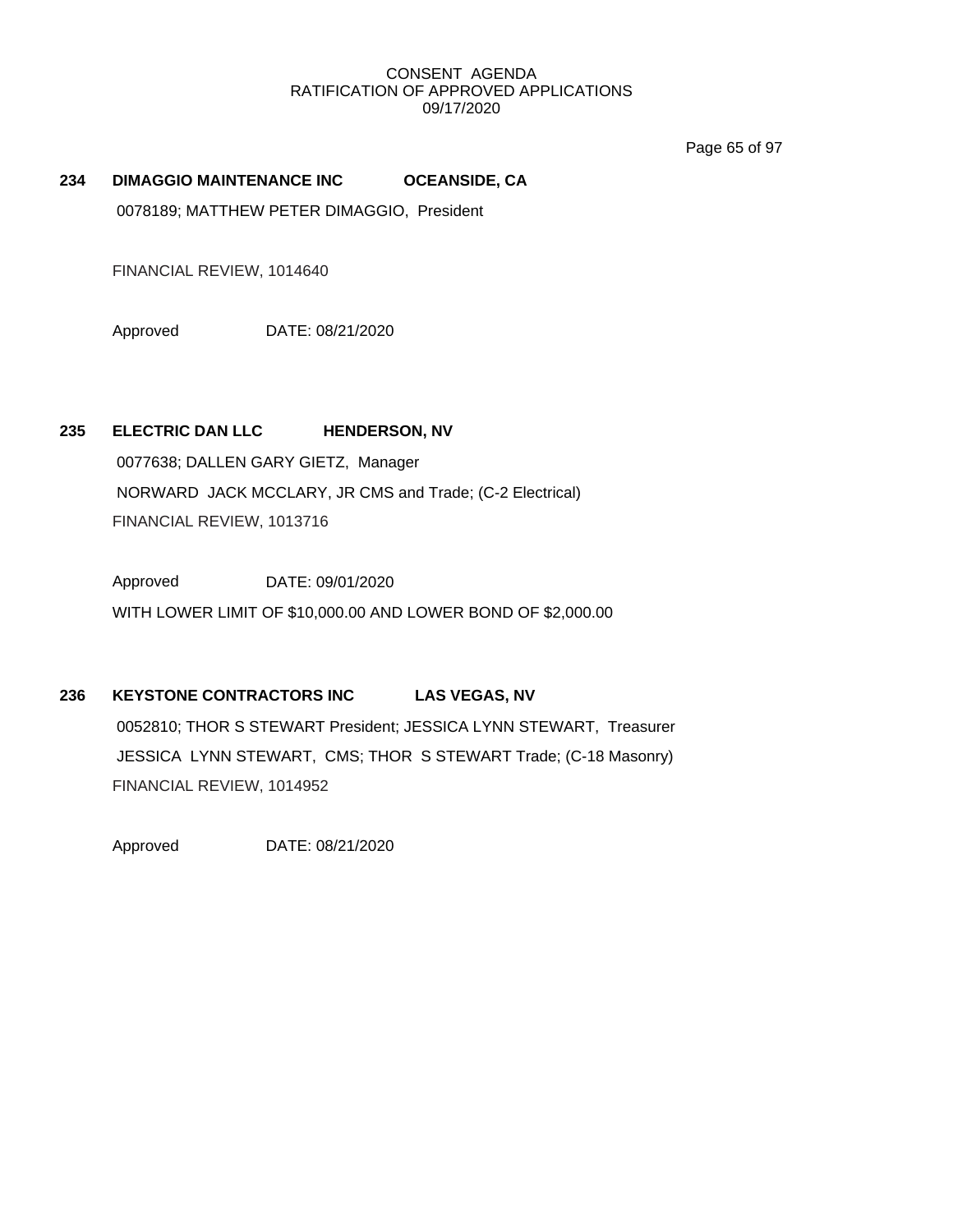CONSENT AGENDA
RATIFICATION OF APPROVED APPLICATIONS
09/17/2020

**234 DIMAGGIO MAINTENANCE INC OCEANSIDE, CA**

0078189; MATTHEW PETER DIMAGGIO, President

FINANCIAL REVIEW, 1014640

Approved DATE: 08/21/2020

**235 ELECTRIC DAN LLC HENDERSON, NV**

0077638; DALLEN GARY GIETZ, Manager

NORWARD JACK MCCLARY, JR CMS and Trade; (C-2 Electrical)

FINANCIAL REVIEW, 1013716

Approved DATE: 09/01/2020

WITH LOWER LIMIT OF $10,000.00 AND LOWER BOND OF $2,000.00

**236 KEYSTONE CONTRACTORS INC LAS VEGAS, NV**

0052810; THOR S STEWART President; JESSICA LYNN STEWART, Treasurer

JESSICA LYNN STEWART, CMS; THOR S STEWART Trade; (C-18 Masonry)

FINANCIAL REVIEW, 1014952

Approved DATE: 08/21/2020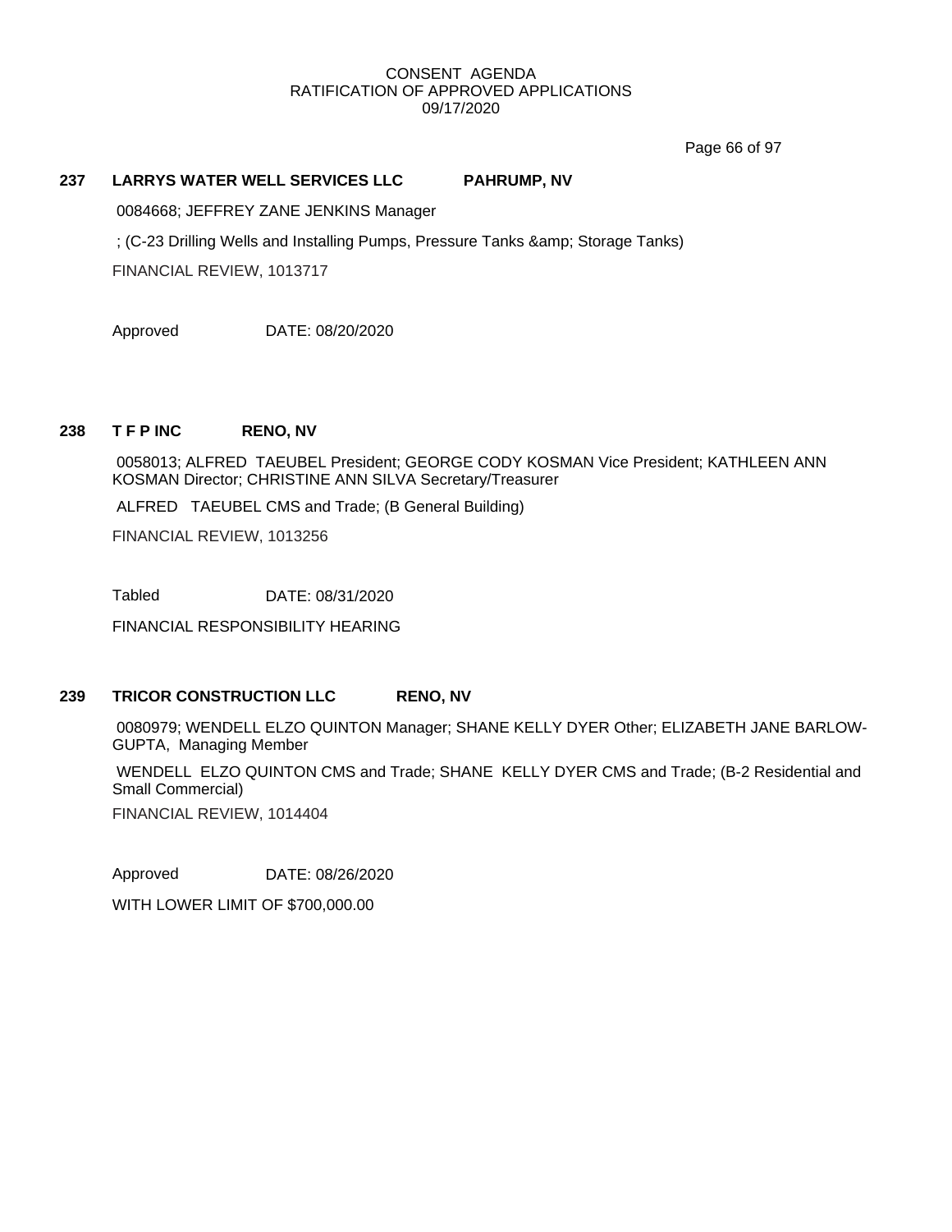**237 LARRYS WATER WELL SERVICES LLC PAHRUMP, NV**

0084668; JEFFREY ZANE JENKINS Manager

; (C-23 Drilling Wells and Installing Pumps, Pressure Tanks &amp; Storage Tanks)

FINANCIAL REVIEW, 1013717

Approved DATE: 08/20/2020

**238 T F P INC RENO, NV**

0058013; ALFRED TAEUBEL President; GEORGE CODY KOSMAN Vice President; KATHLEEN ANN KOSMAN Director; CHRISTINE ANN SILVA Secretary/Treasurer

ALFRED TAEUBEL CMS and Trade; (B General Building)

FINANCIAL REVIEW, 1013256

Tabled DATE: 08/31/2020

FINANCIAL RESPONSIBILITY HEARING

**239 TRICOR CONSTRUCTION LLC RENO, NV**

0080979; WENDELL ELZO QUINTON Manager; SHANE KELLY DYER Other; ELIZABETH JANE BARLOW-GUPTA, Managing Member

WENDELL ELZO QUINTON CMS and Trade; SHANE KELLY DYER CMS and Trade; (B-2 Residential and Small Commercial)

FINANCIAL REVIEW, 1014404

Approved DATE: 08/26/2020

WITH LOWER LIMIT OF $700,000.00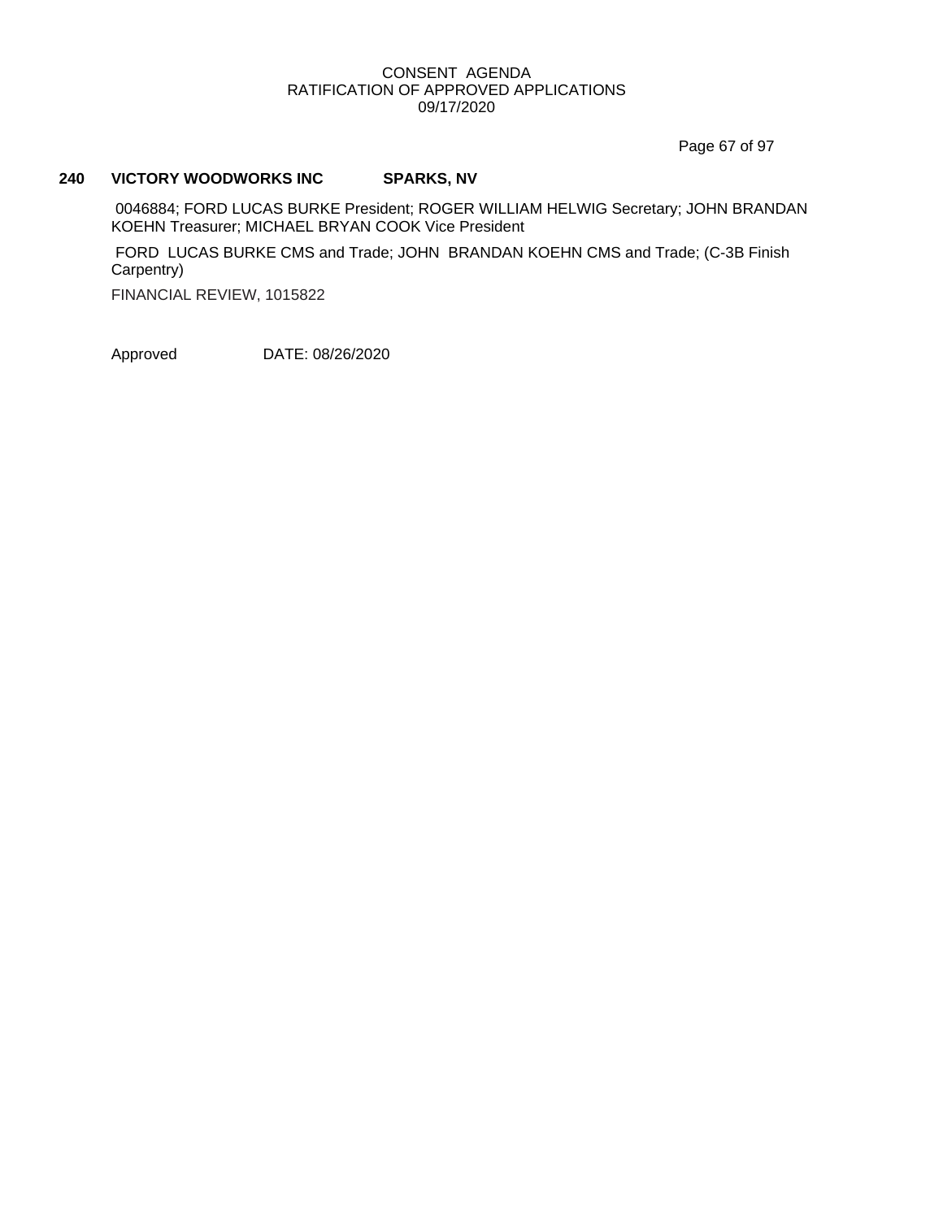CONSENT AGENDA
RATIFICATION OF APPROVED APPLICATIONS
09/17/2020

**240 VICTORY WOODWORKS INC SPARKS, NV**

0046884; FORD LUCAS BURKE President; ROGER WILLIAM HELWIG Secretary; JOHN BRANDAN KOEHN Treasurer; MICHAEL BRYAN COOK Vice President

FORD LUCAS BURKE CMS and Trade; JOHN BRANDAN KOEHN CMS and Trade; (C-3B Finish Carpentry)

FINANCIAL REVIEW, 1015822

Approved DATE: 08/26/2020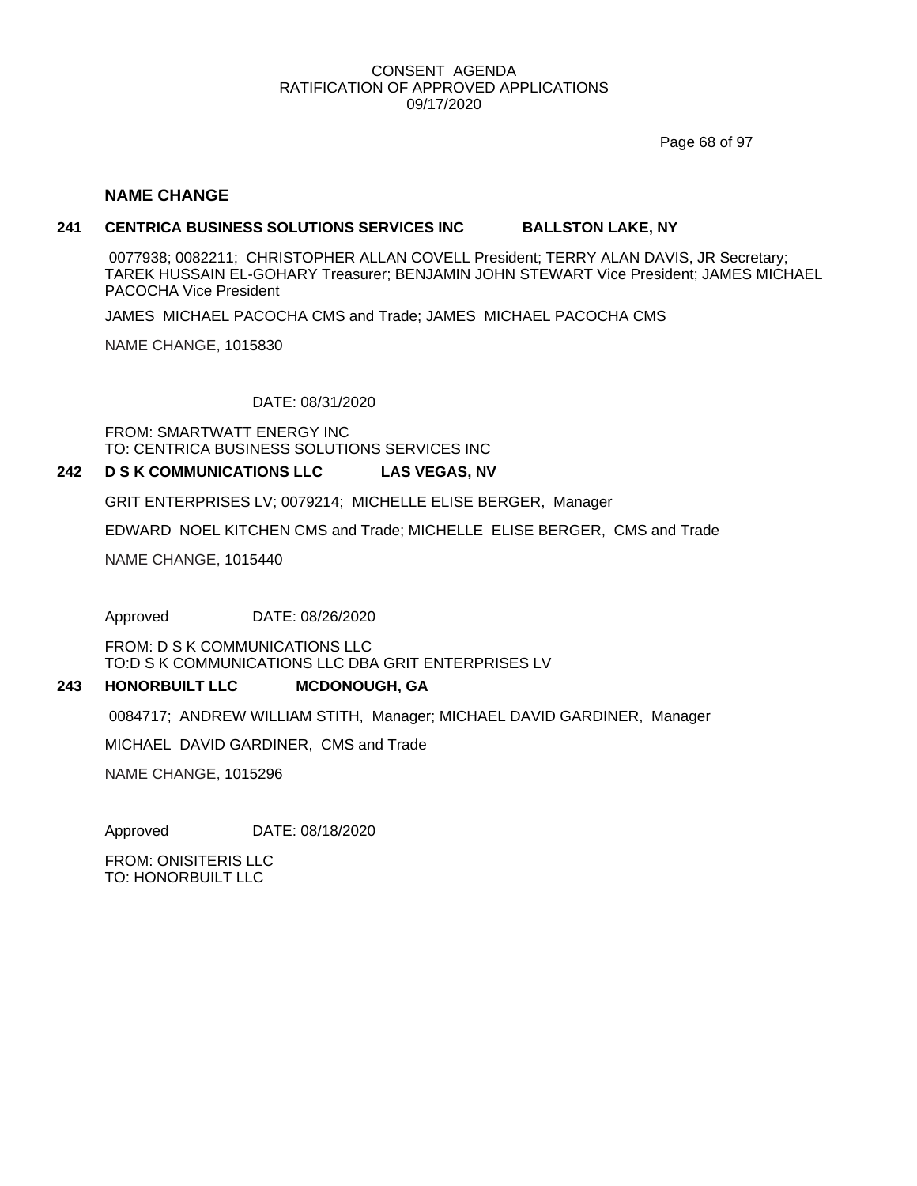## NAME CHANGE

**241 CENTRICA BUSINESS SOLUTIONS SERVICES INC BALLSTON LAKE, NY**

0077938; 0082211; CHRISTOPHER ALLAN COVELL President; TERRY ALAN DAVIS, JR Secretary; TAREK HUSSAIN EL-GOHARY Treasurer; BENJAMIN JOHN STEWART Vice President; JAMES MICHAEL PACOCHA Vice President

JAMES MICHAEL PACOCHA CMS and Trade; JAMES MICHAEL PACOCHA CMS

NAME CHANGE, 1015830

DATE: 08/31/2020

FROM: SMARTWATT ENERGY INC
TO: CENTRICA BUSINESS SOLUTIONS SERVICES INC

**242 D S K COMMUNICATIONS LLC LAS VEGAS, NV**

GRIT ENTERPRISES LV; 0079214; MICHELLE ELISE BERGER, Manager

EDWARD NOEL KITCHEN CMS and Trade; MICHELLE ELISE BERGER, CMS and Trade

NAME CHANGE, 1015440

Approved DATE: 08/26/2020

FROM: D S K COMMUNICATIONS LLC
TO:D S K COMMUNICATIONS LLC DBA GRIT ENTERPRISES LV

**243 HONORBUILT LLC MCDONOUGH, GA**

0084717; ANDREW WILLIAM STITH, Manager; MICHAEL DAVID GARDINER, Manager

MICHAEL DAVID GARDINER, CMS and Trade

NAME CHANGE, 1015296

Approved DATE: 08/18/2020

FROM: ONISITERIS LLC
TO: HONORBUILT LLC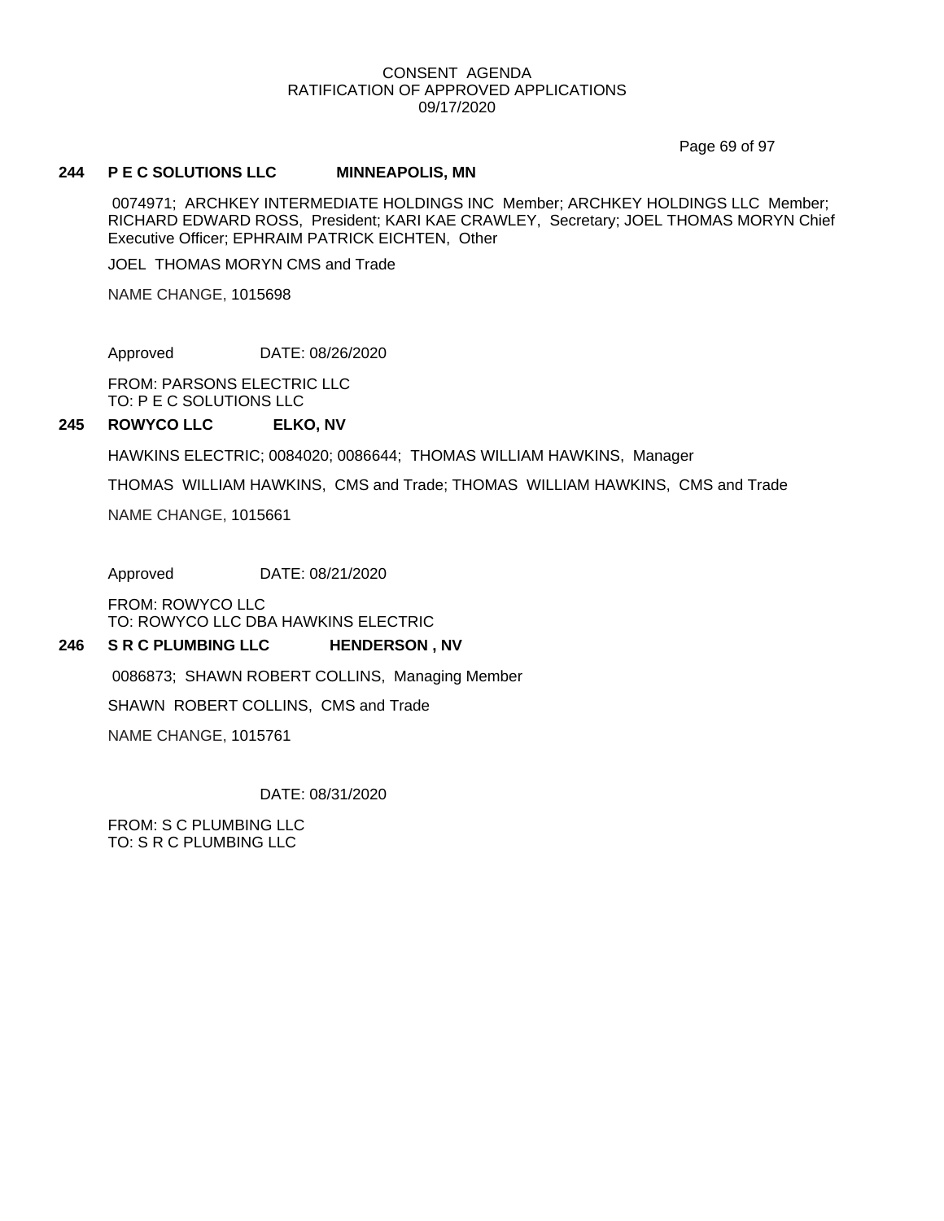CONSENT AGENDA
RATIFICATION OF APPROVED APPLICATIONS
09/17/2020

**244 P E C SOLUTIONS LLC MINNEAPOLIS, MN**

0074971; ARCHKEY INTERMEDIATE HOLDINGS INC Member; ARCHKEY HOLDINGS LLC Member; RICHARD EDWARD ROSS, President; KARI KAE CRAWLEY, Secretary; JOEL THOMAS MORYN Chief Executive Officer; EPHRAIM PATRICK EICHTEN, Other

JOEL THOMAS MORYN CMS and Trade

NAME CHANGE, 1015698

Approved DATE: 08/26/2020

FROM: PARSONS ELECTRIC LLC
TO: P E C SOLUTIONS LLC

**245 ROWYCO LLC ELKO, NV**

HAWKINS ELECTRIC; 0084020; 0086644; THOMAS WILLIAM HAWKINS, Manager

THOMAS WILLIAM HAWKINS, CMS and Trade; THOMAS WILLIAM HAWKINS, CMS and Trade

NAME CHANGE, 1015661

Approved DATE: 08/21/2020

FROM: ROWYCO LLC
TO: ROWYCO LLC DBA HAWKINS ELECTRIC

**246 S R C PLUMBING LLC HENDERSON , NV**

0086873; SHAWN ROBERT COLLINS, Managing Member

SHAWN ROBERT COLLINS, CMS and Trade

NAME CHANGE, 1015761

DATE: 08/31/2020

FROM: S C PLUMBING LLC
TO: S R C PLUMBING LLC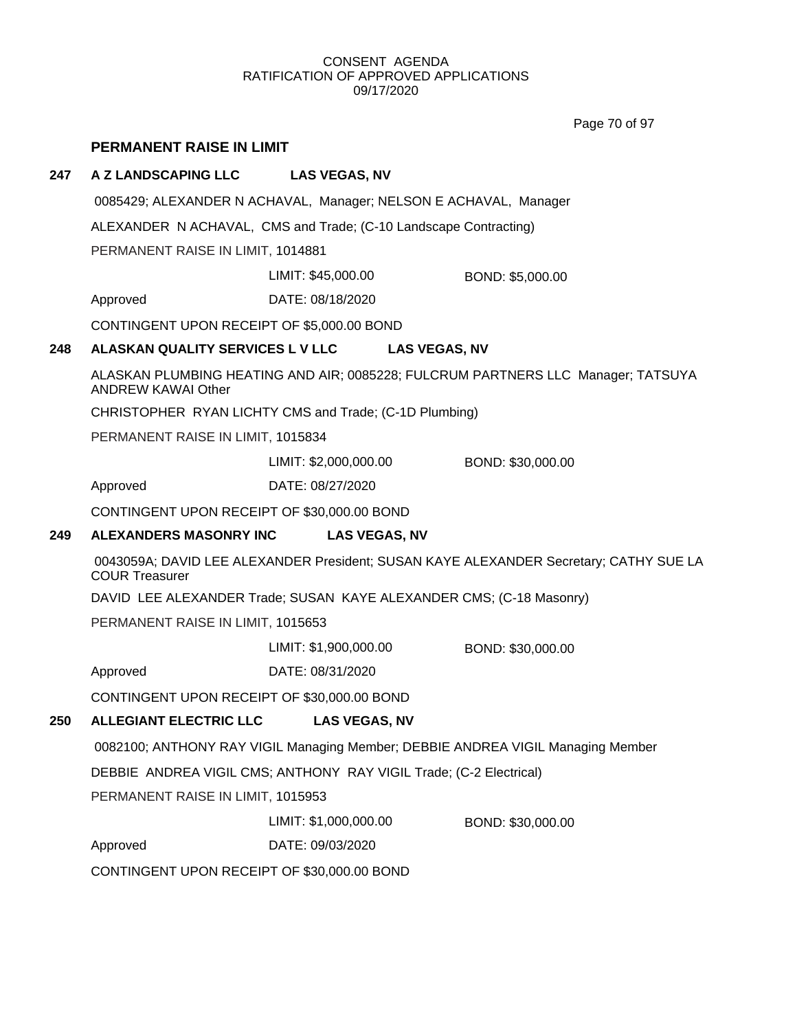CONSENT AGENDA
RATIFICATION OF APPROVED APPLICATIONS
09/17/2020

## PERMANENT RAISE IN LIMIT

**247 A Z LANDSCAPING LLC LAS VEGAS, NV**

0085429; ALEXANDER N ACHAVAL, Manager; NELSON E ACHAVAL, Manager

ALEXANDER N ACHAVAL, CMS and Trade; (C-10 Landscape Contracting)

PERMANENT RAISE IN LIMIT, 1014881

LIMIT: $45,000.00 BOND: $5,000.00

Approved DATE: 08/18/2020

CONTINGENT UPON RECEIPT OF $5,000.00 BOND

**248 ALASKAN QUALITY SERVICES L V LLC LAS VEGAS, NV**

ALASKAN PLUMBING HEATING AND AIR; 0085228; FULCRUM PARTNERS LLC Manager; TATSUYA ANDREW KAWAI Other

CHRISTOPHER RYAN LICHTY CMS and Trade; (C-1D Plumbing)

PERMANENT RAISE IN LIMIT, 1015834

LIMIT: $2,000,000.00 BOND: $30,000.00

Approved DATE: 08/27/2020

CONTINGENT UPON RECEIPT OF $30,000.00 BOND

**249 ALEXANDERS MASONRY INC LAS VEGAS, NV**

0043059A; DAVID LEE ALEXANDER President; SUSAN KAYE ALEXANDER Secretary; CATHY SUE LA COUR Treasurer

DAVID LEE ALEXANDER Trade; SUSAN KAYE ALEXANDER CMS; (C-18 Masonry)

PERMANENT RAISE IN LIMIT, 1015653

LIMIT: $1,900,000.00 BOND: $30,000.00

Approved DATE: 08/31/2020

CONTINGENT UPON RECEIPT OF $30,000.00 BOND

**250 ALLEGIANT ELECTRIC LLC LAS VEGAS, NV**

0082100; ANTHONY RAY VIGIL Managing Member; DEBBIE ANDREA VIGIL Managing Member

DEBBIE ANDREA VIGIL CMS; ANTHONY RAY VIGIL Trade; (C-2 Electrical)

PERMANENT RAISE IN LIMIT, 1015953

LIMIT: $1,000,000.00 BOND: $30,000.00

Approved DATE: 09/03/2020

CONTINGENT UPON RECEIPT OF $30,000.00 BOND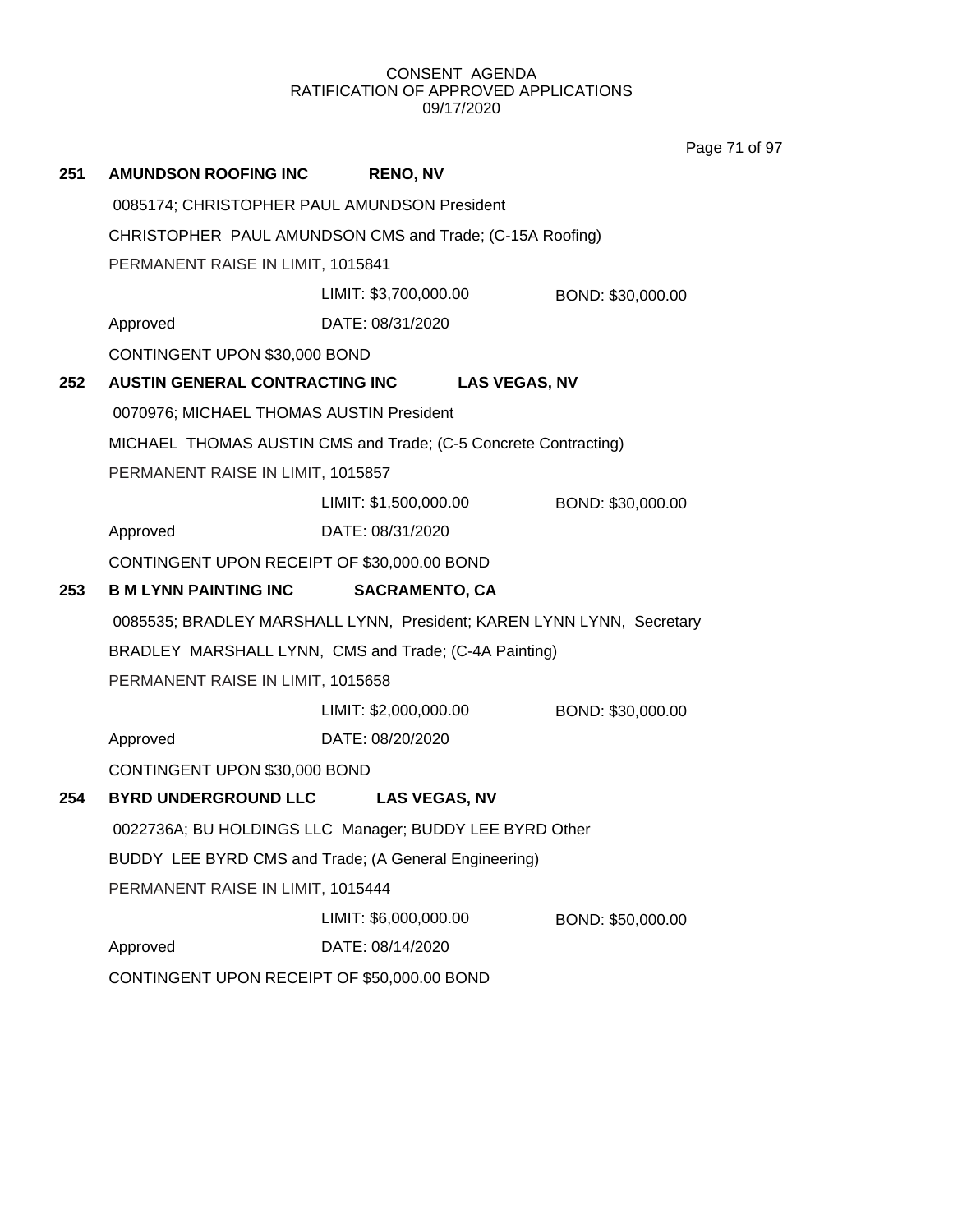CONSENT AGENDA
RATIFICATION OF APPROVED APPLICATIONS
09/17/2020

**251 AMUNDSON ROOFING INC RENO, NV**

0085174; CHRISTOPHER PAUL AMUNDSON President

CHRISTOPHER PAUL AMUNDSON CMS and Trade; (C-15A Roofing)

PERMANENT RAISE IN LIMIT, 1015841

LIMIT: $3,700,000.00 BOND: $30,000.00

Approved DATE: 08/31/2020

CONTINGENT UPON $30,000 BOND

**252 AUSTIN GENERAL CONTRACTING INC LAS VEGAS, NV**

0070976; MICHAEL THOMAS AUSTIN President

MICHAEL THOMAS AUSTIN CMS and Trade; (C-5 Concrete Contracting)

PERMANENT RAISE IN LIMIT, 1015857

LIMIT: $1,500,000.00 BOND: $30,000.00

Approved DATE: 08/31/2020

CONTINGENT UPON RECEIPT OF $30,000.00 BOND

**253 B M LYNN PAINTING INC SACRAMENTO, CA**

0085535; BRADLEY MARSHALL LYNN, President; KAREN LYNN LYNN, Secretary

BRADLEY MARSHALL LYNN, CMS and Trade; (C-4A Painting)

PERMANENT RAISE IN LIMIT, 1015658

LIMIT: $2,000,000.00 BOND: $30,000.00

Approved DATE: 08/20/2020

CONTINGENT UPON $30,000 BOND

**254 BYRD UNDERGROUND LLC LAS VEGAS, NV**

0022736A; BU HOLDINGS LLC Manager; BUDDY LEE BYRD Other

BUDDY LEE BYRD CMS and Trade; (A General Engineering)

PERMANENT RAISE IN LIMIT, 1015444

LIMIT: $6,000,000.00 BOND: $50,000.00

Approved DATE: 08/14/2020

CONTINGENT UPON RECEIPT OF $50,000.00 BOND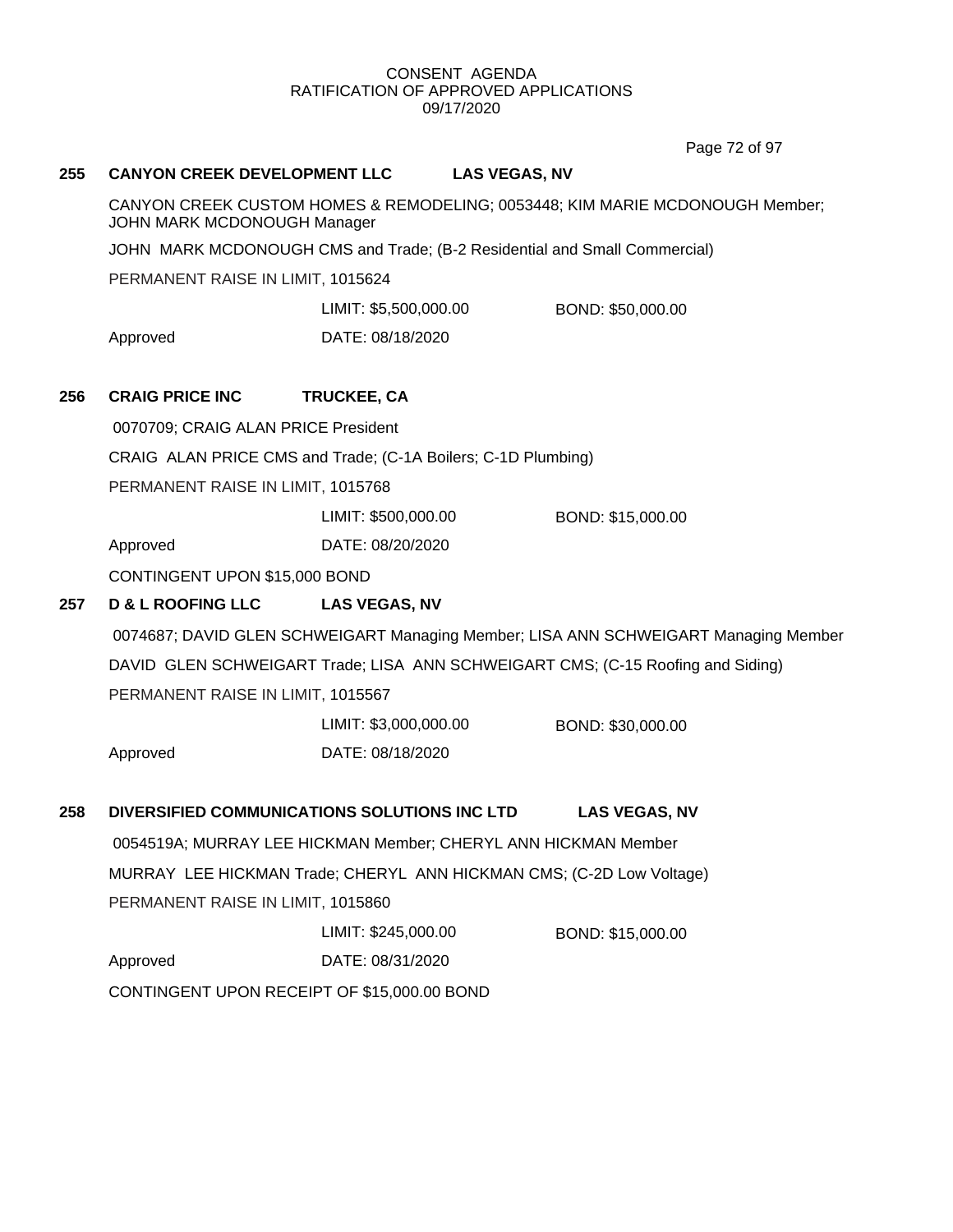CONSENT AGENDA
RATIFICATION OF APPROVED APPLICATIONS
09/17/2020

**255 CANYON CREEK DEVELOPMENT LLC LAS VEGAS, NV**

CANYON CREEK CUSTOM HOMES & REMODELING; 0053448; KIM MARIE MCDONOUGH Member; JOHN MARK MCDONOUGH Manager

JOHN MARK MCDONOUGH CMS and Trade; (B-2 Residential and Small Commercial)

PERMANENT RAISE IN LIMIT, 1015624

LIMIT: $5,500,000.00 BOND: $50,000.00

Approved DATE: 08/18/2020

**256 CRAIG PRICE INC TRUCKEE, CA**

0070709; CRAIG ALAN PRICE President

CRAIG ALAN PRICE CMS and Trade; (C-1A Boilers; C-1D Plumbing)

PERMANENT RAISE IN LIMIT, 1015768

LIMIT: $500,000.00 BOND: $15,000.00

Approved DATE: 08/20/2020

CONTINGENT UPON $15,000 BOND

**257 D & L ROOFING LLC LAS VEGAS, NV**

0074687; DAVID GLEN SCHWEIGART Managing Member; LISA ANN SCHWEIGART Managing Member

DAVID GLEN SCHWEIGART Trade; LISA ANN SCHWEIGART CMS; (C-15 Roofing and Siding)

PERMANENT RAISE IN LIMIT, 1015567

LIMIT: $3,000,000.00 BOND: $30,000.00

Approved DATE: 08/18/2020

**258 DIVERSIFIED COMMUNICATIONS SOLUTIONS INC LTD LAS VEGAS, NV**

0054519A; MURRAY LEE HICKMAN Member; CHERYL ANN HICKMAN Member

MURRAY LEE HICKMAN Trade; CHERYL ANN HICKMAN CMS; (C-2D Low Voltage)

PERMANENT RAISE IN LIMIT, 1015860

LIMIT: $245,000.00 BOND: $15,000.00

Approved DATE: 08/31/2020

CONTINGENT UPON RECEIPT OF $15,000.00 BOND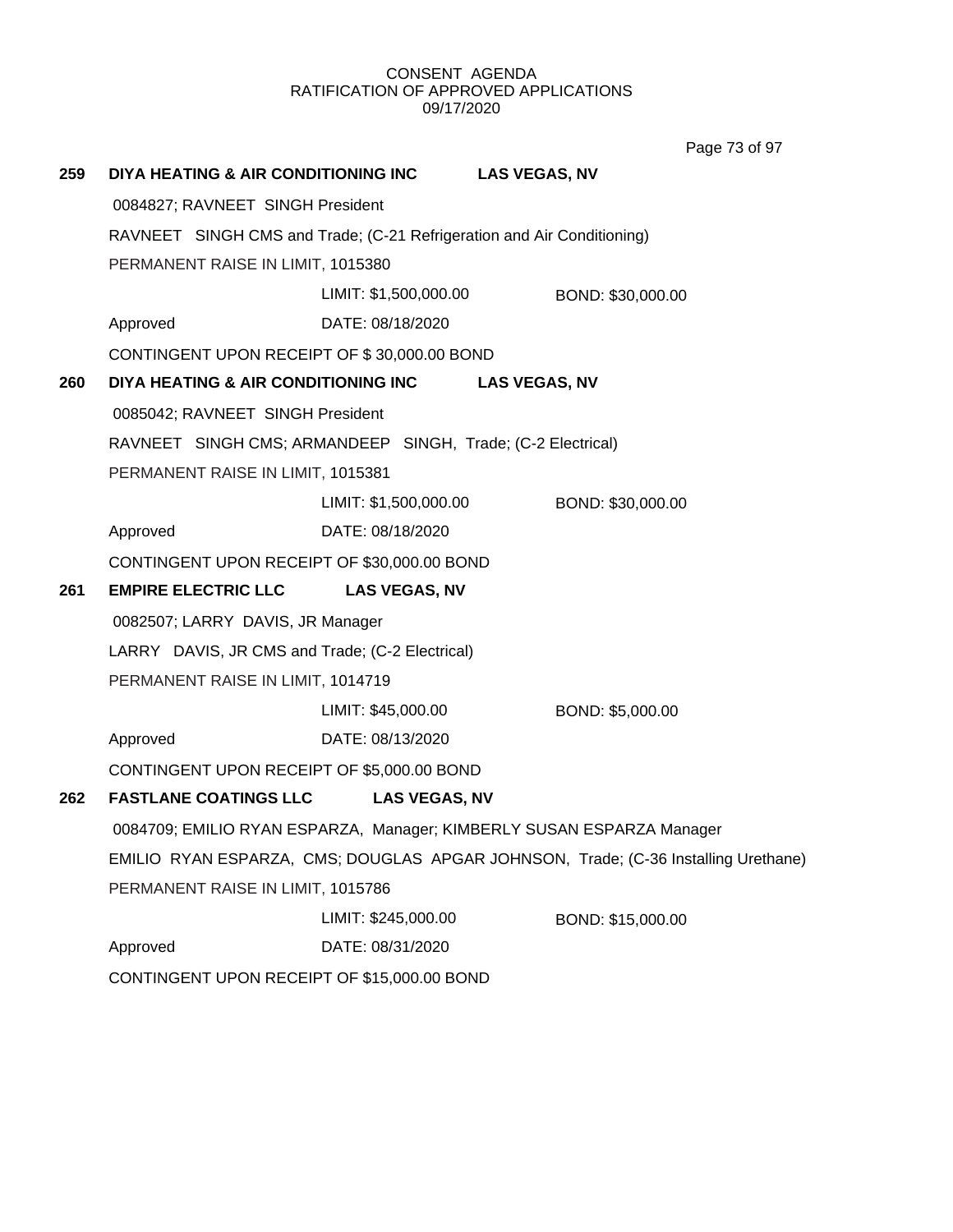CONSENT AGENDA
RATIFICATION OF APPROVED APPLICATIONS
09/17/2020

**259 DIYA HEATING & AIR CONDITIONING INC LAS VEGAS, NV**

0084827; RAVNEET SINGH President

RAVNEET SINGH CMS and Trade; (C-21 Refrigeration and Air Conditioning)

PERMANENT RAISE IN LIMIT, 1015380

LIMIT: $1,500,000.00 BOND: $30,000.00

Approved DATE: 08/18/2020

CONTINGENT UPON RECEIPT OF $ 30,000.00 BOND

**260 DIYA HEATING & AIR CONDITIONING INC LAS VEGAS, NV**

0085042; RAVNEET SINGH President

RAVNEET SINGH CMS; ARMANDEEP SINGH, Trade; (C-2 Electrical)

PERMANENT RAISE IN LIMIT, 1015381

LIMIT: $1,500,000.00 BOND: $30,000.00

Approved DATE: 08/18/2020

CONTINGENT UPON RECEIPT OF $30,000.00 BOND

**261 EMPIRE ELECTRIC LLC LAS VEGAS, NV**

0082507; LARRY DAVIS, JR Manager

LARRY DAVIS, JR CMS and Trade; (C-2 Electrical)

PERMANENT RAISE IN LIMIT, 1014719

LIMIT: $45,000.00 BOND: $5,000.00

Approved DATE: 08/13/2020

CONTINGENT UPON RECEIPT OF $5,000.00 BOND

**262 FASTLANE COATINGS LLC LAS VEGAS, NV**

0084709; EMILIO RYAN ESPARZA, Manager; KIMBERLY SUSAN ESPARZA Manager

EMILIO RYAN ESPARZA, CMS; DOUGLAS APGAR JOHNSON, Trade; (C-36 Installing Urethane)

PERMANENT RAISE IN LIMIT, 1015786

LIMIT: $245,000.00 BOND: $15,000.00

Approved DATE: 08/31/2020

CONTINGENT UPON RECEIPT OF $15,000.00 BOND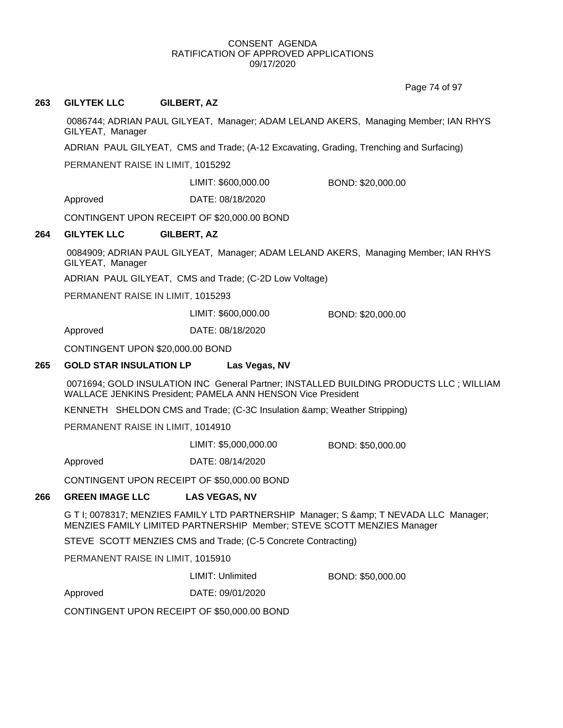CONSENT AGENDA
RATIFICATION OF APPROVED APPLICATIONS
09/17/2020

**263 GILYTEK LLC GILBERT, AZ**

0086744; ADRIAN PAUL GILYEAT, Manager; ADAM LELAND AKERS, Managing Member; IAN RHYS GILYEAT, Manager

ADRIAN PAUL GILYEAT, CMS and Trade; (A-12 Excavating, Grading, Trenching and Surfacing)

PERMANENT RAISE IN LIMIT, 1015292

LIMIT: $600,000.00 BOND: $20,000.00

Approved DATE: 08/18/2020

CONTINGENT UPON RECEIPT OF $20,000.00 BOND

**264 GILYTEK LLC GILBERT, AZ**

0084909; ADRIAN PAUL GILYEAT, Manager; ADAM LELAND AKERS, Managing Member; IAN RHYS GILYEAT, Manager

ADRIAN PAUL GILYEAT, CMS and Trade; (C-2D Low Voltage)

PERMANENT RAISE IN LIMIT, 1015293

LIMIT: $600,000.00 BOND: $20,000.00

Approved DATE: 08/18/2020

CONTINGENT UPON $20,000.00 BOND

**265 GOLD STAR INSULATION LP Las Vegas, NV**

0071694; GOLD INSULATION INC General Partner; INSTALLED BUILDING PRODUCTS LLC ; WILLIAM WALLACE JENKINS President; PAMELA ANN HENSON Vice President

KENNETH SHELDON CMS and Trade; (C-3C Insulation &amp; Weather Stripping)

PERMANENT RAISE IN LIMIT, 1014910

LIMIT: $5,000,000.00 BOND: $50,000.00

Approved DATE: 08/14/2020

CONTINGENT UPON RECEIPT OF $50,000.00 BOND

**266 GREEN IMAGE LLC LAS VEGAS, NV**

G T I; 0078317; MENZIES FAMILY LTD PARTNERSHIP Manager; S &amp; T NEVADA LLC Manager; MENZIES FAMILY LIMITED PARTNERSHIP Member; STEVE SCOTT MENZIES Manager

STEVE SCOTT MENZIES CMS and Trade; (C-5 Concrete Contracting)

PERMANENT RAISE IN LIMIT, 1015910

LIMIT: Unlimited BOND: $50,000.00

Approved DATE: 09/01/2020

CONTINGENT UPON RECEIPT OF $50,000.00 BOND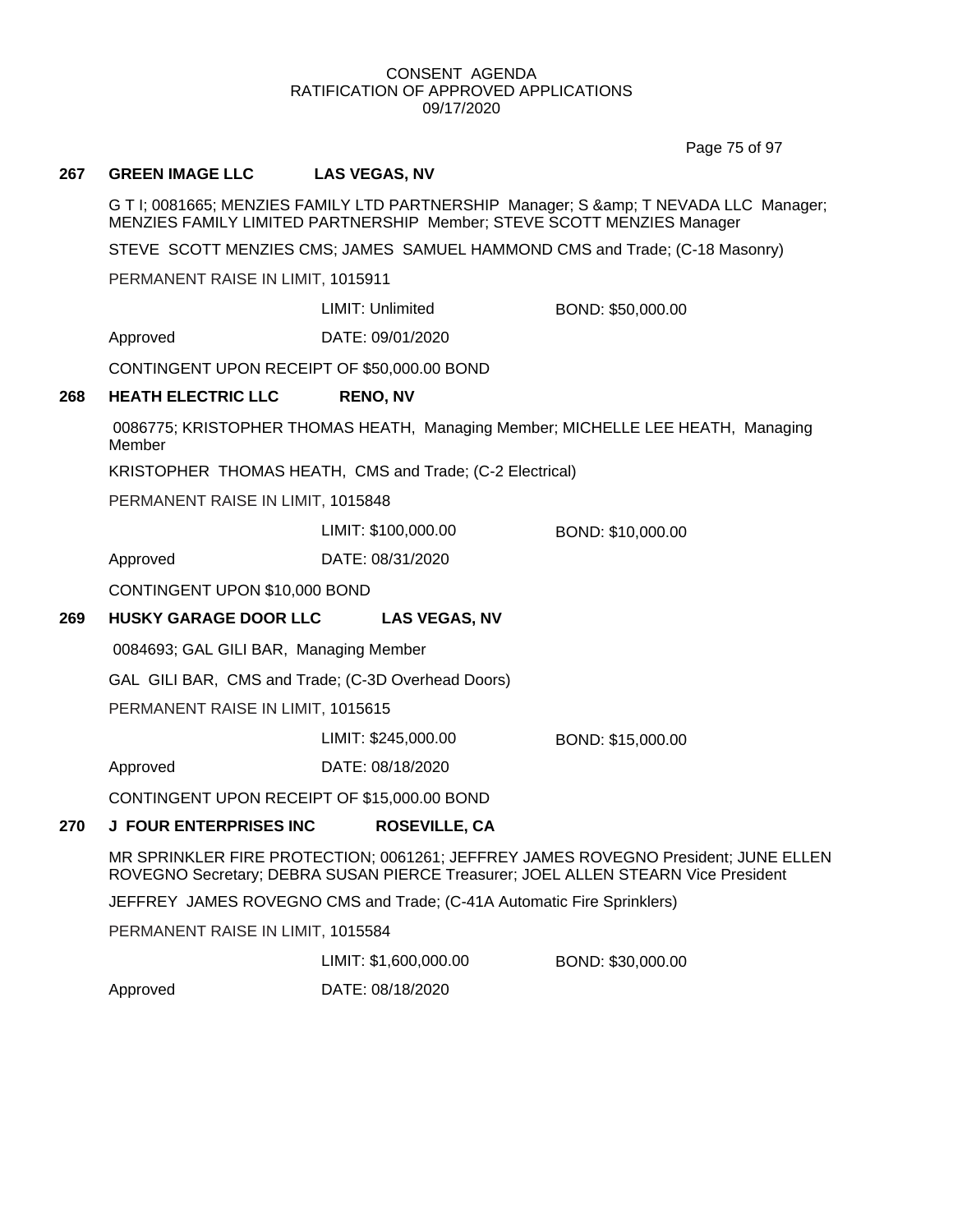CONSENT AGENDA
RATIFICATION OF APPROVED APPLICATIONS
09/17/2020

**267 GREEN IMAGE LLC LAS VEGAS, NV**

G T I; 0081665; MENZIES FAMILY LTD PARTNERSHIP Manager; S &amp; T NEVADA LLC Manager; MENZIES FAMILY LIMITED PARTNERSHIP Member; STEVE SCOTT MENZIES Manager

STEVE SCOTT MENZIES CMS; JAMES SAMUEL HAMMOND CMS and Trade; (C-18 Masonry)

PERMANENT RAISE IN LIMIT, 1015911

LIMIT: Unlimited BOND: $50,000.00

Approved DATE: 09/01/2020

CONTINGENT UPON RECEIPT OF $50,000.00 BOND

**268 HEATH ELECTRIC LLC RENO, NV**

0086775; KRISTOPHER THOMAS HEATH, Managing Member; MICHELLE LEE HEATH, Managing Member

KRISTOPHER THOMAS HEATH, CMS and Trade; (C-2 Electrical)

PERMANENT RAISE IN LIMIT, 1015848

LIMIT: $100,000.00 BOND: $10,000.00

Approved DATE: 08/31/2020

CONTINGENT UPON $10,000 BOND

**269 HUSKY GARAGE DOOR LLC LAS VEGAS, NV**

0084693; GAL GILI BAR, Managing Member

GAL GILI BAR, CMS and Trade; (C-3D Overhead Doors)

PERMANENT RAISE IN LIMIT, 1015615

LIMIT: $245,000.00 BOND: $15,000.00

Approved DATE: 08/18/2020

CONTINGENT UPON RECEIPT OF $15,000.00 BOND

**270 J FOUR ENTERPRISES INC ROSEVILLE, CA**

MR SPRINKLER FIRE PROTECTION; 0061261; JEFFREY JAMES ROVEGNO President; JUNE ELLEN ROVEGNO Secretary; DEBRA SUSAN PIERCE Treasurer; JOEL ALLEN STEARN Vice President

JEFFREY JAMES ROVEGNO CMS and Trade; (C-41A Automatic Fire Sprinklers)

PERMANENT RAISE IN LIMIT, 1015584

LIMIT: $1,600,000.00 BOND: $30,000.00

Approved DATE: 08/18/2020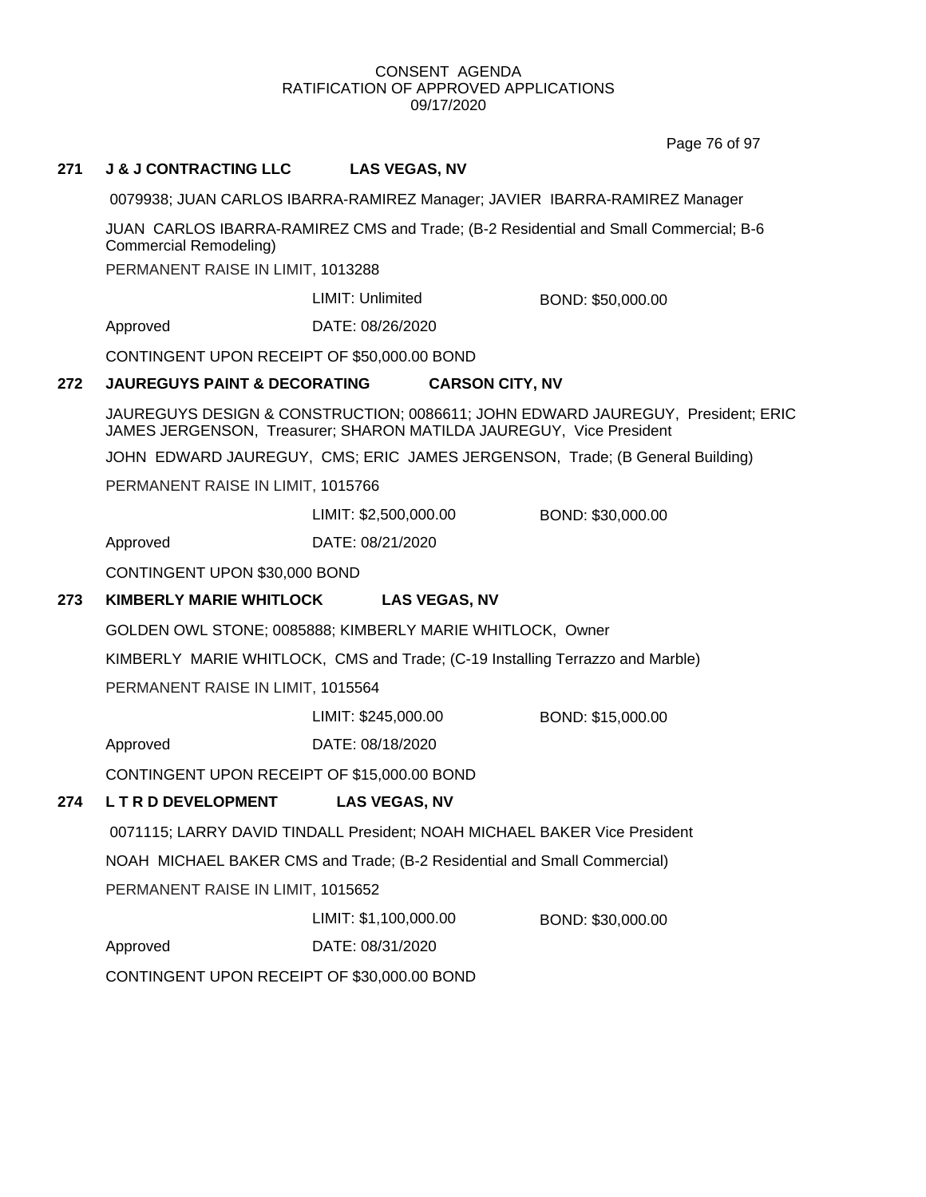CONSENT AGENDA
RATIFICATION OF APPROVED APPLICATIONS
09/17/2020

**271 J & J CONTRACTING LLC LAS VEGAS, NV**

0079938; JUAN CARLOS IBARRA-RAMIREZ Manager; JAVIER IBARRA-RAMIREZ Manager

JUAN CARLOS IBARRA-RAMIREZ CMS and Trade; (B-2 Residential and Small Commercial; B-6 Commercial Remodeling)

PERMANENT RAISE IN LIMIT, 1013288

LIMIT: Unlimited BOND: $50,000.00

Approved DATE: 08/26/2020

CONTINGENT UPON RECEIPT OF $50,000.00 BOND

**272 JAUREGUYS PAINT & DECORATING CARSON CITY, NV**

JAUREGUYS DESIGN & CONSTRUCTION; 0086611; JOHN EDWARD JAUREGUY, President; ERIC JAMES JERGENSON, Treasurer; SHARON MATILDA JAUREGUY, Vice President

JOHN EDWARD JAUREGUY, CMS; ERIC JAMES JERGENSON, Trade; (B General Building)

PERMANENT RAISE IN LIMIT, 1015766

LIMIT: $2,500,000.00 BOND: $30,000.00

Approved DATE: 08/21/2020

CONTINGENT UPON $30,000 BOND

**273 KIMBERLY MARIE WHITLOCK LAS VEGAS, NV**

GOLDEN OWL STONE; 0085888; KIMBERLY MARIE WHITLOCK, Owner

KIMBERLY MARIE WHITLOCK, CMS and Trade; (C-19 Installing Terrazzo and Marble)

PERMANENT RAISE IN LIMIT, 1015564

LIMIT: $245,000.00 BOND: $15,000.00

Approved DATE: 08/18/2020

CONTINGENT UPON RECEIPT OF $15,000.00 BOND

**274 L T R D DEVELOPMENT LAS VEGAS, NV**

0071115; LARRY DAVID TINDALL President; NOAH MICHAEL BAKER Vice President

NOAH MICHAEL BAKER CMS and Trade; (B-2 Residential and Small Commercial)

PERMANENT RAISE IN LIMIT, 1015652

LIMIT: $1,100,000.00 BOND: $30,000.00

Approved DATE: 08/31/2020

CONTINGENT UPON RECEIPT OF $30,000.00 BOND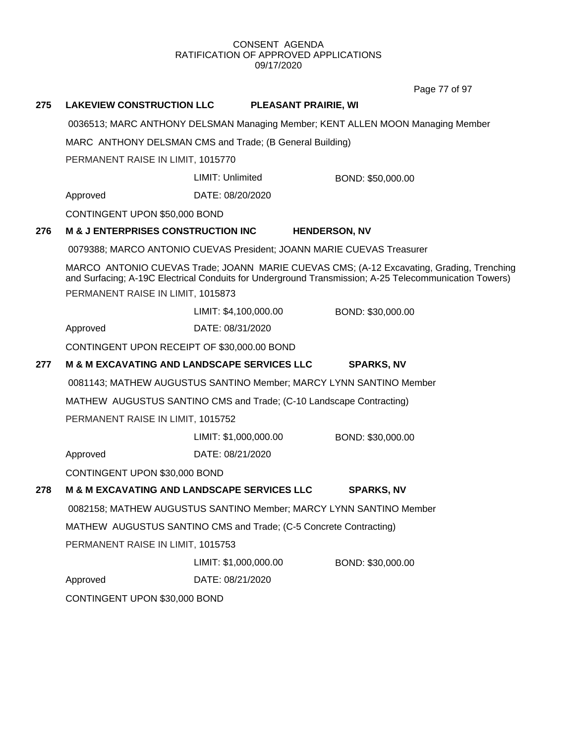CONSENT AGENDA
RATIFICATION OF APPROVED APPLICATIONS
09/17/2020

**275 LAKEVIEW CONSTRUCTION LLC PLEASANT PRAIRIE, WI**

0036513; MARC ANTHONY DELSMAN Managing Member; KENT ALLEN MOON Managing Member

MARC ANTHONY DELSMAN CMS and Trade; (B General Building)

PERMANENT RAISE IN LIMIT, 1015770

LIMIT: Unlimited BOND: $50,000.00

Approved DATE: 08/20/2020

CONTINGENT UPON $50,000 BOND

**276 M & J ENTERPRISES CONSTRUCTION INC HENDERSON, NV**

0079388; MARCO ANTONIO CUEVAS President; JOANN MARIE CUEVAS Treasurer

MARCO ANTONIO CUEVAS Trade; JOANN MARIE CUEVAS CMS; (A-12 Excavating, Grading, Trenching and Surfacing; A-19C Electrical Conduits for Underground Transmission; A-25 Telecommunication Towers)

PERMANENT RAISE IN LIMIT, 1015873

LIMIT: $4,100,000.00 BOND: $30,000.00

Approved DATE: 08/31/2020

CONTINGENT UPON RECEIPT OF $30,000.00 BOND

**277 M & M EXCAVATING AND LANDSCAPE SERVICES LLC SPARKS, NV**

0081143; MATHEW AUGUSTUS SANTINO Member; MARCY LYNN SANTINO Member

MATHEW AUGUSTUS SANTINO CMS and Trade; (C-10 Landscape Contracting)

PERMANENT RAISE IN LIMIT, 1015752

LIMIT: $1,000,000.00 BOND: $30,000.00

Approved DATE: 08/21/2020

CONTINGENT UPON $30,000 BOND

**278 M & M EXCAVATING AND LANDSCAPE SERVICES LLC SPARKS, NV**

0082158; MATHEW AUGUSTUS SANTINO Member; MARCY LYNN SANTINO Member

MATHEW AUGUSTUS SANTINO CMS and Trade; (C-5 Concrete Contracting)

PERMANENT RAISE IN LIMIT, 1015753

LIMIT: $1,000,000.00 BOND: $30,000.00

Approved DATE: 08/21/2020

CONTINGENT UPON $30,000 BOND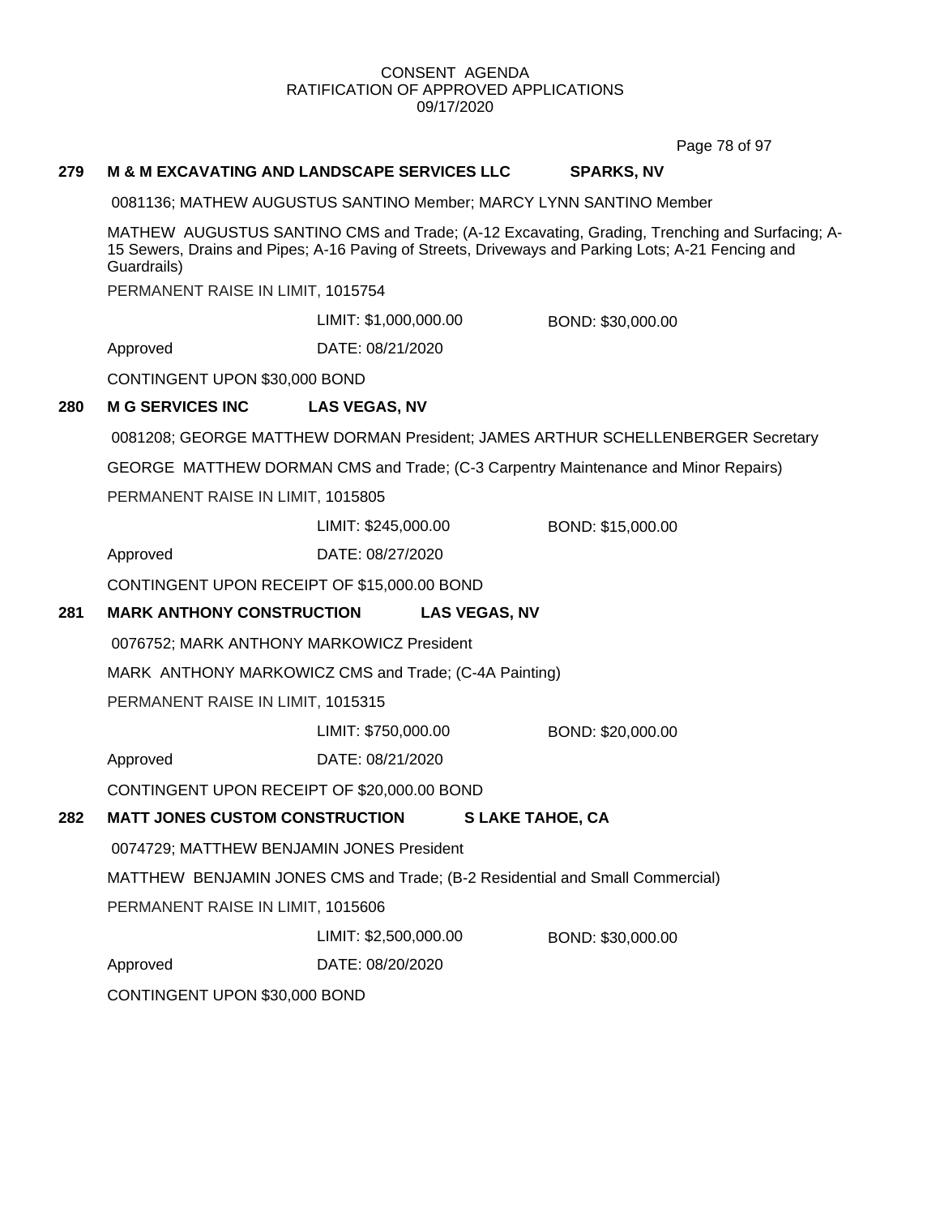CONSENT AGENDA
RATIFICATION OF APPROVED APPLICATIONS
09/17/2020

**279 M & M EXCAVATING AND LANDSCAPE SERVICES LLC SPARKS, NV**

0081136; MATHEW AUGUSTUS SANTINO Member; MARCY LYNN SANTINO Member

MATHEW AUGUSTUS SANTINO CMS and Trade; (A-12 Excavating, Grading, Trenching and Surfacing; A-15 Sewers, Drains and Pipes; A-16 Paving of Streets, Driveways and Parking Lots; A-21 Fencing and Guardrails)

PERMANENT RAISE IN LIMIT, 1015754

LIMIT: $1,000,000.00 BOND: $30,000.00

Approved DATE: 08/21/2020

CONTINGENT UPON $30,000 BOND

**280 M G SERVICES INC LAS VEGAS, NV**

0081208; GEORGE MATTHEW DORMAN President; JAMES ARTHUR SCHELLENBERGER Secretary

GEORGE MATTHEW DORMAN CMS and Trade; (C-3 Carpentry Maintenance and Minor Repairs)

PERMANENT RAISE IN LIMIT, 1015805

LIMIT: $245,000.00 BOND: $15,000.00

Approved DATE: 08/27/2020

CONTINGENT UPON RECEIPT OF $15,000.00 BOND

**281 MARK ANTHONY CONSTRUCTION LAS VEGAS, NV**

0076752; MARK ANTHONY MARKOWICZ President

MARK ANTHONY MARKOWICZ CMS and Trade; (C-4A Painting)

PERMANENT RAISE IN LIMIT, 1015315

LIMIT: $750,000.00 BOND: $20,000.00

Approved DATE: 08/21/2020

CONTINGENT UPON RECEIPT OF $20,000.00 BOND

**282 MATT JONES CUSTOM CONSTRUCTION S LAKE TAHOE, CA**

0074729; MATTHEW BENJAMIN JONES President

MATTHEW BENJAMIN JONES CMS and Trade; (B-2 Residential and Small Commercial)

PERMANENT RAISE IN LIMIT, 1015606

LIMIT: $2,500,000.00 BOND: $30,000.00

Approved DATE: 08/20/2020

CONTINGENT UPON $30,000 BOND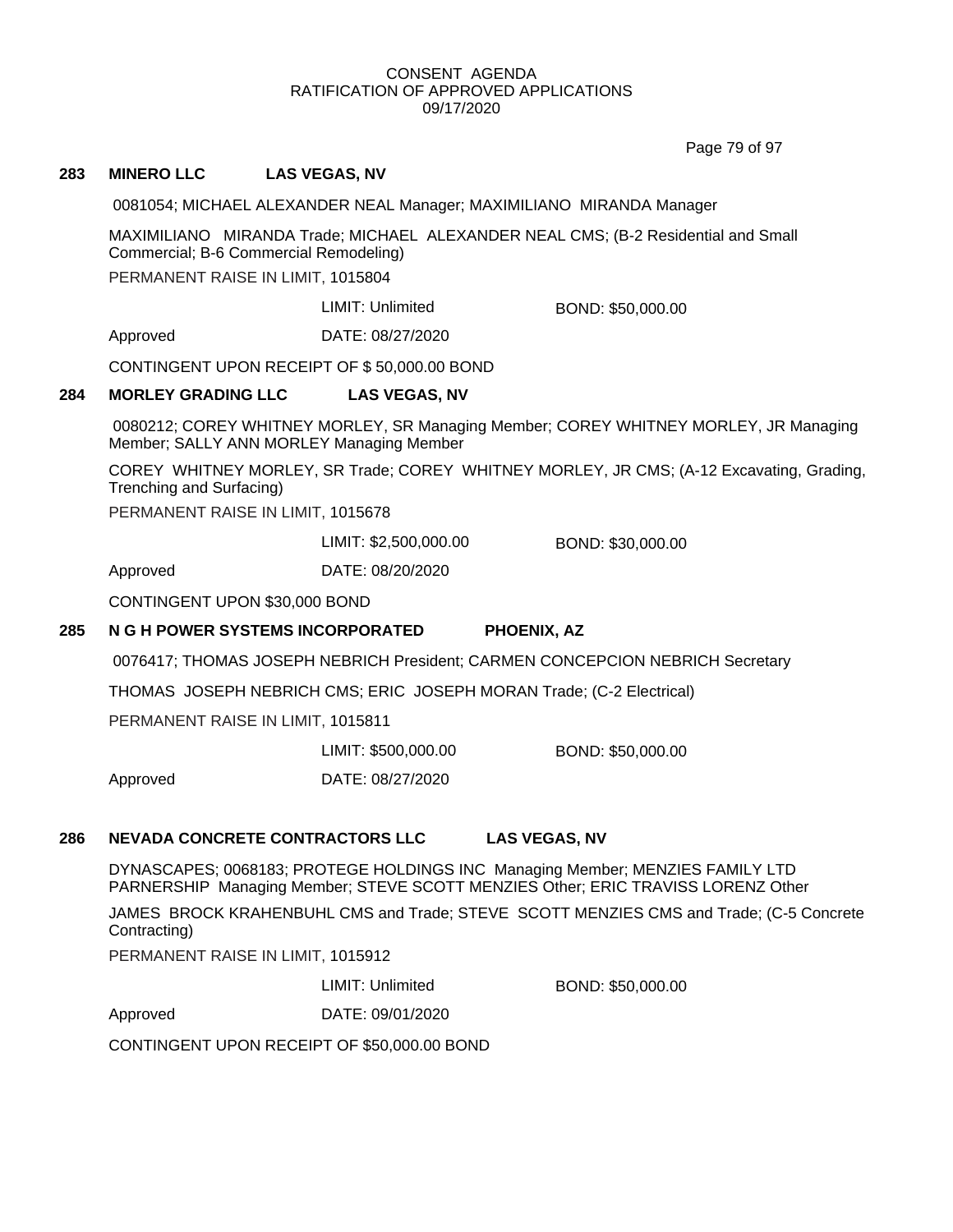CONSENT AGENDA
RATIFICATION OF APPROVED APPLICATIONS
09/17/2020

**283 MINERO LLC LAS VEGAS, NV**

0081054; MICHAEL ALEXANDER NEAL Manager; MAXIMILIANO MIRANDA Manager

MAXIMILIANO MIRANDA Trade; MICHAEL ALEXANDER NEAL CMS; (B-2 Residential and Small Commercial; B-6 Commercial Remodeling)

PERMANENT RAISE IN LIMIT, 1015804

LIMIT: Unlimited BOND: $50,000.00

Approved DATE: 08/27/2020

CONTINGENT UPON RECEIPT OF $ 50,000.00 BOND

**284 MORLEY GRADING LLC LAS VEGAS, NV**

0080212; COREY WHITNEY MORLEY, SR Managing Member; COREY WHITNEY MORLEY, JR Managing Member; SALLY ANN MORLEY Managing Member

COREY WHITNEY MORLEY, SR Trade; COREY WHITNEY MORLEY, JR CMS; (A-12 Excavating, Grading, Trenching and Surfacing)

PERMANENT RAISE IN LIMIT, 1015678

LIMIT: $2,500,000.00 BOND: $30,000.00

Approved DATE: 08/20/2020

CONTINGENT UPON $30,000 BOND

**285 N G H POWER SYSTEMS INCORPORATED PHOENIX, AZ**

0076417; THOMAS JOSEPH NEBRICH President; CARMEN CONCEPCION NEBRICH Secretary

THOMAS JOSEPH NEBRICH CMS; ERIC JOSEPH MORAN Trade; (C-2 Electrical)

PERMANENT RAISE IN LIMIT, 1015811

LIMIT: $500,000.00 BOND: $50,000.00

Approved DATE: 08/27/2020

**286 NEVADA CONCRETE CONTRACTORS LLC LAS VEGAS, NV**

DYNASCAPES; 0068183; PROTEGE HOLDINGS INC Managing Member; MENZIES FAMILY LTD PARNERSHIP Managing Member; STEVE SCOTT MENZIES Other; ERIC TRAVISS LORENZ Other

JAMES BROCK KRAHENBUHL CMS and Trade; STEVE SCOTT MENZIES CMS and Trade; (C-5 Concrete Contracting)

PERMANENT RAISE IN LIMIT, 1015912

LIMIT: Unlimited BOND: $50,000.00

Approved DATE: 09/01/2020

CONTINGENT UPON RECEIPT OF $50,000.00 BOND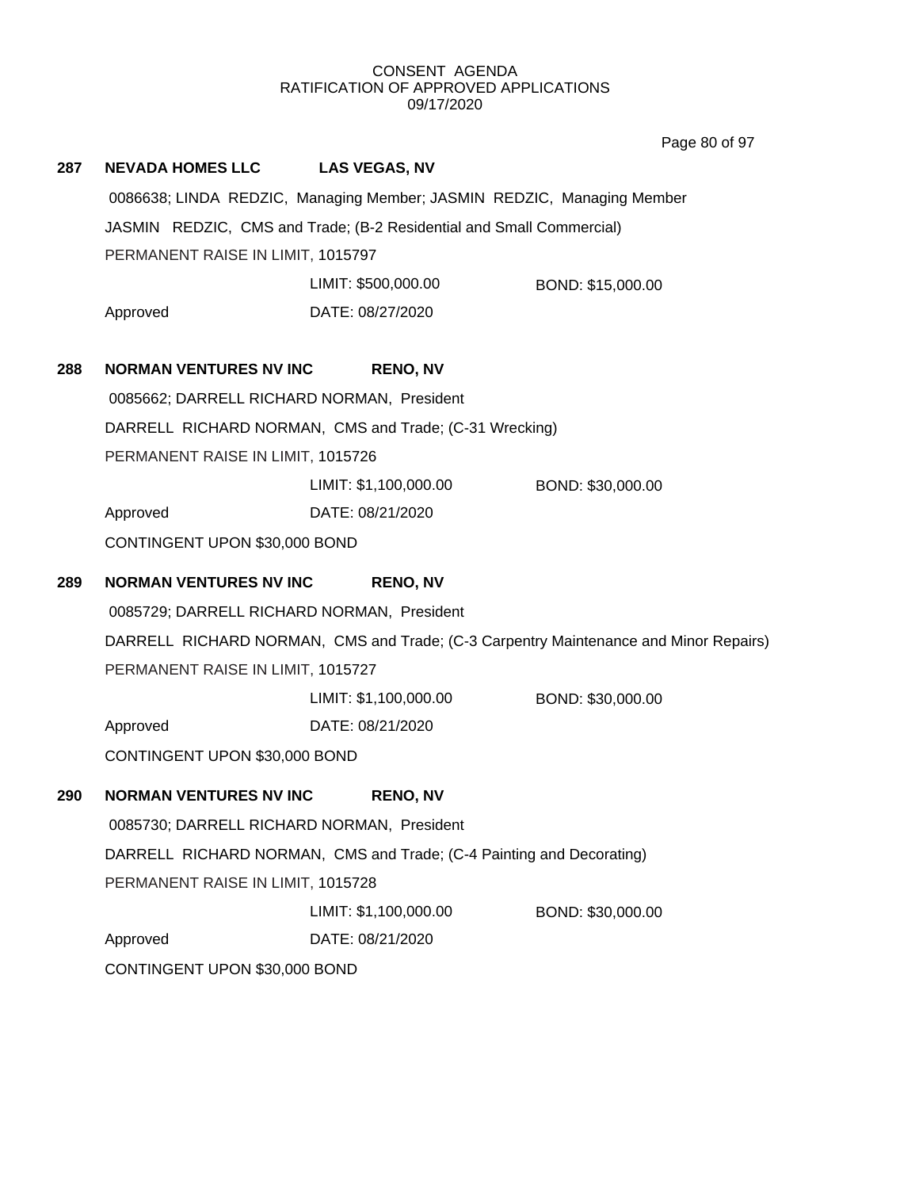CONSENT AGENDA
RATIFICATION OF APPROVED APPLICATIONS
09/17/2020

**287 NEVADA HOMES LLC LAS VEGAS, NV**

0086638; LINDA REDZIC, Managing Member; JASMIN REDZIC, Managing Member

JASMIN REDZIC, CMS and Trade; (B-2 Residential and Small Commercial)

PERMANENT RAISE IN LIMIT, 1015797

LIMIT: $500,000.00 BOND: $15,000.00

Approved DATE: 08/27/2020

**288 NORMAN VENTURES NV INC RENO, NV**

0085662; DARRELL RICHARD NORMAN, President

DARRELL RICHARD NORMAN, CMS and Trade; (C-31 Wrecking)

PERMANENT RAISE IN LIMIT, 1015726

LIMIT: $1,100,000.00 BOND: $30,000.00

Approved DATE: 08/21/2020

CONTINGENT UPON $30,000 BOND

**289 NORMAN VENTURES NV INC RENO, NV**

0085729; DARRELL RICHARD NORMAN, President

DARRELL RICHARD NORMAN, CMS and Trade; (C-3 Carpentry Maintenance and Minor Repairs)

PERMANENT RAISE IN LIMIT, 1015727

LIMIT: $1,100,000.00 BOND: $30,000.00

Approved DATE: 08/21/2020

CONTINGENT UPON $30,000 BOND

**290 NORMAN VENTURES NV INC RENO, NV**

0085730; DARRELL RICHARD NORMAN, President

DARRELL RICHARD NORMAN, CMS and Trade; (C-4 Painting and Decorating)

PERMANENT RAISE IN LIMIT, 1015728

LIMIT: $1,100,000.00 BOND: $30,000.00

Approved DATE: 08/21/2020

CONTINGENT UPON $30,000 BOND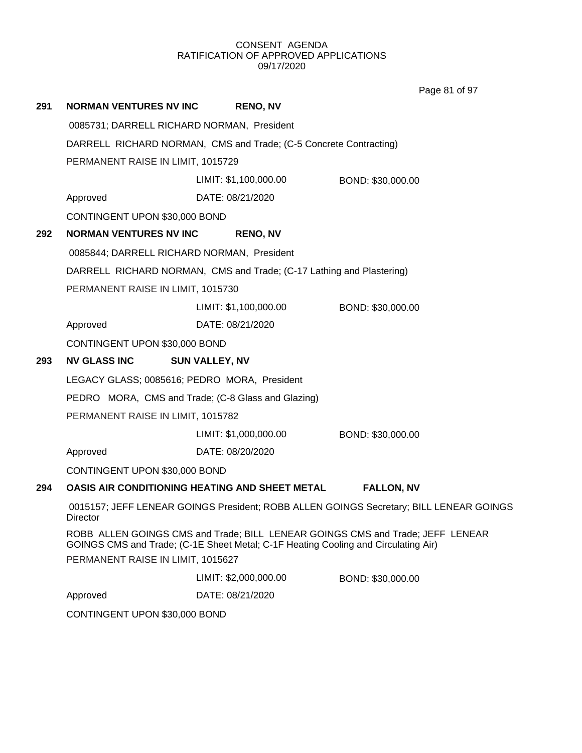CONSENT AGENDA
RATIFICATION OF APPROVED APPLICATIONS
09/17/2020

**291 NORMAN VENTURES NV INC RENO, NV**

0085731; DARRELL RICHARD NORMAN, President

DARRELL RICHARD NORMAN, CMS and Trade; (C-5 Concrete Contracting)

PERMANENT RAISE IN LIMIT, 1015729

LIMIT: $1,100,000.00 BOND: $30,000.00

Approved DATE: 08/21/2020

CONTINGENT UPON $30,000 BOND

**292 NORMAN VENTURES NV INC RENO, NV**

0085844; DARRELL RICHARD NORMAN, President

DARRELL RICHARD NORMAN, CMS and Trade; (C-17 Lathing and Plastering)

PERMANENT RAISE IN LIMIT, 1015730

LIMIT: $1,100,000.00 BOND: $30,000.00

Approved DATE: 08/21/2020

CONTINGENT UPON $30,000 BOND

**293 NV GLASS INC SUN VALLEY, NV**

LEGACY GLASS; 0085616; PEDRO MORA, President

PEDRO MORA, CMS and Trade; (C-8 Glass and Glazing)

PERMANENT RAISE IN LIMIT, 1015782

LIMIT: $1,000,000.00 BOND: $30,000.00

Approved DATE: 08/20/2020

CONTINGENT UPON $30,000 BOND

**294 OASIS AIR CONDITIONING HEATING AND SHEET METAL FALLON, NV**

0015157; JEFF LENEAR GOINGS President; ROBB ALLEN GOINGS Secretary; BILL LENEAR GOINGS Director

ROBB ALLEN GOINGS CMS and Trade; BILL LENEAR GOINGS CMS and Trade; JEFF LENEAR GOINGS CMS and Trade; (C-1E Sheet Metal; C-1F Heating Cooling and Circulating Air)

PERMANENT RAISE IN LIMIT, 1015627

LIMIT: $2,000,000.00 BOND: $30,000.00

Approved DATE: 08/21/2020

CONTINGENT UPON $30,000 BOND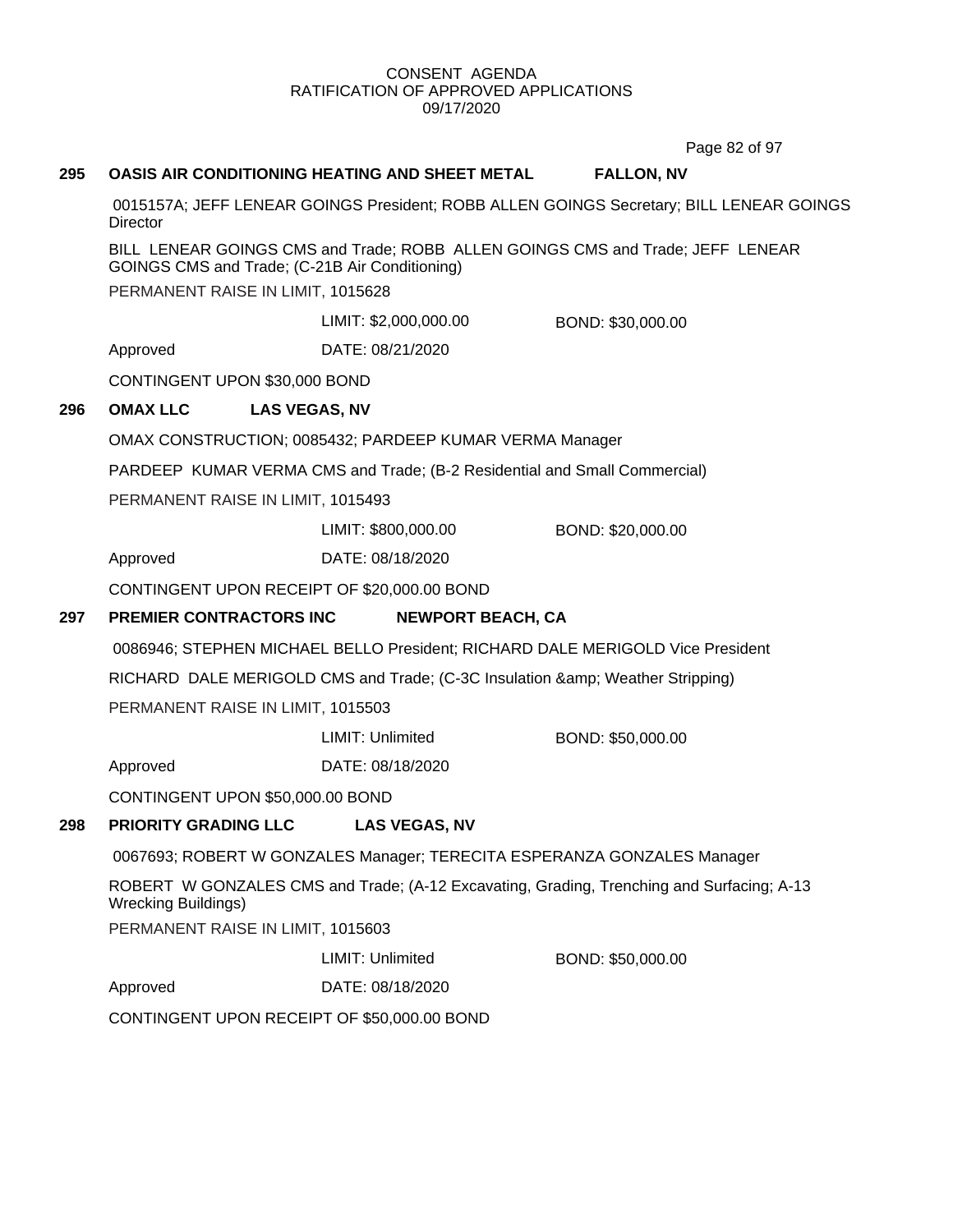CONSENT AGENDA
RATIFICATION OF APPROVED APPLICATIONS
09/17/2020

**295 OASIS AIR CONDITIONING HEATING AND SHEET METAL — FALLON, NV**

0015157A; JEFF LENEAR GOINGS President; ROBB ALLEN GOINGS Secretary; BILL LENEAR GOINGS Director

BILL LENEAR GOINGS CMS and Trade; ROBB ALLEN GOINGS CMS and Trade; JEFF LENEAR GOINGS CMS and Trade; (C-21B Air Conditioning)

PERMANENT RAISE IN LIMIT, 1015628

LIMIT: $2,000,000.00 BOND: $30,000.00

Approved DATE: 08/21/2020

CONTINGENT UPON $30,000 BOND

**296 OMAX LLC — LAS VEGAS, NV**

OMAX CONSTRUCTION; 0085432; PARDEEP KUMAR VERMA Manager

PARDEEP KUMAR VERMA CMS and Trade; (B-2 Residential and Small Commercial)

PERMANENT RAISE IN LIMIT, 1015493

LIMIT: $800,000.00 BOND: $20,000.00

Approved DATE: 08/18/2020

CONTINGENT UPON RECEIPT OF $20,000.00 BOND

**297 PREMIER CONTRACTORS INC — NEWPORT BEACH, CA**

0086946; STEPHEN MICHAEL BELLO President; RICHARD DALE MERIGOLD Vice President

RICHARD DALE MERIGOLD CMS and Trade; (C-3C Insulation &amp; Weather Stripping)

PERMANENT RAISE IN LIMIT, 1015503

LIMIT: Unlimited BOND: $50,000.00

Approved DATE: 08/18/2020

CONTINGENT UPON $50,000.00 BOND

**298 PRIORITY GRADING LLC — LAS VEGAS, NV**

0067693; ROBERT W GONZALES Manager; TERECITA ESPERANZA GONZALES Manager

ROBERT W GONZALES CMS and Trade; (A-12 Excavating, Grading, Trenching and Surfacing; A-13 Wrecking Buildings)

PERMANENT RAISE IN LIMIT, 1015603

LIMIT: Unlimited BOND: $50,000.00

Approved DATE: 08/18/2020

CONTINGENT UPON RECEIPT OF $50,000.00 BOND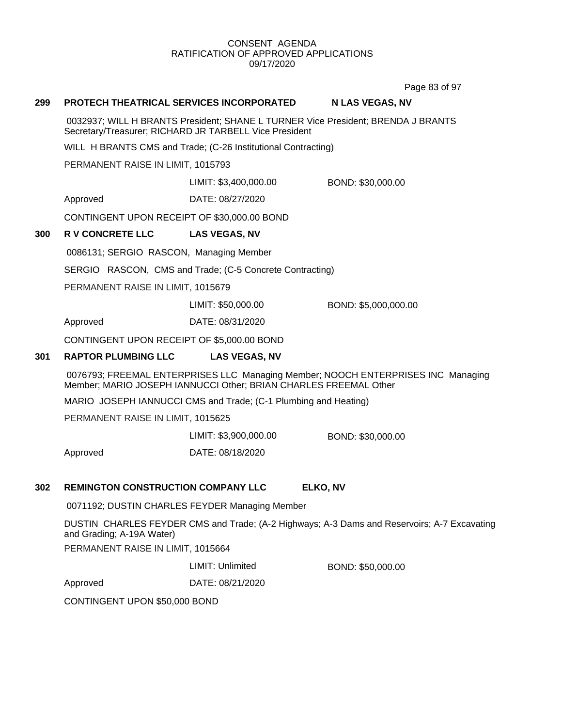CONSENT AGENDA
RATIFICATION OF APPROVED APPLICATIONS
09/17/2020

**299 PROTECH THEATRICAL SERVICES INCORPORATED N LAS VEGAS, NV**

0032937; WILL H BRANTS President; SHANE L TURNER Vice President; BRENDA J BRANTS Secretary/Treasurer; RICHARD JR TARBELL Vice President

WILL H BRANTS CMS and Trade; (C-26 Institutional Contracting)

PERMANENT RAISE IN LIMIT, 1015793

LIMIT: $3,400,000.00 BOND: $30,000.00

Approved DATE: 08/27/2020

CONTINGENT UPON RECEIPT OF $30,000.00 BOND

**300 R V CONCRETE LLC LAS VEGAS, NV**

0086131; SERGIO RASCON, Managing Member

SERGIO RASCON, CMS and Trade; (C-5 Concrete Contracting)

PERMANENT RAISE IN LIMIT, 1015679

LIMIT: $50,000.00 BOND: $5,000,000.00

Approved DATE: 08/31/2020

CONTINGENT UPON RECEIPT OF $5,000.00 BOND

**301 RAPTOR PLUMBING LLC LAS VEGAS, NV**

0076793; FREEMAL ENTERPRISES LLC Managing Member; NOOCH ENTERPRISES INC Managing Member; MARIO JOSEPH IANNUCCI Other; BRIAN CHARLES FREEMAL Other

MARIO JOSEPH IANNUCCI CMS and Trade; (C-1 Plumbing and Heating)

PERMANENT RAISE IN LIMIT, 1015625

LIMIT: $3,900,000.00 BOND: $30,000.00

Approved DATE: 08/18/2020

**302 REMINGTON CONSTRUCTION COMPANY LLC ELKO, NV**

0071192; DUSTIN CHARLES FEYDER Managing Member

DUSTIN CHARLES FEYDER CMS and Trade; (A-2 Highways; A-3 Dams and Reservoirs; A-7 Excavating and Grading; A-19A Water)

PERMANENT RAISE IN LIMIT, 1015664

LIMIT: Unlimited BOND: $50,000.00

Approved DATE: 08/21/2020

CONTINGENT UPON $50,000 BOND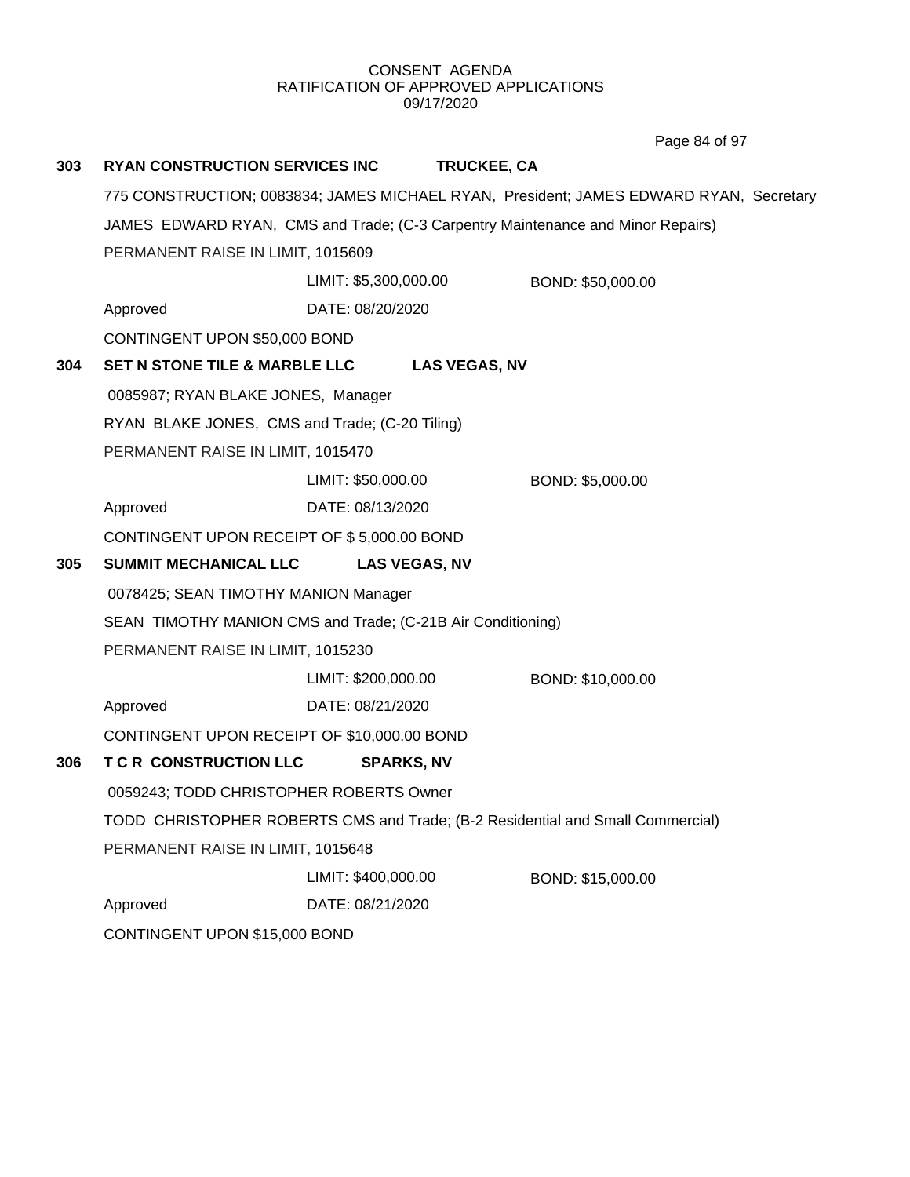CONSENT AGENDA
RATIFICATION OF APPROVED APPLICATIONS
09/17/2020

**303 RYAN CONSTRUCTION SERVICES INC TRUCKEE, CA**

775 CONSTRUCTION; 0083834; JAMES MICHAEL RYAN, President; JAMES EDWARD RYAN, Secretary

JAMES EDWARD RYAN, CMS and Trade; (C-3 Carpentry Maintenance and Minor Repairs)

PERMANENT RAISE IN LIMIT, 1015609

LIMIT: $5,300,000.00 BOND: $50,000.00

Approved DATE: 08/20/2020

CONTINGENT UPON $50,000 BOND

**304 SET N STONE TILE & MARBLE LLC LAS VEGAS, NV**

0085987; RYAN BLAKE JONES, Manager

RYAN BLAKE JONES, CMS and Trade; (C-20 Tiling)

PERMANENT RAISE IN LIMIT, 1015470

LIMIT: $50,000.00 BOND: $5,000.00

Approved DATE: 08/13/2020

CONTINGENT UPON RECEIPT OF $ 5,000.00 BOND

**305 SUMMIT MECHANICAL LLC LAS VEGAS, NV**

0078425; SEAN TIMOTHY MANION Manager

SEAN TIMOTHY MANION CMS and Trade; (C-21B Air Conditioning)

PERMANENT RAISE IN LIMIT, 1015230

LIMIT: $200,000.00 BOND: $10,000.00

Approved DATE: 08/21/2020

CONTINGENT UPON RECEIPT OF $10,000.00 BOND

**306 T C R CONSTRUCTION LLC SPARKS, NV**

0059243; TODD CHRISTOPHER ROBERTS Owner

TODD CHRISTOPHER ROBERTS CMS and Trade; (B-2 Residential and Small Commercial)

PERMANENT RAISE IN LIMIT, 1015648

LIMIT: $400,000.00 BOND: $15,000.00

Approved DATE: 08/21/2020

CONTINGENT UPON $15,000 BOND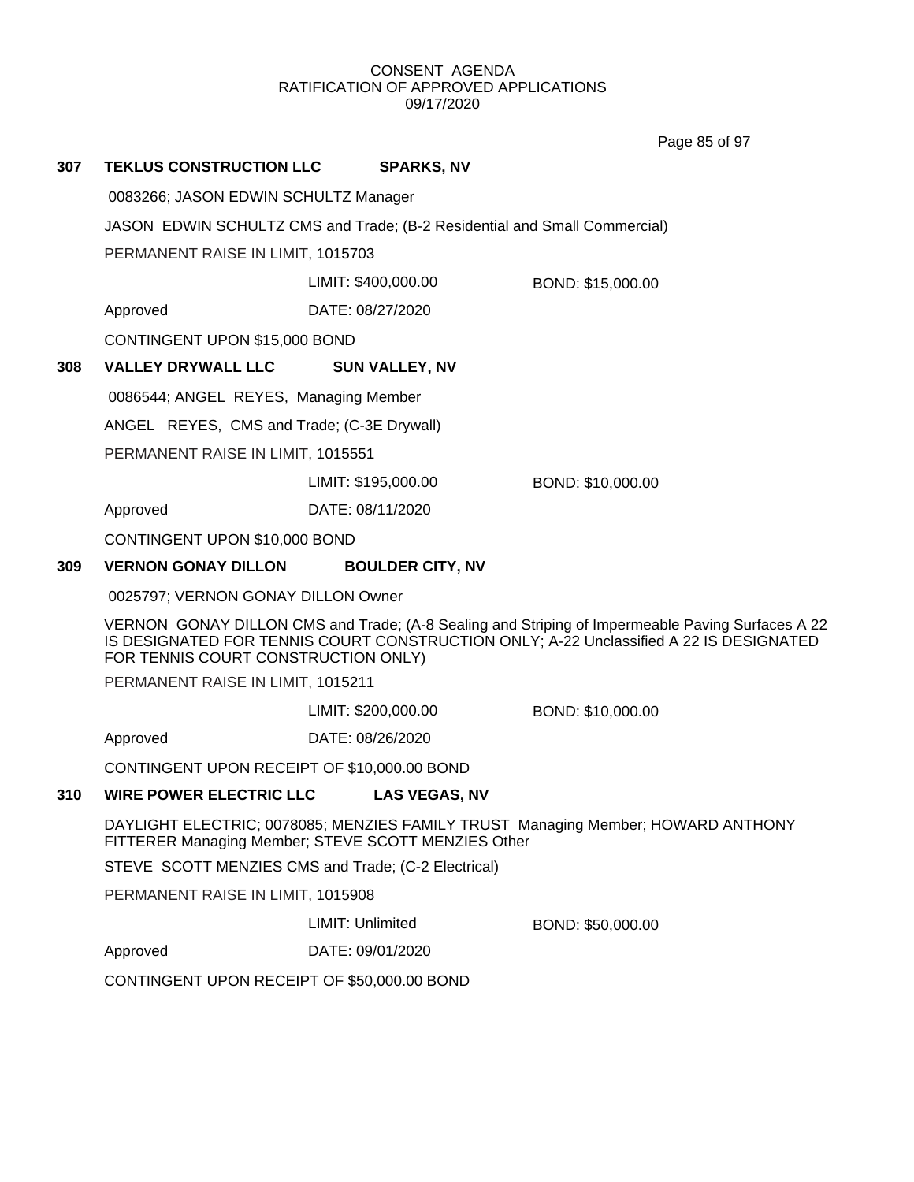CONSENT AGENDA
RATIFICATION OF APPROVED APPLICATIONS
09/17/2020

**307 TEKLUS CONSTRUCTION LLC SPARKS, NV**

0083266; JASON EDWIN SCHULTZ Manager

JASON EDWIN SCHULTZ CMS and Trade; (B-2 Residential and Small Commercial)

PERMANENT RAISE IN LIMIT, 1015703

LIMIT: $400,000.00 BOND: $15,000.00

Approved DATE: 08/27/2020

CONTINGENT UPON $15,000 BOND

**308 VALLEY DRYWALL LLC SUN VALLEY, NV**

0086544; ANGEL REYES, Managing Member

ANGEL REYES, CMS and Trade; (C-3E Drywall)

PERMANENT RAISE IN LIMIT, 1015551

LIMIT: $195,000.00 BOND: $10,000.00

Approved DATE: 08/11/2020

CONTINGENT UPON $10,000 BOND

**309 VERNON GONAY DILLON BOULDER CITY, NV**

0025797; VERNON GONAY DILLON Owner

VERNON GONAY DILLON CMS and Trade; (A-8 Sealing and Striping of Impermeable Paving Surfaces A 22 IS DESIGNATED FOR TENNIS COURT CONSTRUCTION ONLY; A-22 Unclassified A 22 IS DESIGNATED FOR TENNIS COURT CONSTRUCTION ONLY)

PERMANENT RAISE IN LIMIT, 1015211

LIMIT: $200,000.00 BOND: $10,000.00

Approved DATE: 08/26/2020

CONTINGENT UPON RECEIPT OF $10,000.00 BOND

**310 WIRE POWER ELECTRIC LLC LAS VEGAS, NV**

DAYLIGHT ELECTRIC; 0078085; MENZIES FAMILY TRUST Managing Member; HOWARD ANTHONY FITTERER Managing Member; STEVE SCOTT MENZIES Other

STEVE SCOTT MENZIES CMS and Trade; (C-2 Electrical)

PERMANENT RAISE IN LIMIT, 1015908

LIMIT: Unlimited BOND: $50,000.00

Approved DATE: 09/01/2020

CONTINGENT UPON RECEIPT OF $50,000.00 BOND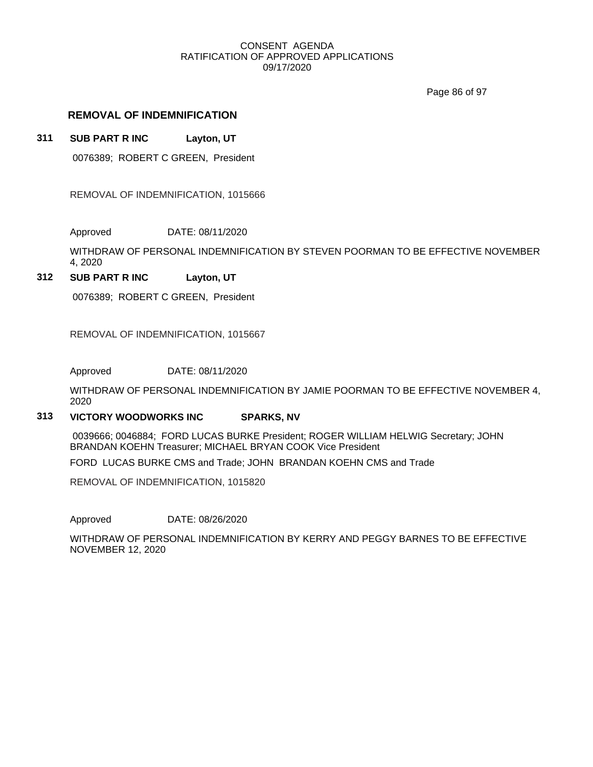## REMOVAL OF INDEMNIFICATION

**311 SUB PART R INC Layton, UT**

0076389; ROBERT C GREEN, President

REMOVAL OF INDEMNIFICATION, 1015666

Approved DATE: 08/11/2020

WITHDRAW OF PERSONAL INDEMNIFICATION BY STEVEN POORMAN TO BE EFFECTIVE NOVEMBER 4, 2020

**312 SUB PART R INC Layton, UT**

0076389; ROBERT C GREEN, President

REMOVAL OF INDEMNIFICATION, 1015667

Approved DATE: 08/11/2020

WITHDRAW OF PERSONAL INDEMNIFICATION BY JAMIE POORMAN TO BE EFFECTIVE NOVEMBER 4, 2020

**313 VICTORY WOODWORKS INC SPARKS, NV**

0039666; 0046884; FORD LUCAS BURKE President; ROGER WILLIAM HELWIG Secretary; JOHN BRANDAN KOEHN Treasurer; MICHAEL BRYAN COOK Vice President

FORD LUCAS BURKE CMS and Trade; JOHN BRANDAN KOEHN CMS and Trade

REMOVAL OF INDEMNIFICATION, 1015820

Approved DATE: 08/26/2020

WITHDRAW OF PERSONAL INDEMNIFICATION BY KERRY AND PEGGY BARNES TO BE EFFECTIVE NOVEMBER 12, 2020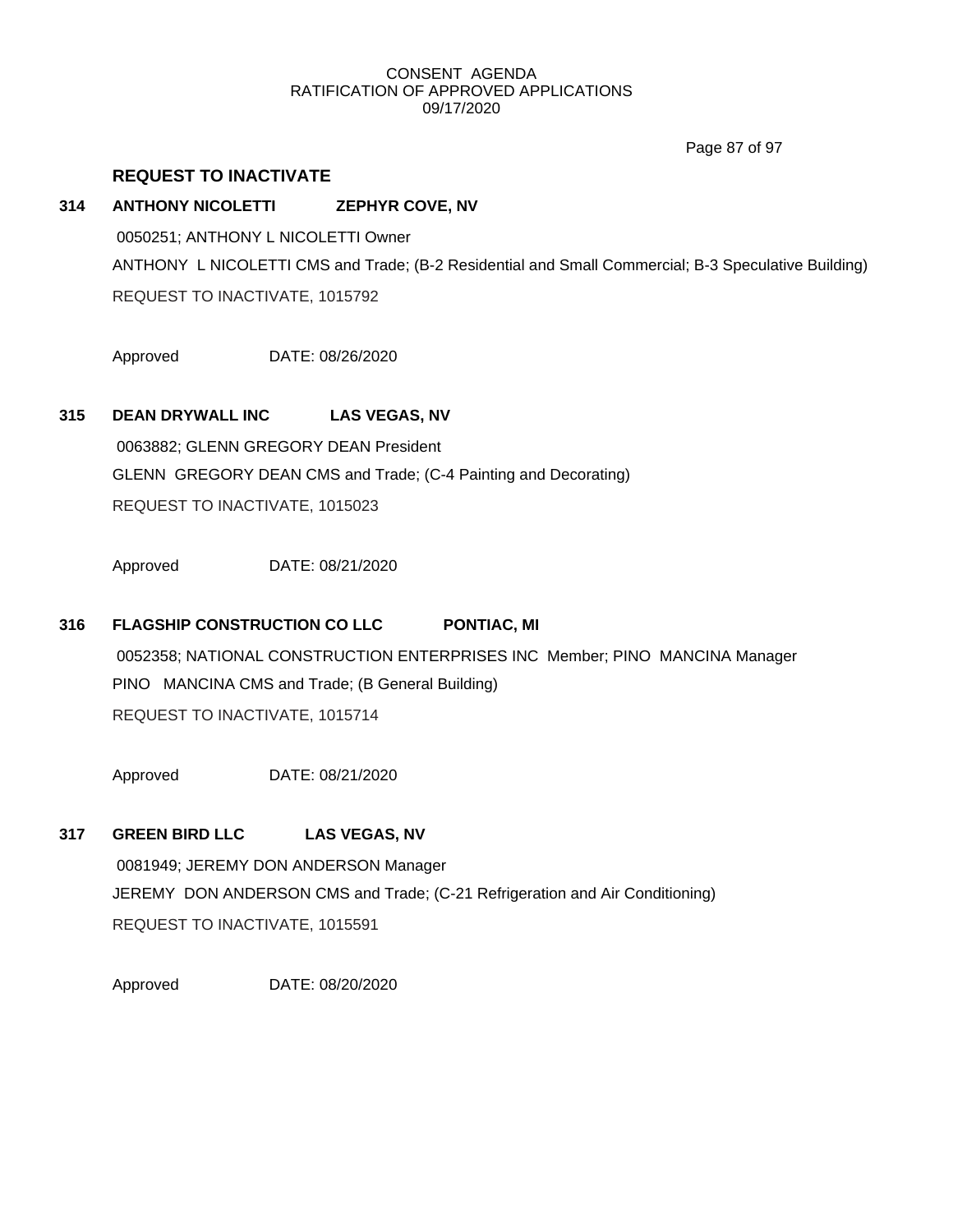CONSENT AGENDA
RATIFICATION OF APPROVED APPLICATIONS
09/17/2020

## REQUEST TO INACTIVATE

**314 ANTHONY NICOLETTI ZEPHYR COVE, NV**

0050251; ANTHONY L NICOLETTI Owner

ANTHONY L NICOLETTI CMS and Trade; (B-2 Residential and Small Commercial; B-3 Speculative Building)

REQUEST TO INACTIVATE, 1015792

Approved DATE: 08/26/2020

**315 DEAN DRYWALL INC LAS VEGAS, NV**

0063882; GLENN GREGORY DEAN President

GLENN GREGORY DEAN CMS and Trade; (C-4 Painting and Decorating)

REQUEST TO INACTIVATE, 1015023

Approved DATE: 08/21/2020

**316 FLAGSHIP CONSTRUCTION CO LLC PONTIAC, MI**

0052358; NATIONAL CONSTRUCTION ENTERPRISES INC Member; PINO MANCINA Manager

PINO MANCINA CMS and Trade; (B General Building)

REQUEST TO INACTIVATE, 1015714

Approved DATE: 08/21/2020

**317 GREEN BIRD LLC LAS VEGAS, NV**

0081949; JEREMY DON ANDERSON Manager

JEREMY DON ANDERSON CMS and Trade; (C-21 Refrigeration and Air Conditioning)

REQUEST TO INACTIVATE, 1015591

Approved DATE: 08/20/2020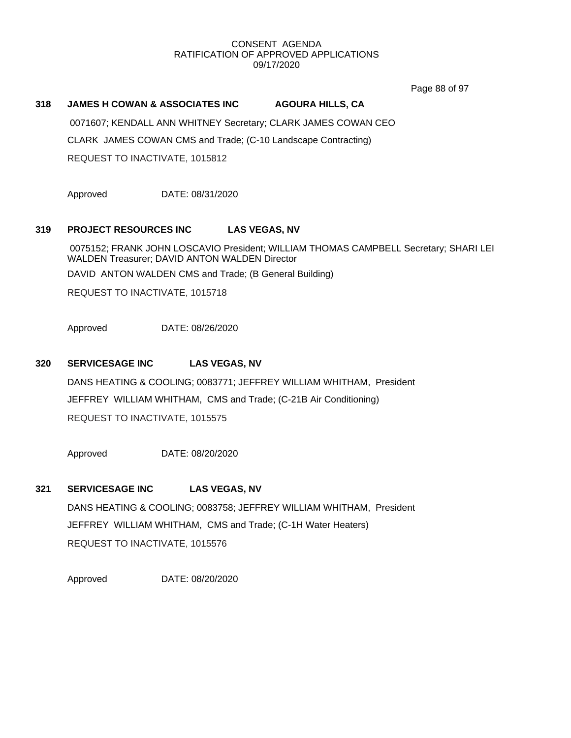CONSENT AGENDA
RATIFICATION OF APPROVED APPLICATIONS
09/17/2020

**318 JAMES H COWAN & ASSOCIATES INC AGOURA HILLS, CA**

0071607; KENDALL ANN WHITNEY Secretary; CLARK JAMES COWAN CEO

CLARK JAMES COWAN CMS and Trade; (C-10 Landscape Contracting)

REQUEST TO INACTIVATE, 1015812

Approved DATE: 08/31/2020

**319 PROJECT RESOURCES INC LAS VEGAS, NV**

0075152; FRANK JOHN LOSCAVIO President; WILLIAM THOMAS CAMPBELL Secretary; SHARI LEI WALDEN Treasurer; DAVID ANTON WALDEN Director

DAVID ANTON WALDEN CMS and Trade; (B General Building)

REQUEST TO INACTIVATE, 1015718

Approved DATE: 08/26/2020

**320 SERVICESAGE INC LAS VEGAS, NV**

DANS HEATING & COOLING; 0083771; JEFFREY WILLIAM WHITHAM, President

JEFFREY WILLIAM WHITHAM, CMS and Trade; (C-21B Air Conditioning)

REQUEST TO INACTIVATE, 1015575

Approved DATE: 08/20/2020

**321 SERVICESAGE INC LAS VEGAS, NV**

DANS HEATING & COOLING; 0083758; JEFFREY WILLIAM WHITHAM, President

JEFFREY WILLIAM WHITHAM, CMS and Trade; (C-1H Water Heaters)

REQUEST TO INACTIVATE, 1015576

Approved DATE: 08/20/2020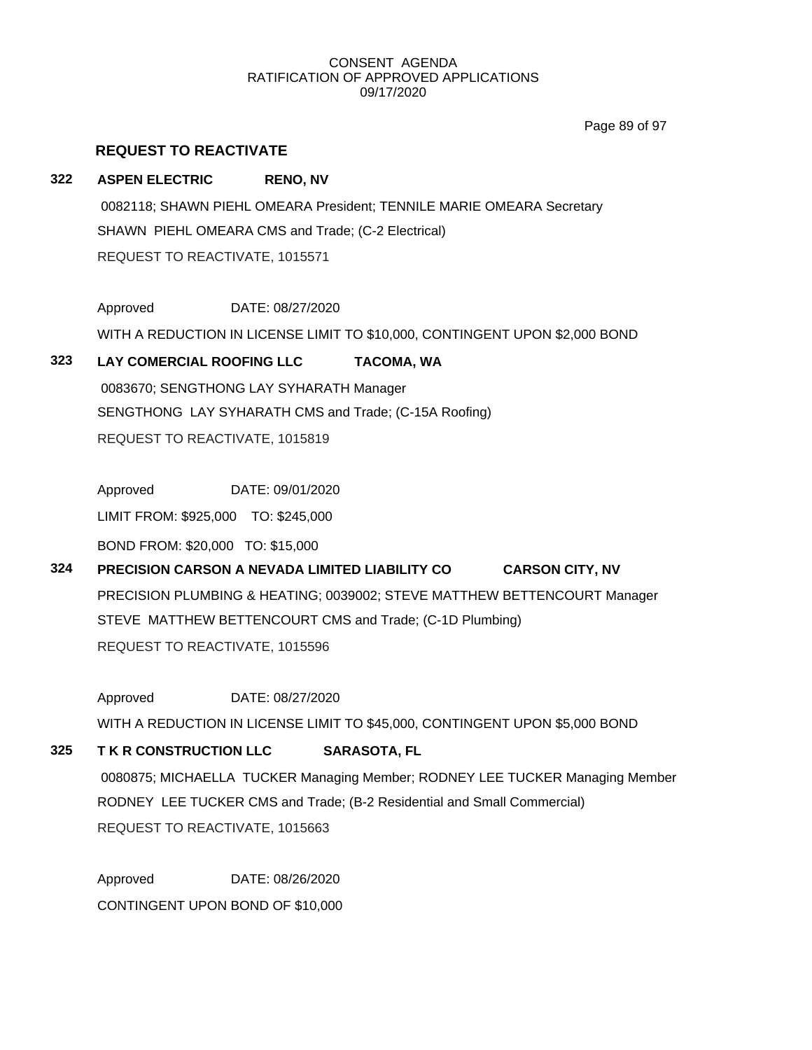CONSENT AGENDA
RATIFICATION OF APPROVED APPLICATIONS
09/17/2020

## REQUEST TO REACTIVATE

**322 ASPEN ELECTRIC RENO, NV**

0082118; SHAWN PIEHL OMEARA President; TENNILE MARIE OMEARA Secretary
SHAWN PIEHL OMEARA CMS and Trade; (C-2 Electrical)
REQUEST TO REACTIVATE, 1015571

Approved DATE: 08/27/2020
WITH A REDUCTION IN LICENSE LIMIT TO $10,000, CONTINGENT UPON $2,000 BOND

**323 LAY COMERCIAL ROOFING LLC TACOMA, WA**

0083670; SENGTHONG LAY SYHARATH Manager
SENGTHONG LAY SYHARATH CMS and Trade; (C-15A Roofing)
REQUEST TO REACTIVATE, 1015819

Approved DATE: 09/01/2020
LIMIT FROM: $925,000 TO: $245,000
BOND FROM: $20,000 TO: $15,000

**324 PRECISION CARSON A NEVADA LIMITED LIABILITY CO CARSON CITY, NV**

PRECISION PLUMBING & HEATING; 0039002; STEVE MATTHEW BETTENCOURT Manager
STEVE MATTHEW BETTENCOURT CMS and Trade; (C-1D Plumbing)
REQUEST TO REACTIVATE, 1015596

Approved DATE: 08/27/2020
WITH A REDUCTION IN LICENSE LIMIT TO $45,000, CONTINGENT UPON $5,000 BOND

**325 T K R CONSTRUCTION LLC SARASOTA, FL**

0080875; MICHAELLA TUCKER Managing Member; RODNEY LEE TUCKER Managing Member
RODNEY LEE TUCKER CMS and Trade; (B-2 Residential and Small Commercial)
REQUEST TO REACTIVATE, 1015663

Approved DATE: 08/26/2020
CONTINGENT UPON BOND OF $10,000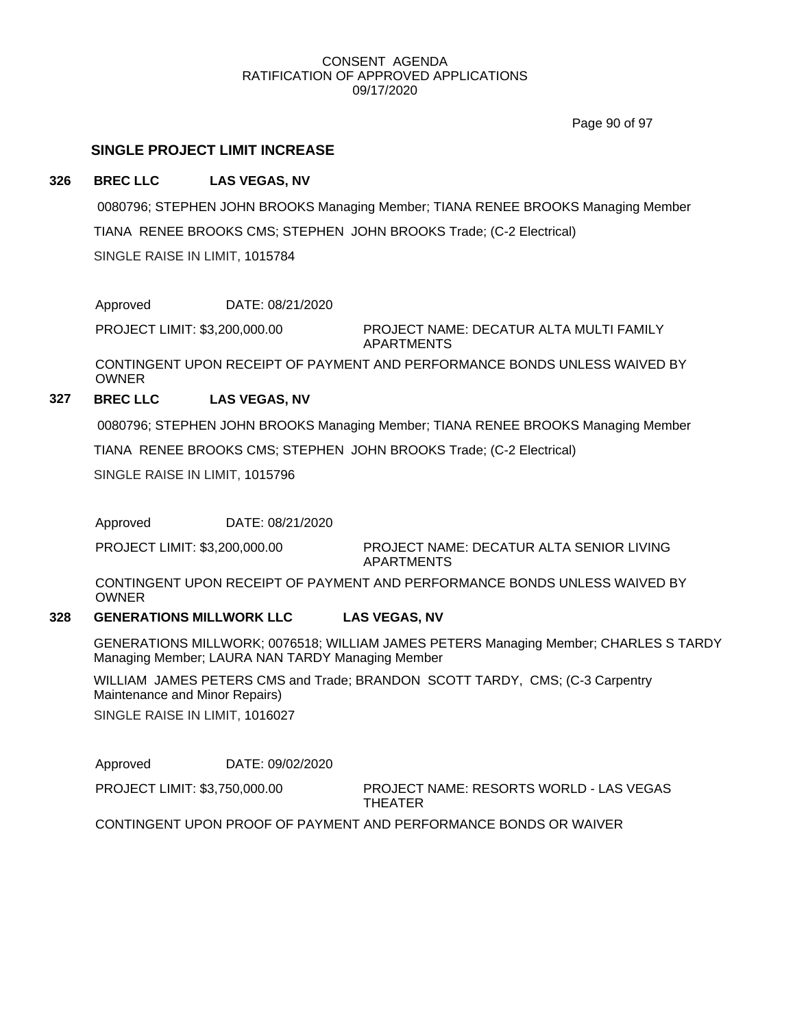## SINGLE PROJECT LIMIT INCREASE

**326 BREC LLC LAS VEGAS, NV**

0080796; STEPHEN JOHN BROOKS Managing Member; TIANA RENEE BROOKS Managing Member

TIANA RENEE BROOKS CMS; STEPHEN JOHN BROOKS Trade; (C-2 Electrical)

SINGLE RAISE IN LIMIT, 1015784

Approved DATE: 08/21/2020

PROJECT LIMIT: $3,200,000.00 PROJECT NAME: DECATUR ALTA MULTI FAMILY APARTMENTS

CONTINGENT UPON RECEIPT OF PAYMENT AND PERFORMANCE BONDS UNLESS WAIVED BY OWNER

**327 BREC LLC LAS VEGAS, NV**

0080796; STEPHEN JOHN BROOKS Managing Member; TIANA RENEE BROOKS Managing Member

TIANA RENEE BROOKS CMS; STEPHEN JOHN BROOKS Trade; (C-2 Electrical)

SINGLE RAISE IN LIMIT, 1015796

Approved DATE: 08/21/2020

PROJECT LIMIT: $3,200,000.00 PROJECT NAME: DECATUR ALTA SENIOR LIVING APARTMENTS

CONTINGENT UPON RECEIPT OF PAYMENT AND PERFORMANCE BONDS UNLESS WAIVED BY OWNER

**328 GENERATIONS MILLWORK LLC LAS VEGAS, NV**

GENERATIONS MILLWORK; 0076518; WILLIAM JAMES PETERS Managing Member; CHARLES S TARDY Managing Member; LAURA NAN TARDY Managing Member

WILLIAM JAMES PETERS CMS and Trade; BRANDON SCOTT TARDY, CMS; (C-3 Carpentry Maintenance and Minor Repairs)

SINGLE RAISE IN LIMIT, 1016027

Approved DATE: 09/02/2020

PROJECT LIMIT: $3,750,000.00 PROJECT NAME: RESORTS WORLD - LAS VEGAS THEATER

CONTINGENT UPON PROOF OF PAYMENT AND PERFORMANCE BONDS OR WAIVER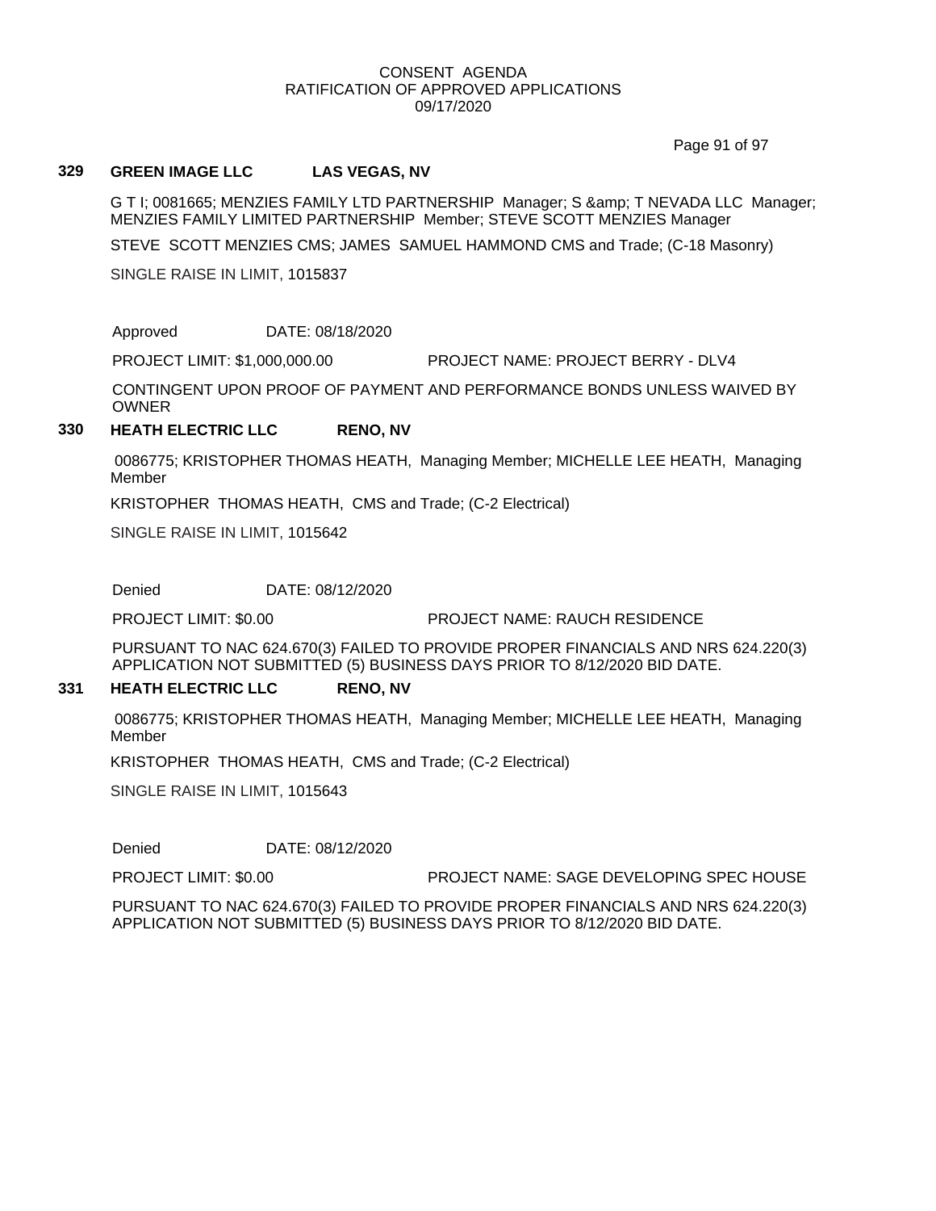### 329 GREEN IMAGE LLC LAS VEGAS, NV

G T I; 0081665; MENZIES FAMILY LTD PARTNERSHIP Manager; S &amp; T NEVADA LLC Manager; MENZIES FAMILY LIMITED PARTNERSHIP Member; STEVE SCOTT MENZIES Manager

STEVE SCOTT MENZIES CMS; JAMES SAMUEL HAMMOND CMS and Trade; (C-18 Masonry)

SINGLE RAISE IN LIMIT, 1015837

Approved DATE: 08/18/2020

PROJECT LIMIT: $1,000,000.00 PROJECT NAME: PROJECT BERRY - DLV4

CONTINGENT UPON PROOF OF PAYMENT AND PERFORMANCE BONDS UNLESS WAIVED BY OWNER

### 330 HEATH ELECTRIC LLC RENO, NV

0086775; KRISTOPHER THOMAS HEATH, Managing Member; MICHELLE LEE HEATH, Managing Member

KRISTOPHER THOMAS HEATH, CMS and Trade; (C-2 Electrical)

SINGLE RAISE IN LIMIT, 1015642

Denied DATE: 08/12/2020

PROJECT LIMIT: $0.00 PROJECT NAME: RAUCH RESIDENCE

PURSUANT TO NAC 624.670(3) FAILED TO PROVIDE PROPER FINANCIALS AND NRS 624.220(3) APPLICATION NOT SUBMITTED (5) BUSINESS DAYS PRIOR TO 8/12/2020 BID DATE.

### 331 HEATH ELECTRIC LLC RENO, NV

0086775; KRISTOPHER THOMAS HEATH, Managing Member; MICHELLE LEE HEATH, Managing Member

KRISTOPHER THOMAS HEATH, CMS and Trade; (C-2 Electrical)

SINGLE RAISE IN LIMIT, 1015643

Denied DATE: 08/12/2020

PROJECT LIMIT: $0.00 PROJECT NAME: SAGE DEVELOPING SPEC HOUSE

PURSUANT TO NAC 624.670(3) FAILED TO PROVIDE PROPER FINANCIALS AND NRS 624.220(3) APPLICATION NOT SUBMITTED (5) BUSINESS DAYS PRIOR TO 8/12/2020 BID DATE.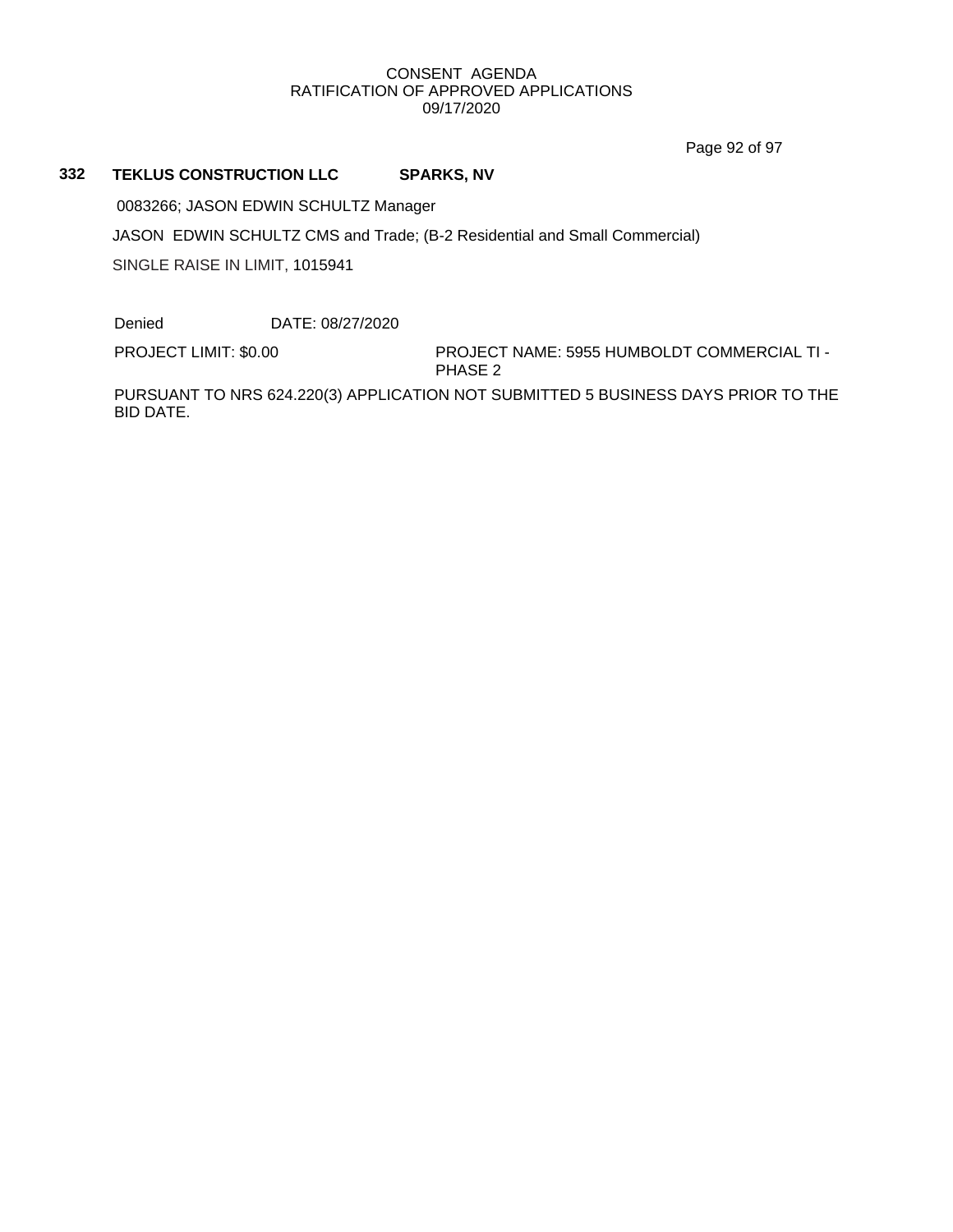CONSENT AGENDA
RATIFICATION OF APPROVED APPLICATIONS
09/17/2020

**332 TEKLUS CONSTRUCTION LLC SPARKS, NV**

0083266; JASON EDWIN SCHULTZ Manager

JASON EDWIN SCHULTZ CMS and Trade; (B-2 Residential and Small Commercial)

SINGLE RAISE IN LIMIT, 1015941

Denied DATE: 08/27/2020

PROJECT LIMIT: $0.00

PROJECT NAME: 5955 HUMBOLDT COMMERCIAL TI - PHASE 2

PURSUANT TO NRS 624.220(3) APPLICATION NOT SUBMITTED 5 BUSINESS DAYS PRIOR TO THE BID DATE.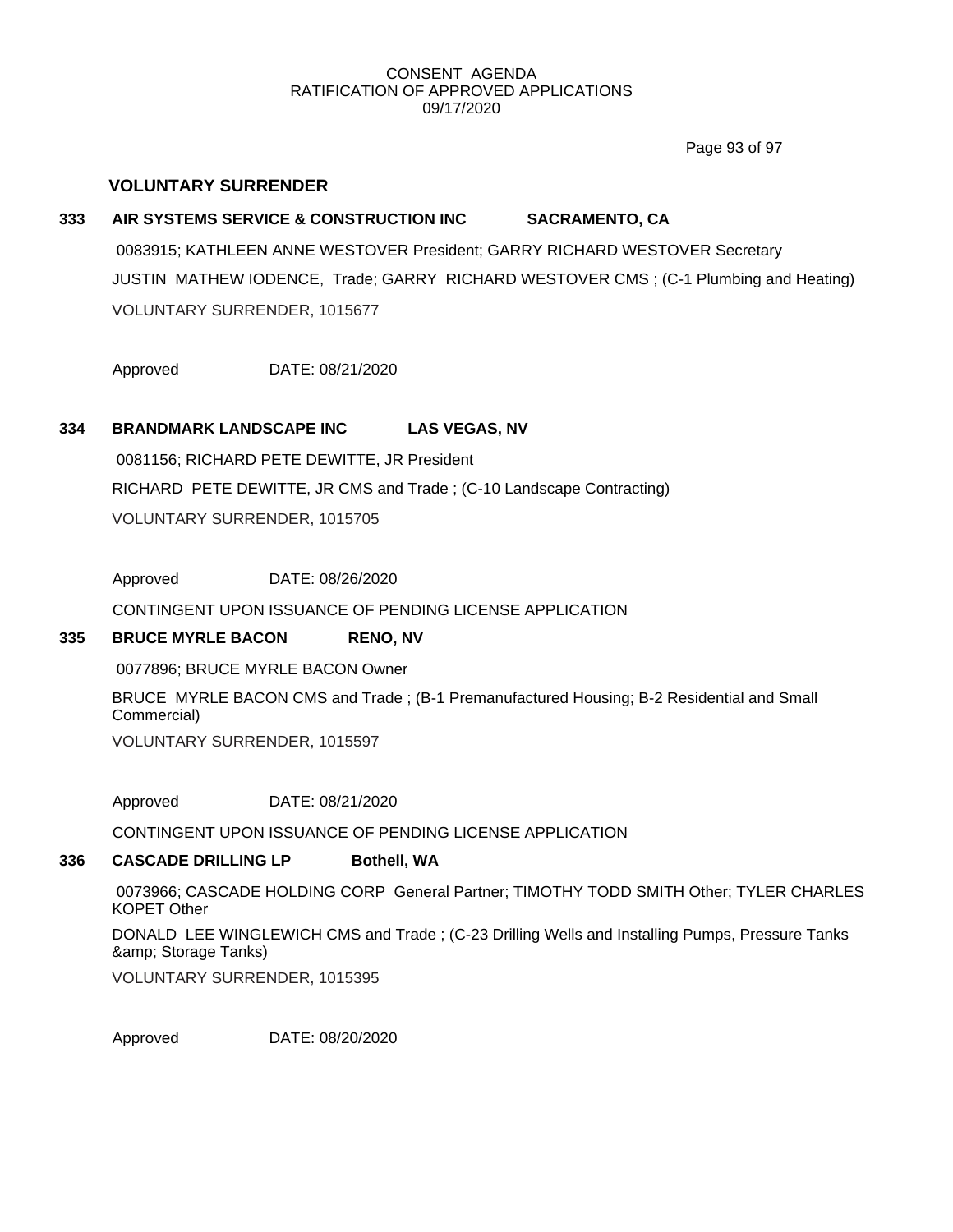## VOLUNTARY SURRENDER

**333 AIR SYSTEMS SERVICE & CONSTRUCTION INC SACRAMENTO, CA**

0083915; KATHLEEN ANNE WESTOVER President; GARRY RICHARD WESTOVER Secretary

JUSTIN MATHEW IODENCE, Trade; GARRY RICHARD WESTOVER CMS ; (C-1 Plumbing and Heating)

VOLUNTARY SURRENDER, 1015677

Approved DATE: 08/21/2020

**334 BRANDMARK LANDSCAPE INC LAS VEGAS, NV**

0081156; RICHARD PETE DEWITTE, JR President

RICHARD PETE DEWITTE, JR CMS and Trade ; (C-10 Landscape Contracting)

VOLUNTARY SURRENDER, 1015705

Approved DATE: 08/26/2020

CONTINGENT UPON ISSUANCE OF PENDING LICENSE APPLICATION

**335 BRUCE MYRLE BACON RENO, NV**

0077896; BRUCE MYRLE BACON Owner

BRUCE MYRLE BACON CMS and Trade ; (B-1 Premanufactured Housing; B-2 Residential and Small Commercial)

VOLUNTARY SURRENDER, 1015597

Approved DATE: 08/21/2020

CONTINGENT UPON ISSUANCE OF PENDING LICENSE APPLICATION

**336 CASCADE DRILLING LP Bothell, WA**

0073966; CASCADE HOLDING CORP General Partner; TIMOTHY TODD SMITH Other; TYLER CHARLES KOPET Other

DONALD LEE WINGLEWICH CMS and Trade ; (C-23 Drilling Wells and Installing Pumps, Pressure Tanks &amp; Storage Tanks)

VOLUNTARY SURRENDER, 1015395

Approved DATE: 08/20/2020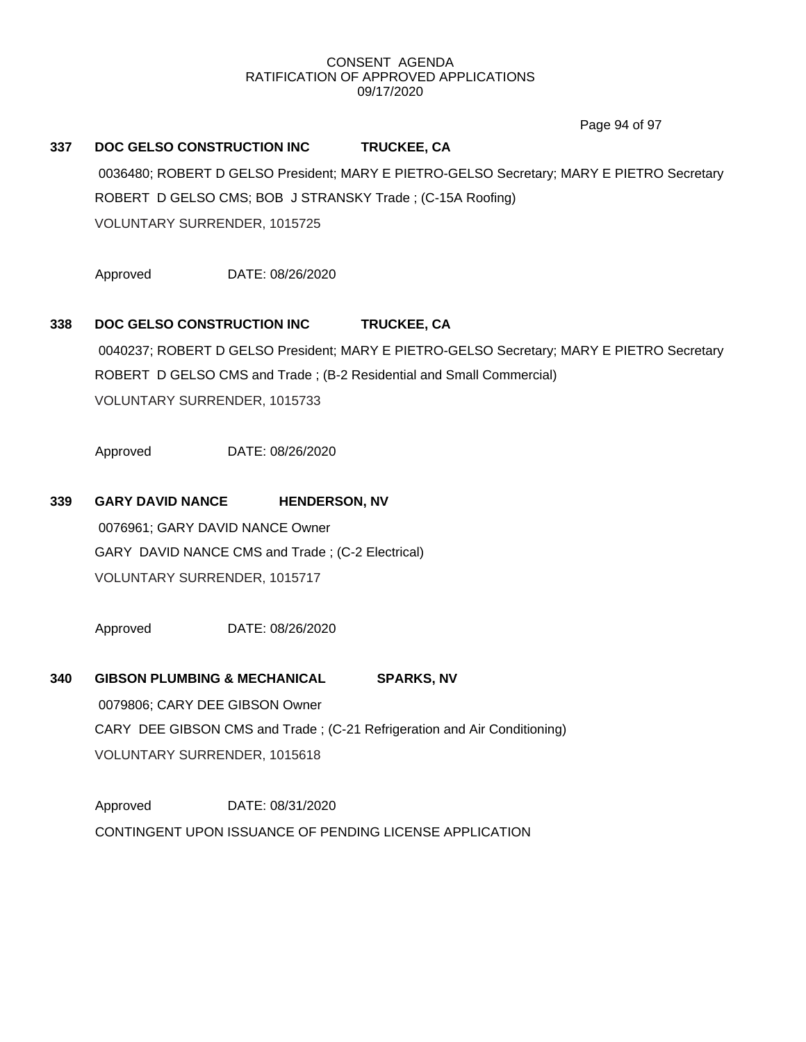CONSENT AGENDA
RATIFICATION OF APPROVED APPLICATIONS
09/17/2020

**337 DOC GELSO CONSTRUCTION INC TRUCKEE, CA**

0036480; ROBERT D GELSO President; MARY E PIETRO-GELSO Secretary; MARY E PIETRO Secretary
ROBERT D GELSO CMS; BOB J STRANSKY Trade ; (C-15A Roofing)
VOLUNTARY SURRENDER, 1015725

Approved DATE: 08/26/2020

**338 DOC GELSO CONSTRUCTION INC TRUCKEE, CA**

0040237; ROBERT D GELSO President; MARY E PIETRO-GELSO Secretary; MARY E PIETRO Secretary
ROBERT D GELSO CMS and Trade ; (B-2 Residential and Small Commercial)
VOLUNTARY SURRENDER, 1015733

Approved DATE: 08/26/2020

**339 GARY DAVID NANCE HENDERSON, NV**

0076961; GARY DAVID NANCE Owner
GARY DAVID NANCE CMS and Trade ; (C-2 Electrical)
VOLUNTARY SURRENDER, 1015717

Approved DATE: 08/26/2020

**340 GIBSON PLUMBING & MECHANICAL SPARKS, NV**

0079806; CARY DEE GIBSON Owner
CARY DEE GIBSON CMS and Trade ; (C-21 Refrigeration and Air Conditioning)
VOLUNTARY SURRENDER, 1015618

Approved DATE: 08/31/2020
CONTINGENT UPON ISSUANCE OF PENDING LICENSE APPLICATION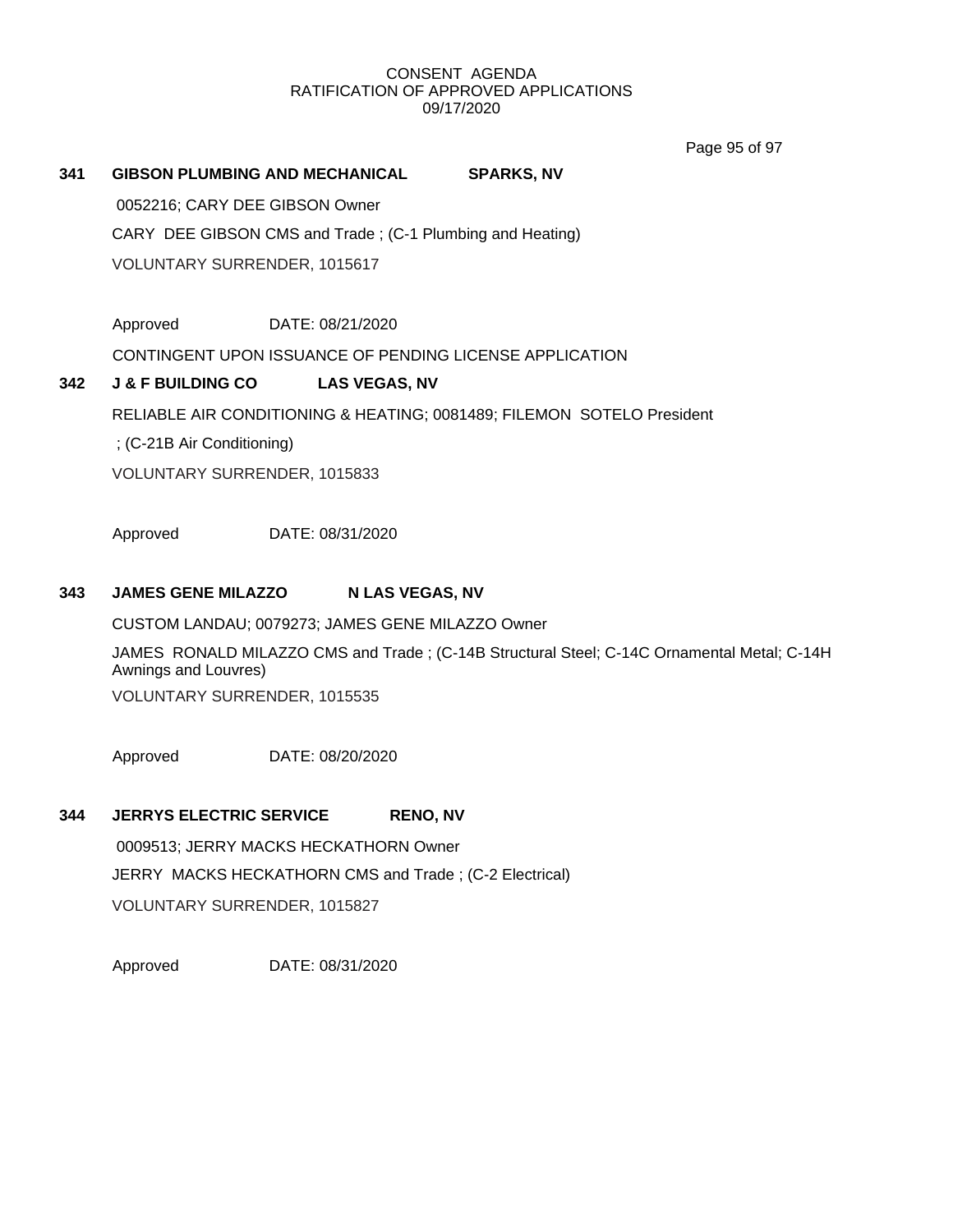CONSENT AGENDA
RATIFICATION OF APPROVED APPLICATIONS
09/17/2020

**341 GIBSON PLUMBING AND MECHANICAL SPARKS, NV**

0052216; CARY DEE GIBSON Owner

CARY DEE GIBSON CMS and Trade ; (C-1 Plumbing and Heating)

VOLUNTARY SURRENDER, 1015617

Approved DATE: 08/21/2020

CONTINGENT UPON ISSUANCE OF PENDING LICENSE APPLICATION

**342 J & F BUILDING CO LAS VEGAS, NV**

RELIABLE AIR CONDITIONING & HEATING; 0081489; FILEMON SOTELO President

; (C-21B Air Conditioning)

VOLUNTARY SURRENDER, 1015833

Approved DATE: 08/31/2020

**343 JAMES GENE MILAZZO N LAS VEGAS, NV**

CUSTOM LANDAU; 0079273; JAMES GENE MILAZZO Owner

JAMES RONALD MILAZZO CMS and Trade ; (C-14B Structural Steel; C-14C Ornamental Metal; C-14H Awnings and Louvres)

VOLUNTARY SURRENDER, 1015535

Approved DATE: 08/20/2020

**344 JERRYS ELECTRIC SERVICE RENO, NV**

0009513; JERRY MACKS HECKATHORN Owner

JERRY MACKS HECKATHORN CMS and Trade ; (C-2 Electrical)

VOLUNTARY SURRENDER, 1015827

Approved DATE: 08/31/2020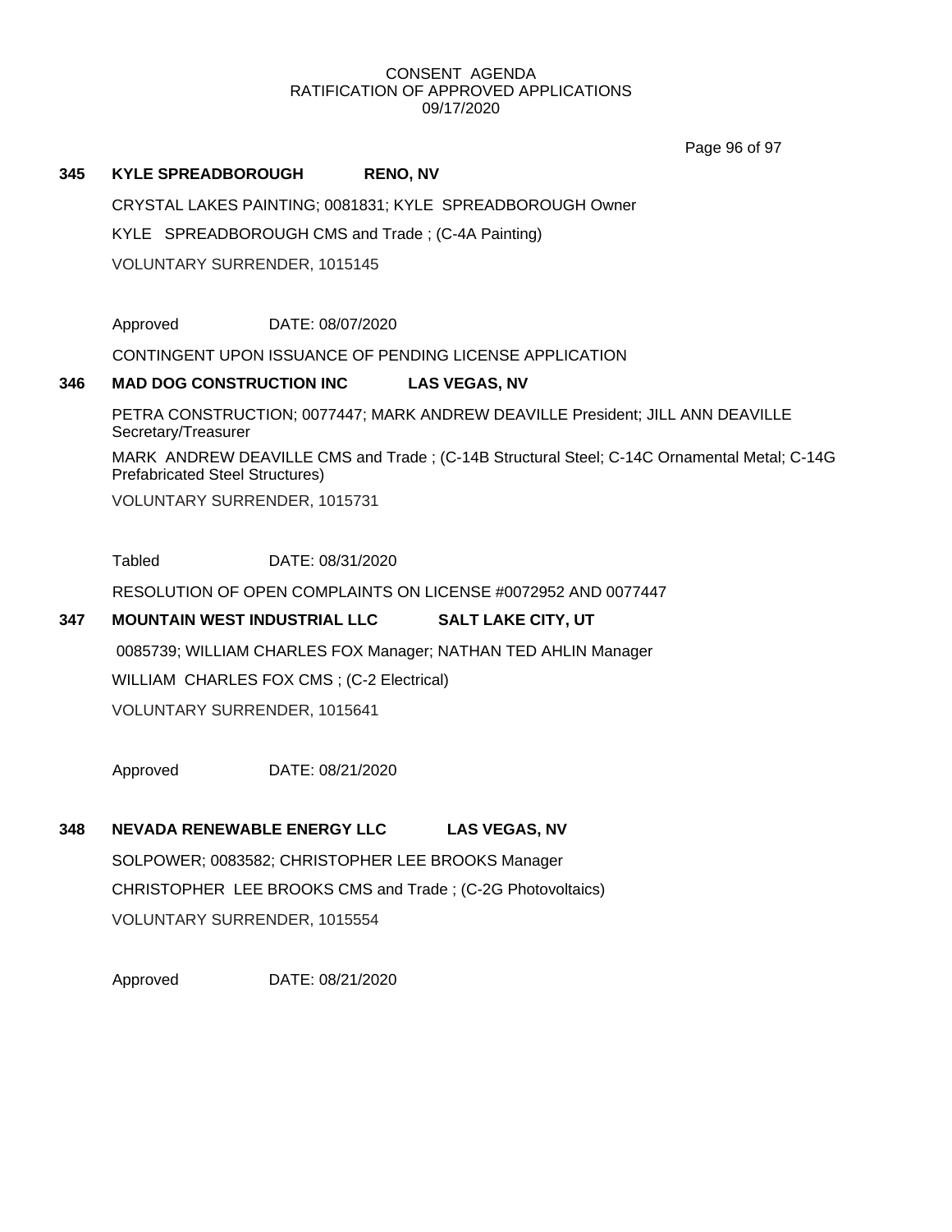**345 KYLE SPREADBOROUGH RENO, NV**

CRYSTAL LAKES PAINTING; 0081831; KYLE SPREADBOROUGH Owner

KYLE SPREADBOROUGH CMS and Trade ; (C-4A Painting)

VOLUNTARY SURRENDER, 1015145

Approved DATE: 08/07/2020

CONTINGENT UPON ISSUANCE OF PENDING LICENSE APPLICATION

**346 MAD DOG CONSTRUCTION INC LAS VEGAS, NV**

PETRA CONSTRUCTION; 0077447; MARK ANDREW DEAVILLE President; JILL ANN DEAVILLE Secretary/Treasurer

MARK ANDREW DEAVILLE CMS and Trade ; (C-14B Structural Steel; C-14C Ornamental Metal; C-14G Prefabricated Steel Structures)

VOLUNTARY SURRENDER, 1015731

Tabled DATE: 08/31/2020

RESOLUTION OF OPEN COMPLAINTS ON LICENSE #0072952 AND 0077447

**347 MOUNTAIN WEST INDUSTRIAL LLC SALT LAKE CITY, UT**

0085739; WILLIAM CHARLES FOX Manager; NATHAN TED AHLIN Manager

WILLIAM CHARLES FOX CMS ; (C-2 Electrical)

VOLUNTARY SURRENDER, 1015641

Approved DATE: 08/21/2020

**348 NEVADA RENEWABLE ENERGY LLC LAS VEGAS, NV**

SOLPOWER; 0083582; CHRISTOPHER LEE BROOKS Manager

CHRISTOPHER LEE BROOKS CMS and Trade ; (C-2G Photovoltaics)

VOLUNTARY SURRENDER, 1015554

Approved DATE: 08/21/2020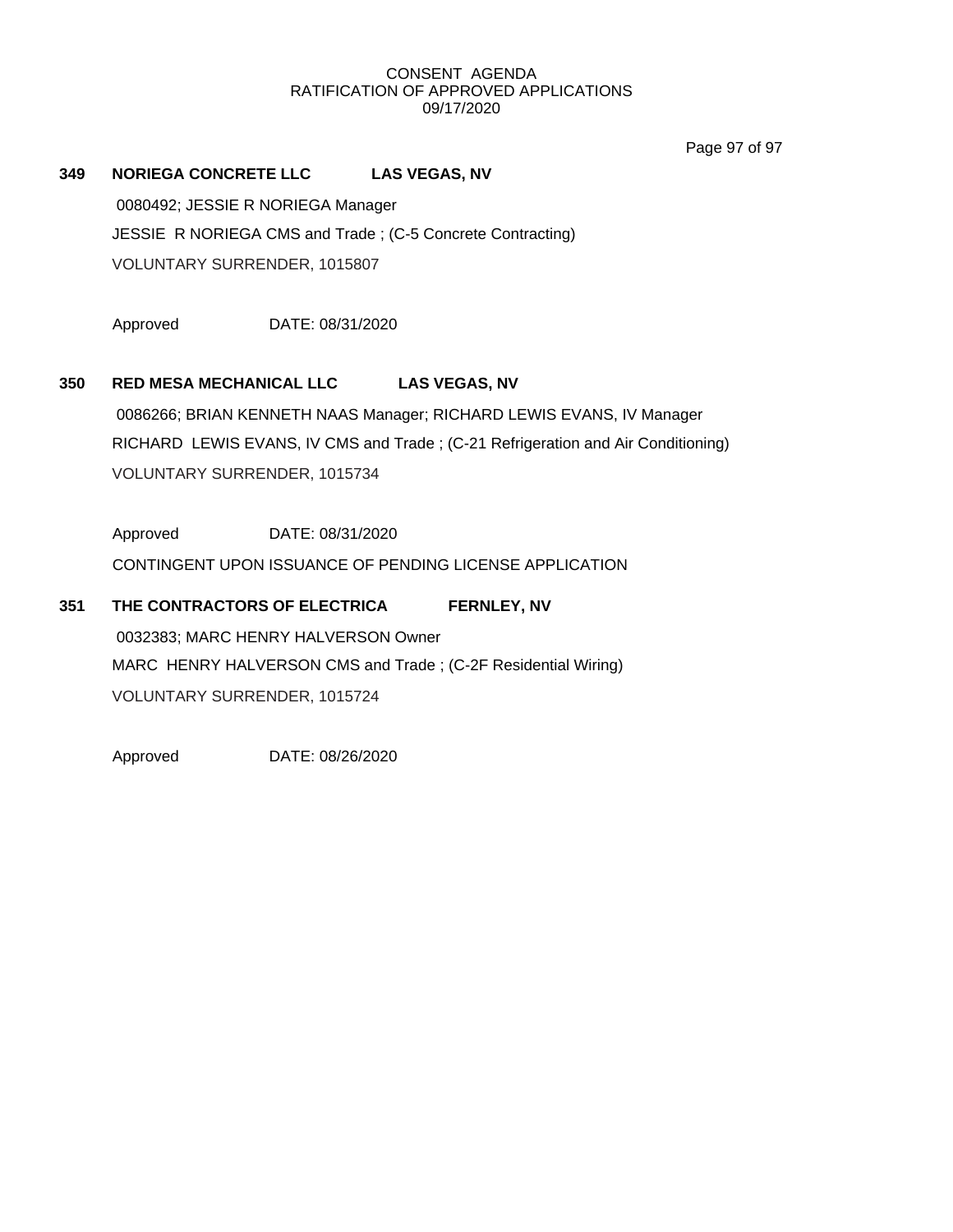CONSENT AGENDA
RATIFICATION OF APPROVED APPLICATIONS
09/17/2020

**349 NORIEGA CONCRETE LLC LAS VEGAS, NV**

0080492; JESSIE R NORIEGA Manager

JESSIE R NORIEGA CMS and Trade ; (C-5 Concrete Contracting)

VOLUNTARY SURRENDER, 1015807

Approved DATE: 08/31/2020

**350 RED MESA MECHANICAL LLC LAS VEGAS, NV**

0086266; BRIAN KENNETH NAAS Manager; RICHARD LEWIS EVANS, IV Manager

RICHARD LEWIS EVANS, IV CMS and Trade ; (C-21 Refrigeration and Air Conditioning)

VOLUNTARY SURRENDER, 1015734

Approved DATE: 08/31/2020

CONTINGENT UPON ISSUANCE OF PENDING LICENSE APPLICATION

**351 THE CONTRACTORS OF ELECTRICA FERNLEY, NV**

0032383; MARC HENRY HALVERSON Owner

MARC HENRY HALVERSON CMS and Trade ; (C-2F Residential Wiring)

VOLUNTARY SURRENDER, 1015724

Approved DATE: 08/26/2020